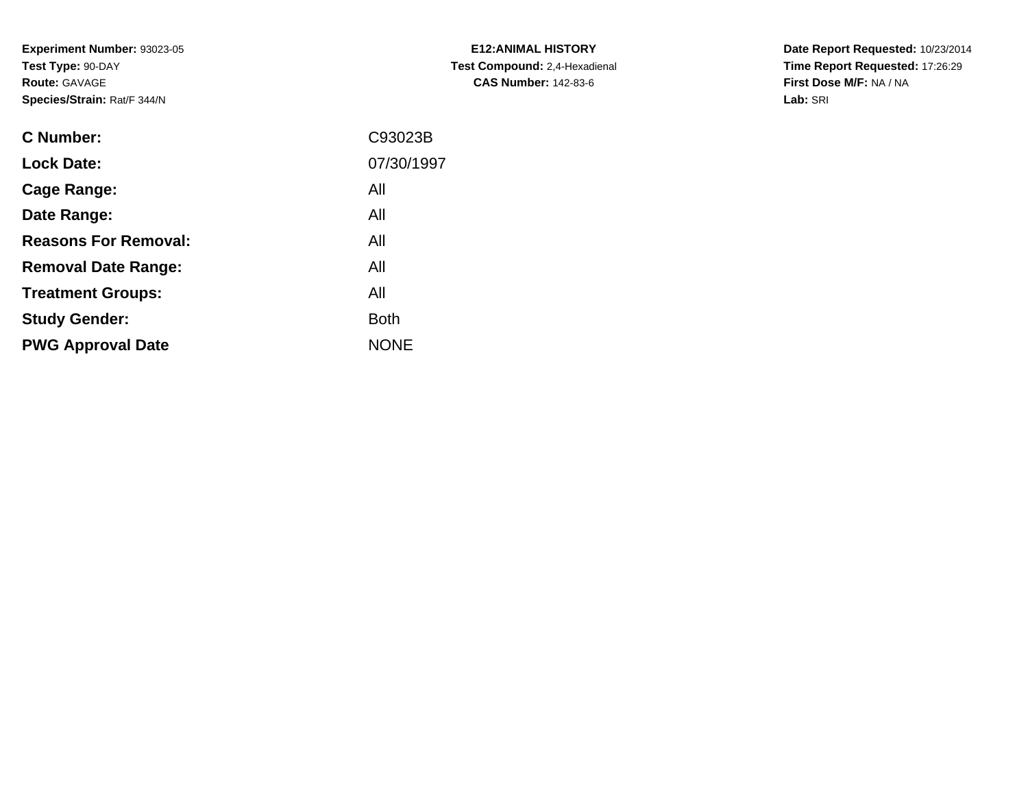**Experiment Number:** 93023-05
**Test Type:** 90-DAY
**Route:** GAVAGE
**Species/Strain:** Rat/F 344/N

**E12:ANIMAL HISTORY**
**Test Compound:** 2,4-Hexadienal
**CAS Number:** 142-83-6

**Date Report Requested:** 10/23/2014
**Time Report Requested:** 17:26:29
**First Dose M/F:** NA / NA
**Lab:** SRI

| | |
|---|---|
| **C Number:** | C93023B |
| **Lock Date:** | 07/30/1997 |
| **Cage Range:** | All |
| **Date Range:** | All |
| **Reasons For Removal:** | All |
| **Removal Date Range:** | All |
| **Treatment Groups:** | All |
| **Study Gender:** | Both |
| **PWG Approval Date** | NONE |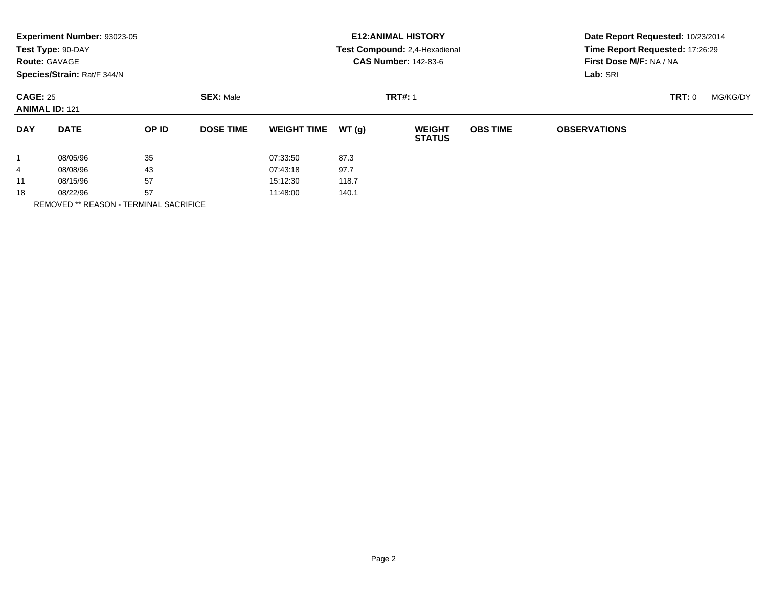**Experiment Number:** 93023-05
**Test Type:** 90-DAY
**Route:** GAVAGE
**Species/Strain:** Rat/F 344/N

**E12:ANIMAL HISTORY**
**Test Compound:** 2,4-Hexadienal
**CAS Number:** 142-83-6

**Date Report Requested:** 10/23/2014
**Time Report Requested:** 17:26:29
**First Dose M/F:** NA / NA
**Lab:** SRI

**CAGE:** 25 **SEX:** Male **TRT#:** 1 **TRT:** 0 MG/KG/DY
**ANIMAL ID:** 121

| DAY | DATE | OP ID | DOSE TIME | WEIGHT TIME | WT (g) | WEIGHT STATUS | OBS TIME | OBSERVATIONS |
|---|---|---|---|---|---|---|---|---|
| 1 | 08/05/96 | 35 | | 07:33:50 | 87.3 | | | |
| 4 | 08/08/96 | 43 | | 07:43:18 | 97.7 | | | |
| 11 | 08/15/96 | 57 | | 15:12:30 | 118.7 | | | |
| 18 | 08/22/96 | 57 | | 11:48:00 | 140.1 | | | |

REMOVED ** REASON - TERMINAL SACRIFICE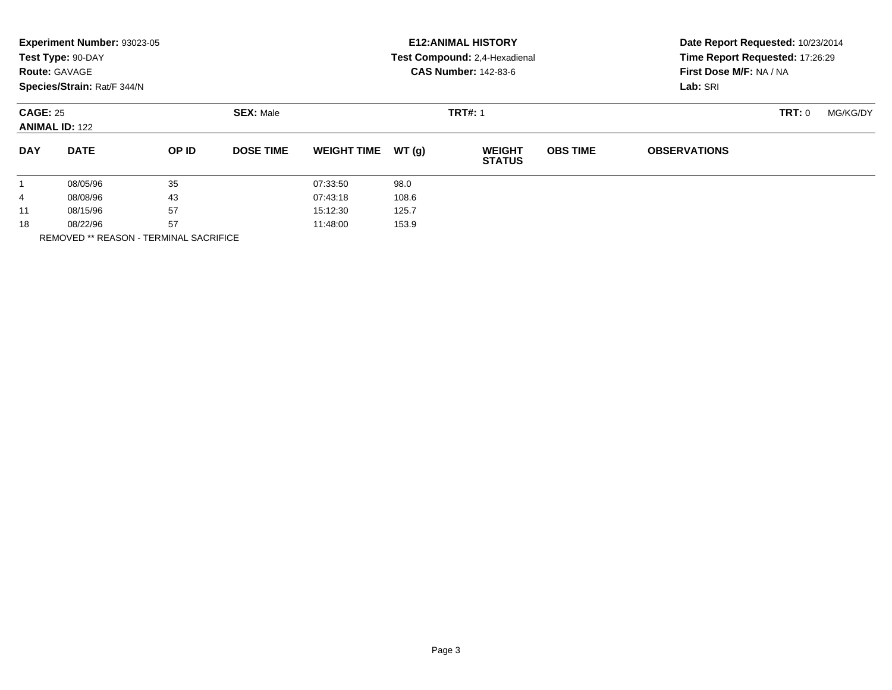**Experiment Number:** 93023-05
**Test Type:** 90-DAY
**Route:** GAVAGE
**Species/Strain:** Rat/F 344/N

**E12:ANIMAL HISTORY**
**Test Compound:** 2,4-Hexadienal
**CAS Number:** 142-83-6

**Date Report Requested:** 10/23/2014
**Time Report Requested:** 17:26:29
**First Dose M/F:** NA / NA
**Lab:** SRI

**CAGE:** 25 **SEX:** Male **TRT#:** 1 **TRT:** 0 MG/KG/DY
**ANIMAL ID:** 122

| DAY | DATE | OP ID | DOSE TIME | WEIGHT TIME | WT (g) | WEIGHT STATUS | OBS TIME | OBSERVATIONS |
|---|---|---|---|---|---|---|---|---|
| 1 | 08/05/96 | 35 | | 07:33:50 | 98.0 | | | |
| 4 | 08/08/96 | 43 | | 07:43:18 | 108.6 | | | |
| 11 | 08/15/96 | 57 | | 15:12:30 | 125.7 | | | |
| 18 | 08/22/96 | 57 | | 11:48:00 | 153.9 | | | |

REMOVED ** REASON - TERMINAL SACRIFICE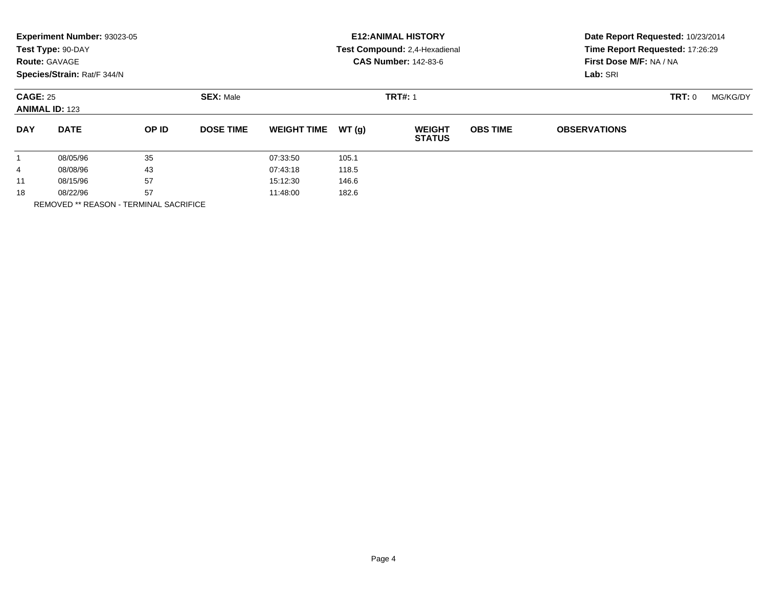**Experiment Number:** 93023-05
**Test Type:** 90-DAY
**Route:** GAVAGE
**Species/Strain:** Rat/F 344/N

**E12:ANIMAL HISTORY**
**Test Compound:** 2,4-Hexadienal
**CAS Number:** 142-83-6

**Date Report Requested:** 10/23/2014
**Time Report Requested:** 17:26:29
**First Dose M/F:** NA / NA
**Lab:** SRI

**CAGE:** 25 **SEX:** Male **TRT#:** 1 **TRT:** 0 MG/KG/DY
**ANIMAL ID:** 123

| DAY | DATE | OP ID | DOSE TIME | WEIGHT TIME | WT (g) | WEIGHT STATUS | OBS TIME | OBSERVATIONS |
|---|---|---|---|---|---|---|---|---|
| 1 | 08/05/96 | 35 | | 07:33:50 | 105.1 | | | |
| 4 | 08/08/96 | 43 | | 07:43:18 | 118.5 | | | |
| 11 | 08/15/96 | 57 | | 15:12:30 | 146.6 | | | |
| 18 | 08/22/96 | 57 | | 11:48:00 | 182.6 | | | |

REMOVED ** REASON - TERMINAL SACRIFICE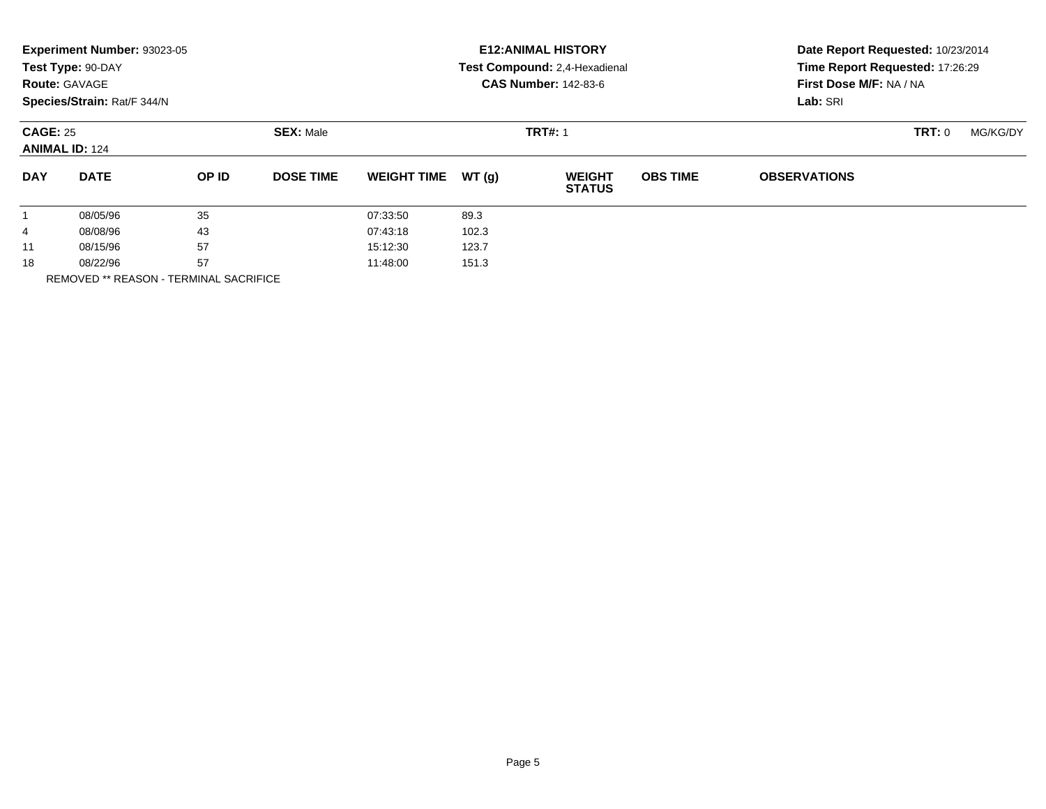**Experiment Number:** 93023-05
**Test Type:** 90-DAY
**Route:** GAVAGE
**Species/Strain:** Rat/F 344/N

**E12:ANIMAL HISTORY**
**Test Compound:** 2,4-Hexadienal
**CAS Number:** 142-83-6

**Date Report Requested:** 10/23/2014
**Time Report Requested:** 17:26:29
**First Dose M/F:** NA / NA
**Lab:** SRI

**CAGE:** 25 **SEX:** Male **TRT#:** 1 **TRT:** 0 MG/KG/DY
**ANIMAL ID:** 124

| DAY | DATE | OP ID | DOSE TIME | WEIGHT TIME | WT (g) | WEIGHT STATUS | OBS TIME | OBSERVATIONS |
|---|---|---|---|---|---|---|---|---|
| 1 | 08/05/96 | 35 | | 07:33:50 | 89.3 | | | |
| 4 | 08/08/96 | 43 | | 07:43:18 | 102.3 | | | |
| 11 | 08/15/96 | 57 | | 15:12:30 | 123.7 | | | |
| 18 | 08/22/96 | 57 | | 11:48:00 | 151.3 | | | |

REMOVED ** REASON - TERMINAL SACRIFICE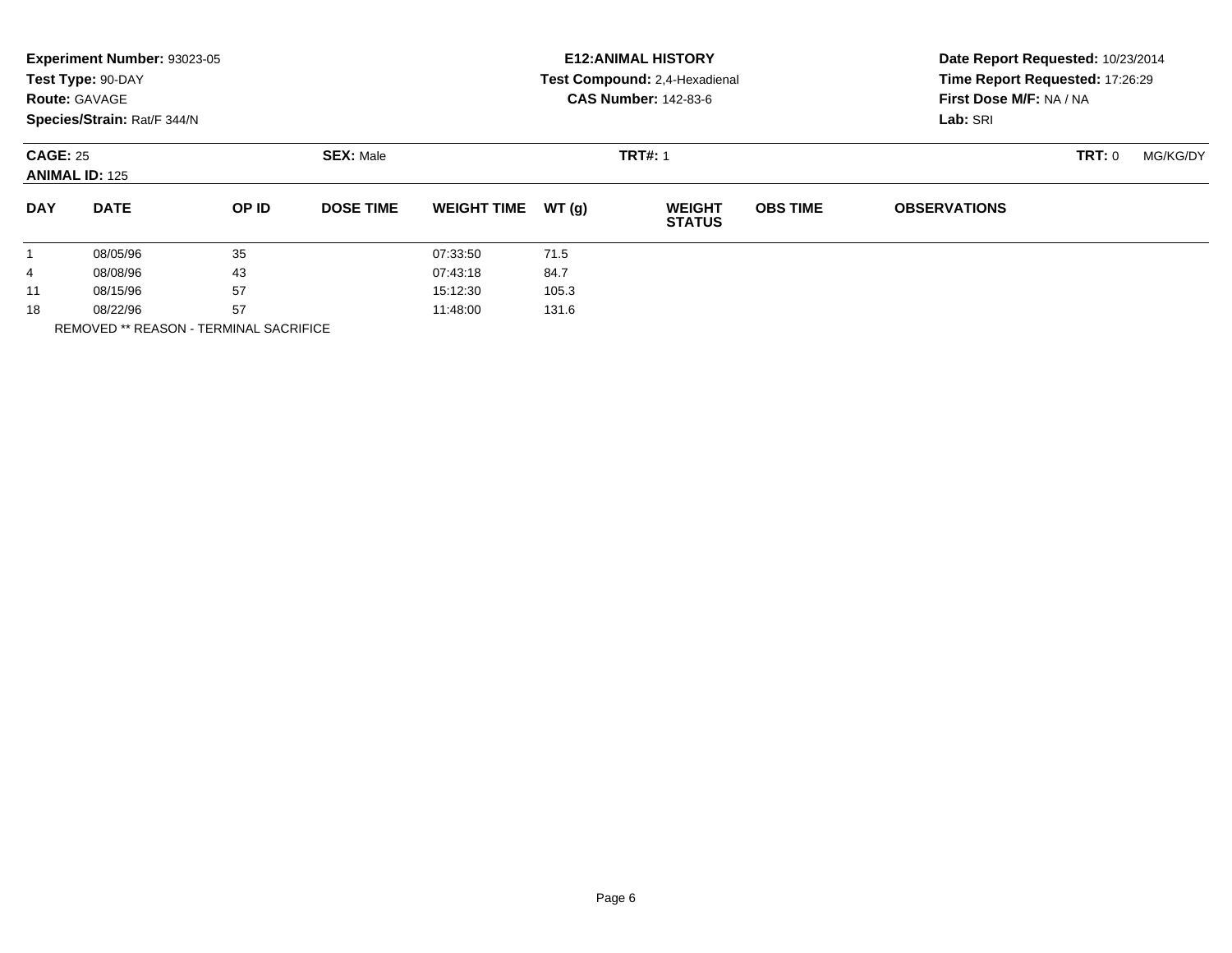**Experiment Number:** 93023-05
**Test Type:** 90-DAY
**Route:** GAVAGE
**Species/Strain:** Rat/F 344/N

**E12:ANIMAL HISTORY**
**Test Compound:** 2,4-Hexadienal
**CAS Number:** 142-83-6

**Date Report Requested:** 10/23/2014
**Time Report Requested:** 17:26:29
**First Dose M/F:** NA / NA
**Lab:** SRI

**CAGE:** 25 **SEX:** Male **TRT#:** 1 **TRT:** 0 MG/KG/DY
**ANIMAL ID:** 125

| DAY | DATE | OP ID | DOSE TIME | WEIGHT TIME | WT (g) | WEIGHT STATUS | OBS TIME | OBSERVATIONS |
|---|---|---|---|---|---|---|---|---|
| 1 | 08/05/96 | 35 | | 07:33:50 | 71.5 | | | |
| 4 | 08/08/96 | 43 | | 07:43:18 | 84.7 | | | |
| 11 | 08/15/96 | 57 | | 15:12:30 | 105.3 | | | |
| 18 | 08/22/96 | 57 | | 11:48:00 | 131.6 | | | |

REMOVED ** REASON - TERMINAL SACRIFICE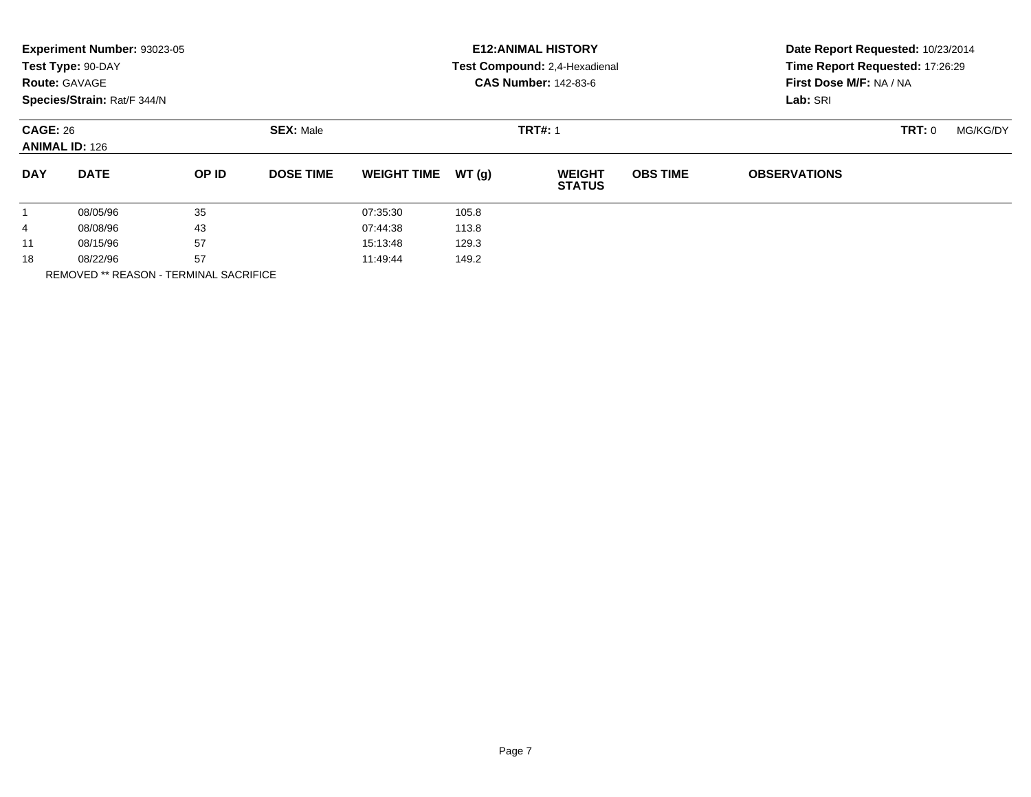**Experiment Number:** 93023-05
**Test Type:** 90-DAY
**Route:** GAVAGE
**Species/Strain:** Rat/F 344/N

**E12:ANIMAL HISTORY**
**Test Compound:** 2,4-Hexadienal
**CAS Number:** 142-83-6

**Date Report Requested:** 10/23/2014
**Time Report Requested:** 17:26:29
**First Dose M/F:** NA / NA
**Lab:** SRI

**CAGE:** 26 **SEX:** Male **TRT#:** 1 **TRT:** 0 MG/KG/DY
**ANIMAL ID:** 126

| DAY | DATE | OP ID | DOSE TIME | WEIGHT TIME | WT (g) | WEIGHT STATUS | OBS TIME | OBSERVATIONS |
|---|---|---|---|---|---|---|---|---|
| 1 | 08/05/96 | 35 | | 07:35:30 | 105.8 | | | |
| 4 | 08/08/96 | 43 | | 07:44:38 | 113.8 | | | |
| 11 | 08/15/96 | 57 | | 15:13:48 | 129.3 | | | |
| 18 | 08/22/96 | 57 | | 11:49:44 | 149.2 | | | |

REMOVED ** REASON - TERMINAL SACRIFICE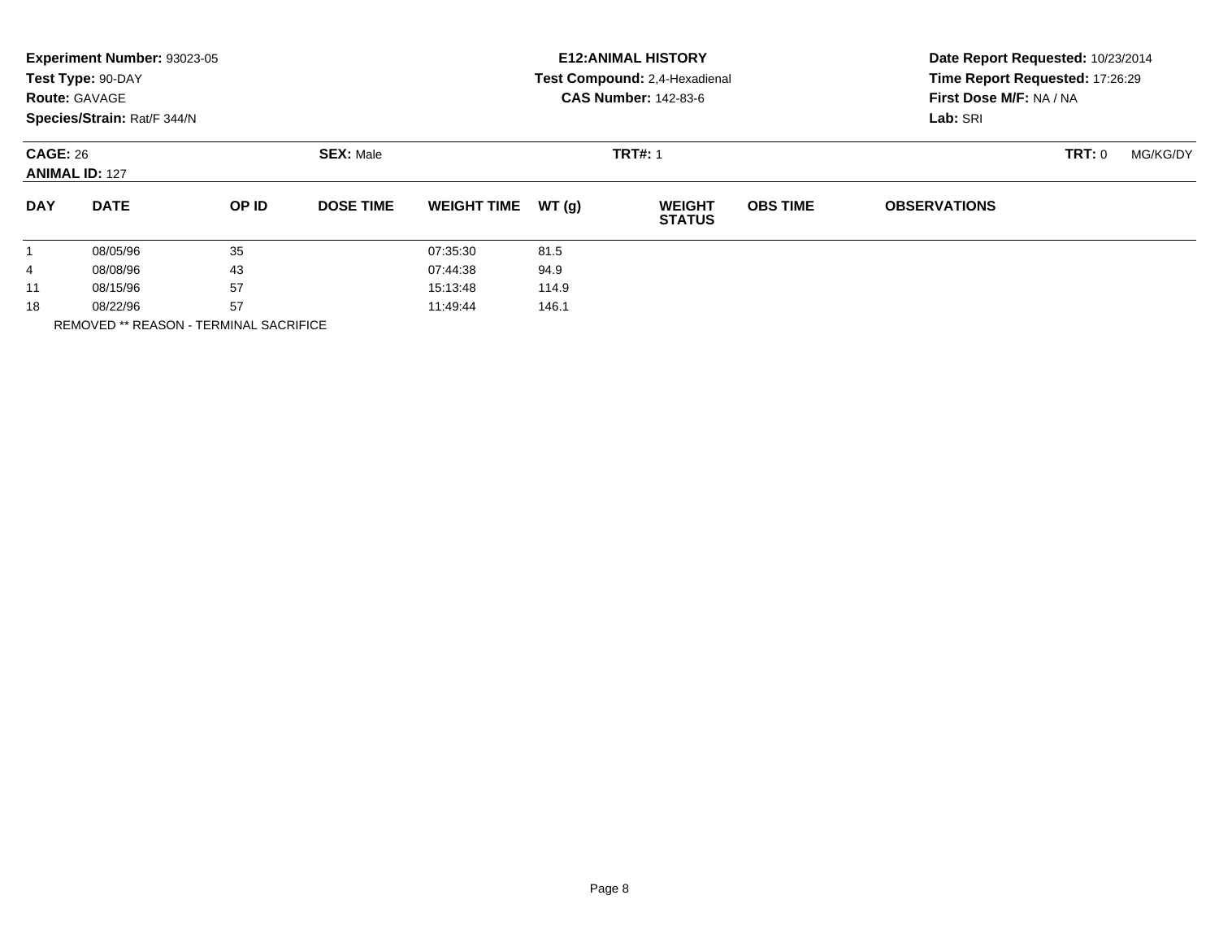**Experiment Number:** 93023-05
**Test Type:** 90-DAY
**Route:** GAVAGE
**Species/Strain:** Rat/F 344/N

**E12:ANIMAL HISTORY**
**Test Compound:** 2,4-Hexadienal
**CAS Number:** 142-83-6

**Date Report Requested:** 10/23/2014
**Time Report Requested:** 17:26:29
**First Dose M/F:** NA / NA
**Lab:** SRI

**CAGE:** 26 **SEX:** Male **TRT#:** 1 **TRT:** 0 MG/KG/DY
**ANIMAL ID:** 127

| DAY | DATE | OP ID | DOSE TIME | WEIGHT TIME | WT (g) | WEIGHT STATUS | OBS TIME | OBSERVATIONS |
|---|---|---|---|---|---|---|---|---|
| 1 | 08/05/96 | 35 | | 07:35:30 | 81.5 | | | |
| 4 | 08/08/96 | 43 | | 07:44:38 | 94.9 | | | |
| 11 | 08/15/96 | 57 | | 15:13:48 | 114.9 | | | |
| 18 | 08/22/96 | 57 | | 11:49:44 | 146.1 | | | |

REMOVED ** REASON - TERMINAL SACRIFICE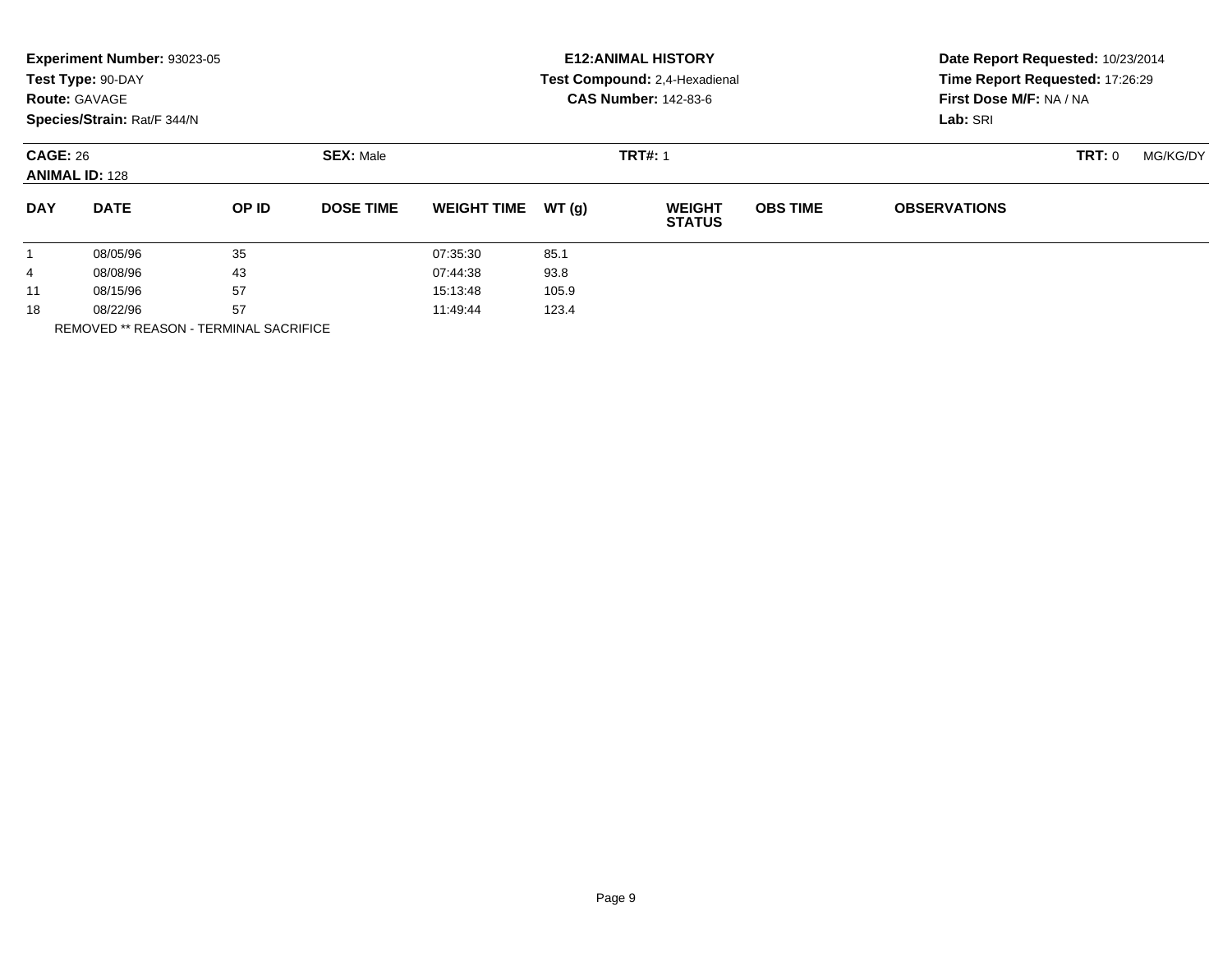**Experiment Number:** 93023-05
**Test Type:** 90-DAY
**Route:** GAVAGE
**Species/Strain:** Rat/F 344/N

**E12:ANIMAL HISTORY**
**Test Compound:** 2,4-Hexadienal
**CAS Number:** 142-83-6

**Date Report Requested:** 10/23/2014
**Time Report Requested:** 17:26:29
**First Dose M/F:** NA / NA
**Lab:** SRI

**CAGE:** 26 **SEX:** Male **TRT#:** 1 **TRT:** 0 MG/KG/DY
**ANIMAL ID:** 128

| DAY | DATE | OP ID | DOSE TIME | WEIGHT TIME | WT (g) | WEIGHT STATUS | OBS TIME | OBSERVATIONS |
|---|---|---|---|---|---|---|---|---|
| 1 | 08/05/96 | 35 | | 07:35:30 | 85.1 | | | |
| 4 | 08/08/96 | 43 | | 07:44:38 | 93.8 | | | |
| 11 | 08/15/96 | 57 | | 15:13:48 | 105.9 | | | |
| 18 | 08/22/96 | 57 | | 11:49:44 | 123.4 | | | |

REMOVED ** REASON - TERMINAL SACRIFICE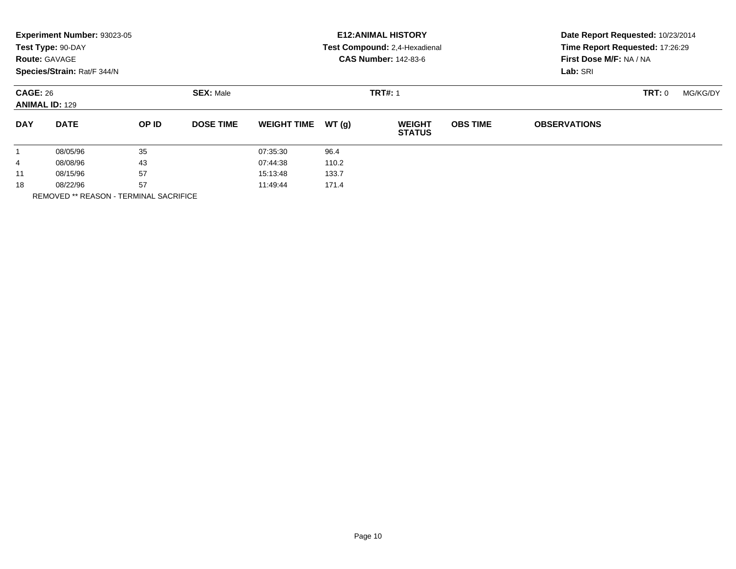**Experiment Number:** 93023-05
**Test Type:** 90-DAY
**Route:** GAVAGE
**Species/Strain:** Rat/F 344/N

**E12:ANIMAL HISTORY**
**Test Compound:** 2,4-Hexadienal
**CAS Number:** 142-83-6

**Date Report Requested:** 10/23/2014
**Time Report Requested:** 17:26:29
**First Dose M/F:** NA / NA
**Lab:** SRI

**CAGE:** 26 **SEX:** Male **TRT#:** 1 **TRT:** 0 MG/KG/DY
**ANIMAL ID:** 129

| DAY | DATE | OP ID | DOSE TIME | WEIGHT TIME | WT (g) | WEIGHT STATUS | OBS TIME | OBSERVATIONS |
|---|---|---|---|---|---|---|---|---|
| 1 | 08/05/96 | 35 | | 07:35:30 | 96.4 | | | |
| 4 | 08/08/96 | 43 | | 07:44:38 | 110.2 | | | |
| 11 | 08/15/96 | 57 | | 15:13:48 | 133.7 | | | |
| 18 | 08/22/96 | 57 | | 11:49:44 | 171.4 | | | |

REMOVED ** REASON - TERMINAL SACRIFICE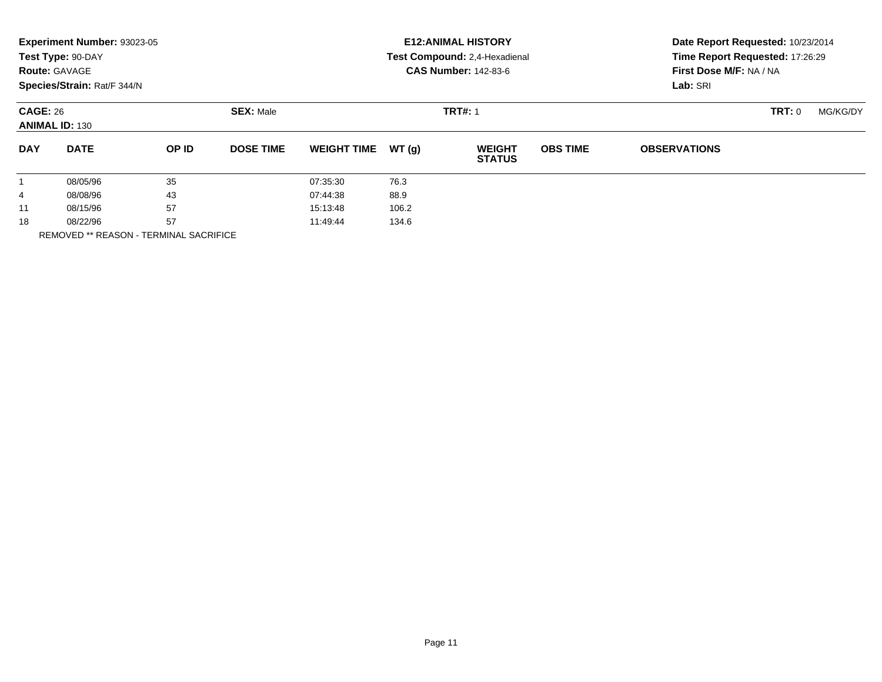**Experiment Number:** 93023-05
**Test Type:** 90-DAY
**Route:** GAVAGE
**Species/Strain:** Rat/F 344/N

**E12:ANIMAL HISTORY**
**Test Compound:** 2,4-Hexadienal
**CAS Number:** 142-83-6

**Date Report Requested:** 10/23/2014
**Time Report Requested:** 17:26:29
**First Dose M/F:** NA / NA
**Lab:** SRI

**CAGE:** 26
**ANIMAL ID:** 130

**SEX:** Male

**TRT#:** 1

**TRT:** 0 MG/KG/DY

| DAY | DATE | OP ID | DOSE TIME | WEIGHT TIME | WT (g) | WEIGHT STATUS | OBS TIME | OBSERVATIONS |
|---|---|---|---|---|---|---|---|---|
| 1 | 08/05/96 | 35 | | 07:35:30 | 76.3 | | | |
| 4 | 08/08/96 | 43 | | 07:44:38 | 88.9 | | | |
| 11 | 08/15/96 | 57 | | 15:13:48 | 106.2 | | | |
| 18 | 08/22/96 | 57 | | 11:49:44 | 134.6 | | | |

REMOVED ** REASON - TERMINAL SACRIFICE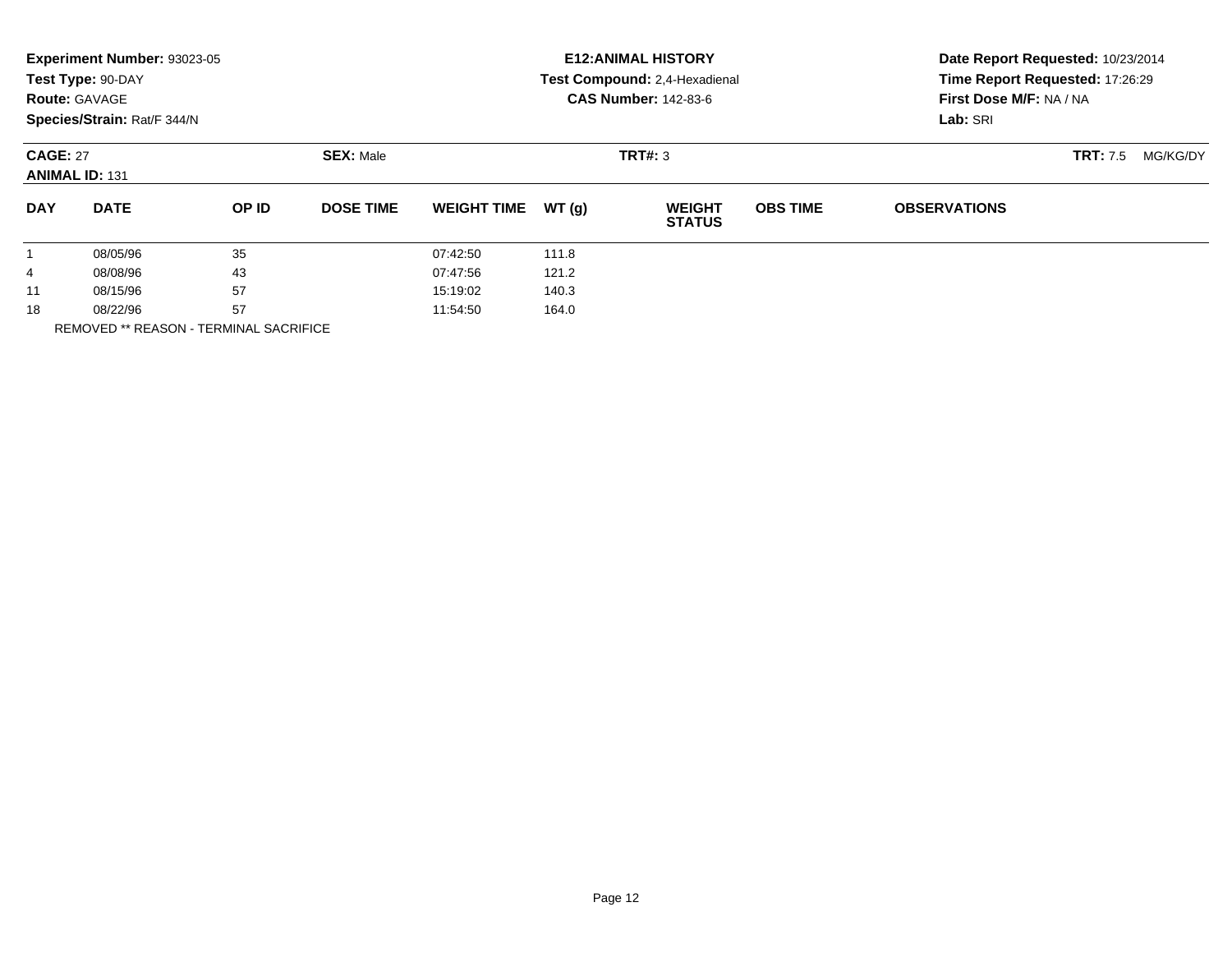**Experiment Number:** 93023-05
**Test Type:** 90-DAY
**Route:** GAVAGE
**Species/Strain:** Rat/F 344/N

**E12:ANIMAL HISTORY**
**Test Compound:** 2,4-Hexadienal
**CAS Number:** 142-83-6

**Date Report Requested:** 10/23/2014
**Time Report Requested:** 17:26:29
**First Dose M/F:** NA / NA
**Lab:** SRI

**CAGE:** 27 **SEX:** Male **TRT#:** 3 **TRT:** 7.5 MG/KG/DY
**ANIMAL ID:** 131

| DAY | DATE | OP ID | DOSE TIME | WEIGHT TIME | WT (g) | WEIGHT STATUS | OBS TIME | OBSERVATIONS |
|---|---|---|---|---|---|---|---|---|
| 1 | 08/05/96 | 35 | | 07:42:50 | 111.8 | | | |
| 4 | 08/08/96 | 43 | | 07:47:56 | 121.2 | | | |
| 11 | 08/15/96 | 57 | | 15:19:02 | 140.3 | | | |
| 18 | 08/22/96 | 57 | | 11:54:50 | 164.0 | | | |

REMOVED ** REASON - TERMINAL SACRIFICE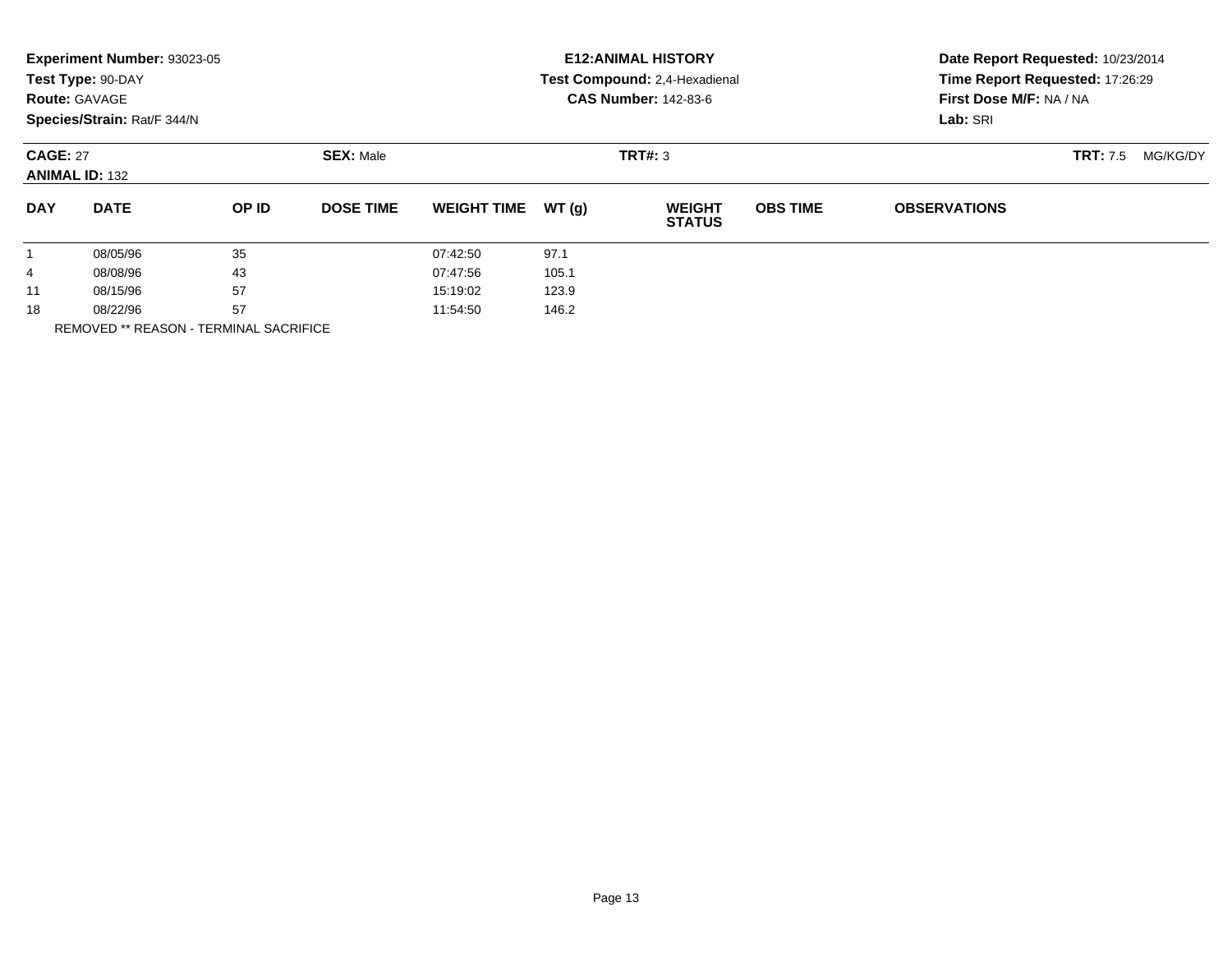**Experiment Number:** 93023-05
**Test Type:** 90-DAY
**Route:** GAVAGE
**Species/Strain:** Rat/F 344/N

**E12:ANIMAL HISTORY**
**Test Compound:** 2,4-Hexadienal
**CAS Number:** 142-83-6

**Date Report Requested:** 10/23/2014
**Time Report Requested:** 17:26:29
**First Dose M/F:** NA / NA
**Lab:** SRI

**CAGE:** 27 **SEX:** Male **TRT#:** 3 **TRT:** 7.5 MG/KG/DY
**ANIMAL ID:** 132

| DAY | DATE | OP ID | DOSE TIME | WEIGHT TIME | WT (g) | WEIGHT STATUS | OBS TIME | OBSERVATIONS |
|---|---|---|---|---|---|---|---|---|
| 1 | 08/05/96 | 35 | | 07:42:50 | 97.1 | | | |
| 4 | 08/08/96 | 43 | | 07:47:56 | 105.1 | | | |
| 11 | 08/15/96 | 57 | | 15:19:02 | 123.9 | | | |
| 18 | 08/22/96 | 57 | | 11:54:50 | 146.2 | | | |

REMOVED ** REASON - TERMINAL SACRIFICE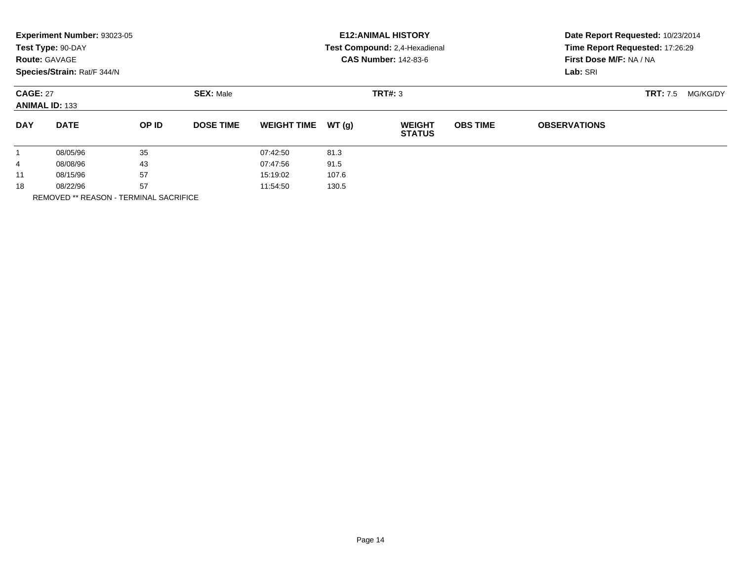**Experiment Number:** 93023-05
**Test Type:** 90-DAY
**Route:** GAVAGE
**Species/Strain:** Rat/F 344/N

**E12:ANIMAL HISTORY**
**Test Compound:** 2,4-Hexadienal
**CAS Number:** 142-83-6

**Date Report Requested:** 10/23/2014
**Time Report Requested:** 17:26:29
**First Dose M/F:** NA / NA
**Lab:** SRI

**CAGE:** 27 **SEX:** Male **TRT#:** 3 **TRT:** 7.5 MG/KG/DY
**ANIMAL ID:** 133

| DAY | DATE | OP ID | DOSE TIME | WEIGHT TIME | WT (g) | WEIGHT STATUS | OBS TIME | OBSERVATIONS |
|---|---|---|---|---|---|---|---|---|
| 1 | 08/05/96 | 35 | | 07:42:50 | 81.3 | | | |
| 4 | 08/08/96 | 43 | | 07:47:56 | 91.5 | | | |
| 11 | 08/15/96 | 57 | | 15:19:02 | 107.6 | | | |
| 18 | 08/22/96 | 57 | | 11:54:50 | 130.5 | | | |

REMOVED ** REASON - TERMINAL SACRIFICE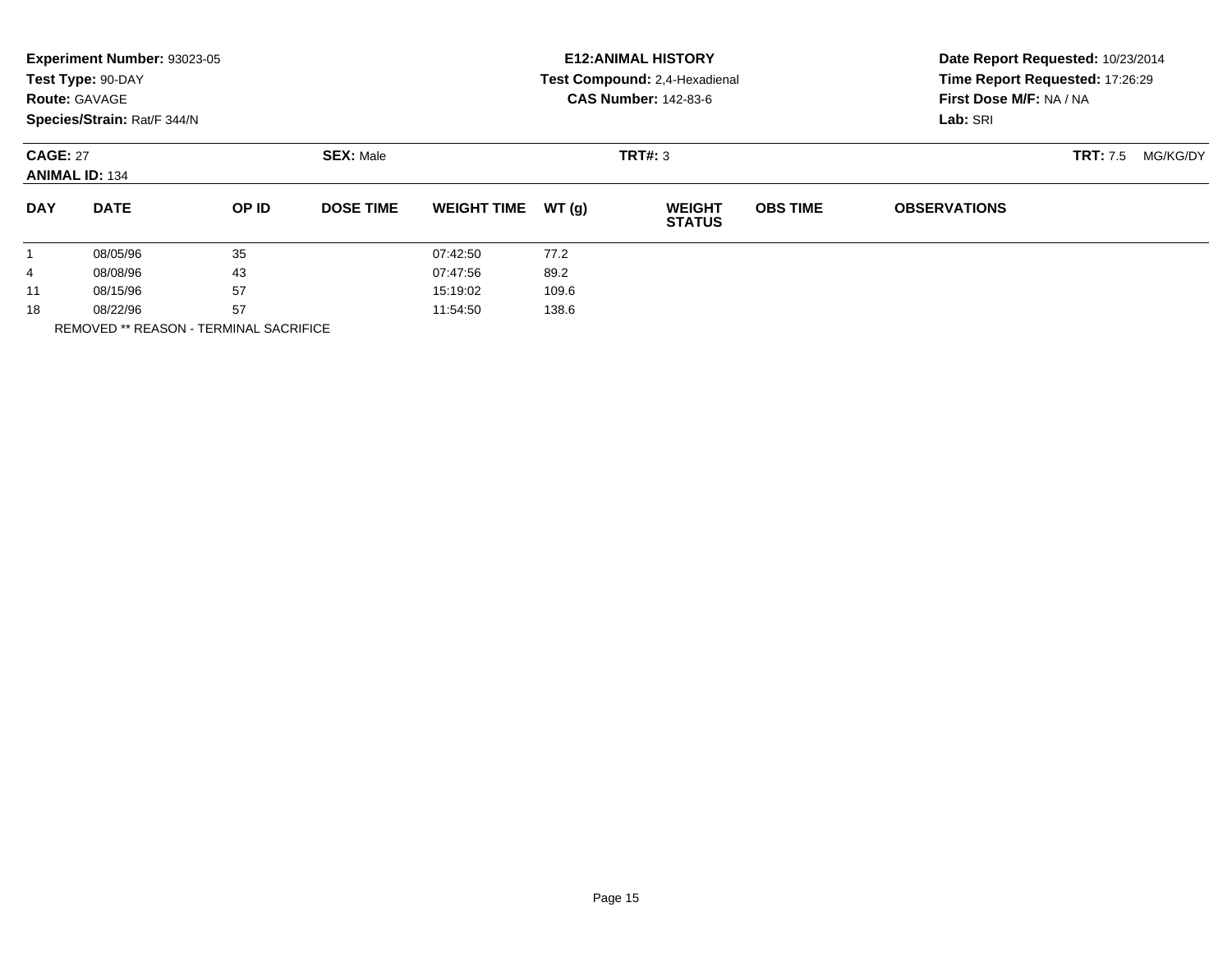**Experiment Number:** 93023-05
**Test Type:** 90-DAY
**Route:** GAVAGE
**Species/Strain:** Rat/F 344/N

**E12:ANIMAL HISTORY**
**Test Compound:** 2,4-Hexadienal
**CAS Number:** 142-83-6

**Date Report Requested:** 10/23/2014
**Time Report Requested:** 17:26:29
**First Dose M/F:** NA / NA
**Lab:** SRI

**CAGE:** 27 **SEX:** Male **TRT#:** 3 **TRT:** 7.5 MG/KG/DY
**ANIMAL ID:** 134

| DAY | DATE | OP ID | DOSE TIME | WEIGHT TIME | WT (g) | WEIGHT STATUS | OBS TIME | OBSERVATIONS |
|---|---|---|---|---|---|---|---|---|
| 1 | 08/05/96 | 35 | | 07:42:50 | 77.2 | | | |
| 4 | 08/08/96 | 43 | | 07:47:56 | 89.2 | | | |
| 11 | 08/15/96 | 57 | | 15:19:02 | 109.6 | | | |
| 18 | 08/22/96 | 57 | | 11:54:50 | 138.6 | | | |

REMOVED ** REASON - TERMINAL SACRIFICE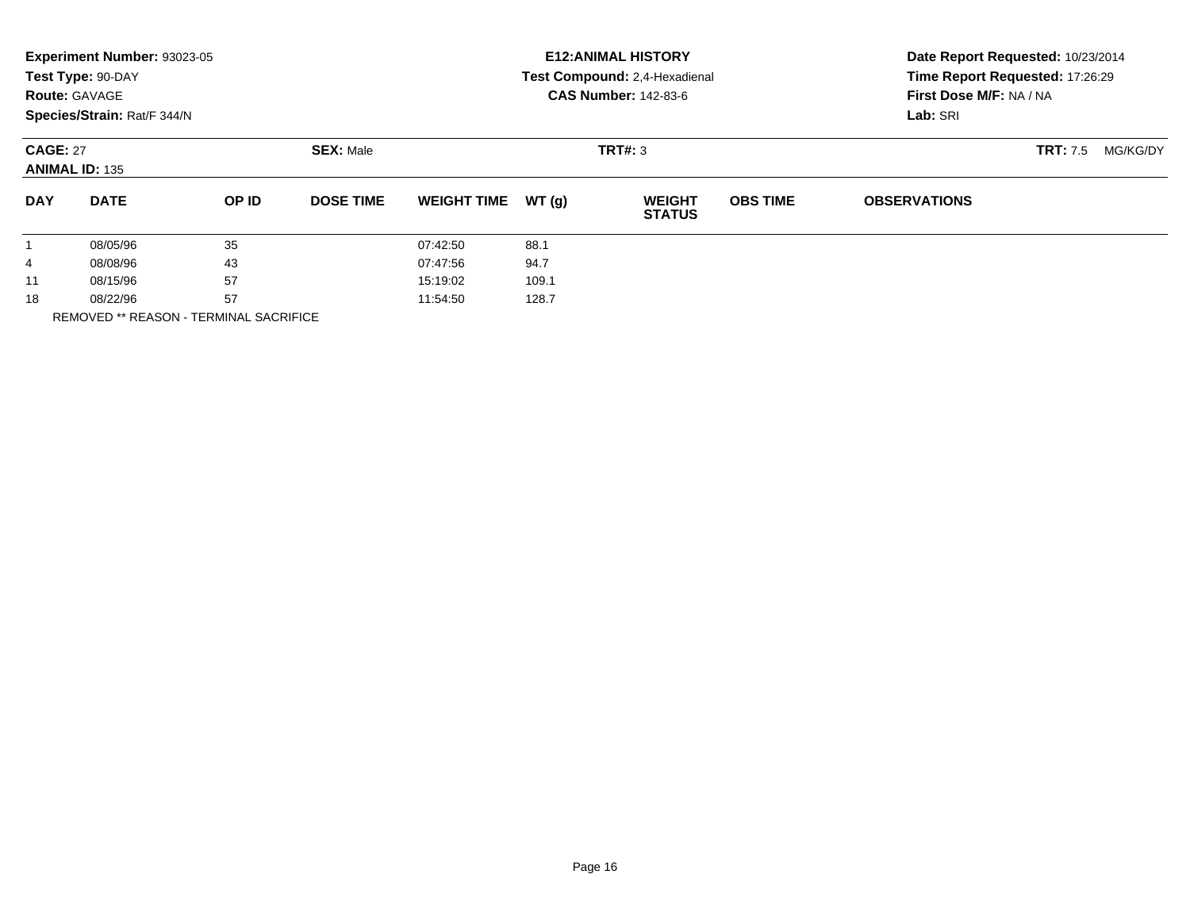**Experiment Number:** 93023-05
**Test Type:** 90-DAY
**Route:** GAVAGE
**Species/Strain:** Rat/F 344/N

**E12:ANIMAL HISTORY**
**Test Compound:** 2,4-Hexadienal
**CAS Number:** 142-83-6

**Date Report Requested:** 10/23/2014
**Time Report Requested:** 17:26:29
**First Dose M/F:** NA / NA
**Lab:** SRI

**CAGE:** 27 **SEX:** Male **TRT#:** 3 **TRT:** 7.5 MG/KG/DY
**ANIMAL ID:** 135

| DAY | DATE | OP ID | DOSE TIME | WEIGHT TIME | WT (g) | WEIGHT STATUS | OBS TIME | OBSERVATIONS |
|---|---|---|---|---|---|---|---|---|
| 1 | 08/05/96 | 35 | | 07:42:50 | 88.1 | | | |
| 4 | 08/08/96 | 43 | | 07:47:56 | 94.7 | | | |
| 11 | 08/15/96 | 57 | | 15:19:02 | 109.1 | | | |
| 18 | 08/22/96 | 57 | | 11:54:50 | 128.7 | | | |

REMOVED ** REASON - TERMINAL SACRIFICE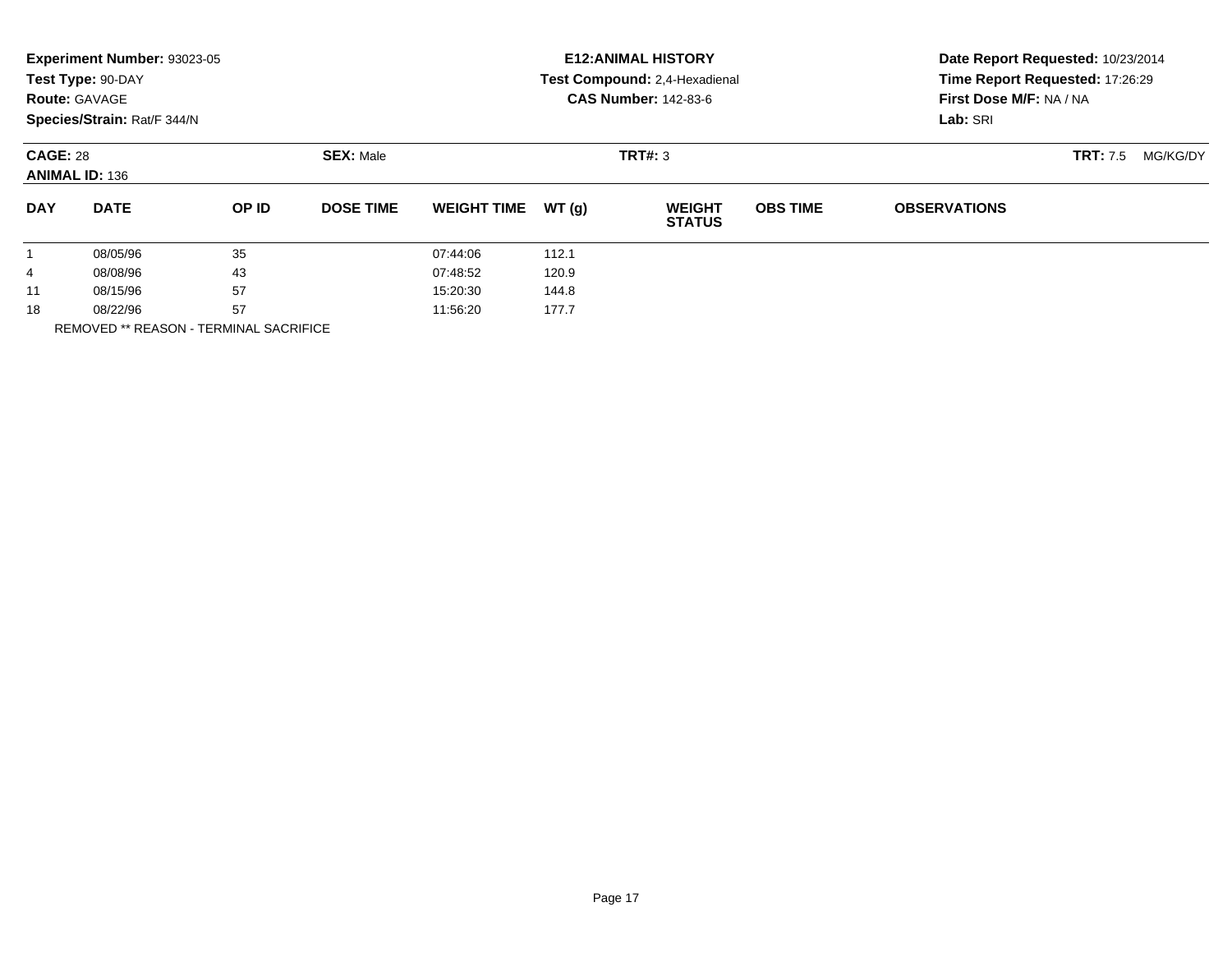**Experiment Number:** 93023-05
**Test Type:** 90-DAY
**Route:** GAVAGE
**Species/Strain:** Rat/F 344/N

**E12:ANIMAL HISTORY**
**Test Compound:** 2,4-Hexadienal
**CAS Number:** 142-83-6

**Date Report Requested:** 10/23/2014
**Time Report Requested:** 17:26:29
**First Dose M/F:** NA / NA
**Lab:** SRI

**CAGE:** 28 **SEX:** Male **TRT#:** 3 **TRT:** 7.5 MG/KG/DY
**ANIMAL ID:** 136

| DAY | DATE | OP ID | DOSE TIME | WEIGHT TIME | WT (g) | WEIGHT STATUS | OBS TIME | OBSERVATIONS |
|---|---|---|---|---|---|---|---|---|
| 1 | 08/05/96 | 35 | | 07:44:06 | 112.1 | | | |
| 4 | 08/08/96 | 43 | | 07:48:52 | 120.9 | | | |
| 11 | 08/15/96 | 57 | | 15:20:30 | 144.8 | | | |
| 18 | 08/22/96 | 57 | | 11:56:20 | 177.7 | | | |

REMOVED ** REASON - TERMINAL SACRIFICE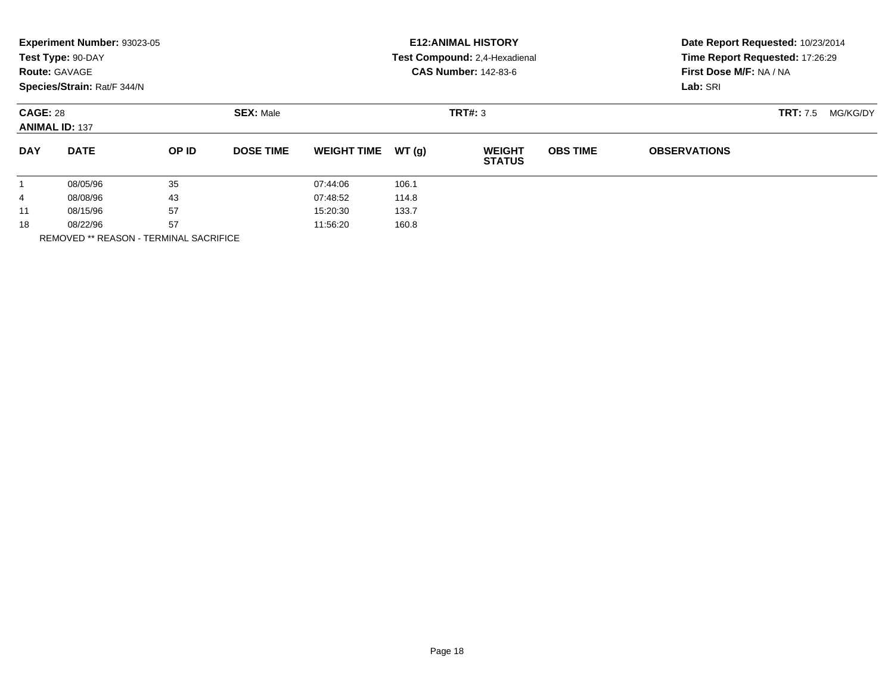**Experiment Number:** 93023-05
**Test Type:** 90-DAY
**Route:** GAVAGE
**Species/Strain:** Rat/F 344/N

**E12:ANIMAL HISTORY**
**Test Compound:** 2,4-Hexadienal
**CAS Number:** 142-83-6

**Date Report Requested:** 10/23/2014
**Time Report Requested:** 17:26:29
**First Dose M/F:** NA / NA
**Lab:** SRI

**CAGE:** 28 **SEX:** Male **TRT#:** 3 **TRT:** 7.5 MG/KG/DY
**ANIMAL ID:** 137

| DAY | DATE | OP ID | DOSE TIME | WEIGHT TIME | WT (g) | WEIGHT STATUS | OBS TIME | OBSERVATIONS |
|---|---|---|---|---|---|---|---|---|
| 1 | 08/05/96 | 35 | | 07:44:06 | 106.1 | | | |
| 4 | 08/08/96 | 43 | | 07:48:52 | 114.8 | | | |
| 11 | 08/15/96 | 57 | | 15:20:30 | 133.7 | | | |
| 18 | 08/22/96 | 57 | | 11:56:20 | 160.8 | | | |

REMOVED ** REASON - TERMINAL SACRIFICE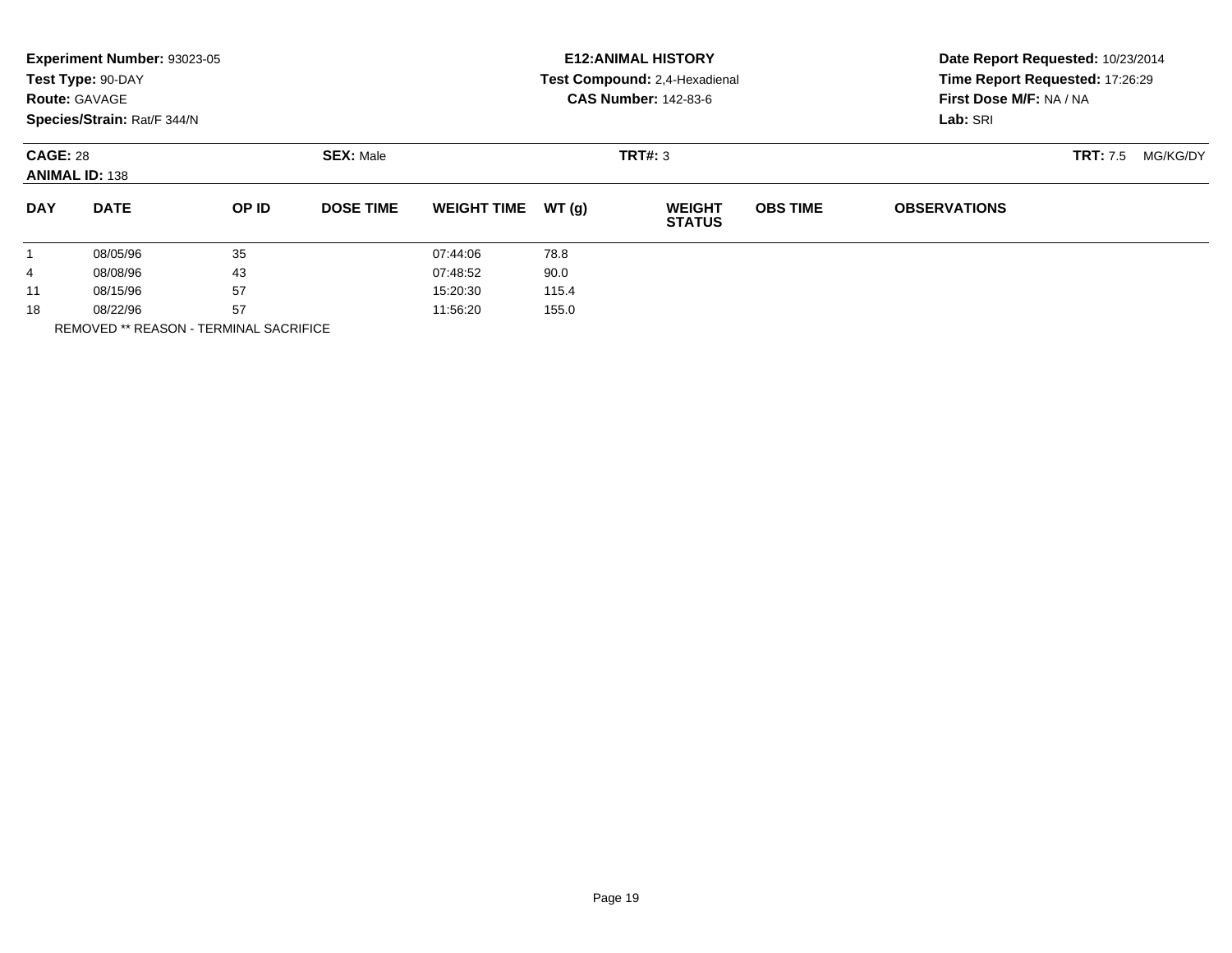**Experiment Number:** 93023-05
**Test Type:** 90-DAY
**Route:** GAVAGE
**Species/Strain:** Rat/F 344/N

**E12:ANIMAL HISTORY**
**Test Compound:** 2,4-Hexadienal
**CAS Number:** 142-83-6

**Date Report Requested:** 10/23/2014
**Time Report Requested:** 17:26:29
**First Dose M/F:** NA / NA
**Lab:** SRI

**CAGE:** 28 **SEX:** Male **TRT#:** 3 **TRT:** 7.5 MG/KG/DY
**ANIMAL ID:** 138

| DAY | DATE | OP ID | DOSE TIME | WEIGHT TIME | WT (g) | WEIGHT STATUS | OBS TIME | OBSERVATIONS |
|---|---|---|---|---|---|---|---|---|
| 1 | 08/05/96 | 35 | | 07:44:06 | 78.8 | | | |
| 4 | 08/08/96 | 43 | | 07:48:52 | 90.0 | | | |
| 11 | 08/15/96 | 57 | | 15:20:30 | 115.4 | | | |
| 18 | 08/22/96 | 57 | | 11:56:20 | 155.0 | | | |

REMOVED ** REASON - TERMINAL SACRIFICE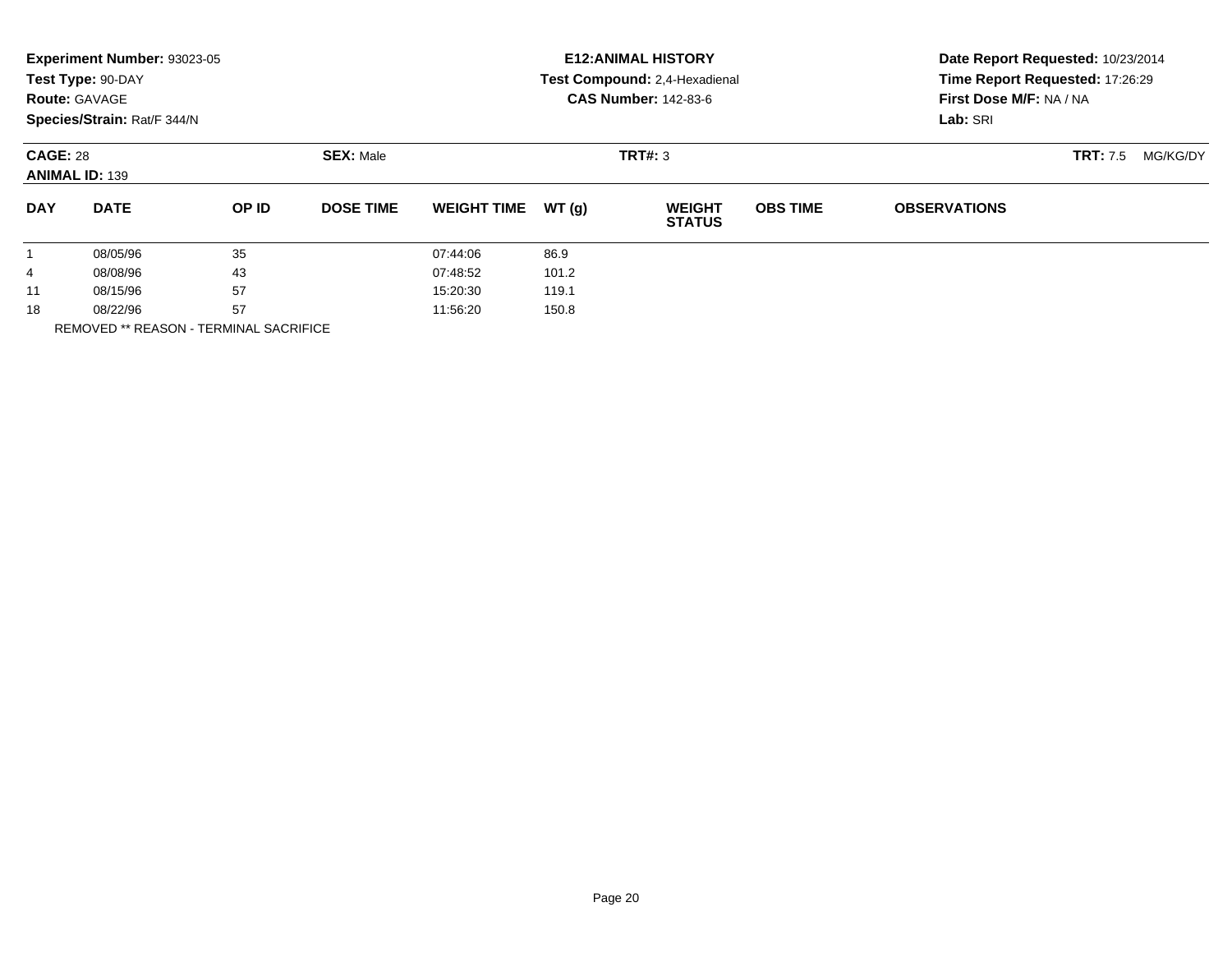**Experiment Number:** 93023-05
**Test Type:** 90-DAY
**Route:** GAVAGE
**Species/Strain:** Rat/F 344/N

**E12:ANIMAL HISTORY**
**Test Compound:** 2,4-Hexadienal
**CAS Number:** 142-83-6

**Date Report Requested:** 10/23/2014
**Time Report Requested:** 17:26:29
**First Dose M/F:** NA / NA
**Lab:** SRI

**CAGE:** 28 **SEX:** Male **TRT#:** 3 **TRT:** 7.5 MG/KG/DY
**ANIMAL ID:** 139

| DAY | DATE | OP ID | DOSE TIME | WEIGHT TIME | WT (g) | WEIGHT STATUS | OBS TIME | OBSERVATIONS |
|---|---|---|---|---|---|---|---|---|
| 1 | 08/05/96 | 35 | | 07:44:06 | 86.9 | | | |
| 4 | 08/08/96 | 43 | | 07:48:52 | 101.2 | | | |
| 11 | 08/15/96 | 57 | | 15:20:30 | 119.1 | | | |
| 18 | 08/22/96 | 57 | | 11:56:20 | 150.8 | | | |

REMOVED ** REASON - TERMINAL SACRIFICE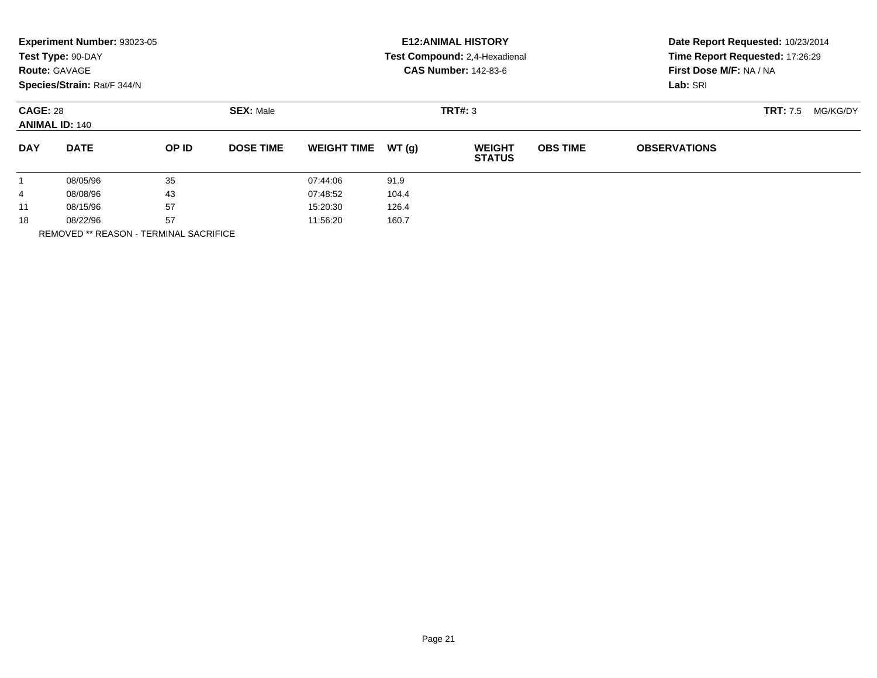**Experiment Number:** 93023-05
**Test Type:** 90-DAY
**Route:** GAVAGE
**Species/Strain:** Rat/F 344/N

**E12:ANIMAL HISTORY**
**Test Compound:** 2,4-Hexadienal
**CAS Number:** 142-83-6

**Date Report Requested:** 10/23/2014
**Time Report Requested:** 17:26:29
**First Dose M/F:** NA / NA
**Lab:** SRI

**CAGE:** 28 **SEX:** Male **TRT#:** 3 **TRT:** 7.5 MG/KG/DY
**ANIMAL ID:** 140

| DAY | DATE | OP ID | DOSE TIME | WEIGHT TIME | WT (g) | WEIGHT STATUS | OBS TIME | OBSERVATIONS |
|---|---|---|---|---|---|---|---|---|
| 1 | 08/05/96 | 35 | | 07:44:06 | 91.9 | | | |
| 4 | 08/08/96 | 43 | | 07:48:52 | 104.4 | | | |
| 11 | 08/15/96 | 57 | | 15:20:30 | 126.4 | | | |
| 18 | 08/22/96 | 57 | | 11:56:20 | 160.7 | | | |

REMOVED ** REASON - TERMINAL SACRIFICE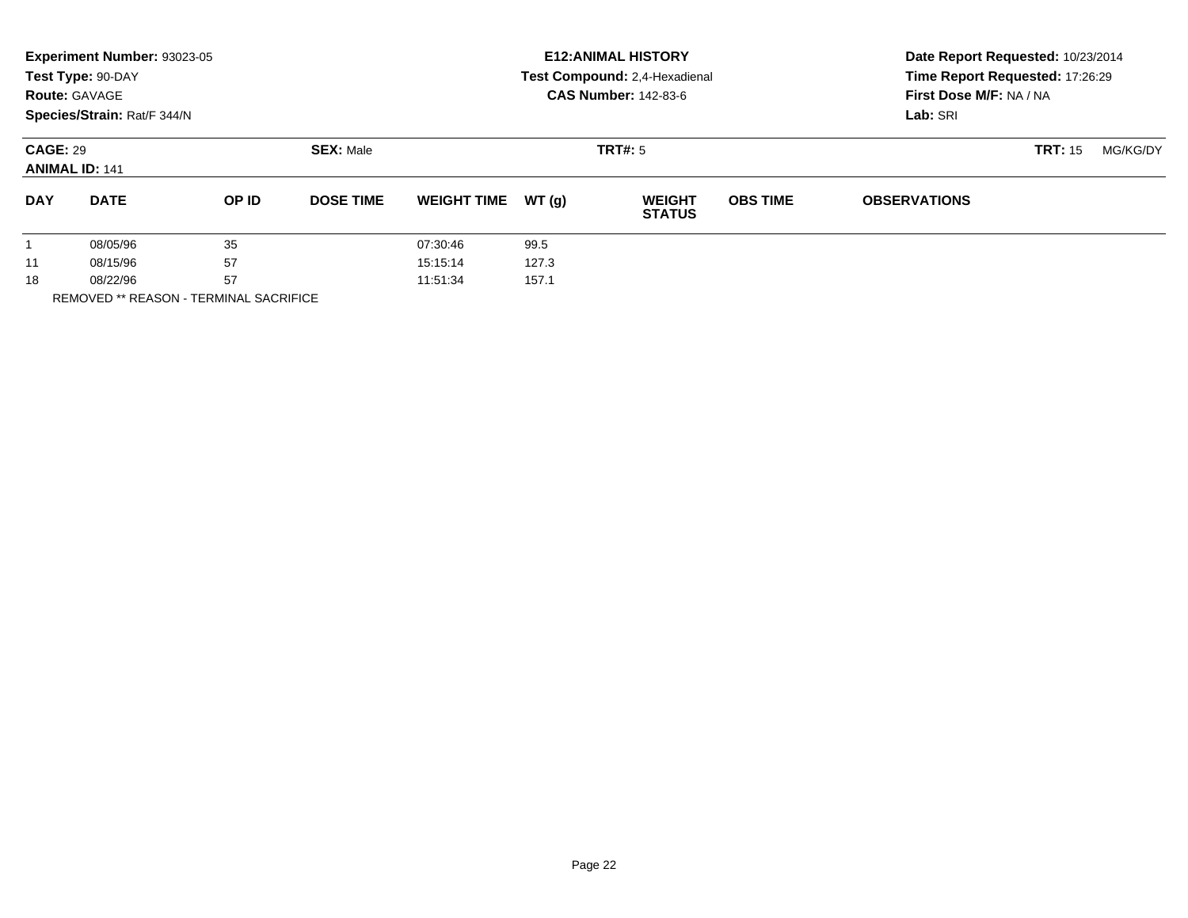**Experiment Number:** 93023-05
**Test Type:** 90-DAY
**Route:** GAVAGE
**Species/Strain:** Rat/F 344/N

**E12:ANIMAL HISTORY**
**Test Compound:** 2,4-Hexadienal
**CAS Number:** 142-83-6

**Date Report Requested:** 10/23/2014
**Time Report Requested:** 17:26:29
**First Dose M/F:** NA / NA
**Lab:** SRI

**CAGE:** 29 **SEX:** Male **TRT#:** 5 **TRT:** 15 MG/KG/DY
**ANIMAL ID:** 141

| DAY | DATE | OP ID | DOSE TIME | WEIGHT TIME | WT (g) | WEIGHT STATUS | OBS TIME | OBSERVATIONS |
|---|---|---|---|---|---|---|---|---|
| 1 | 08/05/96 | 35 | | 07:30:46 | 99.5 | | | |
| 11 | 08/15/96 | 57 | | 15:15:14 | 127.3 | | | |
| 18 | 08/22/96 | 57 | | 11:51:34 | 157.1 | | | |

REMOVED ** REASON - TERMINAL SACRIFICE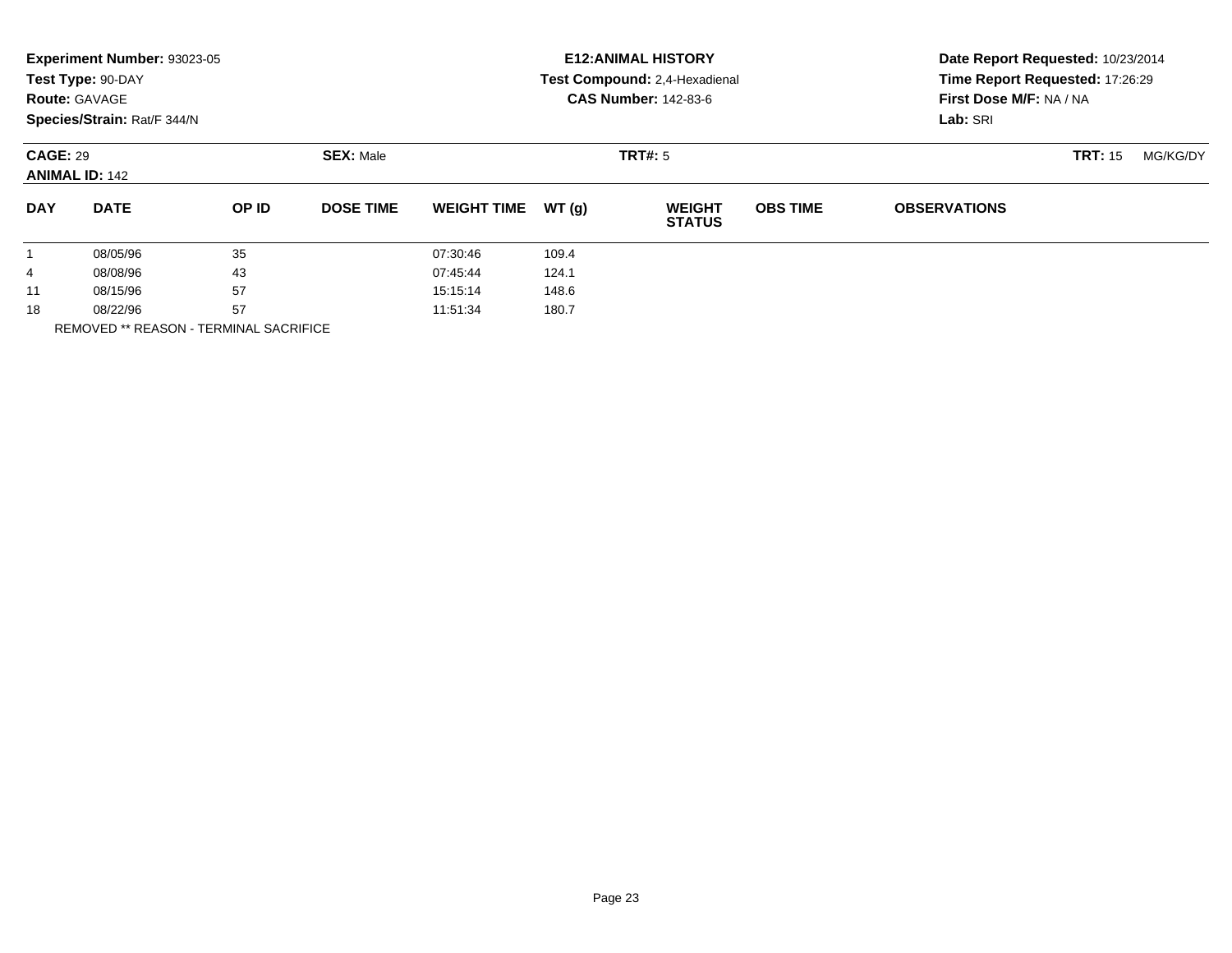**Experiment Number:** 93023-05
**Test Type:** 90-DAY
**Route:** GAVAGE
**Species/Strain:** Rat/F 344/N

**E12:ANIMAL HISTORY**
**Test Compound:** 2,4-Hexadienal
**CAS Number:** 142-83-6

**Date Report Requested:** 10/23/2014
**Time Report Requested:** 17:26:29
**First Dose M/F:** NA / NA
**Lab:** SRI

**CAGE:** 29 **SEX:** Male **TRT#:** 5 **TRT:** 15 MG/KG/DY
**ANIMAL ID:** 142

| DAY | DATE | OP ID | DOSE TIME | WEIGHT TIME | WT (g) | WEIGHT STATUS | OBS TIME | OBSERVATIONS |
|---|---|---|---|---|---|---|---|---|
| 1 | 08/05/96 | 35 | | 07:30:46 | 109.4 | | | |
| 4 | 08/08/96 | 43 | | 07:45:44 | 124.1 | | | |
| 11 | 08/15/96 | 57 | | 15:15:14 | 148.6 | | | |
| 18 | 08/22/96 | 57 | | 11:51:34 | 180.7 | | | |

REMOVED ** REASON - TERMINAL SACRIFICE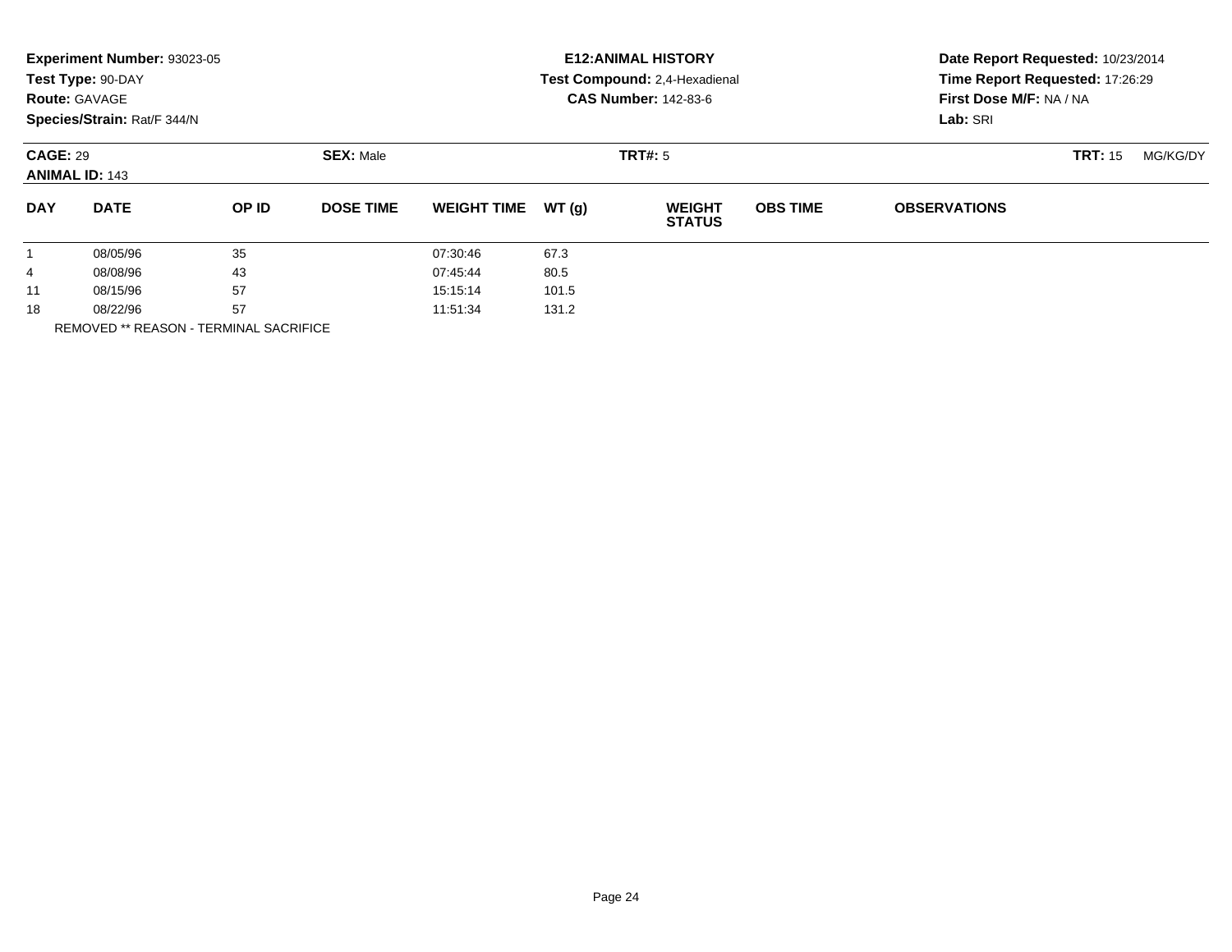**Experiment Number:** 93023-05
**Test Type:** 90-DAY
**Route:** GAVAGE
**Species/Strain:** Rat/F 344/N

**E12:ANIMAL HISTORY**
**Test Compound:** 2,4-Hexadienal
**CAS Number:** 142-83-6

**Date Report Requested:** 10/23/2014
**Time Report Requested:** 17:26:29
**First Dose M/F:** NA / NA
**Lab:** SRI

**CAGE:** 29 **SEX:** Male **TRT#:** 5 **TRT:** 15 MG/KG/DY
**ANIMAL ID:** 143

| DAY | DATE | OP ID | DOSE TIME | WEIGHT TIME | WT (g) | WEIGHT STATUS | OBS TIME | OBSERVATIONS |
|---|---|---|---|---|---|---|---|---|
| 1 | 08/05/96 | 35 | | 07:30:46 | 67.3 | | | |
| 4 | 08/08/96 | 43 | | 07:45:44 | 80.5 | | | |
| 11 | 08/15/96 | 57 | | 15:15:14 | 101.5 | | | |
| 18 | 08/22/96 | 57 | | 11:51:34 | 131.2 | | | |

REMOVED ** REASON - TERMINAL SACRIFICE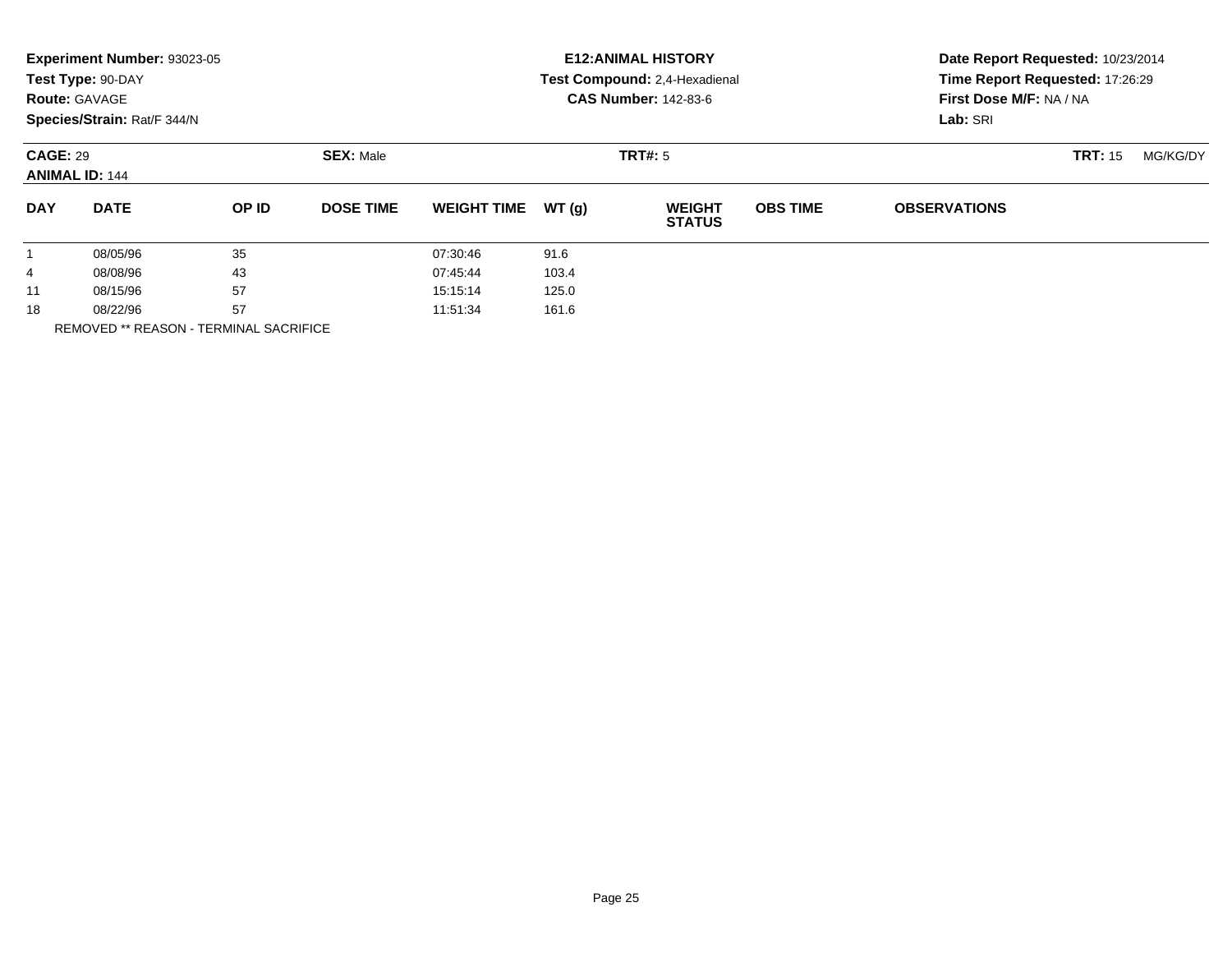**Experiment Number:** 93023-05
**Test Type:** 90-DAY
**Route:** GAVAGE
**Species/Strain:** Rat/F 344/N

**E12:ANIMAL HISTORY**
**Test Compound:** 2,4-Hexadienal
**CAS Number:** 142-83-6

**Date Report Requested:** 10/23/2014
**Time Report Requested:** 17:26:29
**First Dose M/F:** NA / NA
**Lab:** SRI

**CAGE:** 29 **SEX:** Male **TRT#:** 5 **TRT:** 15 MG/KG/DY
**ANIMAL ID:** 144

| DAY | DATE | OP ID | DOSE TIME | WEIGHT TIME | WT (g) | WEIGHT STATUS | OBS TIME | OBSERVATIONS |
|---|---|---|---|---|---|---|---|---|
| 1 | 08/05/96 | 35 | | 07:30:46 | 91.6 | | | |
| 4 | 08/08/96 | 43 | | 07:45:44 | 103.4 | | | |
| 11 | 08/15/96 | 57 | | 15:15:14 | 125.0 | | | |
| 18 | 08/22/96 | 57 | | 11:51:34 | 161.6 | | | |

REMOVED ** REASON - TERMINAL SACRIFICE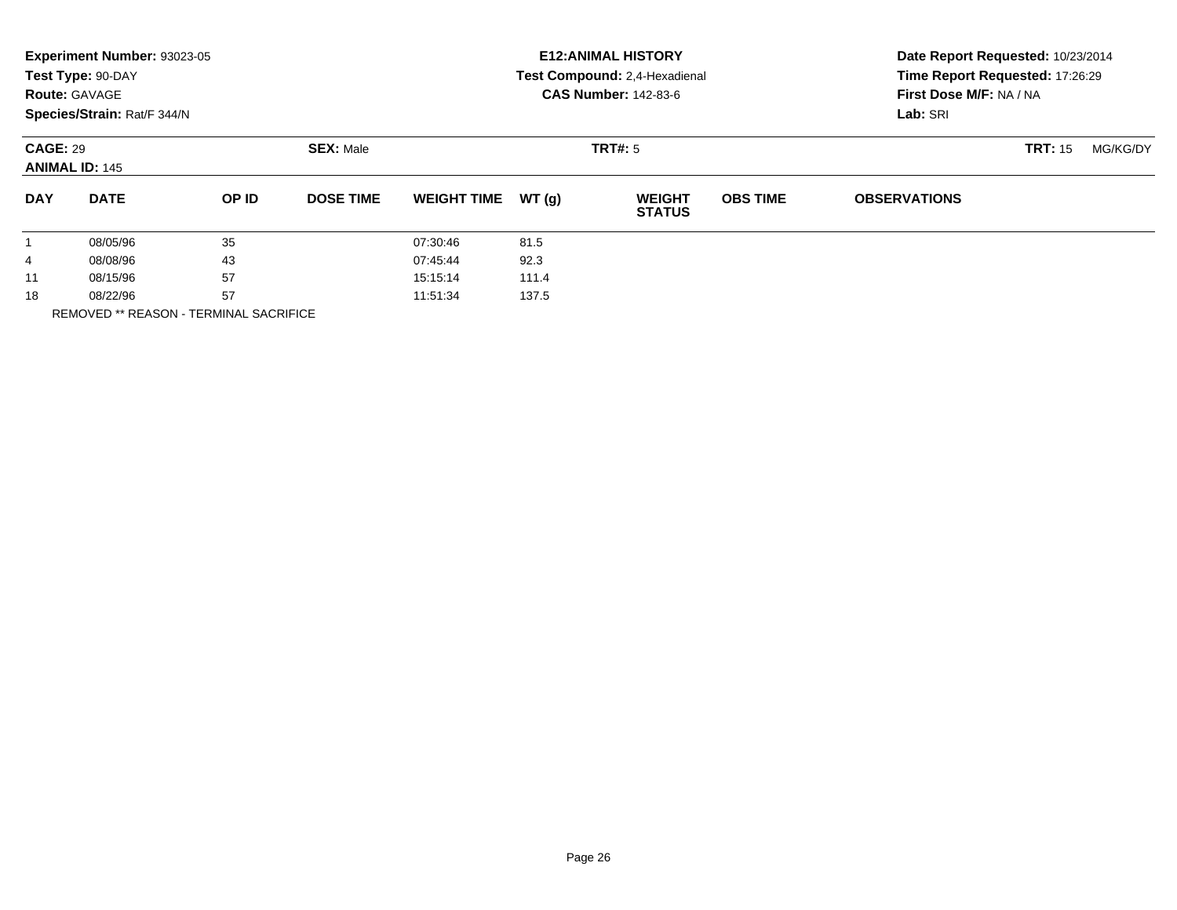**Experiment Number:** 93023-05
**Test Type:** 90-DAY
**Route:** GAVAGE
**Species/Strain:** Rat/F 344/N

**E12:ANIMAL HISTORY**
**Test Compound:** 2,4-Hexadienal
**CAS Number:** 142-83-6

**Date Report Requested:** 10/23/2014
**Time Report Requested:** 17:26:29
**First Dose M/F:** NA / NA
**Lab:** SRI

**CAGE:** 29 **SEX:** Male **TRT#:** 5 **TRT:** 15 MG/KG/DY
**ANIMAL ID:** 145

| DAY | DATE | OP ID | DOSE TIME | WEIGHT TIME | WT (g) | WEIGHT STATUS | OBS TIME | OBSERVATIONS |
|---|---|---|---|---|---|---|---|---|
| 1 | 08/05/96 | 35 | | 07:30:46 | 81.5 | | | |
| 4 | 08/08/96 | 43 | | 07:45:44 | 92.3 | | | |
| 11 | 08/15/96 | 57 | | 15:15:14 | 111.4 | | | |
| 18 | 08/22/96 | 57 | | 11:51:34 | 137.5 | | | |

REMOVED ** REASON - TERMINAL SACRIFICE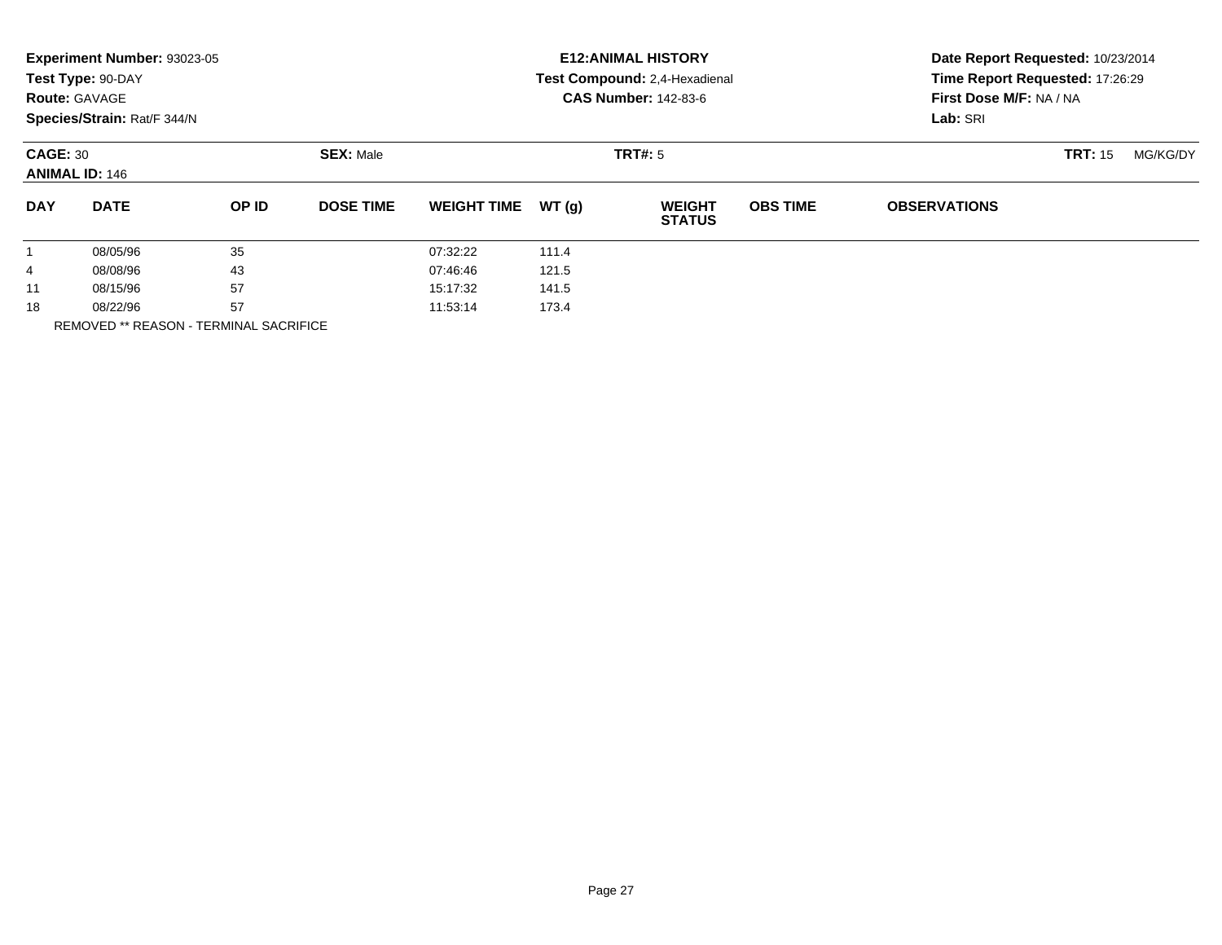**Experiment Number:** 93023-05
**Test Type:** 90-DAY
**Route:** GAVAGE
**Species/Strain:** Rat/F 344/N

**E12:ANIMAL HISTORY**
**Test Compound:** 2,4-Hexadienal
**CAS Number:** 142-83-6

**Date Report Requested:** 10/23/2014
**Time Report Requested:** 17:26:29
**First Dose M/F:** NA / NA
**Lab:** SRI

**CAGE:** 30
**ANIMAL ID:** 146

**SEX:** Male

**TRT#:** 5

**TRT:** 15 MG/KG/DY

| DAY | DATE | OP ID | DOSE TIME | WEIGHT TIME | WT (g) | WEIGHT STATUS | OBS TIME | OBSERVATIONS |
|---|---|---|---|---|---|---|---|---|
| 1 | 08/05/96 | 35 | | 07:32:22 | 111.4 | | | |
| 4 | 08/08/96 | 43 | | 07:46:46 | 121.5 | | | |
| 11 | 08/15/96 | 57 | | 15:17:32 | 141.5 | | | |
| 18 | 08/22/96 | 57 | | 11:53:14 | 173.4 | | | |

REMOVED ** REASON - TERMINAL SACRIFICE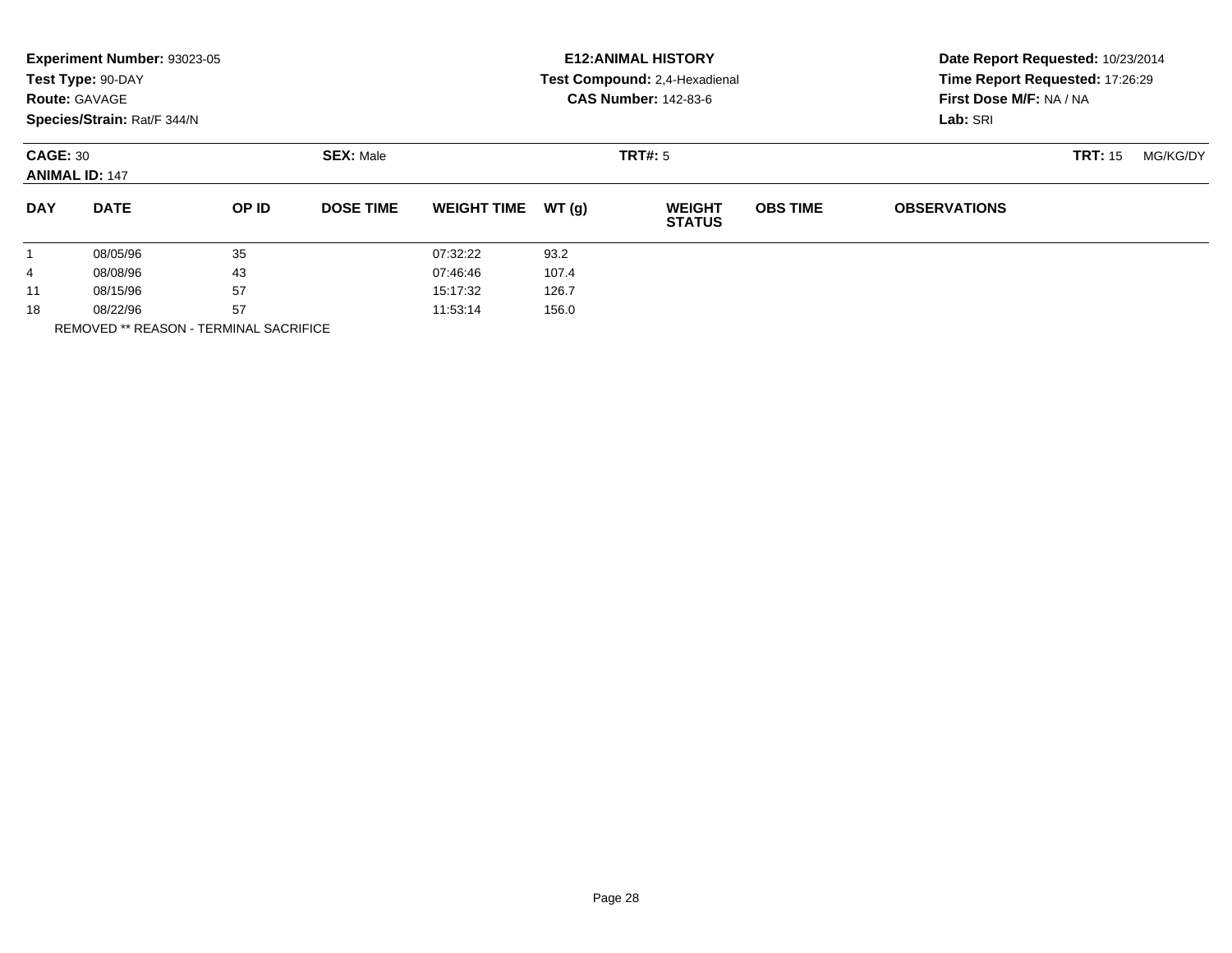**Experiment Number:** 93023-05
**Test Type:** 90-DAY
**Route:** GAVAGE
**Species/Strain:** Rat/F 344/N

**E12:ANIMAL HISTORY**
**Test Compound:** 2,4-Hexadienal
**CAS Number:** 142-83-6

**Date Report Requested:** 10/23/2014
**Time Report Requested:** 17:26:29
**First Dose M/F:** NA / NA
**Lab:** SRI

**CAGE:** 30 **SEX:** Male **TRT#:** 5 **TRT:** 15 MG/KG/DY
**ANIMAL ID:** 147

| DAY | DATE | OP ID | DOSE TIME | WEIGHT TIME | WT (g) | WEIGHT STATUS | OBS TIME | OBSERVATIONS |
|---|---|---|---|---|---|---|---|---|
| 1 | 08/05/96 | 35 | | 07:32:22 | 93.2 | | | |
| 4 | 08/08/96 | 43 | | 07:46:46 | 107.4 | | | |
| 11 | 08/15/96 | 57 | | 15:17:32 | 126.7 | | | |
| 18 | 08/22/96 | 57 | | 11:53:14 | 156.0 | | | |

REMOVED ** REASON - TERMINAL SACRIFICE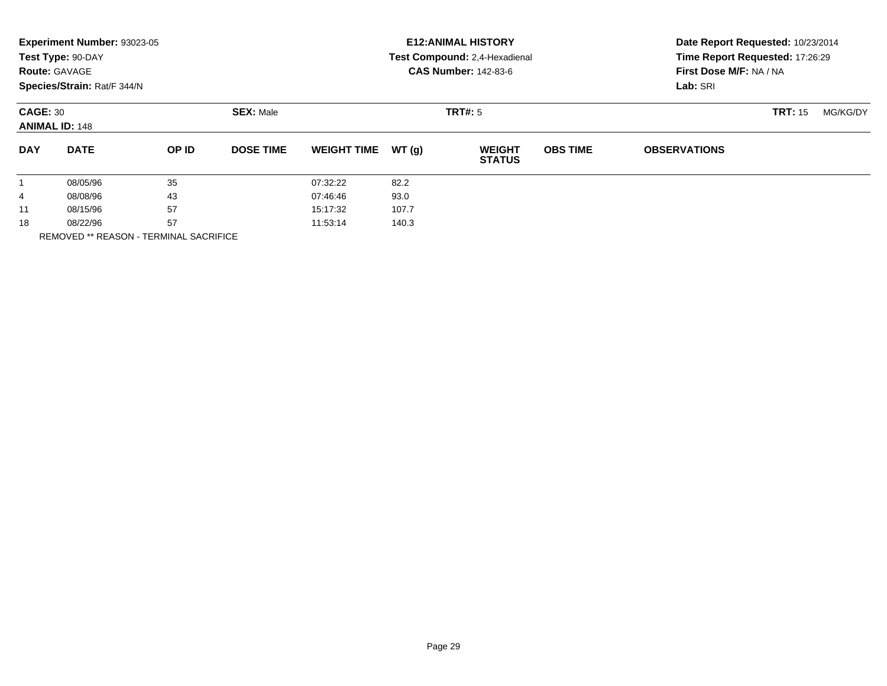**Experiment Number:** 93023-05
**Test Type:** 90-DAY
**Route:** GAVAGE
**Species/Strain:** Rat/F 344/N

**E12:ANIMAL HISTORY**
**Test Compound:** 2,4-Hexadienal
**CAS Number:** 142-83-6

**Date Report Requested:** 10/23/2014
**Time Report Requested:** 17:26:29
**First Dose M/F:** NA / NA
**Lab:** SRI

**CAGE:** 30 **SEX:** Male **TRT#:** 5 **TRT:** 15 MG/KG/DY
**ANIMAL ID:** 148

| DAY | DATE | OP ID | DOSE TIME | WEIGHT TIME | WT (g) | WEIGHT STATUS | OBS TIME | OBSERVATIONS |
|---|---|---|---|---|---|---|---|---|
| 1 | 08/05/96 | 35 | | 07:32:22 | 82.2 | | | |
| 4 | 08/08/96 | 43 | | 07:46:46 | 93.0 | | | |
| 11 | 08/15/96 | 57 | | 15:17:32 | 107.7 | | | |
| 18 | 08/22/96 | 57 | | 11:53:14 | 140.3 | | | |

REMOVED ** REASON - TERMINAL SACRIFICE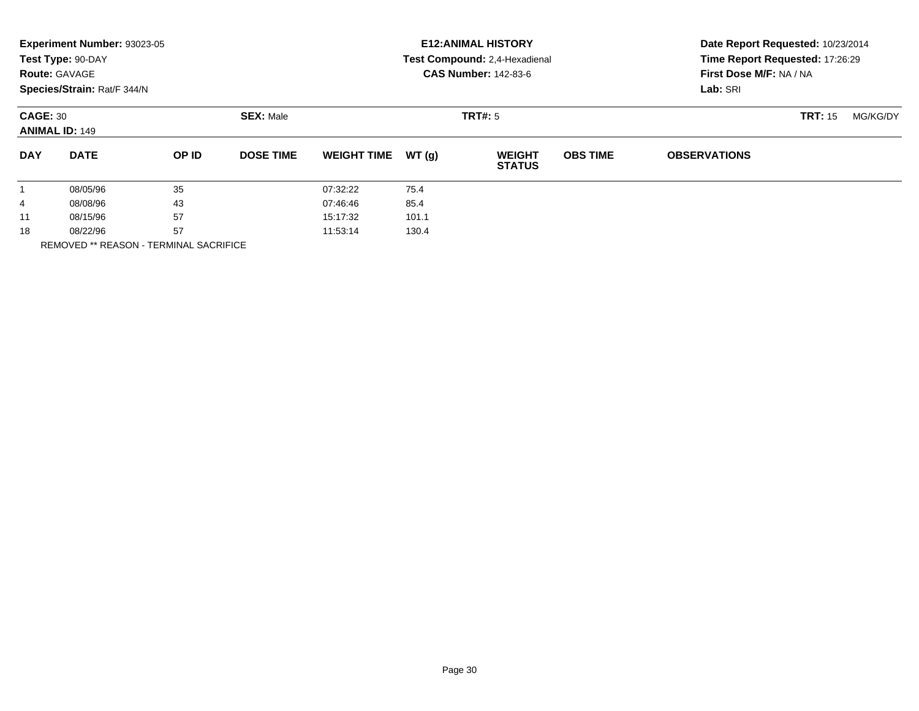**Experiment Number:** 93023-05
**Test Type:** 90-DAY
**Route:** GAVAGE
**Species/Strain:** Rat/F 344/N

**E12:ANIMAL HISTORY**
**Test Compound:** 2,4-Hexadienal
**CAS Number:** 142-83-6

**Date Report Requested:** 10/23/2014
**Time Report Requested:** 17:26:29
**First Dose M/F:** NA / NA
**Lab:** SRI

**CAGE:** 30 | **SEX:** Male | **TRT#:** 5 | **TRT:** 15 MG/KG/DY

**ANIMAL ID:** 149

| DAY | DATE | OP ID | DOSE TIME | WEIGHT TIME | WT (g) | WEIGHT STATUS | OBS TIME | OBSERVATIONS |
|---|---|---|---|---|---|---|---|---|
| 1 | 08/05/96 | 35 | | 07:32:22 | 75.4 | | | |
| 4 | 08/08/96 | 43 | | 07:46:46 | 85.4 | | | |
| 11 | 08/15/96 | 57 | | 15:17:32 | 101.1 | | | |
| 18 | 08/22/96 | 57 | | 11:53:14 | 130.4 | | | |

REMOVED ** REASON - TERMINAL SACRIFICE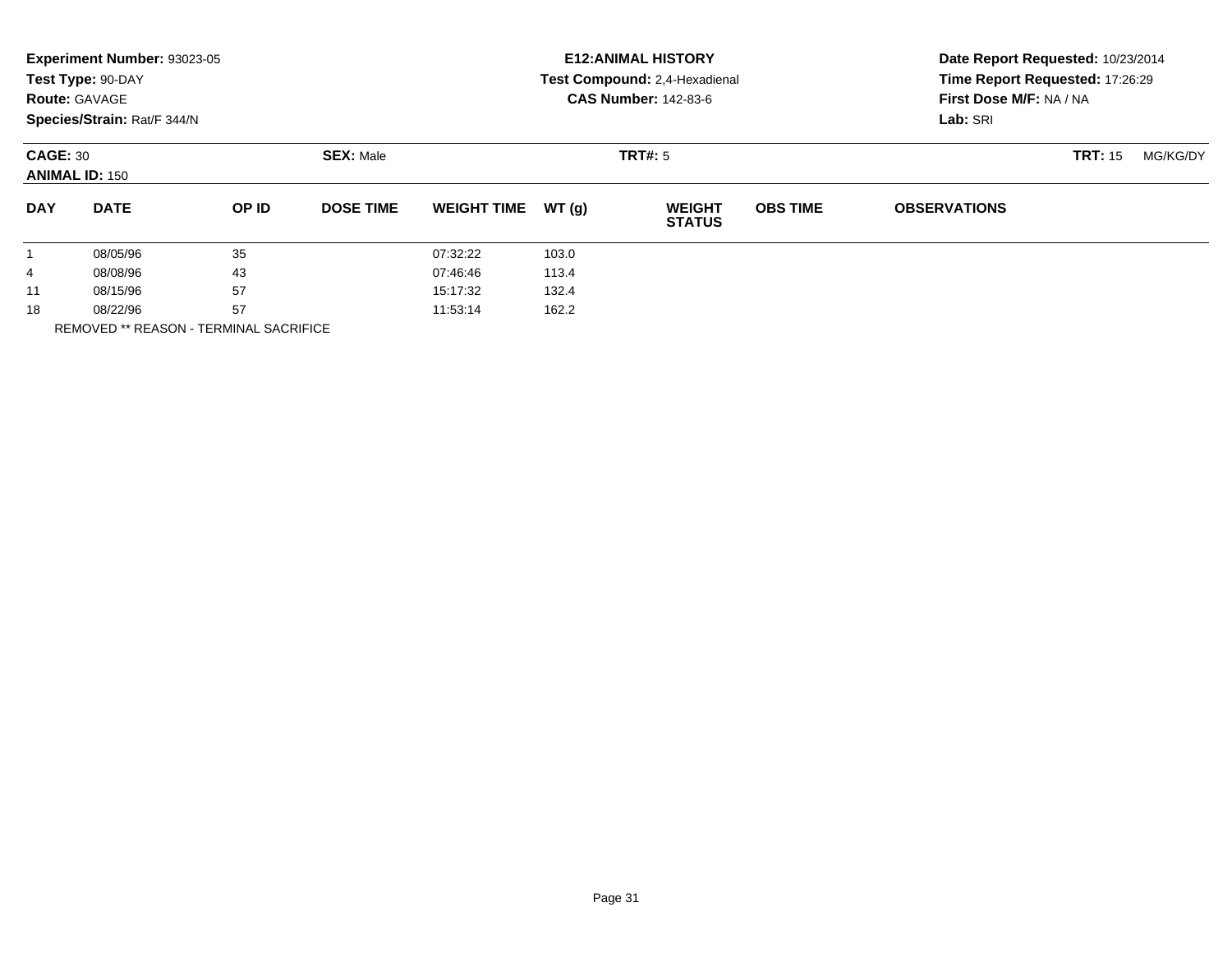**Experiment Number:** 93023-05
**Test Type:** 90-DAY
**Route:** GAVAGE
**Species/Strain:** Rat/F 344/N

**E12:ANIMAL HISTORY**
**Test Compound:** 2,4-Hexadienal
**CAS Number:** 142-83-6

**Date Report Requested:** 10/23/2014
**Time Report Requested:** 17:26:29
**First Dose M/F:** NA / NA
**Lab:** SRI

**CAGE:** 30 **SEX:** Male **TRT#:** 5 **TRT:** 15 MG/KG/DY
**ANIMAL ID:** 150

| DAY | DATE | OP ID | DOSE TIME | WEIGHT TIME | WT (g) | WEIGHT STATUS | OBS TIME | OBSERVATIONS |
|---|---|---|---|---|---|---|---|---|
| 1 | 08/05/96 | 35 | | 07:32:22 | 103.0 | | | |
| 4 | 08/08/96 | 43 | | 07:46:46 | 113.4 | | | |
| 11 | 08/15/96 | 57 | | 15:17:32 | 132.4 | | | |
| 18 | 08/22/96 | 57 | | 11:53:14 | 162.2 | | | |

REMOVED ** REASON - TERMINAL SACRIFICE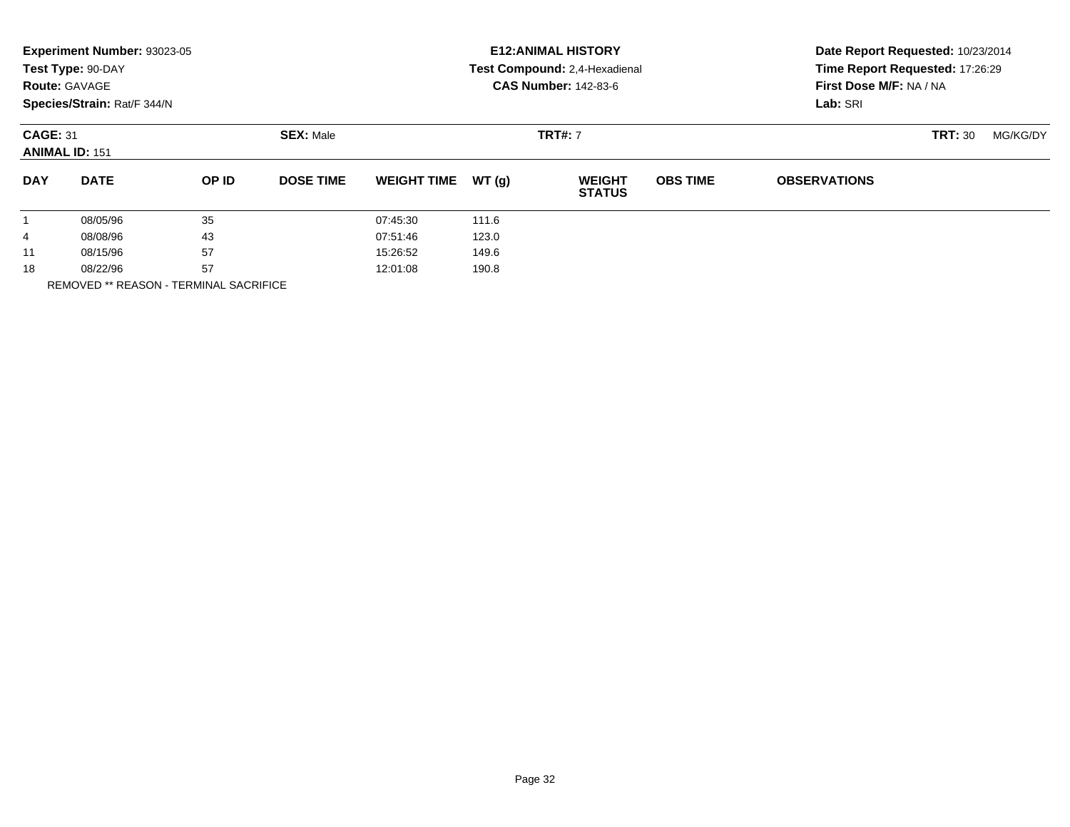**Experiment Number:** 93023-05
**Test Type:** 90-DAY
**Route:** GAVAGE
**Species/Strain:** Rat/F 344/N

**E12:ANIMAL HISTORY**
**Test Compound:** 2,4-Hexadienal
**CAS Number:** 142-83-6

**Date Report Requested:** 10/23/2014
**Time Report Requested:** 17:26:29
**First Dose M/F:** NA / NA
**Lab:** SRI

**CAGE:** 31 **SEX:** Male **TRT#:** 7 **TRT:** 30 MG/KG/DY
**ANIMAL ID:** 151

| DAY | DATE | OP ID | DOSE TIME | WEIGHT TIME | WT (g) | WEIGHT STATUS | OBS TIME | OBSERVATIONS |
|---|---|---|---|---|---|---|---|---|
| 1 | 08/05/96 | 35 | | 07:45:30 | 111.6 | | | |
| 4 | 08/08/96 | 43 | | 07:51:46 | 123.0 | | | |
| 11 | 08/15/96 | 57 | | 15:26:52 | 149.6 | | | |
| 18 | 08/22/96 | 57 | | 12:01:08 | 190.8 | | | |

REMOVED ** REASON - TERMINAL SACRIFICE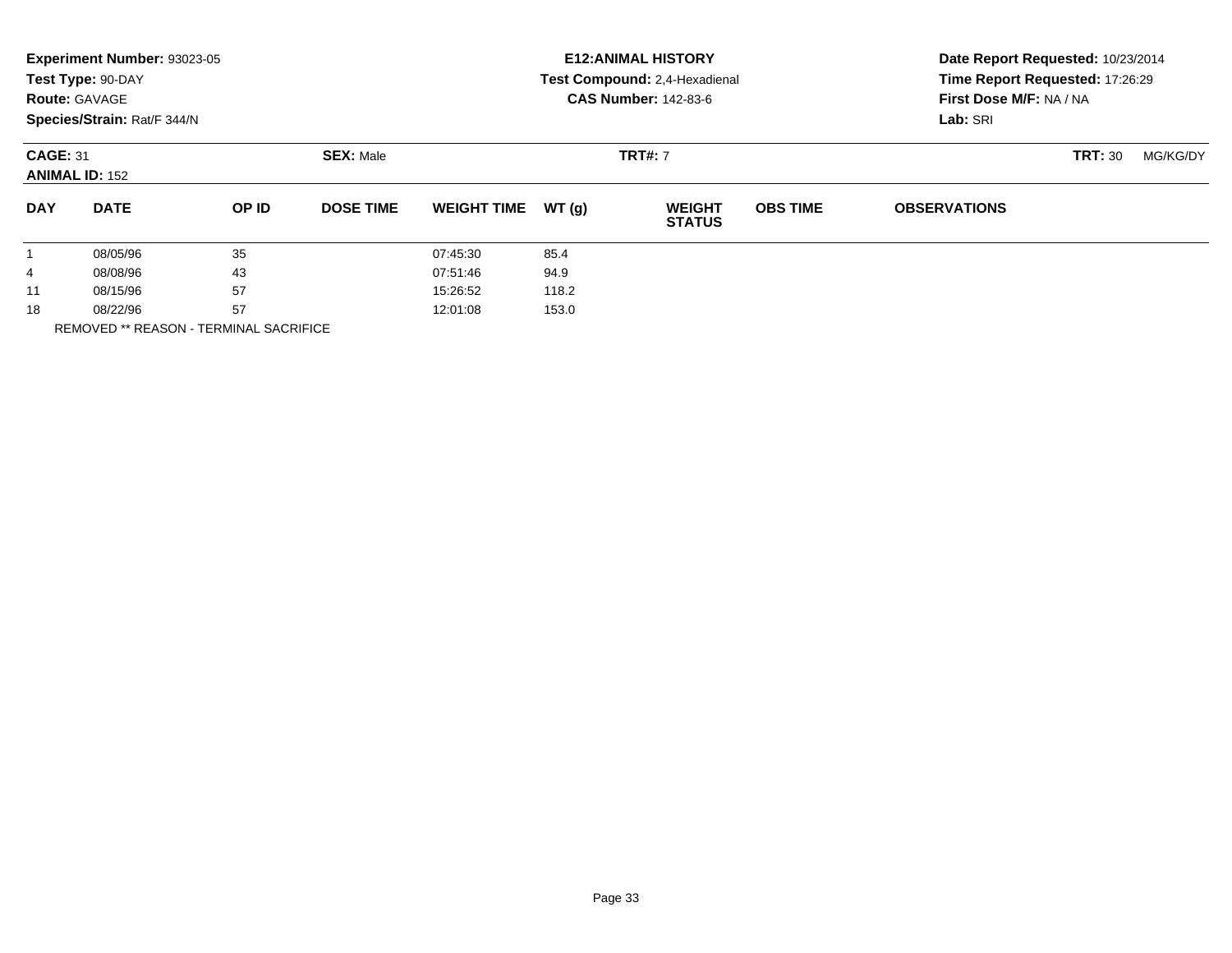**Experiment Number:** 93023-05
**Test Type:** 90-DAY
**Route:** GAVAGE
**Species/Strain:** Rat/F 344/N

**E12:ANIMAL HISTORY**
**Test Compound:** 2,4-Hexadienal
**CAS Number:** 142-83-6

**Date Report Requested:** 10/23/2014
**Time Report Requested:** 17:26:29
**First Dose M/F:** NA / NA
**Lab:** SRI

**CAGE:** 31 **SEX:** Male **TRT#:** 7 **TRT:** 30 MG/KG/DY
**ANIMAL ID:** 152

| DAY | DATE | OP ID | DOSE TIME | WEIGHT TIME | WT (g) | WEIGHT STATUS | OBS TIME | OBSERVATIONS |
|---|---|---|---|---|---|---|---|---|
| 1 | 08/05/96 | 35 | | 07:45:30 | 85.4 | | | |
| 4 | 08/08/96 | 43 | | 07:51:46 | 94.9 | | | |
| 11 | 08/15/96 | 57 | | 15:26:52 | 118.2 | | | |
| 18 | 08/22/96 | 57 | | 12:01:08 | 153.0 | | | |

REMOVED ** REASON - TERMINAL SACRIFICE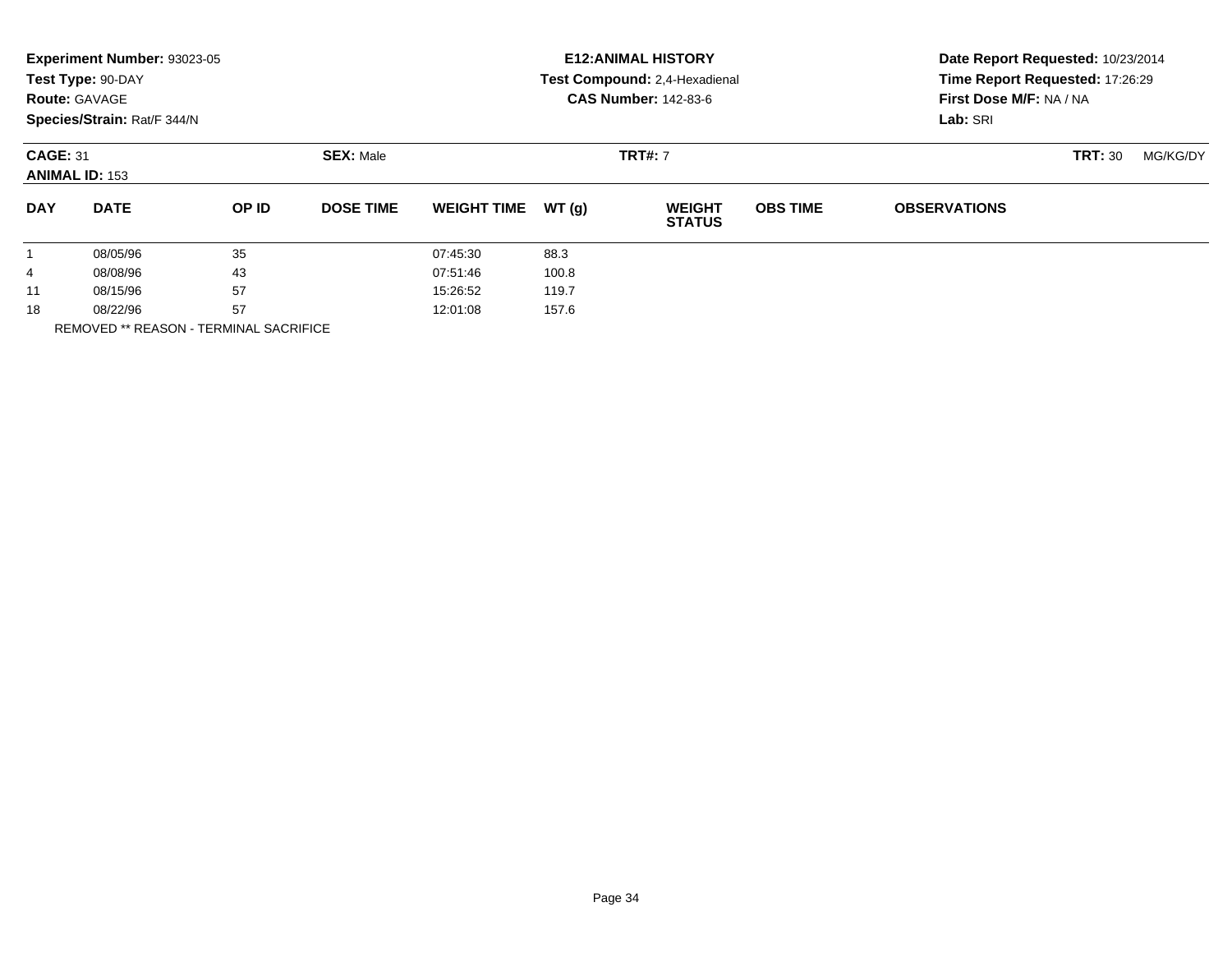**Experiment Number:** 93023-05
**Test Type:** 90-DAY
**Route:** GAVAGE
**Species/Strain:** Rat/F 344/N

**E12:ANIMAL HISTORY**
**Test Compound:** 2,4-Hexadienal
**CAS Number:** 142-83-6

**Date Report Requested:** 10/23/2014
**Time Report Requested:** 17:26:29
**First Dose M/F:** NA / NA
**Lab:** SRI

**CAGE:** 31 **SEX:** Male **TRT#:** 7 **TRT:** 30 MG/KG/DY
**ANIMAL ID:** 153

| DAY | DATE | OP ID | DOSE TIME | WEIGHT TIME | WT (g) | WEIGHT STATUS | OBS TIME | OBSERVATIONS |
|---|---|---|---|---|---|---|---|---|
| 1 | 08/05/96 | 35 | | 07:45:30 | 88.3 | | | |
| 4 | 08/08/96 | 43 | | 07:51:46 | 100.8 | | | |
| 11 | 08/15/96 | 57 | | 15:26:52 | 119.7 | | | |
| 18 | 08/22/96 | 57 | | 12:01:08 | 157.6 | | | |

REMOVED ** REASON - TERMINAL SACRIFICE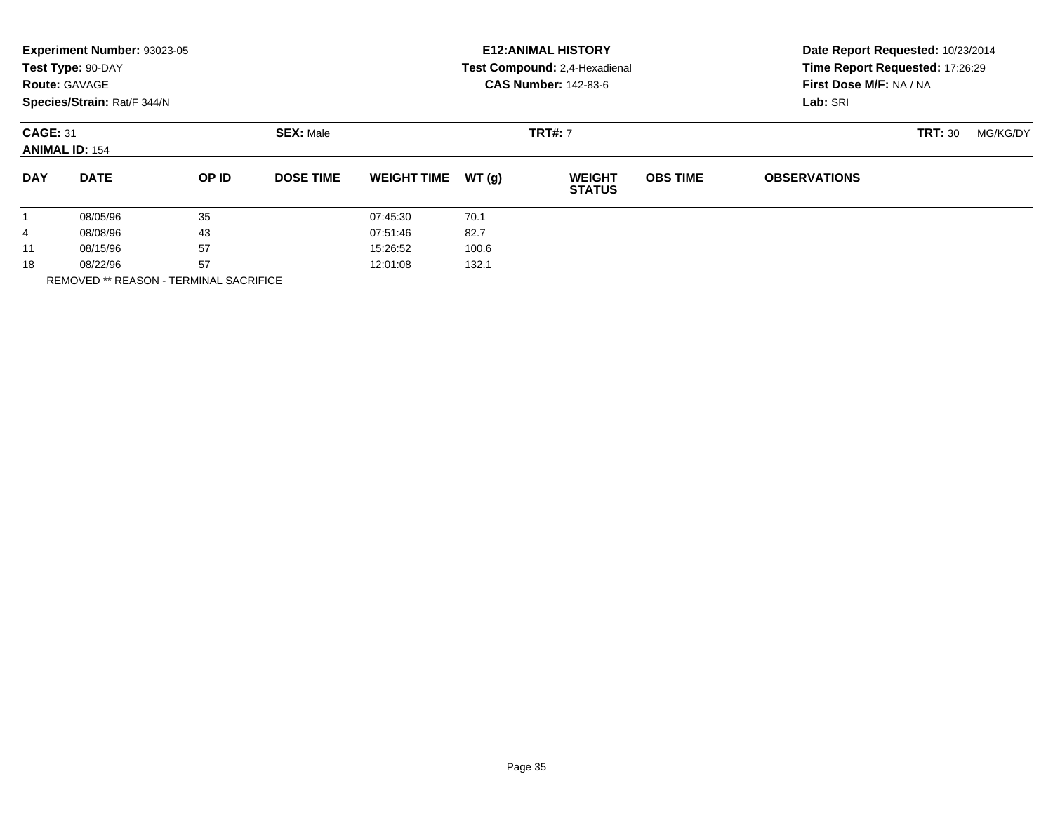**Experiment Number:** 93023-05
**Test Type:** 90-DAY
**Route:** GAVAGE
**Species/Strain:** Rat/F 344/N

**E12:ANIMAL HISTORY**
**Test Compound:** 2,4-Hexadienal
**CAS Number:** 142-83-6

**Date Report Requested:** 10/23/2014
**Time Report Requested:** 17:26:29
**First Dose M/F:** NA / NA
**Lab:** SRI

**CAGE:** 31 **SEX:** Male **TRT#:** 7 **TRT:** 30 MG/KG/DY
**ANIMAL ID:** 154

| DAY | DATE | OP ID | DOSE TIME | WEIGHT TIME | WT (g) | WEIGHT STATUS | OBS TIME | OBSERVATIONS |
|---|---|---|---|---|---|---|---|---|
| 1 | 08/05/96 | 35 | | 07:45:30 | 70.1 | | | |
| 4 | 08/08/96 | 43 | | 07:51:46 | 82.7 | | | |
| 11 | 08/15/96 | 57 | | 15:26:52 | 100.6 | | | |
| 18 | 08/22/96 | 57 | | 12:01:08 | 132.1 | | | |

REMOVED ** REASON - TERMINAL SACRIFICE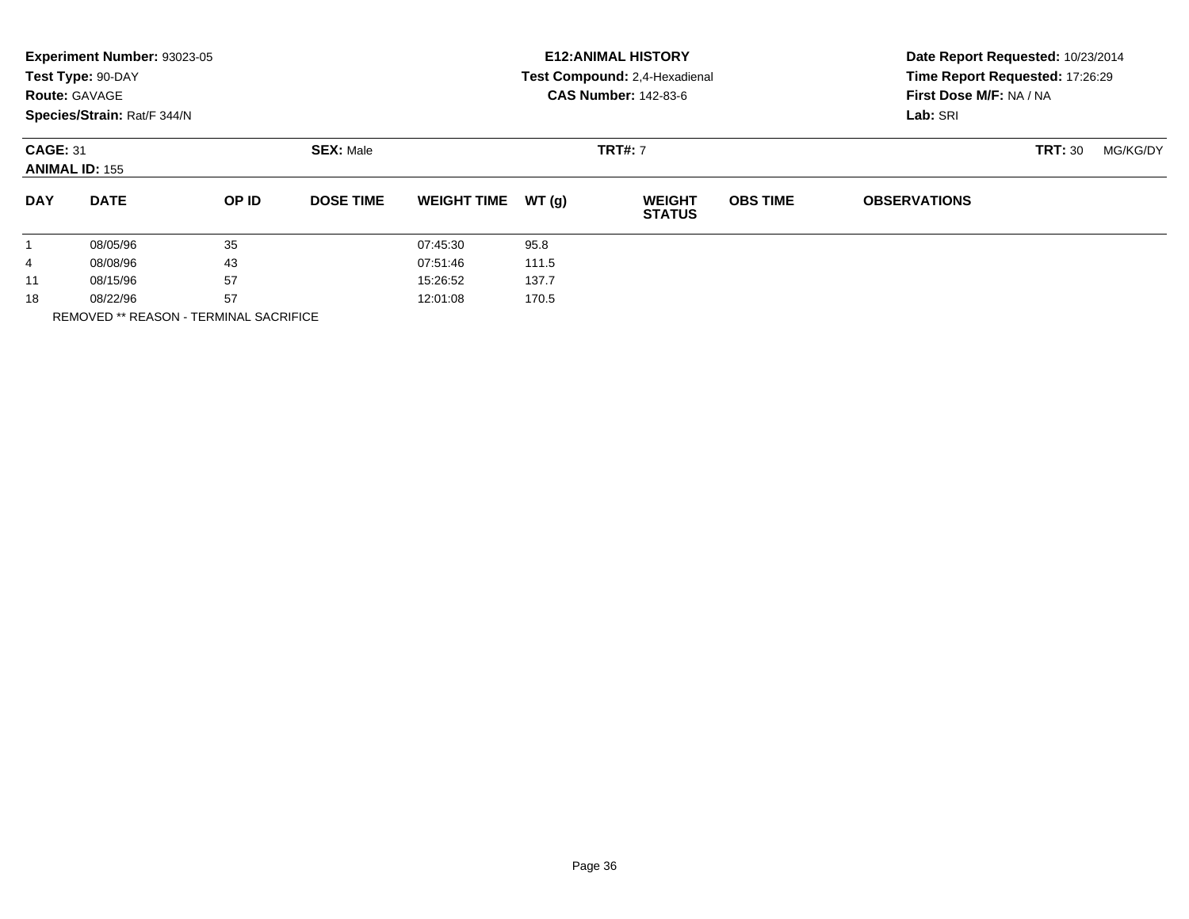**Experiment Number:** 93023-05
**Test Type:** 90-DAY
**Route:** GAVAGE
**Species/Strain:** Rat/F 344/N

**E12:ANIMAL HISTORY**
**Test Compound:** 2,4-Hexadienal
**CAS Number:** 142-83-6

**Date Report Requested:** 10/23/2014
**Time Report Requested:** 17:26:29
**First Dose M/F:** NA / NA
**Lab:** SRI

**CAGE:** 31 **SEX:** Male **TRT#:** 7 **TRT:** 30 MG/KG/DY
**ANIMAL ID:** 155

| DAY | DATE | OP ID | DOSE TIME | WEIGHT TIME | WT (g) | WEIGHT STATUS | OBS TIME | OBSERVATIONS |
|---|---|---|---|---|---|---|---|---|
| 1 | 08/05/96 | 35 | | 07:45:30 | 95.8 | | | |
| 4 | 08/08/96 | 43 | | 07:51:46 | 111.5 | | | |
| 11 | 08/15/96 | 57 | | 15:26:52 | 137.7 | | | |
| 18 | 08/22/96 | 57 | | 12:01:08 | 170.5 | | | |

REMOVED ** REASON - TERMINAL SACRIFICE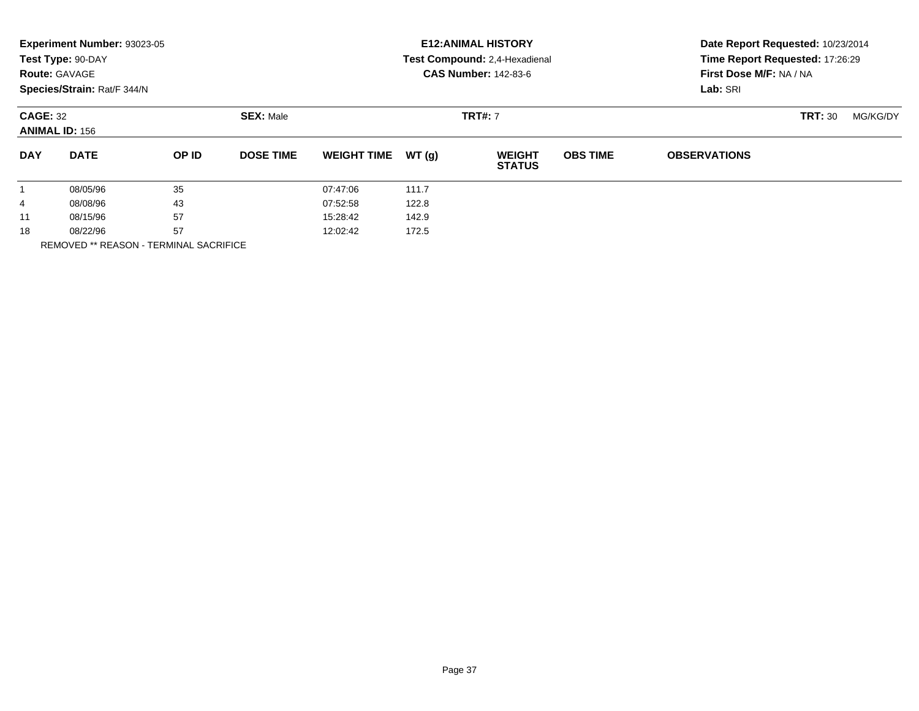**Experiment Number:** 93023-05
**Test Type:** 90-DAY
**Route:** GAVAGE
**Species/Strain:** Rat/F 344/N

**E12:ANIMAL HISTORY**
**Test Compound:** 2,4-Hexadienal
**CAS Number:** 142-83-6

**Date Report Requested:** 10/23/2014
**Time Report Requested:** 17:26:29
**First Dose M/F:** NA / NA
**Lab:** SRI

**CAGE:** 32 **SEX:** Male **TRT#:** 7 **TRT:** 30 MG/KG/DY
**ANIMAL ID:** 156

| DAY | DATE | OP ID | DOSE TIME | WEIGHT TIME | WT (g) | WEIGHT STATUS | OBS TIME | OBSERVATIONS |
|---|---|---|---|---|---|---|---|---|
| 1 | 08/05/96 | 35 | | 07:47:06 | 111.7 | | | |
| 4 | 08/08/96 | 43 | | 07:52:58 | 122.8 | | | |
| 11 | 08/15/96 | 57 | | 15:28:42 | 142.9 | | | |
| 18 | 08/22/96 | 57 | | 12:02:42 | 172.5 | | | |

REMOVED ** REASON - TERMINAL SACRIFICE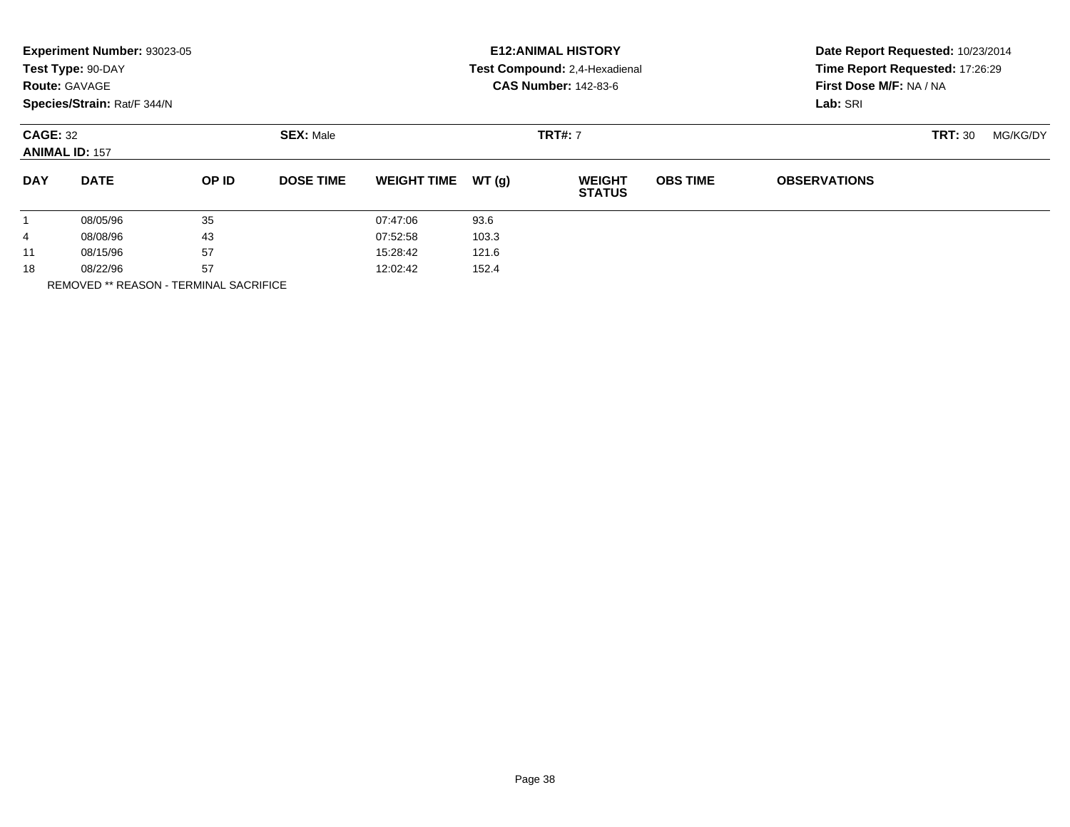**Experiment Number:** 93023-05
**Test Type:** 90-DAY
**Route:** GAVAGE
**Species/Strain:** Rat/F 344/N

**E12:ANIMAL HISTORY**
**Test Compound:** 2,4-Hexadienal
**CAS Number:** 142-83-6

**Date Report Requested:** 10/23/2014
**Time Report Requested:** 17:26:29
**First Dose M/F:** NA / NA
**Lab:** SRI

**CAGE:** 32 **SEX:** Male **TRT#:** 7 **TRT:** 30 MG/KG/DY
**ANIMAL ID:** 157

| DAY | DATE | OP ID | DOSE TIME | WEIGHT TIME | WT (g) | WEIGHT STATUS | OBS TIME | OBSERVATIONS |
|---|---|---|---|---|---|---|---|---|
| 1 | 08/05/96 | 35 | | 07:47:06 | 93.6 | | | |
| 4 | 08/08/96 | 43 | | 07:52:58 | 103.3 | | | |
| 11 | 08/15/96 | 57 | | 15:28:42 | 121.6 | | | |
| 18 | 08/22/96 | 57 | | 12:02:42 | 152.4 | | | |

REMOVED ** REASON - TERMINAL SACRIFICE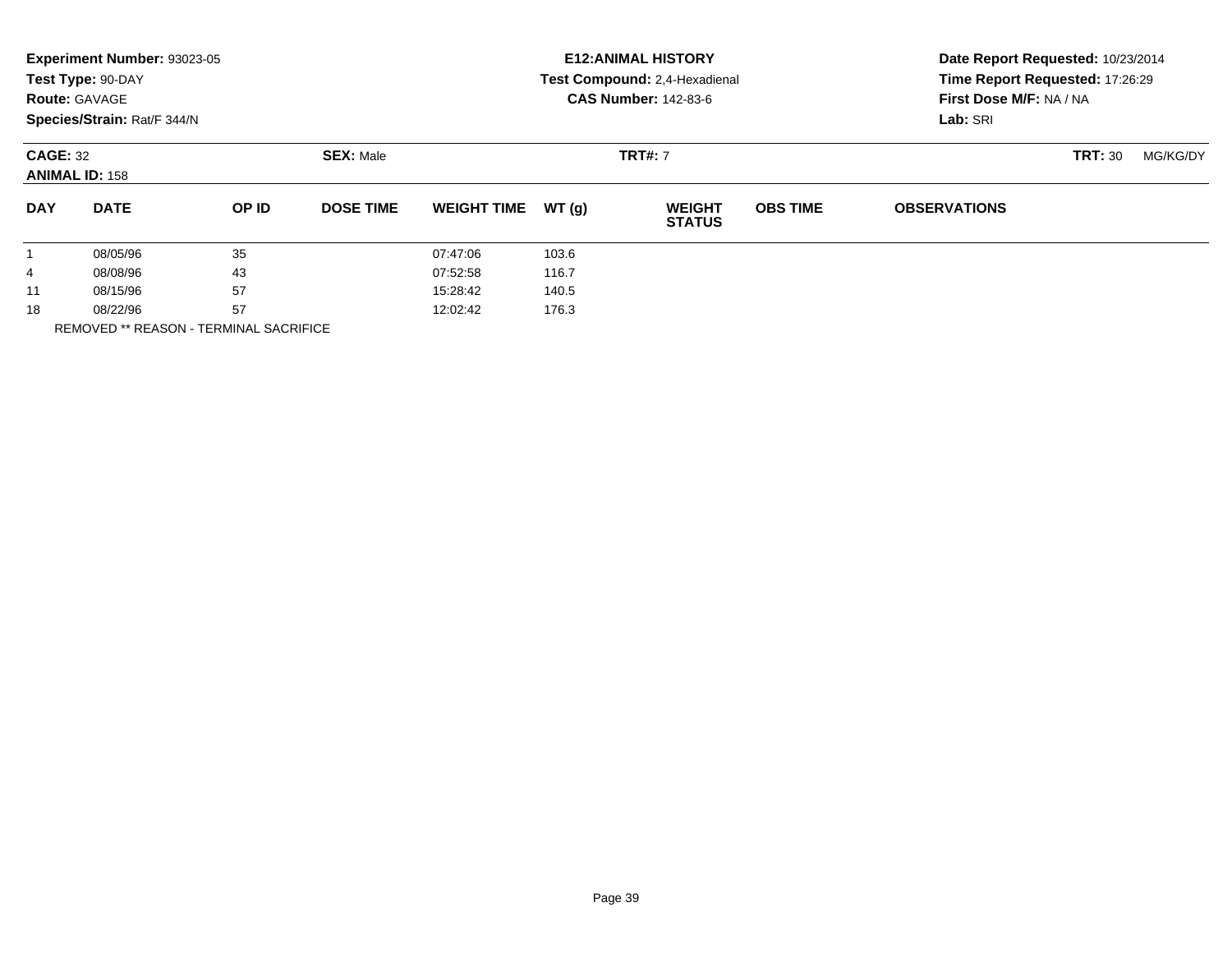**Experiment Number:** 93023-05
**Test Type:** 90-DAY
**Route:** GAVAGE
**Species/Strain:** Rat/F 344/N

**E12:ANIMAL HISTORY**
**Test Compound:** 2,4-Hexadienal
**CAS Number:** 142-83-6

**Date Report Requested:** 10/23/2014
**Time Report Requested:** 17:26:29
**First Dose M/F:** NA / NA
**Lab:** SRI

**CAGE:** 32　**SEX:** Male　**TRT#:** 7　**TRT:** 30 MG/KG/DY
**ANIMAL ID:** 158

| DAY | DATE | OP ID | DOSE TIME | WEIGHT TIME | WT (g) | WEIGHT STATUS | OBS TIME | OBSERVATIONS |
|---|---|---|---|---|---|---|---|---|
| 1 | 08/05/96 | 35 | | 07:47:06 | 103.6 | | | |
| 4 | 08/08/96 | 43 | | 07:52:58 | 116.7 | | | |
| 11 | 08/15/96 | 57 | | 15:28:42 | 140.5 | | | |
| 18 | 08/22/96 | 57 | | 12:02:42 | 176.3 | | | |

REMOVED ** REASON - TERMINAL SACRIFICE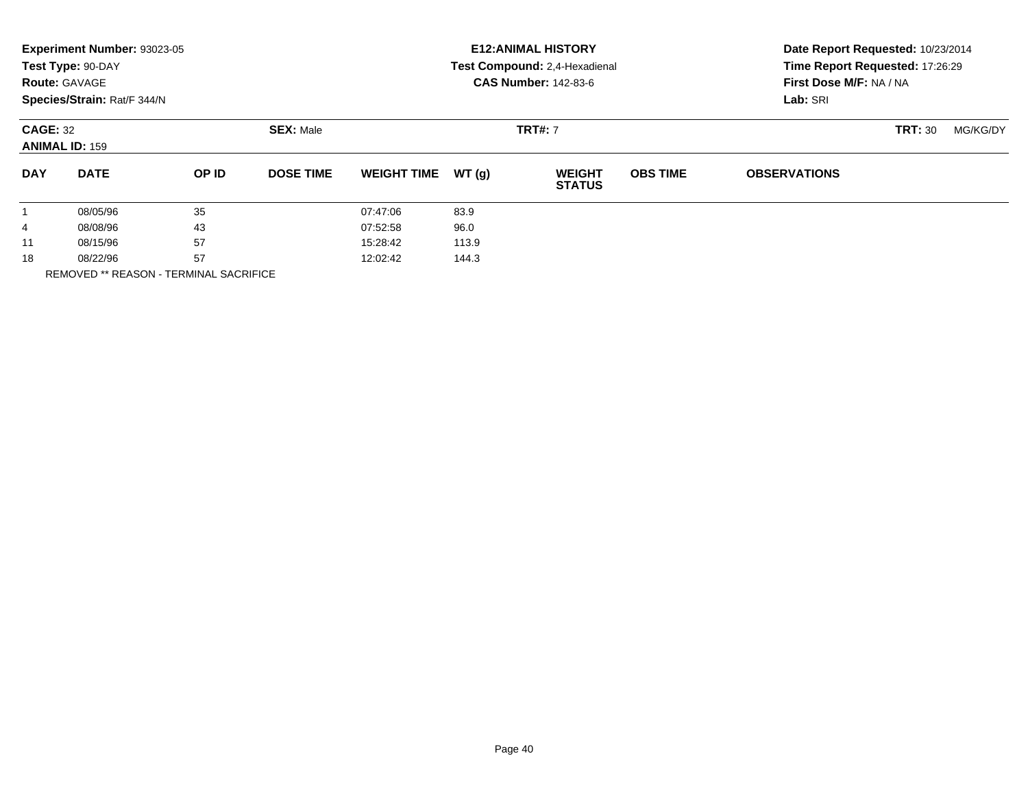**Experiment Number:** 93023-05
**Test Type:** 90-DAY
**Route:** GAVAGE
**Species/Strain:** Rat/F 344/N

**E12:ANIMAL HISTORY**
**Test Compound:** 2,4-Hexadienal
**CAS Number:** 142-83-6

**Date Report Requested:** 10/23/2014
**Time Report Requested:** 17:26:29
**First Dose M/F:** NA / NA
**Lab:** SRI

**CAGE:** 32 **SEX:** Male **TRT#:** 7 **TRT:** 30 MG/KG/DY
**ANIMAL ID:** 159

| DAY | DATE | OP ID | DOSE TIME | WEIGHT TIME | WT (g) | WEIGHT STATUS | OBS TIME | OBSERVATIONS |
|---|---|---|---|---|---|---|---|---|
| 1 | 08/05/96 | 35 | | 07:47:06 | 83.9 | | | |
| 4 | 08/08/96 | 43 | | 07:52:58 | 96.0 | | | |
| 11 | 08/15/96 | 57 | | 15:28:42 | 113.9 | | | |
| 18 | 08/22/96 | 57 | | 12:02:42 | 144.3 | | | |

REMOVED ** REASON - TERMINAL SACRIFICE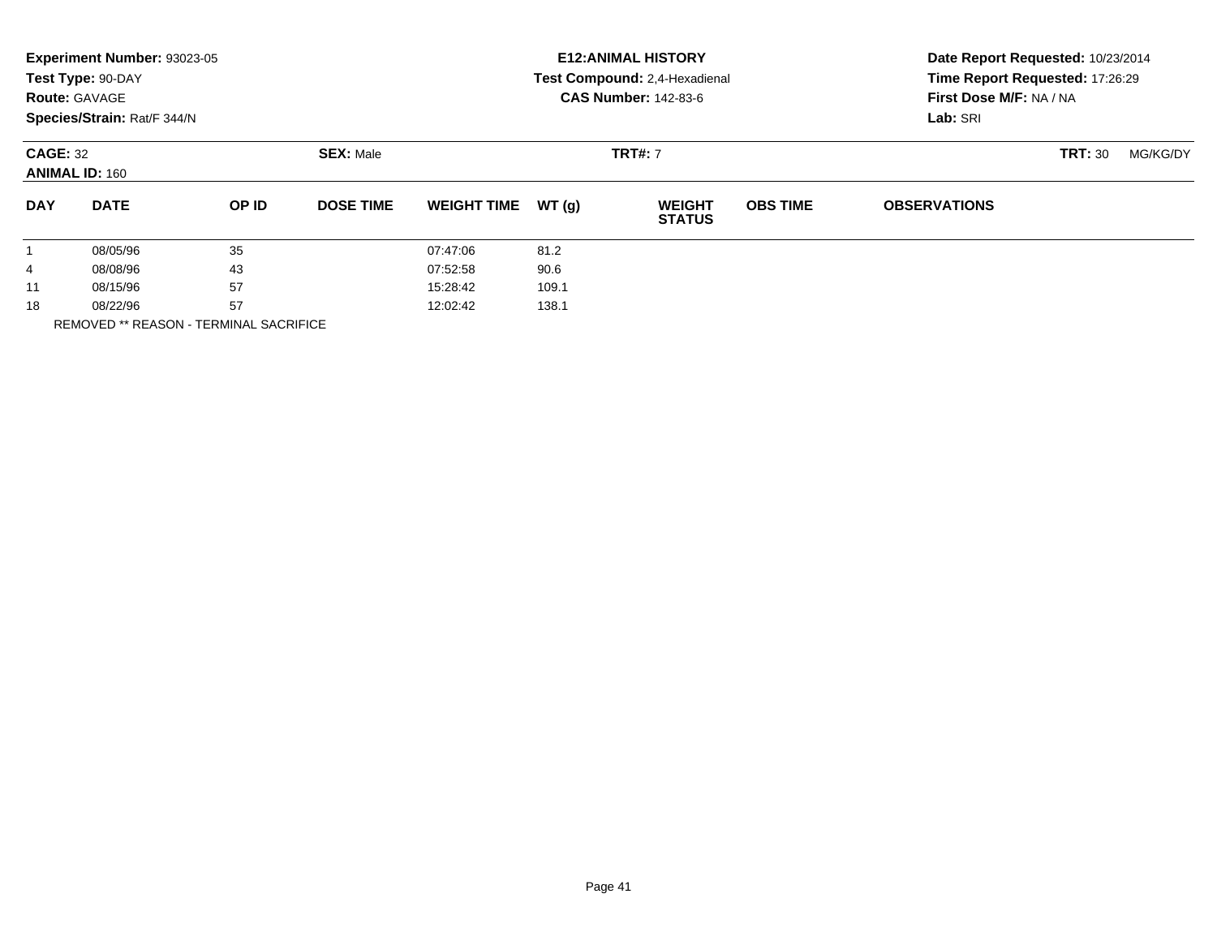**Experiment Number:** 93023-05
**Test Type:** 90-DAY
**Route:** GAVAGE
**Species/Strain:** Rat/F 344/N

**E12:ANIMAL HISTORY**
**Test Compound:** 2,4-Hexadienal
**CAS Number:** 142-83-6

**Date Report Requested:** 10/23/2014
**Time Report Requested:** 17:26:29
**First Dose M/F:** NA / NA
**Lab:** SRI

**CAGE:** 32 **SEX:** Male **TRT#:** 7 **TRT:** 30 MG/KG/DY
**ANIMAL ID:** 160

| DAY | DATE | OP ID | DOSE TIME | WEIGHT TIME | WT (g) | WEIGHT STATUS | OBS TIME | OBSERVATIONS |
|---|---|---|---|---|---|---|---|---|
| 1 | 08/05/96 | 35 | | 07:47:06 | 81.2 | | | |
| 4 | 08/08/96 | 43 | | 07:52:58 | 90.6 | | | |
| 11 | 08/15/96 | 57 | | 15:28:42 | 109.1 | | | |
| 18 | 08/22/96 | 57 | | 12:02:42 | 138.1 | | | |

REMOVED ** REASON - TERMINAL SACRIFICE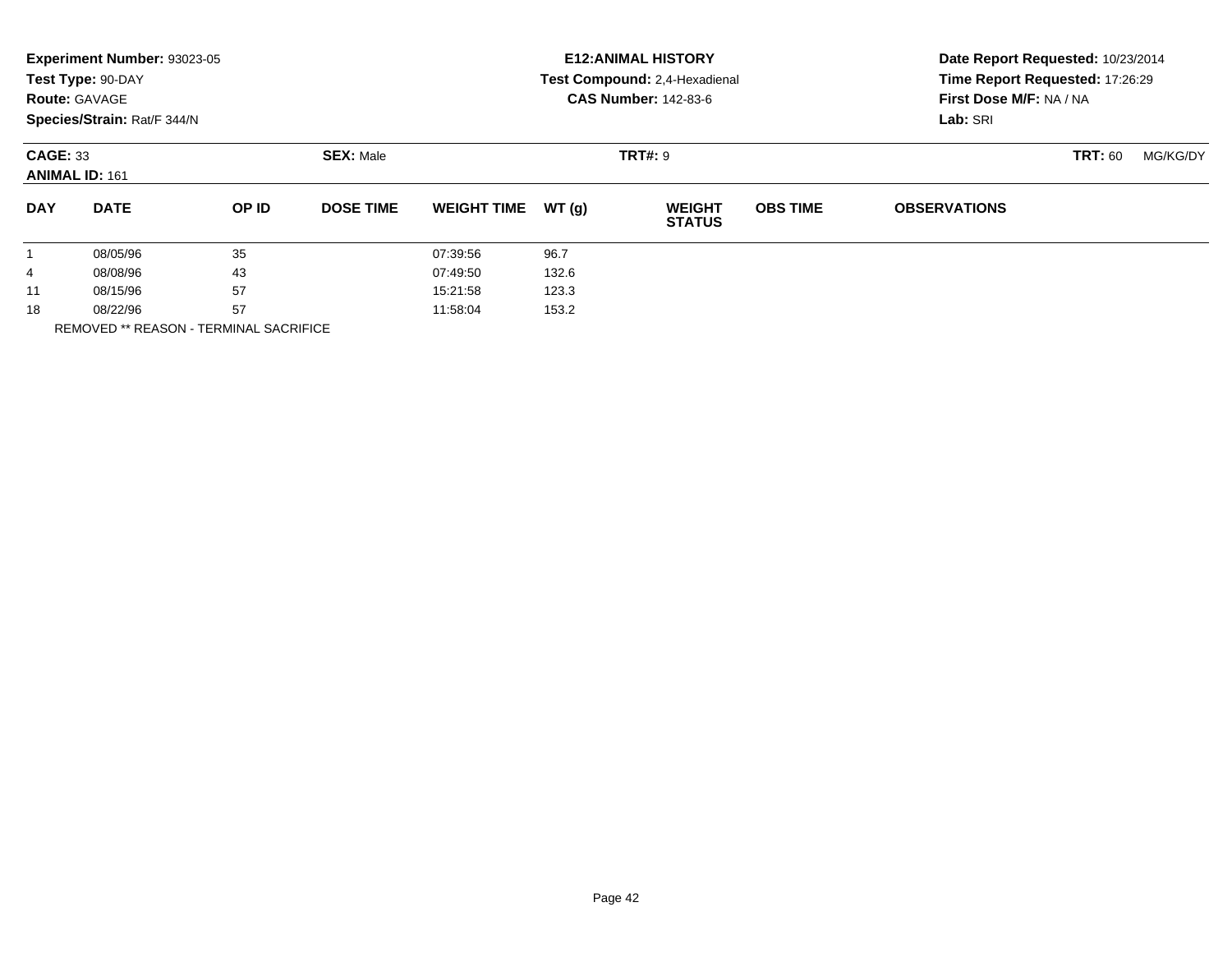**Experiment Number:** 93023-05
**Test Type:** 90-DAY
**Route:** GAVAGE
**Species/Strain:** Rat/F 344/N

**E12:ANIMAL HISTORY**
**Test Compound:** 2,4-Hexadienal
**CAS Number:** 142-83-6

**Date Report Requested:** 10/23/2014
**Time Report Requested:** 17:26:29
**First Dose M/F:** NA / NA
**Lab:** SRI

**CAGE:** 33 **SEX:** Male **TRT#:** 9 **TRT:** 60 MG/KG/DY
**ANIMAL ID:** 161

| DAY | DATE | OP ID | DOSE TIME | WEIGHT TIME | WT (g) | WEIGHT STATUS | OBS TIME | OBSERVATIONS |
|---|---|---|---|---|---|---|---|---|
| 1 | 08/05/96 | 35 | | 07:39:56 | 96.7 | | | |
| 4 | 08/08/96 | 43 | | 07:49:50 | 132.6 | | | |
| 11 | 08/15/96 | 57 | | 15:21:58 | 123.3 | | | |
| 18 | 08/22/96 | 57 | | 11:58:04 | 153.2 | | | |

REMOVED ** REASON - TERMINAL SACRIFICE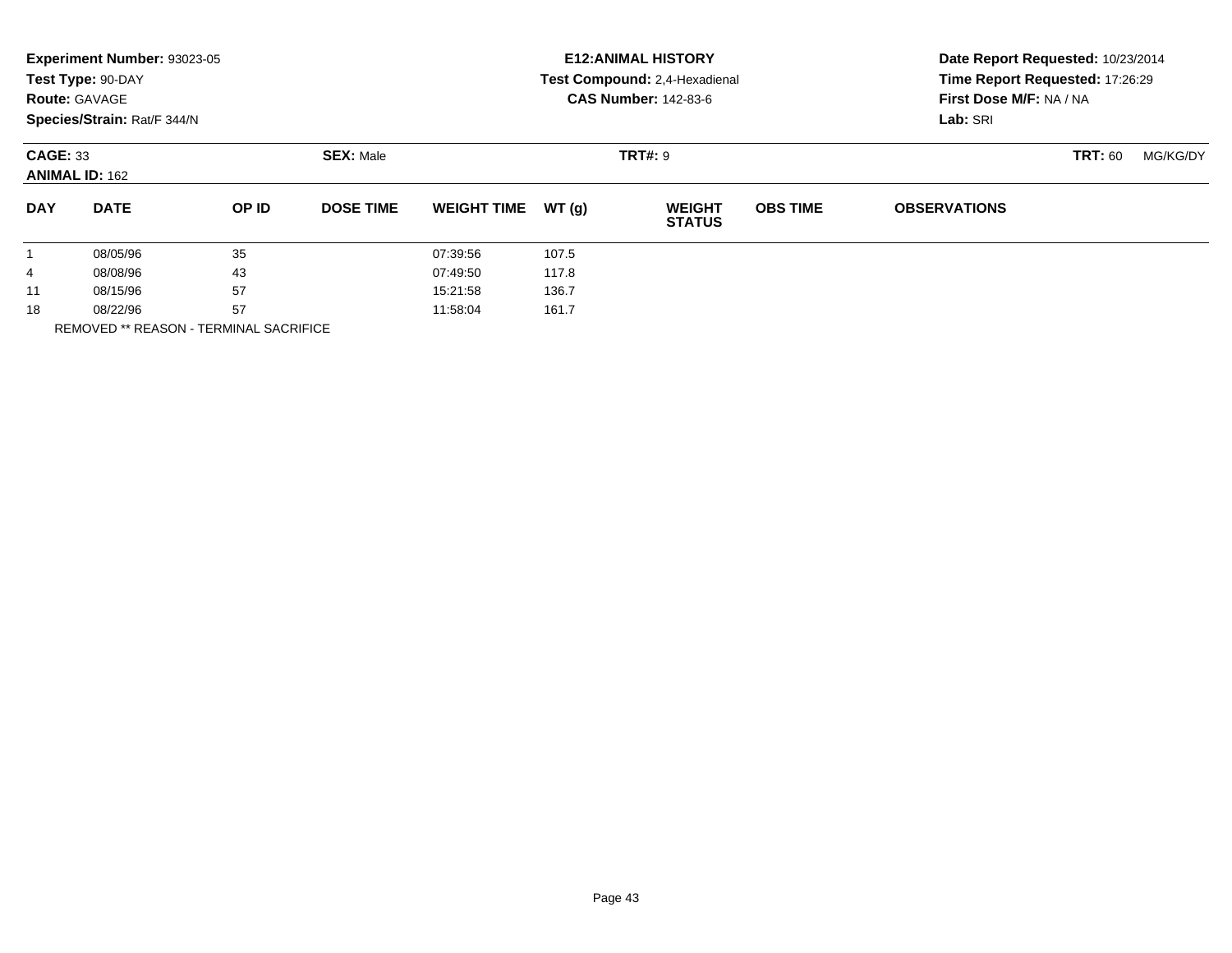**Experiment Number:** 93023-05
**Test Type:** 90-DAY
**Route:** GAVAGE
**Species/Strain:** Rat/F 344/N

**E12:ANIMAL HISTORY**
**Test Compound:** 2,4-Hexadienal
**CAS Number:** 142-83-6

**Date Report Requested:** 10/23/2014
**Time Report Requested:** 17:26:29
**First Dose M/F:** NA / NA
**Lab:** SRI

**CAGE:** 33 **SEX:** Male **TRT#:** 9 **TRT:** 60 MG/KG/DY
**ANIMAL ID:** 162

| DAY | DATE | OP ID | DOSE TIME | WEIGHT TIME | WT (g) | WEIGHT STATUS | OBS TIME | OBSERVATIONS |
|---|---|---|---|---|---|---|---|---|
| 1 | 08/05/96 | 35 | | 07:39:56 | 107.5 | | | |
| 4 | 08/08/96 | 43 | | 07:49:50 | 117.8 | | | |
| 11 | 08/15/96 | 57 | | 15:21:58 | 136.7 | | | |
| 18 | 08/22/96 | 57 | | 11:58:04 | 161.7 | | | |

REMOVED ** REASON - TERMINAL SACRIFICE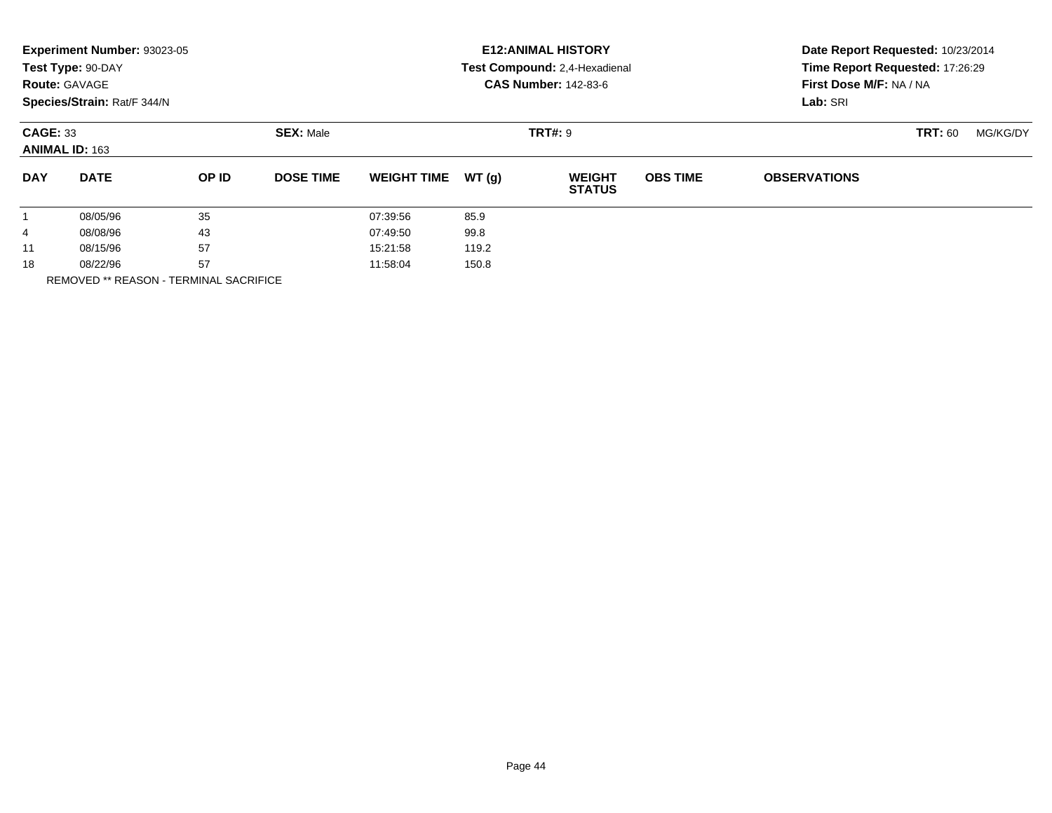**Experiment Number:** 93023-05
**Test Type:** 90-DAY
**Route:** GAVAGE
**Species/Strain:** Rat/F 344/N

**E12:ANIMAL HISTORY**
**Test Compound:** 2,4-Hexadienal
**CAS Number:** 142-83-6

**Date Report Requested:** 10/23/2014
**Time Report Requested:** 17:26:29
**First Dose M/F:** NA / NA
**Lab:** SRI

**CAGE:** 33 **SEX:** Male **TRT#:** 9 **TRT:** 60 MG/KG/DY
**ANIMAL ID:** 163

| DAY | DATE | OP ID | DOSE TIME | WEIGHT TIME | WT (g) | WEIGHT STATUS | OBS TIME | OBSERVATIONS |
|---|---|---|---|---|---|---|---|---|
| 1 | 08/05/96 | 35 | | 07:39:56 | 85.9 | | | |
| 4 | 08/08/96 | 43 | | 07:49:50 | 99.8 | | | |
| 11 | 08/15/96 | 57 | | 15:21:58 | 119.2 | | | |
| 18 | 08/22/96 | 57 | | 11:58:04 | 150.8 | | | |

REMOVED ** REASON - TERMINAL SACRIFICE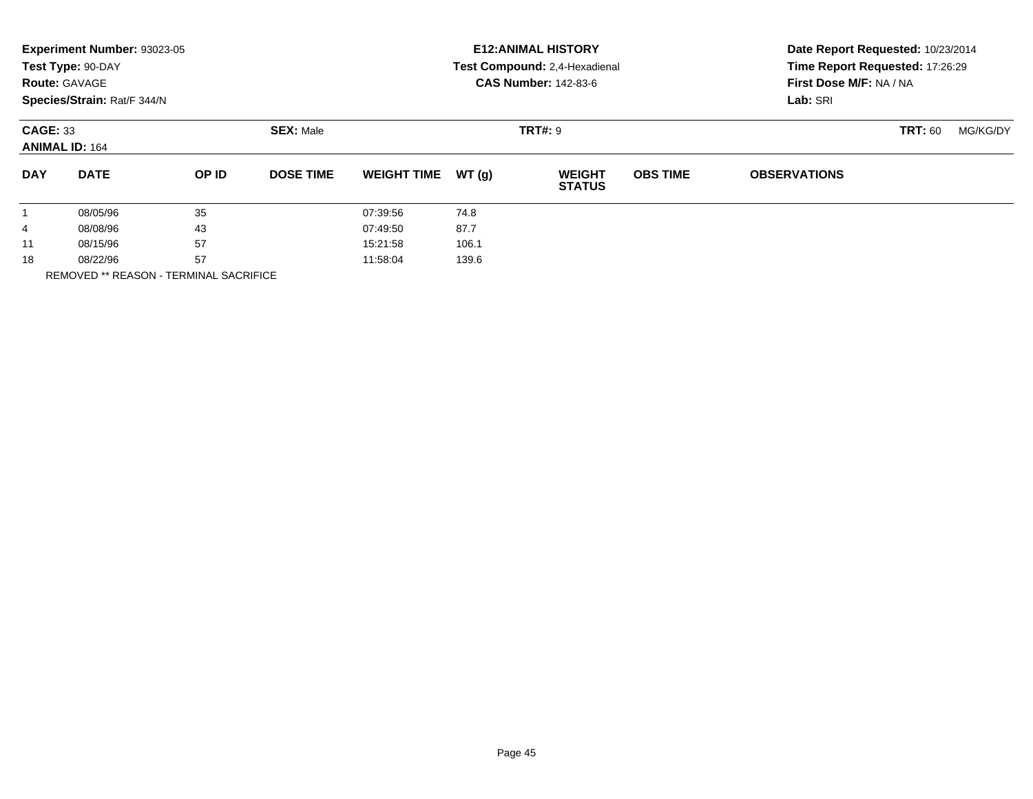**Experiment Number:** 93023-05
**Test Type:** 90-DAY
**Route:** GAVAGE
**Species/Strain:** Rat/F 344/N

**E12:ANIMAL HISTORY**
**Test Compound:** 2,4-Hexadienal
**CAS Number:** 142-83-6

**Date Report Requested:** 10/23/2014
**Time Report Requested:** 17:26:29
**First Dose M/F:** NA / NA
**Lab:** SRI

**CAGE:** 33
**ANIMAL ID:** 164
**SEX:** Male
**TRT#:** 9
**TRT:** 60 MG/KG/DY

| DAY | DATE | OP ID | DOSE TIME | WEIGHT TIME | WT (g) | WEIGHT STATUS | OBS TIME | OBSERVATIONS |
|---|---|---|---|---|---|---|---|---|
| 1 | 08/05/96 | 35 | | 07:39:56 | 74.8 | | | |
| 4 | 08/08/96 | 43 | | 07:49:50 | 87.7 | | | |
| 11 | 08/15/96 | 57 | | 15:21:58 | 106.1 | | | |
| 18 | 08/22/96 | 57 | | 11:58:04 | 139.6 | | | |

REMOVED ** REASON - TERMINAL SACRIFICE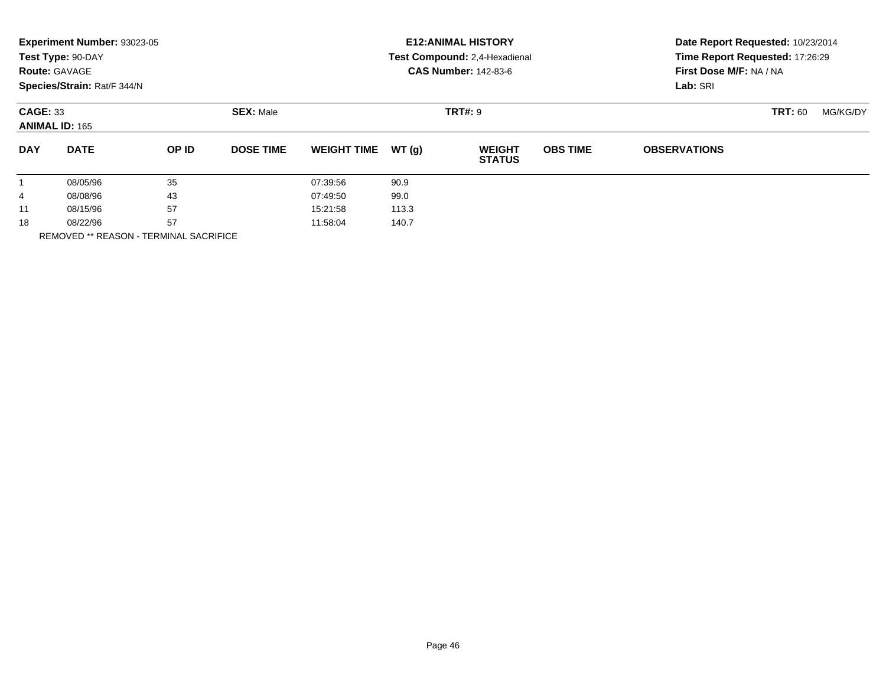**Experiment Number:** 93023-05
**Test Type:** 90-DAY
**Route:** GAVAGE
**Species/Strain:** Rat/F 344/N

**E12:ANIMAL HISTORY**
**Test Compound:** 2,4-Hexadienal
**CAS Number:** 142-83-6

**Date Report Requested:** 10/23/2014
**Time Report Requested:** 17:26:29
**First Dose M/F:** NA / NA
**Lab:** SRI

**CAGE:** 33
**ANIMAL ID:** 165
**SEX:** Male
**TRT#:** 9
**TRT:** 60 MG/KG/DY

| DAY | DATE | OP ID | DOSE TIME | WEIGHT TIME | WT (g) | WEIGHT STATUS | OBS TIME | OBSERVATIONS |
|---|---|---|---|---|---|---|---|---|
| 1 | 08/05/96 | 35 | | 07:39:56 | 90.9 | | | |
| 4 | 08/08/96 | 43 | | 07:49:50 | 99.0 | | | |
| 11 | 08/15/96 | 57 | | 15:21:58 | 113.3 | | | |
| 18 | 08/22/96 | 57 | | 11:58:04 | 140.7 | | | |

REMOVED ** REASON - TERMINAL SACRIFICE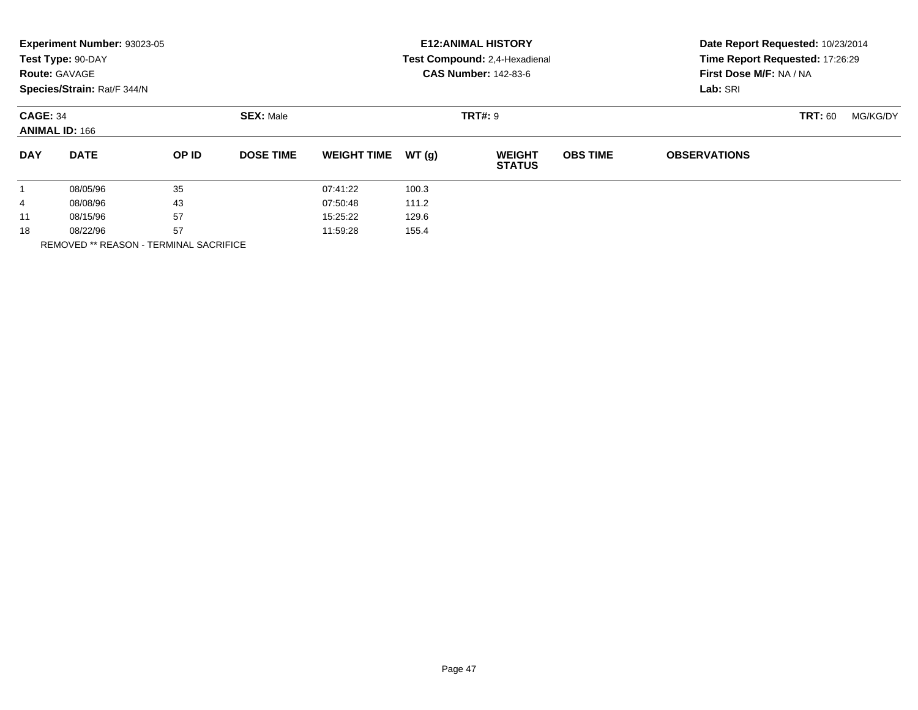**Experiment Number:** 93023-05
**Test Type:** 90-DAY
**Route:** GAVAGE
**Species/Strain:** Rat/F 344/N

**E12:ANIMAL HISTORY**
**Test Compound:** 2,4-Hexadienal
**CAS Number:** 142-83-6

**Date Report Requested:** 10/23/2014
**Time Report Requested:** 17:26:29
**First Dose M/F:** NA / NA
**Lab:** SRI

**CAGE:** 34
**ANIMAL ID:** 166
**SEX:** Male
**TRT#:** 9
**TRT:** 60 MG/KG/DY

| DAY | DATE | OP ID | DOSE TIME | WEIGHT TIME | WT (g) | WEIGHT STATUS | OBS TIME | OBSERVATIONS |
|---|---|---|---|---|---|---|---|---|
| 1 | 08/05/96 | 35 | | 07:41:22 | 100.3 | | | |
| 4 | 08/08/96 | 43 | | 07:50:48 | 111.2 | | | |
| 11 | 08/15/96 | 57 | | 15:25:22 | 129.6 | | | |
| 18 | 08/22/96 | 57 | | 11:59:28 | 155.4 | | | |

REMOVED ** REASON - TERMINAL SACRIFICE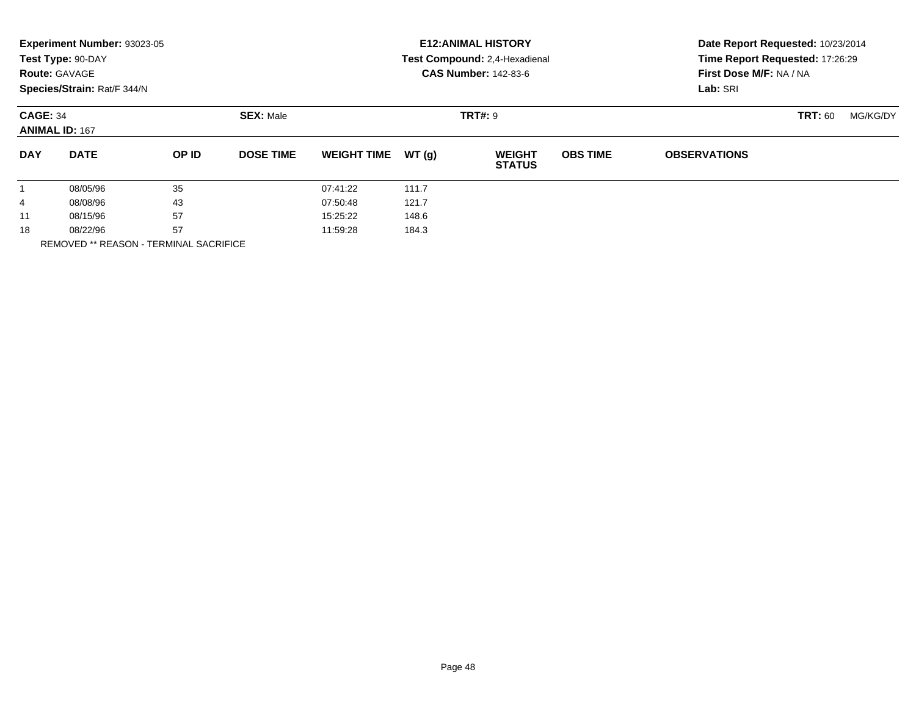**Experiment Number:** 93023-05
**Test Type:** 90-DAY
**Route:** GAVAGE
**Species/Strain:** Rat/F 344/N

**E12:ANIMAL HISTORY**
**Test Compound:** 2,4-Hexadienal
**CAS Number:** 142-83-6

**Date Report Requested:** 10/23/2014
**Time Report Requested:** 17:26:29
**First Dose M/F:** NA / NA
**Lab:** SRI

**CAGE:** 34
**ANIMAL ID:** 167

**SEX:** Male

**TRT#:** 9

**TRT:** 60 MG/KG/DY

| DAY | DATE | OP ID | DOSE TIME | WEIGHT TIME | WT (g) | WEIGHT STATUS | OBS TIME | OBSERVATIONS |
|---|---|---|---|---|---|---|---|---|
| 1 | 08/05/96 | 35 | | 07:41:22 | 111.7 | | | |
| 4 | 08/08/96 | 43 | | 07:50:48 | 121.7 | | | |
| 11 | 08/15/96 | 57 | | 15:25:22 | 148.6 | | | |
| 18 | 08/22/96 | 57 | | 11:59:28 | 184.3 | | | |

REMOVED ** REASON - TERMINAL SACRIFICE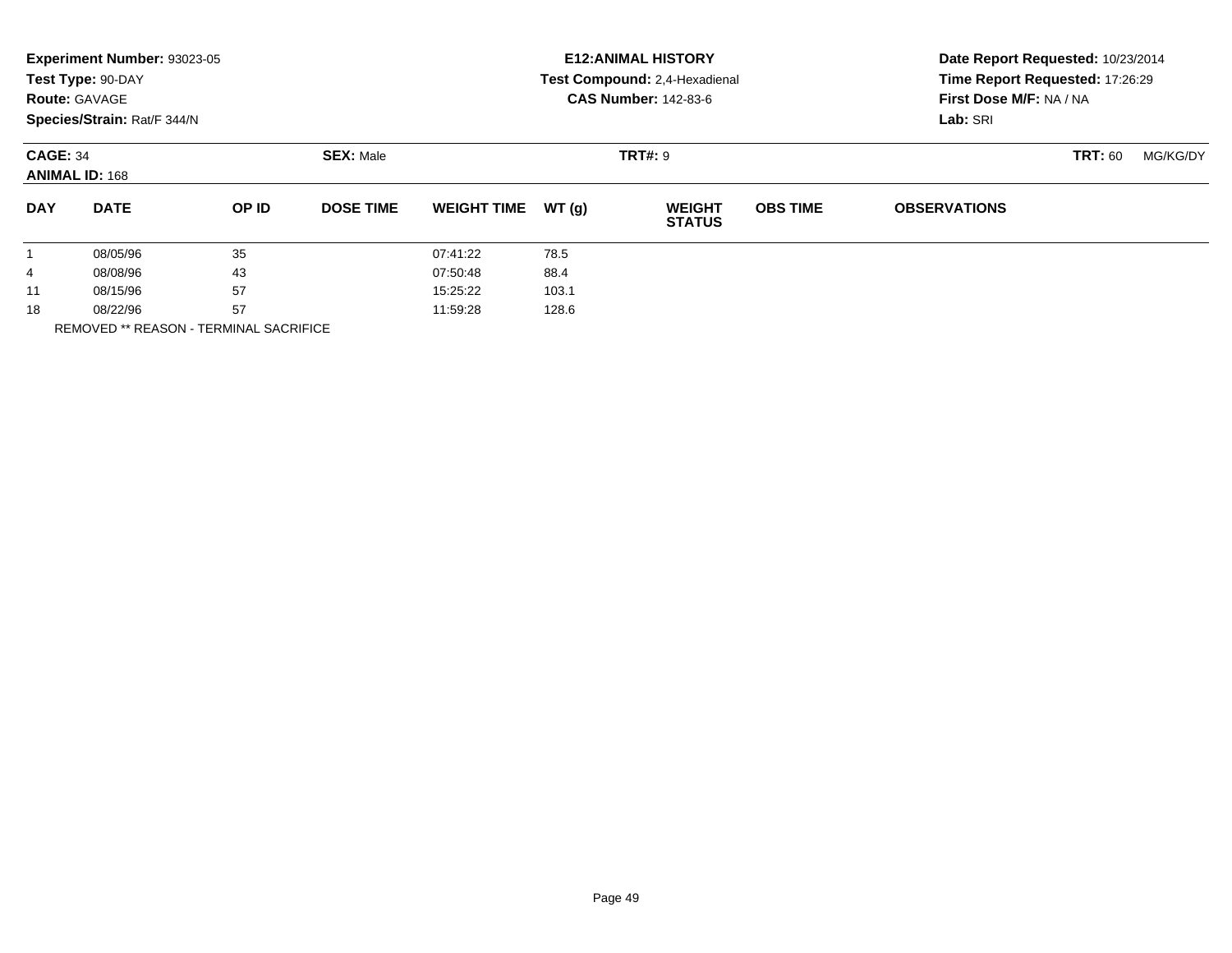**Experiment Number:** 93023-05
**Test Type:** 90-DAY
**Route:** GAVAGE
**Species/Strain:** Rat/F 344/N

**E12:ANIMAL HISTORY**
**Test Compound:** 2,4-Hexadienal
**CAS Number:** 142-83-6

**Date Report Requested:** 10/23/2014
**Time Report Requested:** 17:26:29
**First Dose M/F:** NA / NA
**Lab:** SRI

**CAGE:** 34
**ANIMAL ID:** 168
**SEX:** Male
**TRT#:** 9
**TRT:** 60 MG/KG/DY

| DAY | DATE | OP ID | DOSE TIME | WEIGHT TIME | WT (g) | WEIGHT STATUS | OBS TIME | OBSERVATIONS |
|---|---|---|---|---|---|---|---|---|
| 1 | 08/05/96 | 35 | | 07:41:22 | 78.5 | | | |
| 4 | 08/08/96 | 43 | | 07:50:48 | 88.4 | | | |
| 11 | 08/15/96 | 57 | | 15:25:22 | 103.1 | | | |
| 18 | 08/22/96 | 57 | | 11:59:28 | 128.6 | | | |

REMOVED ** REASON - TERMINAL SACRIFICE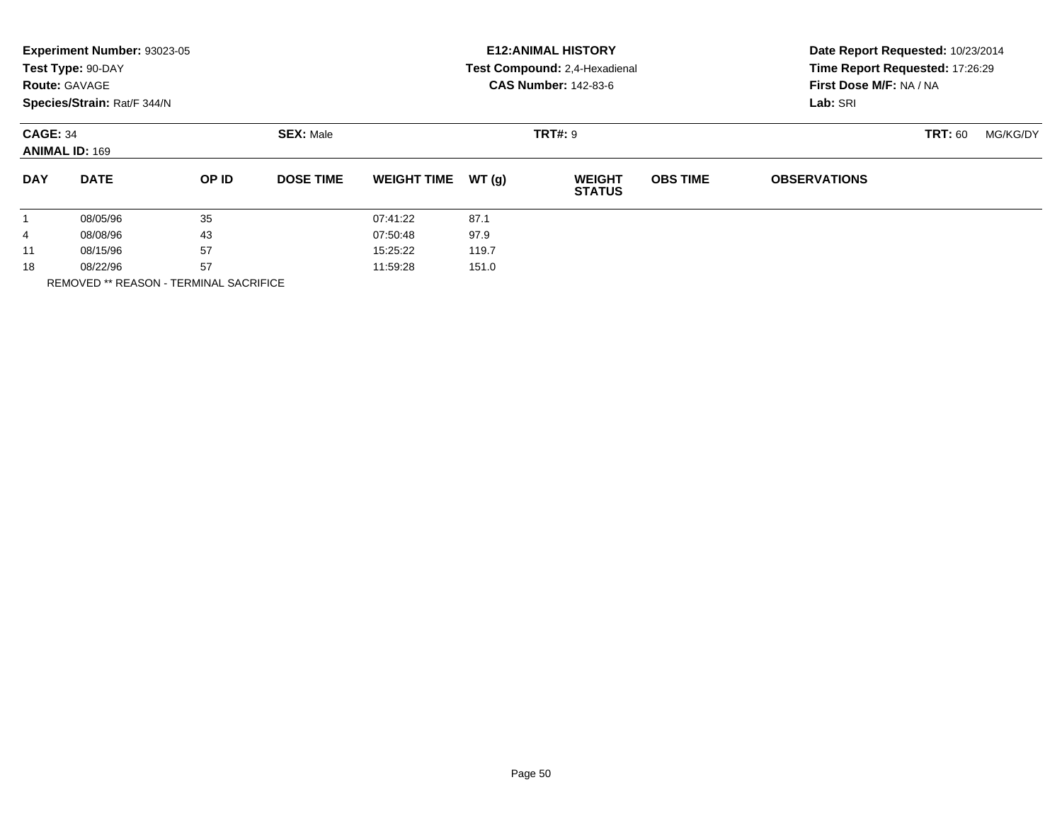**Experiment Number:** 93023-05
**Test Type:** 90-DAY
**Route:** GAVAGE
**Species/Strain:** Rat/F 344/N

**E12:ANIMAL HISTORY**
**Test Compound:** 2,4-Hexadienal
**CAS Number:** 142-83-6

**Date Report Requested:** 10/23/2014
**Time Report Requested:** 17:26:29
**First Dose M/F:** NA / NA
**Lab:** SRI

**CAGE:** 34 **SEX:** Male **TRT#:** 9 **TRT:** 60 MG/KG/DY
**ANIMAL ID:** 169

| DAY | DATE | OP ID | DOSE TIME | WEIGHT TIME | WT (g) | WEIGHT STATUS | OBS TIME | OBSERVATIONS |
|---|---|---|---|---|---|---|---|---|
| 1 | 08/05/96 | 35 | | 07:41:22 | 87.1 | | | |
| 4 | 08/08/96 | 43 | | 07:50:48 | 97.9 | | | |
| 11 | 08/15/96 | 57 | | 15:25:22 | 119.7 | | | |
| 18 | 08/22/96 | 57 | | 11:59:28 | 151.0 | | | |

REMOVED ** REASON - TERMINAL SACRIFICE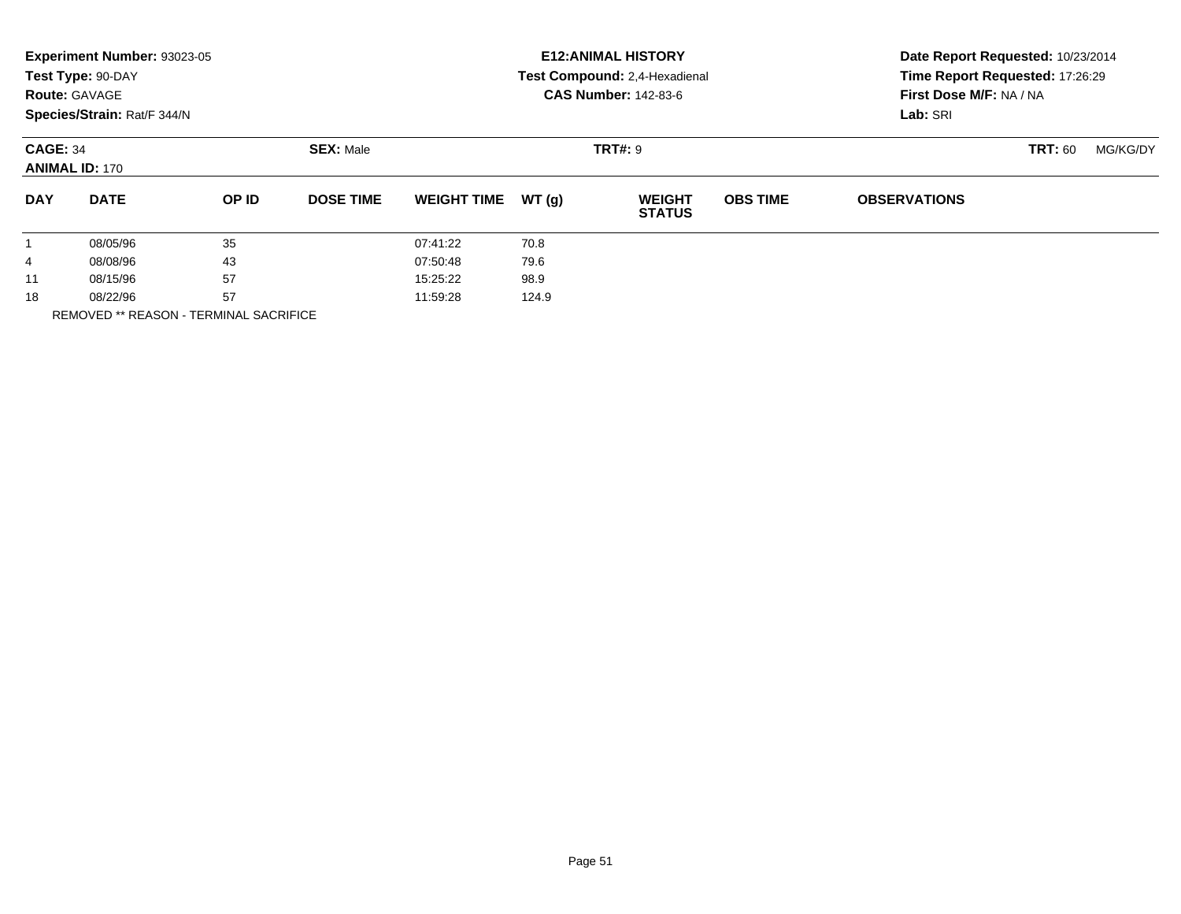**Experiment Number:** 93023-05
**Test Type:** 90-DAY
**Route:** GAVAGE
**Species/Strain:** Rat/F 344/N

**E12:ANIMAL HISTORY**
**Test Compound:** 2,4-Hexadienal
**CAS Number:** 142-83-6

**Date Report Requested:** 10/23/2014
**Time Report Requested:** 17:26:29
**First Dose M/F:** NA / NA
**Lab:** SRI

**CAGE:** 34 **SEX:** Male **TRT#:** 9 **TRT:** 60 MG/KG/DY
**ANIMAL ID:** 170

| DAY | DATE | OP ID | DOSE TIME | WEIGHT TIME | WT (g) | WEIGHT STATUS | OBS TIME | OBSERVATIONS |
|---|---|---|---|---|---|---|---|---|
| 1 | 08/05/96 | 35 | | 07:41:22 | 70.8 | | | |
| 4 | 08/08/96 | 43 | | 07:50:48 | 79.6 | | | |
| 11 | 08/15/96 | 57 | | 15:25:22 | 98.9 | | | |
| 18 | 08/22/96 | 57 | | 11:59:28 | 124.9 | | | |

REMOVED ** REASON - TERMINAL SACRIFICE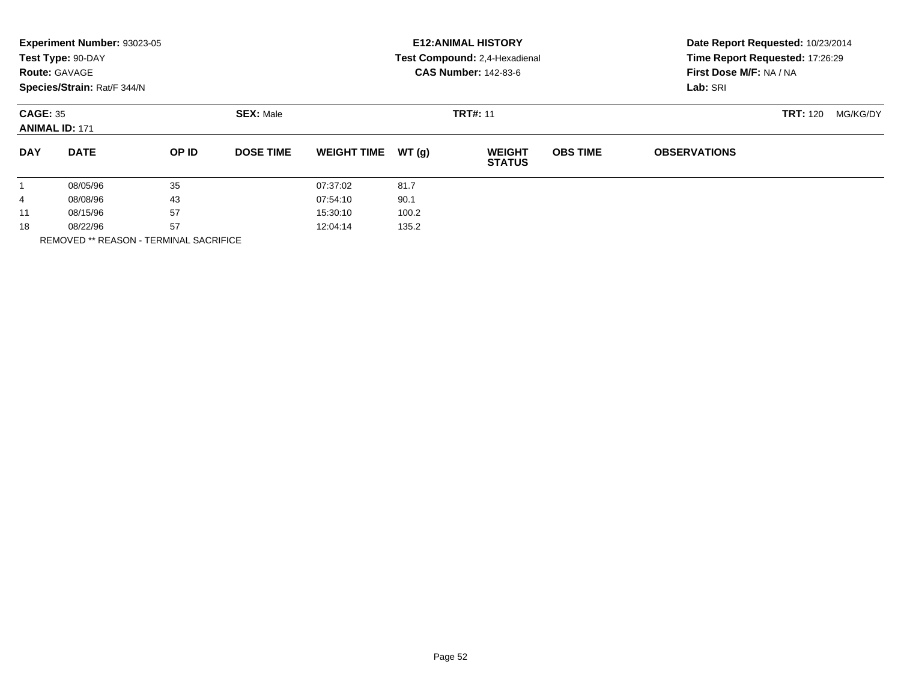**Experiment Number:** 93023-05
**Test Type:** 90-DAY
**Route:** GAVAGE
**Species/Strain:** Rat/F 344/N

**E12:ANIMAL HISTORY**
**Test Compound:** 2,4-Hexadienal
**CAS Number:** 142-83-6

**Date Report Requested:** 10/23/2014
**Time Report Requested:** 17:26:29
**First Dose M/F:** NA / NA
**Lab:** SRI

**CAGE:** 35
**ANIMAL ID:** 171

**SEX:** Male

**TRT#:** 11

**TRT:** 120 MG/KG/DY

| DAY | DATE | OP ID | DOSE TIME | WEIGHT TIME | WT (g) | WEIGHT STATUS | OBS TIME | OBSERVATIONS |
|---|---|---|---|---|---|---|---|---|
| 1 | 08/05/96 | 35 | | 07:37:02 | 81.7 | | | |
| 4 | 08/08/96 | 43 | | 07:54:10 | 90.1 | | | |
| 11 | 08/15/96 | 57 | | 15:30:10 | 100.2 | | | |
| 18 | 08/22/96 | 57 | | 12:04:14 | 135.2 | | | |

REMOVED ** REASON - TERMINAL SACRIFICE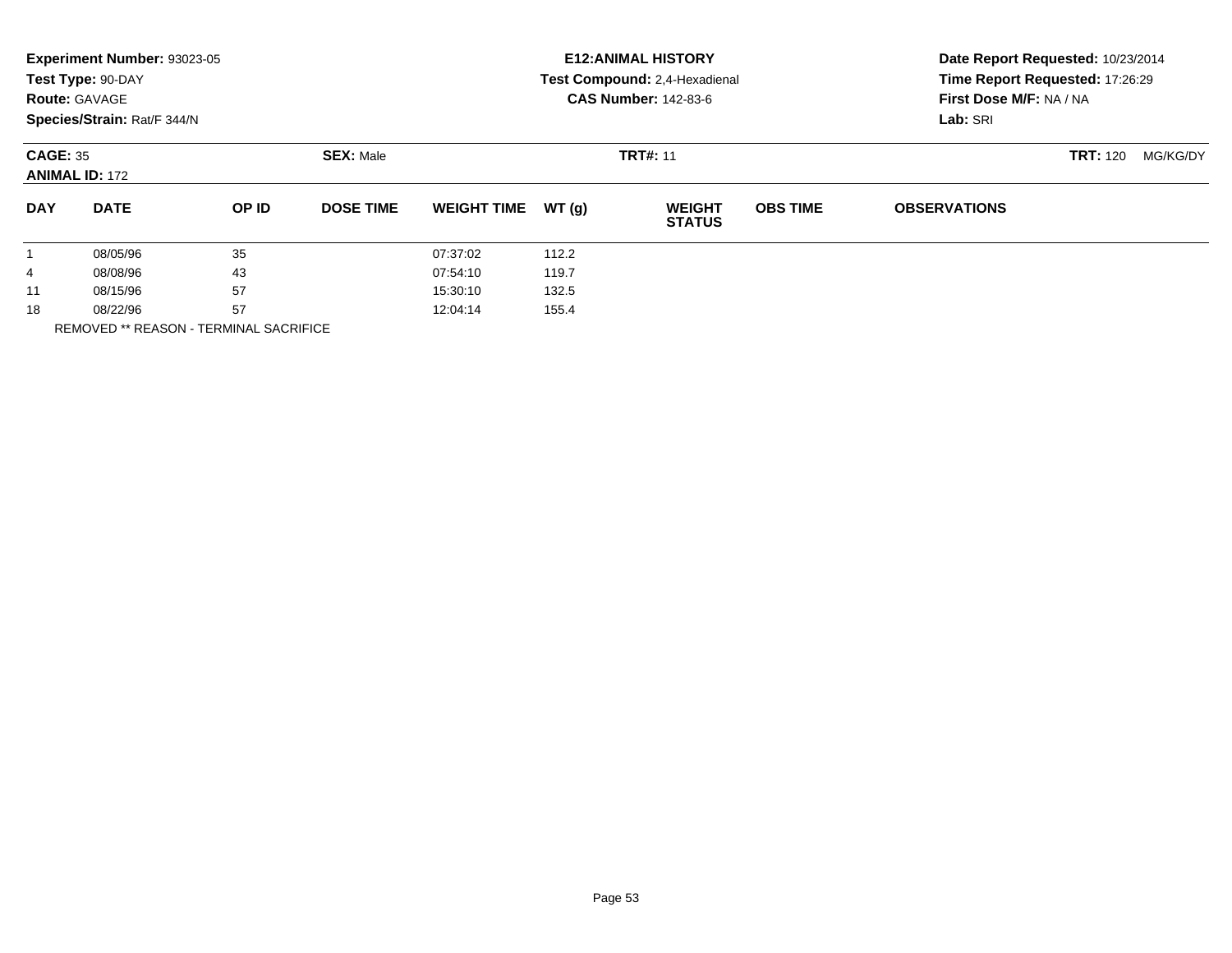**Experiment Number:** 93023-05
**Test Type:** 90-DAY
**Route:** GAVAGE
**Species/Strain:** Rat/F 344/N

**E12:ANIMAL HISTORY**
**Test Compound:** 2,4-Hexadienal
**CAS Number:** 142-83-6

**Date Report Requested:** 10/23/2014
**Time Report Requested:** 17:26:29
**First Dose M/F:** NA / NA
**Lab:** SRI

**CAGE:** 35
**ANIMAL ID:** 172
**SEX:** Male
**TRT#:** 11
**TRT:** 120 MG/KG/DY

| DAY | DATE | OP ID | DOSE TIME | WEIGHT TIME | WT (g) | WEIGHT STATUS | OBS TIME | OBSERVATIONS |
|---|---|---|---|---|---|---|---|---|
| 1 | 08/05/96 | 35 | | 07:37:02 | 112.2 | | | |
| 4 | 08/08/96 | 43 | | 07:54:10 | 119.7 | | | |
| 11 | 08/15/96 | 57 | | 15:30:10 | 132.5 | | | |
| 18 | 08/22/96 | 57 | | 12:04:14 | 155.4 | | | |

REMOVED ** REASON - TERMINAL SACRIFICE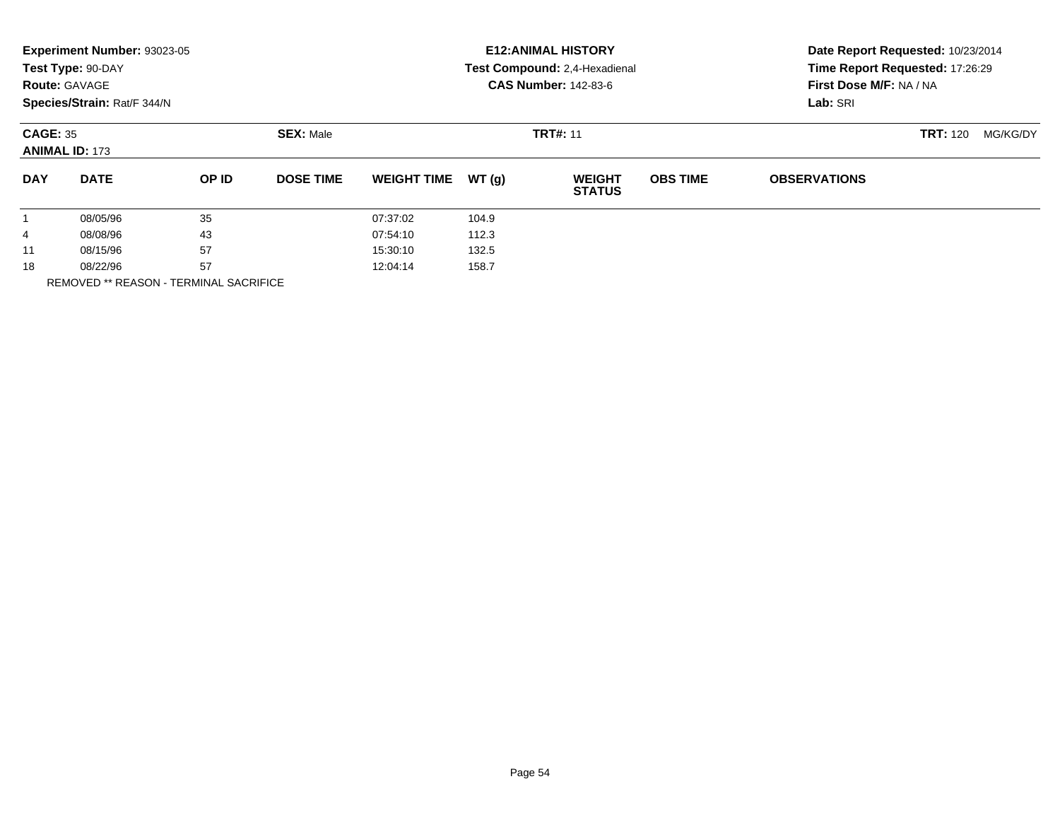**Experiment Number:** 93023-05
**Test Type:** 90-DAY
**Route:** GAVAGE
**Species/Strain:** Rat/F 344/N

**E12:ANIMAL HISTORY**
**Test Compound:** 2,4-Hexadienal
**CAS Number:** 142-83-6

**Date Report Requested:** 10/23/2014
**Time Report Requested:** 17:26:29
**First Dose M/F:** NA / NA
**Lab:** SRI

**CAGE:** 35
**ANIMAL ID:** 173

**SEX:** Male

**TRT#:** 11

**TRT:** 120 MG/KG/DY

| DAY | DATE | OP ID | DOSE TIME | WEIGHT TIME | WT (g) | WEIGHT STATUS | OBS TIME | OBSERVATIONS |
|---|---|---|---|---|---|---|---|---|
| 1 | 08/05/96 | 35 | | 07:37:02 | 104.9 | | | |
| 4 | 08/08/96 | 43 | | 07:54:10 | 112.3 | | | |
| 11 | 08/15/96 | 57 | | 15:30:10 | 132.5 | | | |
| 18 | 08/22/96 | 57 | | 12:04:14 | 158.7 | | | |

REMOVED ** REASON - TERMINAL SACRIFICE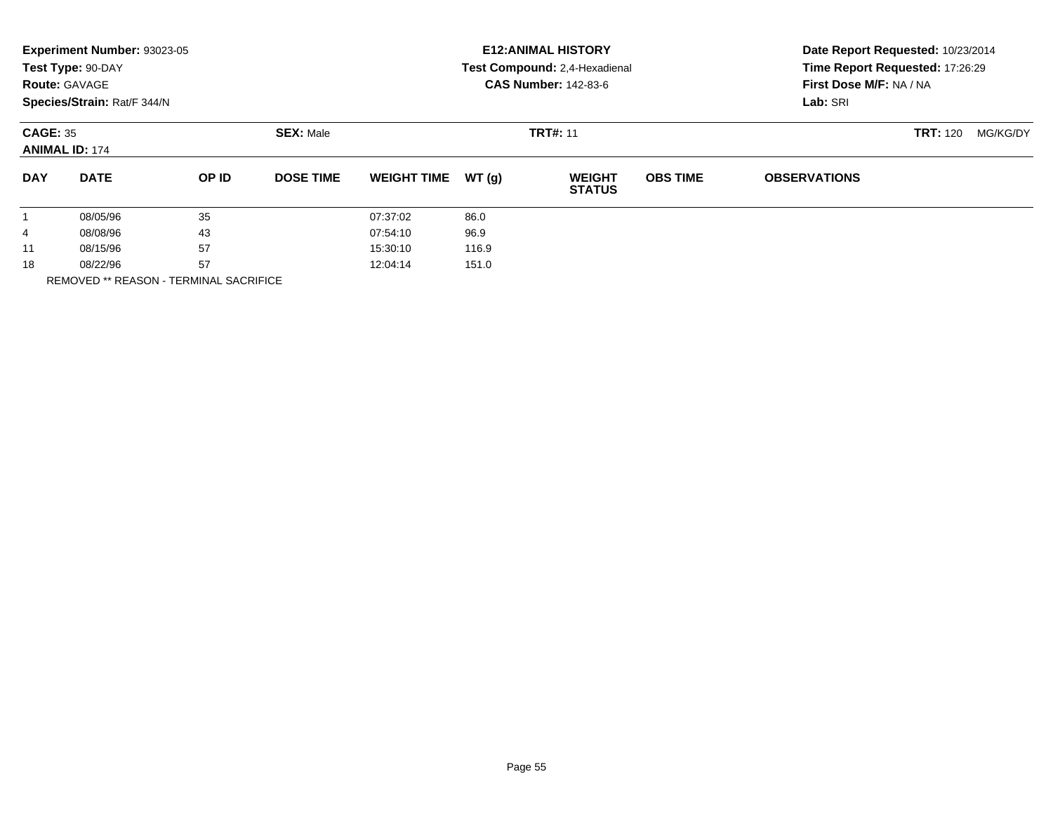**Experiment Number:** 93023-05
**Test Type:** 90-DAY
**Route:** GAVAGE
**Species/Strain:** Rat/F 344/N

**E12:ANIMAL HISTORY**
**Test Compound:** 2,4-Hexadienal
**CAS Number:** 142-83-6

**Date Report Requested:** 10/23/2014
**Time Report Requested:** 17:26:29
**First Dose M/F:** NA / NA
**Lab:** SRI

**CAGE:** 35 **SEX:** Male **TRT#:** 11 **TRT:** 120 MG/KG/DY
**ANIMAL ID:** 174

| DAY | DATE | OP ID | DOSE TIME | WEIGHT TIME | WT (g) | WEIGHT STATUS | OBS TIME | OBSERVATIONS |
|---|---|---|---|---|---|---|---|---|
| 1 | 08/05/96 | 35 | | 07:37:02 | 86.0 | | | |
| 4 | 08/08/96 | 43 | | 07:54:10 | 96.9 | | | |
| 11 | 08/15/96 | 57 | | 15:30:10 | 116.9 | | | |
| 18 | 08/22/96 | 57 | | 12:04:14 | 151.0 | | | |

REMOVED ** REASON - TERMINAL SACRIFICE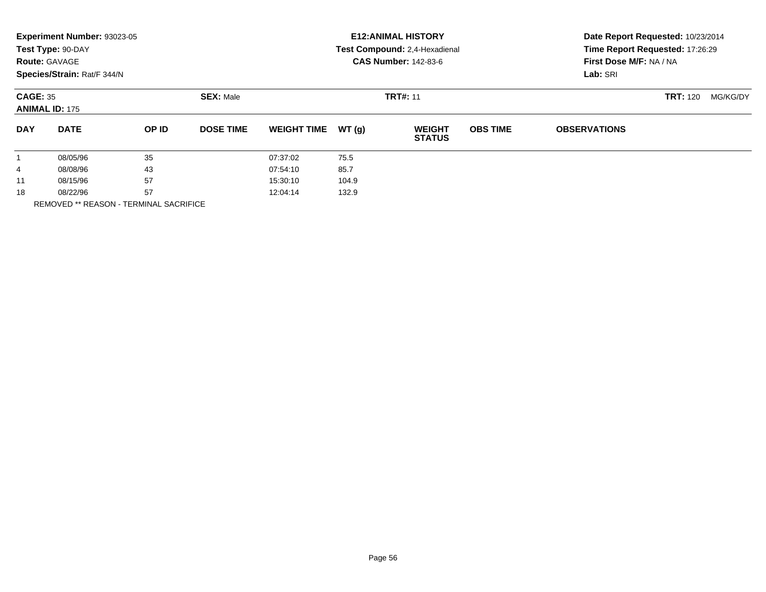**Experiment Number:** 93023-05
**Test Type:** 90-DAY
**Route:** GAVAGE
**Species/Strain:** Rat/F 344/N

**E12:ANIMAL HISTORY**
**Test Compound:** 2,4-Hexadienal
**CAS Number:** 142-83-6

**Date Report Requested:** 10/23/2014
**Time Report Requested:** 17:26:29
**First Dose M/F:** NA / NA
**Lab:** SRI

**CAGE:** 35
**ANIMAL ID:** 175
**SEX:** Male
**TRT#:** 11
**TRT:** 120 MG/KG/DY

| DAY | DATE | OP ID | DOSE TIME | WEIGHT TIME | WT (g) | WEIGHT STATUS | OBS TIME | OBSERVATIONS |
|---|---|---|---|---|---|---|---|---|
| 1 | 08/05/96 | 35 | | 07:37:02 | 75.5 | | | |
| 4 | 08/08/96 | 43 | | 07:54:10 | 85.7 | | | |
| 11 | 08/15/96 | 57 | | 15:30:10 | 104.9 | | | |
| 18 | 08/22/96 | 57 | | 12:04:14 | 132.9 | | | |

REMOVED ** REASON - TERMINAL SACRIFICE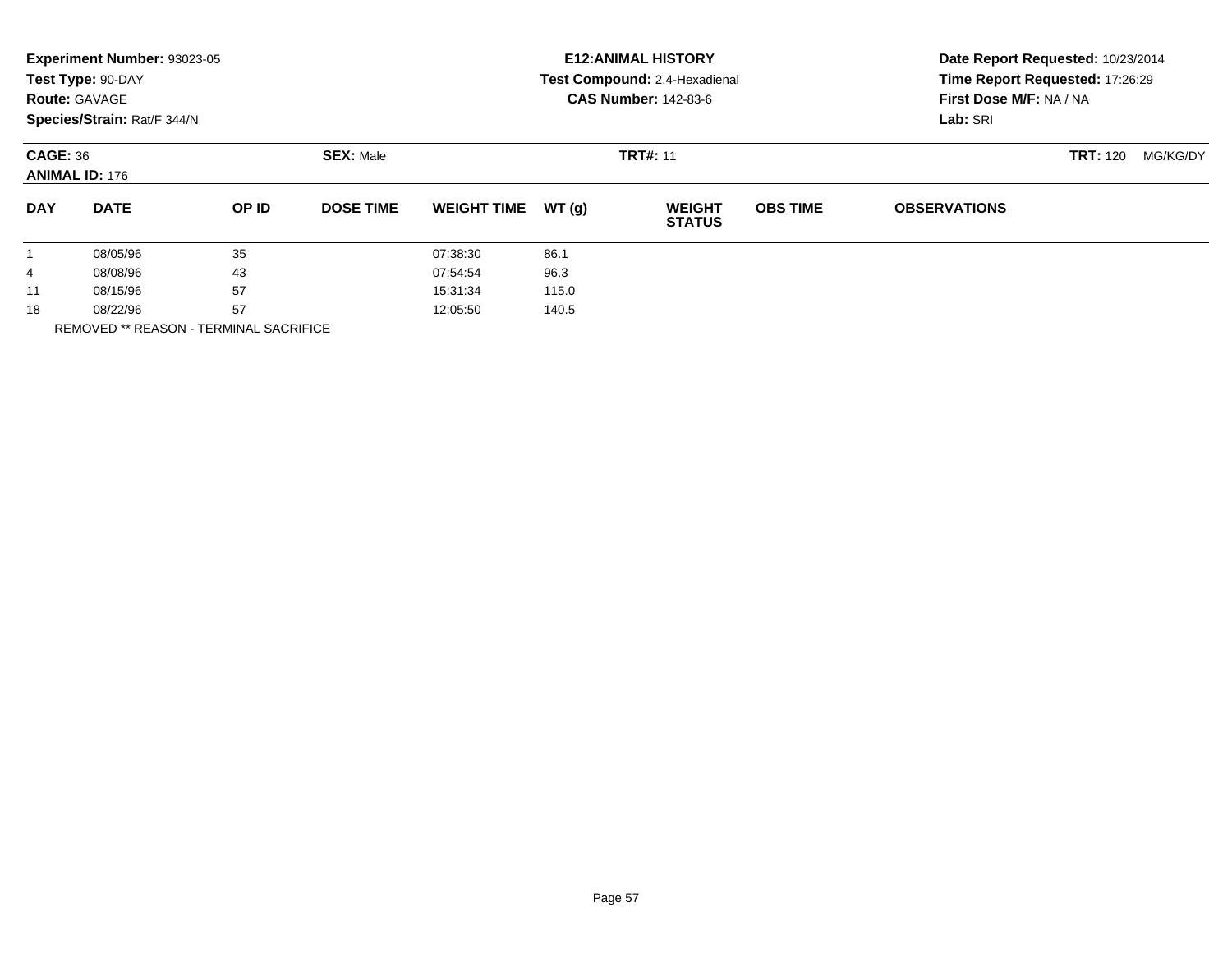**Experiment Number:** 93023-05
**Test Type:** 90-DAY
**Route:** GAVAGE
**Species/Strain:** Rat/F 344/N

**E12:ANIMAL HISTORY**
**Test Compound:** 2,4-Hexadienal
**CAS Number:** 142-83-6

**Date Report Requested:** 10/23/2014
**Time Report Requested:** 17:26:29
**First Dose M/F:** NA / NA
**Lab:** SRI

**CAGE:** 36
**ANIMAL ID:** 176

**SEX:** Male

**TRT#:** 11

**TRT:** 120 MG/KG/DY

| DAY | DATE | OP ID | DOSE TIME | WEIGHT TIME | WT (g) | WEIGHT STATUS | OBS TIME | OBSERVATIONS |
|---|---|---|---|---|---|---|---|---|
| 1 | 08/05/96 | 35 | | 07:38:30 | 86.1 | | | |
| 4 | 08/08/96 | 43 | | 07:54:54 | 96.3 | | | |
| 11 | 08/15/96 | 57 | | 15:31:34 | 115.0 | | | |
| 18 | 08/22/96 | 57 | | 12:05:50 | 140.5 | | | |

REMOVED ** REASON - TERMINAL SACRIFICE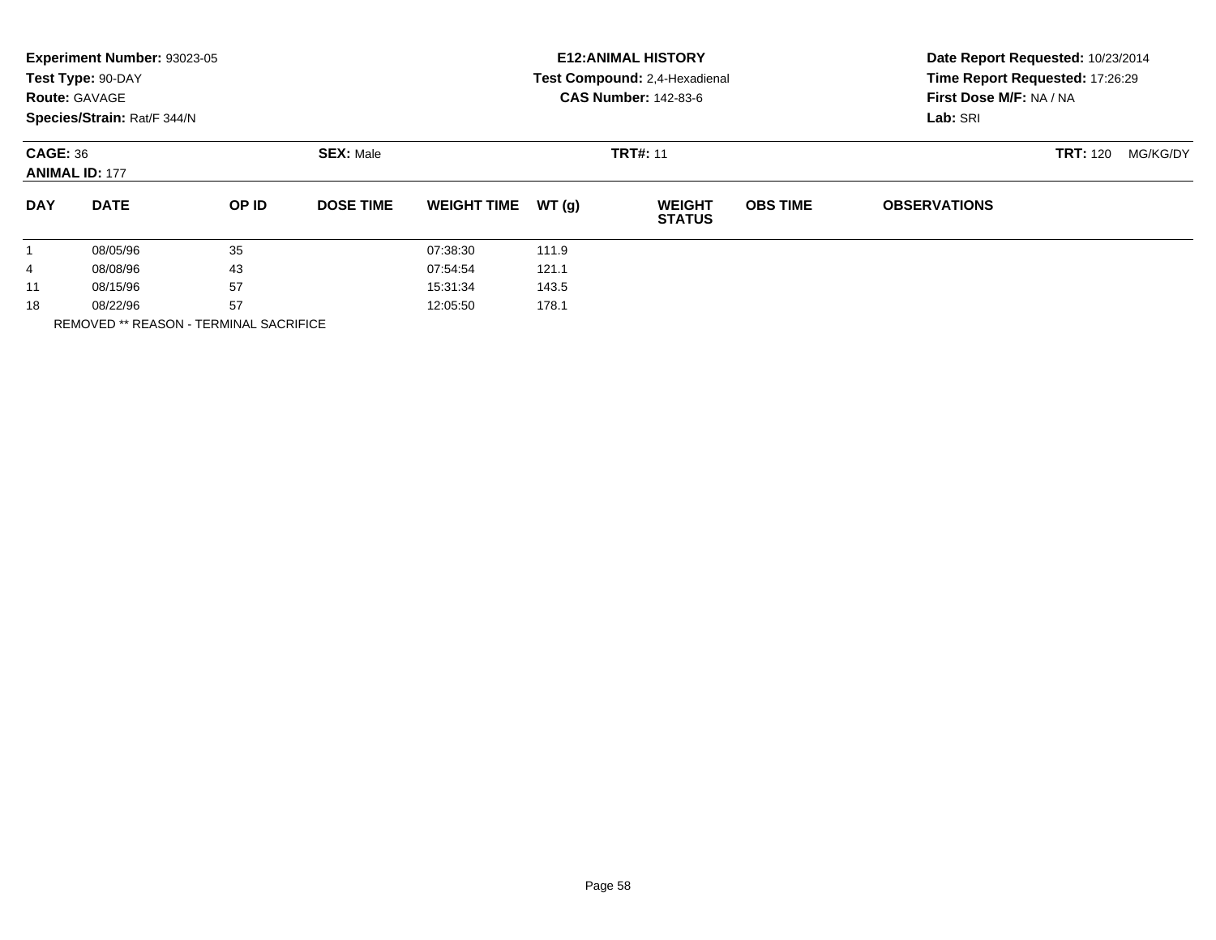**Experiment Number:** 93023-05
**Test Type:** 90-DAY
**Route:** GAVAGE
**Species/Strain:** Rat/F 344/N

**E12:ANIMAL HISTORY**
**Test Compound:** 2,4-Hexadienal
**CAS Number:** 142-83-6

**Date Report Requested:** 10/23/2014
**Time Report Requested:** 17:26:29
**First Dose M/F:** NA / NA
**Lab:** SRI

**CAGE:** 36
**ANIMAL ID:** 177
**SEX:** Male
**TRT#:** 11
**TRT:** 120 MG/KG/DY

| DAY | DATE | OP ID | DOSE TIME | WEIGHT TIME | WT (g) | WEIGHT STATUS | OBS TIME | OBSERVATIONS |
|---|---|---|---|---|---|---|---|---|
| 1 | 08/05/96 | 35 | | 07:38:30 | 111.9 | | | |
| 4 | 08/08/96 | 43 | | 07:54:54 | 121.1 | | | |
| 11 | 08/15/96 | 57 | | 15:31:34 | 143.5 | | | |
| 18 | 08/22/96 | 57 | | 12:05:50 | 178.1 | | | |

REMOVED ** REASON - TERMINAL SACRIFICE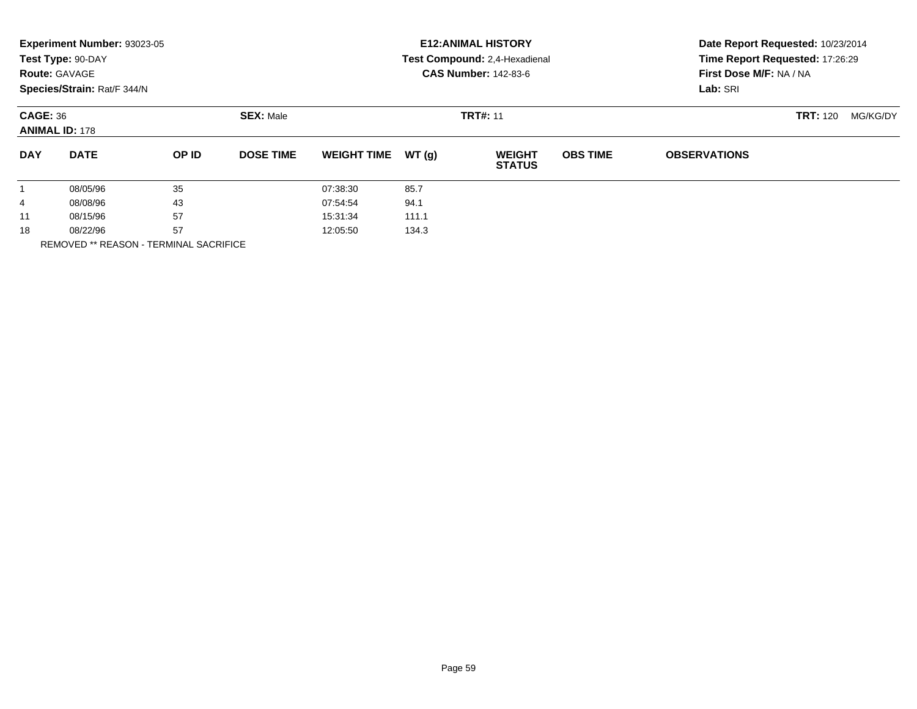**Experiment Number:** 93023-05
**Test Type:** 90-DAY
**Route:** GAVAGE
**Species/Strain:** Rat/F 344/N

**E12:ANIMAL HISTORY**
**Test Compound:** 2,4-Hexadienal
**CAS Number:** 142-83-6

**Date Report Requested:** 10/23/2014
**Time Report Requested:** 17:26:29
**First Dose M/F:** NA / NA
**Lab:** SRI

**CAGE:** 36 **SEX:** Male **TRT#:** 11 **TRT:** 120 MG/KG/DY
**ANIMAL ID:** 178

| DAY | DATE | OP ID | DOSE TIME | WEIGHT TIME | WT (g) | WEIGHT STATUS | OBS TIME | OBSERVATIONS |
|---|---|---|---|---|---|---|---|---|
| 1 | 08/05/96 | 35 | | 07:38:30 | 85.7 | | | |
| 4 | 08/08/96 | 43 | | 07:54:54 | 94.1 | | | |
| 11 | 08/15/96 | 57 | | 15:31:34 | 111.1 | | | |
| 18 | 08/22/96 | 57 | | 12:05:50 | 134.3 | | | |

REMOVED ** REASON - TERMINAL SACRIFICE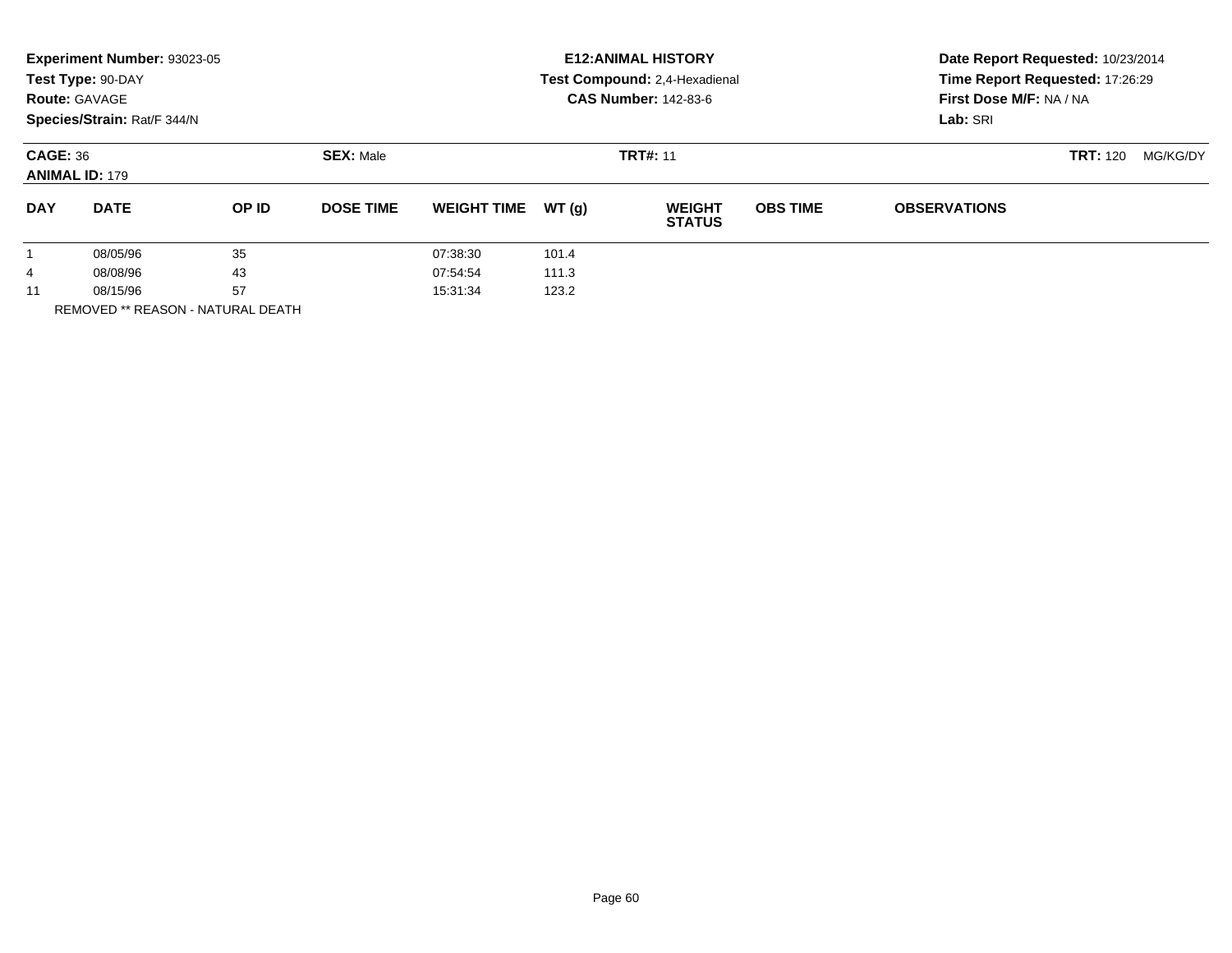**Experiment Number:** 93023-05
**Test Type:** 90-DAY
**Route:** GAVAGE
**Species/Strain:** Rat/F 344/N

**E12:ANIMAL HISTORY**
**Test Compound:** 2,4-Hexadienal
**CAS Number:** 142-83-6

**Date Report Requested:** 10/23/2014
**Time Report Requested:** 17:26:29
**First Dose M/F:** NA / NA
**Lab:** SRI

**CAGE:** 36 **SEX:** Male **TRT#:** 11 **TRT:** 120 MG/KG/DY
**ANIMAL ID:** 179

| DAY | DATE | OP ID | DOSE TIME | WEIGHT TIME | WT (g) | WEIGHT STATUS | OBS TIME | OBSERVATIONS |
|---|---|---|---|---|---|---|---|---|
| 1 | 08/05/96 | 35 | | 07:38:30 | 101.4 | | | |
| 4 | 08/08/96 | 43 | | 07:54:54 | 111.3 | | | |
| 11 | 08/15/96 | 57 | | 15:31:34 | 123.2 | | | |

REMOVED ** REASON - NATURAL DEATH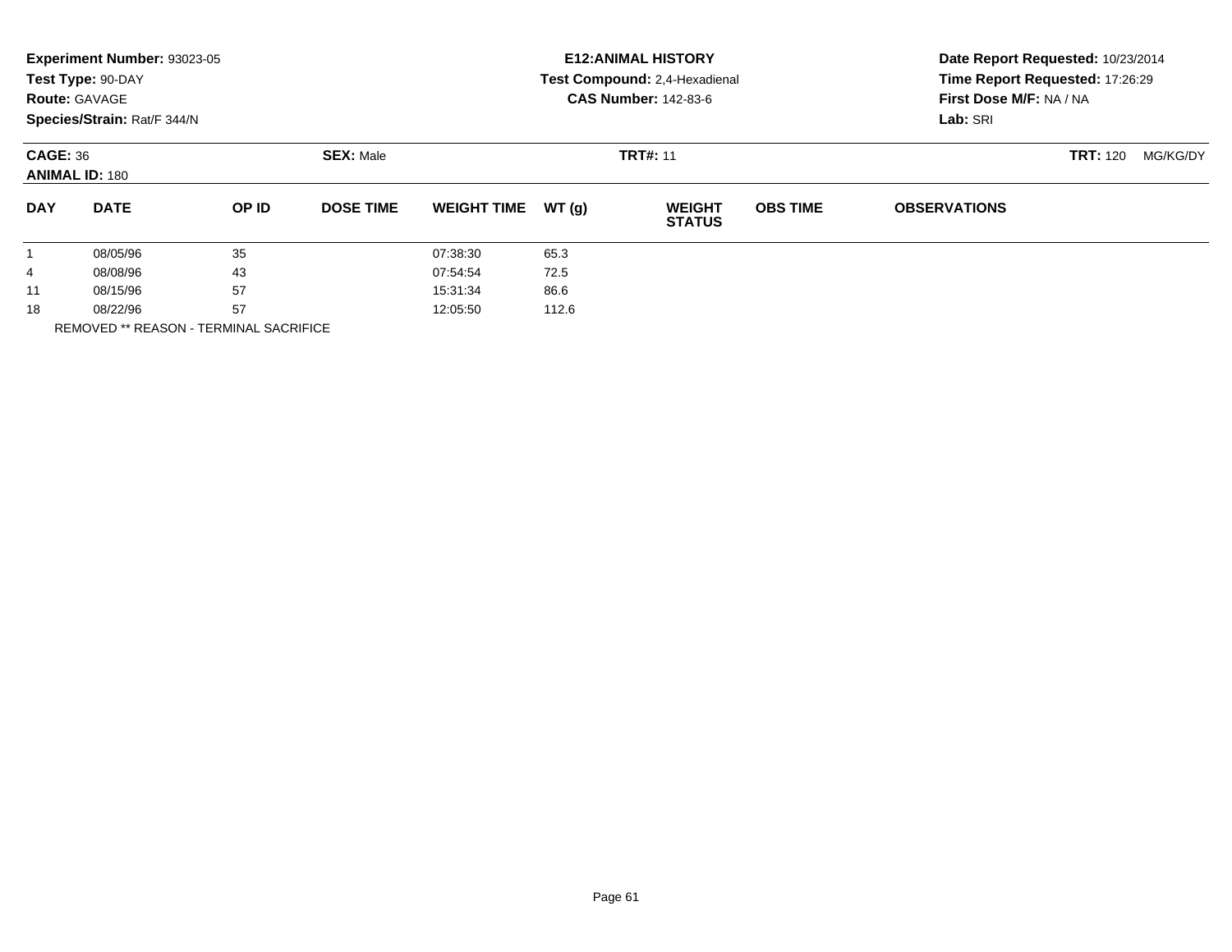**Experiment Number:** 93023-05
**Test Type:** 90-DAY
**Route:** GAVAGE
**Species/Strain:** Rat/F 344/N

**E12:ANIMAL HISTORY**
**Test Compound:** 2,4-Hexadienal
**CAS Number:** 142-83-6

**Date Report Requested:** 10/23/2014
**Time Report Requested:** 17:26:29
**First Dose M/F:** NA / NA
**Lab:** SRI

**CAGE:** 36 | **SEX:** Male | **TRT#:** 11 | **TRT:** 120 MG/KG/DY
**ANIMAL ID:** 180

| DAY | DATE | OP ID | DOSE TIME | WEIGHT TIME | WT (g) | WEIGHT STATUS | OBS TIME | OBSERVATIONS |
|---|---|---|---|---|---|---|---|---|
| 1 | 08/05/96 | 35 | | 07:38:30 | 65.3 | | | |
| 4 | 08/08/96 | 43 | | 07:54:54 | 72.5 | | | |
| 11 | 08/15/96 | 57 | | 15:31:34 | 86.6 | | | |
| 18 | 08/22/96 | 57 | | 12:05:50 | 112.6 | | | |

REMOVED ** REASON - TERMINAL SACRIFICE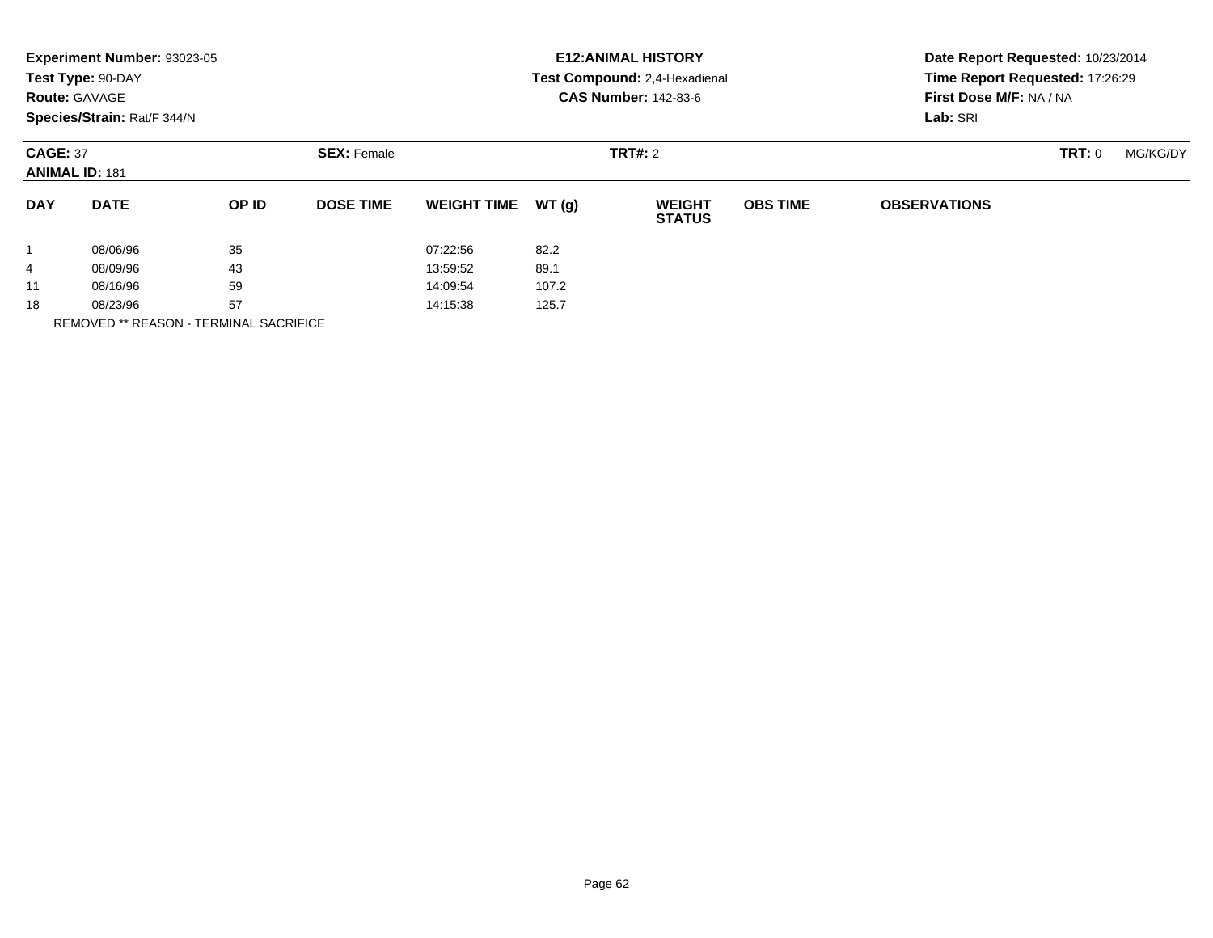**Experiment Number:** 93023-05
**Test Type:** 90-DAY
**Route:** GAVAGE
**Species/Strain:** Rat/F 344/N

**E12:ANIMAL HISTORY**
**Test Compound:** 2,4-Hexadienal
**CAS Number:** 142-83-6

**Date Report Requested:** 10/23/2014
**Time Report Requested:** 17:26:29
**First Dose M/F:** NA / NA
**Lab:** SRI

**CAGE:** 37 | **SEX:** Female | **TRT#:** 2 | **TRT:** 0 MG/KG/DY
**ANIMAL ID:** 181

| DAY | DATE | OP ID | DOSE TIME | WEIGHT TIME | WT (g) | WEIGHT STATUS | OBS TIME | OBSERVATIONS |
|---|---|---|---|---|---|---|---|---|
| 1 | 08/06/96 | 35 | | 07:22:56 | 82.2 | | | |
| 4 | 08/09/96 | 43 | | 13:59:52 | 89.1 | | | |
| 11 | 08/16/96 | 59 | | 14:09:54 | 107.2 | | | |
| 18 | 08/23/96 | 57 | | 14:15:38 | 125.7 | | | |

REMOVED ** REASON - TERMINAL SACRIFICE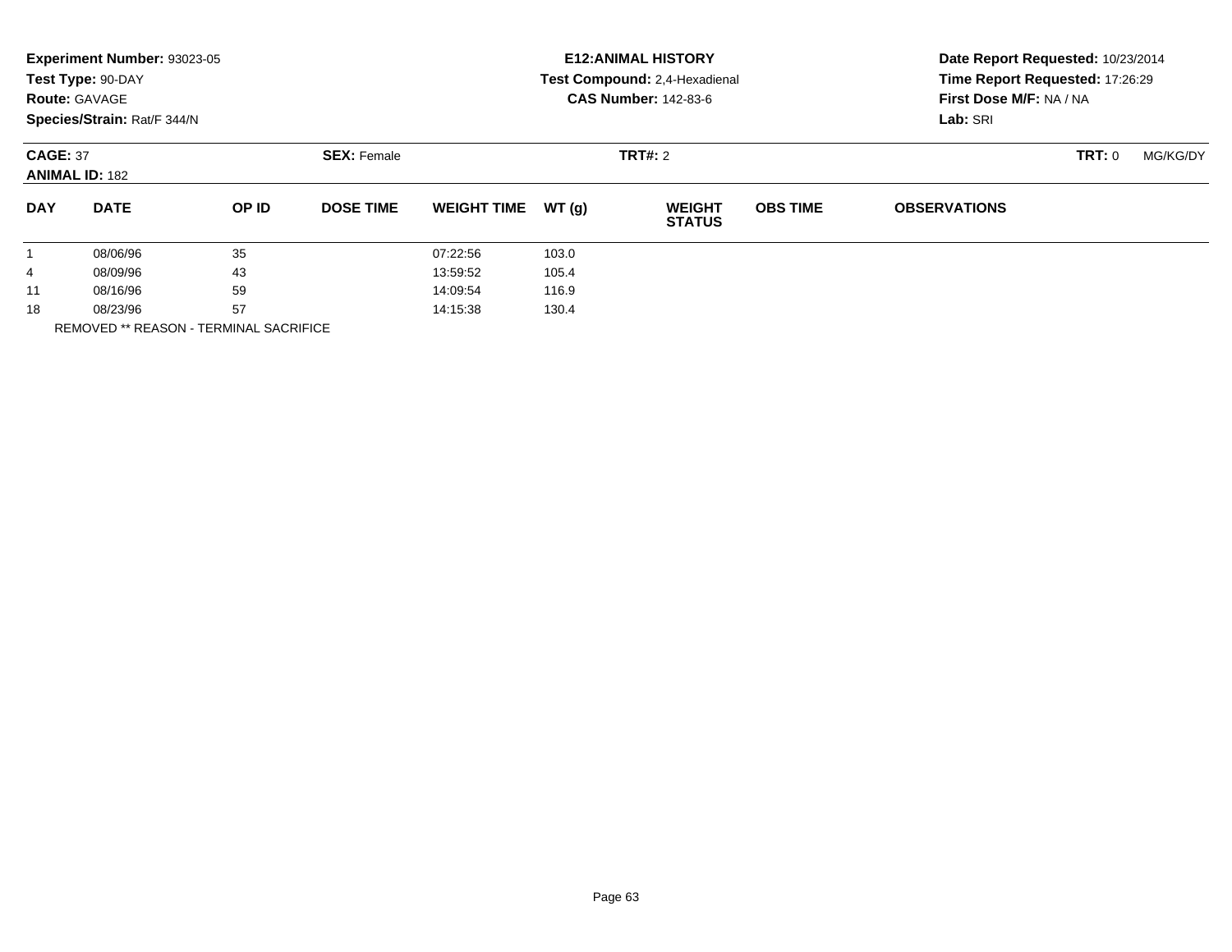**Experiment Number:** 93023-05
**Test Type:** 90-DAY
**Route:** GAVAGE
**Species/Strain:** Rat/F 344/N

**E12:ANIMAL HISTORY**
**Test Compound:** 2,4-Hexadienal
**CAS Number:** 142-83-6

**Date Report Requested:** 10/23/2014
**Time Report Requested:** 17:26:29
**First Dose M/F:** NA / NA
**Lab:** SRI

**CAGE:** 37 **SEX:** Female **TRT#:** 2 **TRT:** 0 MG/KG/DY
**ANIMAL ID:** 182

| DAY | DATE | OP ID | DOSE TIME | WEIGHT TIME | WT (g) | WEIGHT STATUS | OBS TIME | OBSERVATIONS |
|---|---|---|---|---|---|---|---|---|
| 1 | 08/06/96 | 35 | | 07:22:56 | 103.0 | | | |
| 4 | 08/09/96 | 43 | | 13:59:52 | 105.4 | | | |
| 11 | 08/16/96 | 59 | | 14:09:54 | 116.9 | | | |
| 18 | 08/23/96 | 57 | | 14:15:38 | 130.4 | | | |

REMOVED ** REASON - TERMINAL SACRIFICE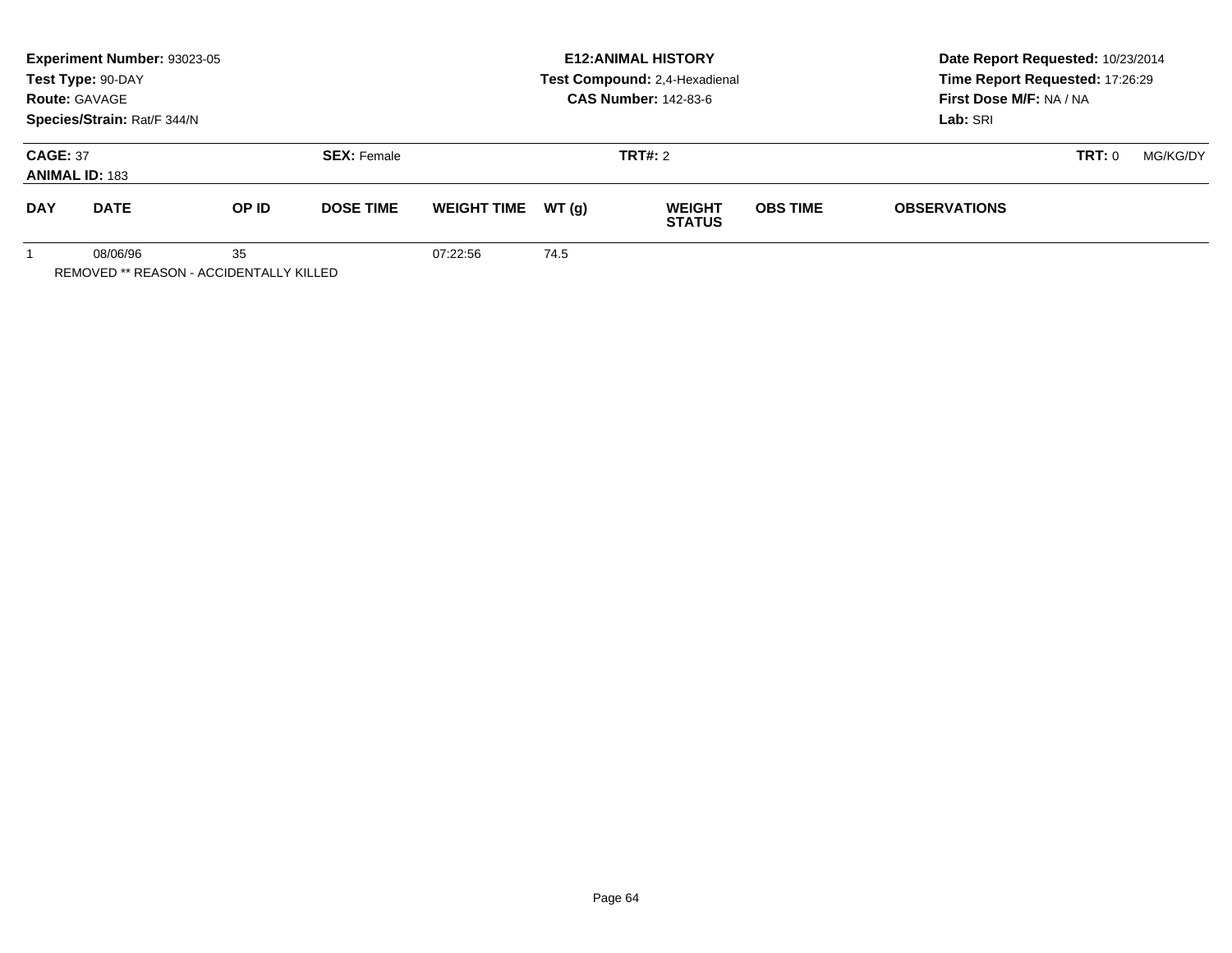**Experiment Number:** 93023-05
**Test Type:** 90-DAY
**Route:** GAVAGE
**Species/Strain:** Rat/F 344/N

**E12:ANIMAL HISTORY**
**Test Compound:** 2,4-Hexadienal
**CAS Number:** 142-83-6

**Date Report Requested:** 10/23/2014
**Time Report Requested:** 17:26:29
**First Dose M/F:** NA / NA
**Lab:** SRI

**CAGE:** 37 **SEX:** Female **TRT#:** 2 **TRT:** 0 MG/KG/DY
**ANIMAL ID:** 183

| DAY | DATE | OP ID | DOSE TIME | WEIGHT TIME | WT (g) | WEIGHT STATUS | OBS TIME | OBSERVATIONS |
|---|---|---|---|---|---|---|---|---|
| 1 | 08/06/96 | 35 | | 07:22:56 | 74.5 | | | |

REMOVED ** REASON - ACCIDENTALLY KILLED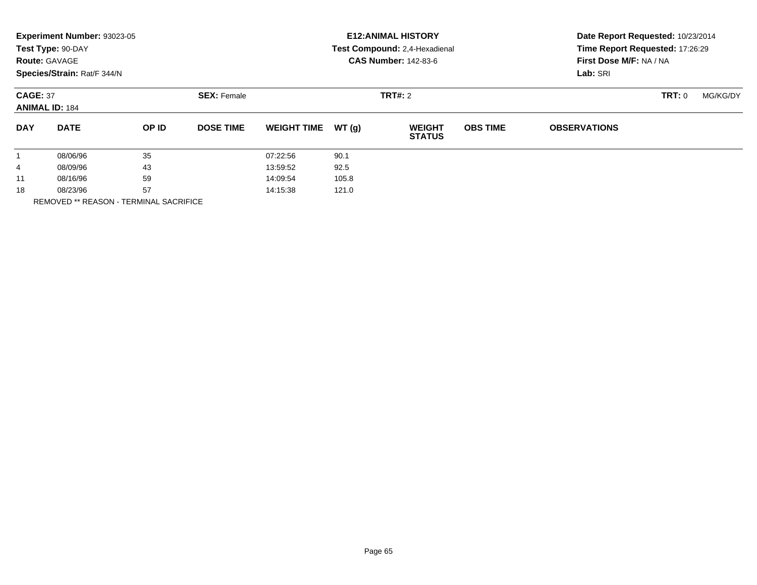**Experiment Number:** 93023-05
**Test Type:** 90-DAY
**Route:** GAVAGE
**Species/Strain:** Rat/F 344/N

**E12:ANIMAL HISTORY**
**Test Compound:** 2,4-Hexadienal
**CAS Number:** 142-83-6

**Date Report Requested:** 10/23/2014
**Time Report Requested:** 17:26:29
**First Dose M/F:** NA / NA
**Lab:** SRI

**CAGE:** 37 **SEX:** Female **TRT#:** 2 **TRT:** 0 MG/KG/DY
**ANIMAL ID:** 184

| DAY | DATE | OP ID | DOSE TIME | WEIGHT TIME | WT (g) | WEIGHT STATUS | OBS TIME | OBSERVATIONS |
|---|---|---|---|---|---|---|---|---|
| 1 | 08/06/96 | 35 | | 07:22:56 | 90.1 | | | |
| 4 | 08/09/96 | 43 | | 13:59:52 | 92.5 | | | |
| 11 | 08/16/96 | 59 | | 14:09:54 | 105.8 | | | |
| 18 | 08/23/96 | 57 | | 14:15:38 | 121.0 | | | |

REMOVED ** REASON - TERMINAL SACRIFICE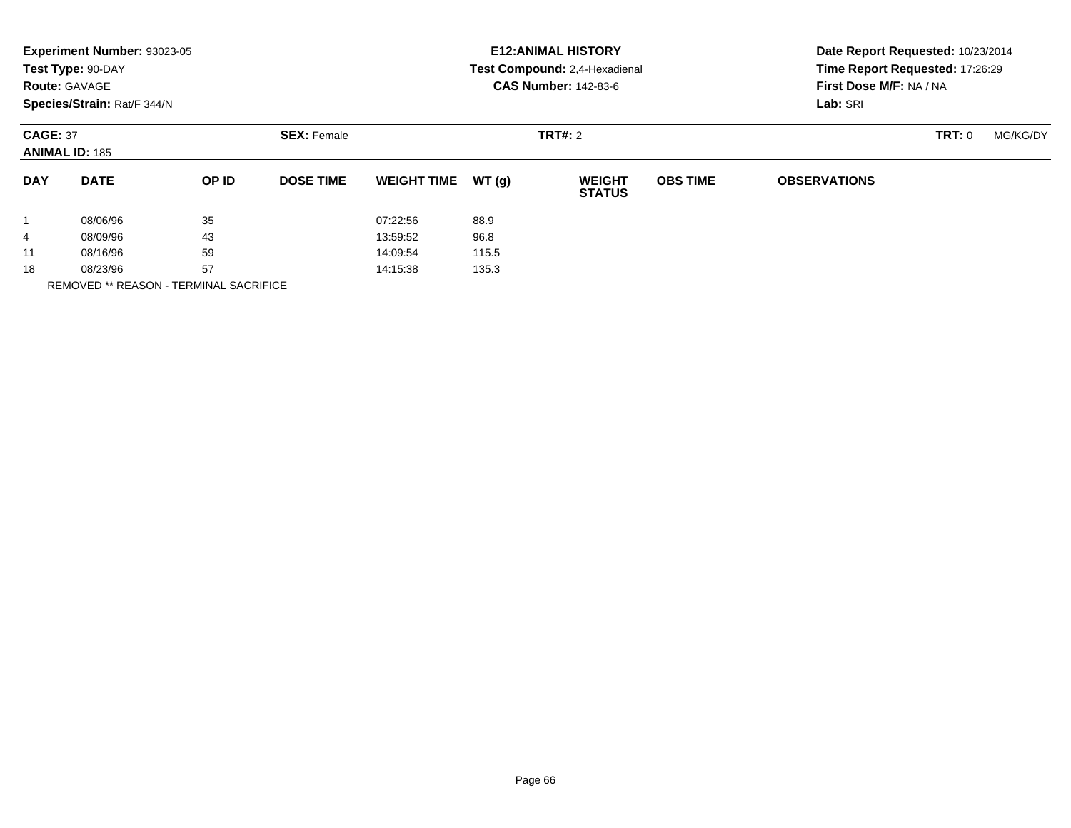**Experiment Number:** 93023-05
**Test Type:** 90-DAY
**Route:** GAVAGE
**Species/Strain:** Rat/F 344/N

**E12:ANIMAL HISTORY**
**Test Compound:** 2,4-Hexadienal
**CAS Number:** 142-83-6

**Date Report Requested:** 10/23/2014
**Time Report Requested:** 17:26:29
**First Dose M/F:** NA / NA
**Lab:** SRI

**CAGE:** 37 **SEX:** Female **TRT#:** 2 **TRT:** 0 MG/KG/DY
**ANIMAL ID:** 185

| DAY | DATE | OP ID | DOSE TIME | WEIGHT TIME | WT (g) | WEIGHT STATUS | OBS TIME | OBSERVATIONS |
|---|---|---|---|---|---|---|---|---|
| 1 | 08/06/96 | 35 | | 07:22:56 | 88.9 | | | |
| 4 | 08/09/96 | 43 | | 13:59:52 | 96.8 | | | |
| 11 | 08/16/96 | 59 | | 14:09:54 | 115.5 | | | |
| 18 | 08/23/96 | 57 | | 14:15:38 | 135.3 | | | |

REMOVED ** REASON - TERMINAL SACRIFICE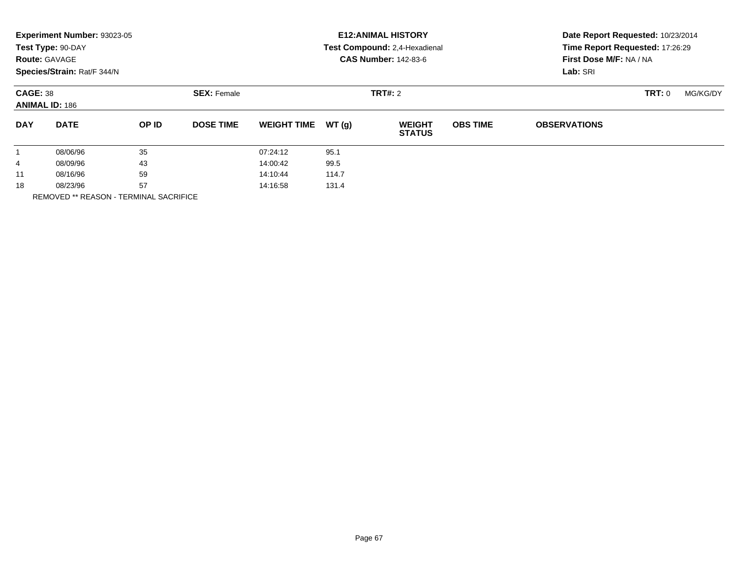**Experiment Number:** 93023-05
**Test Type:** 90-DAY
**Route:** GAVAGE
**Species/Strain:** Rat/F 344/N

**E12:ANIMAL HISTORY**
**Test Compound:** 2,4-Hexadienal
**CAS Number:** 142-83-6

**Date Report Requested:** 10/23/2014
**Time Report Requested:** 17:26:29
**First Dose M/F:** NA / NA
**Lab:** SRI

**CAGE:** 38 | **SEX:** Female | **TRT#:** 2 | **TRT:** 0 MG/KG/DY
**ANIMAL ID:** 186

| DAY | DATE | OP ID | DOSE TIME | WEIGHT TIME | WT (g) | WEIGHT STATUS | OBS TIME | OBSERVATIONS |
|---|---|---|---|---|---|---|---|---|
| 1 | 08/06/96 | 35 | | 07:24:12 | 95.1 | | | |
| 4 | 08/09/96 | 43 | | 14:00:42 | 99.5 | | | |
| 11 | 08/16/96 | 59 | | 14:10:44 | 114.7 | | | |
| 18 | 08/23/96 | 57 | | 14:16:58 | 131.4 | | | |

REMOVED ** REASON - TERMINAL SACRIFICE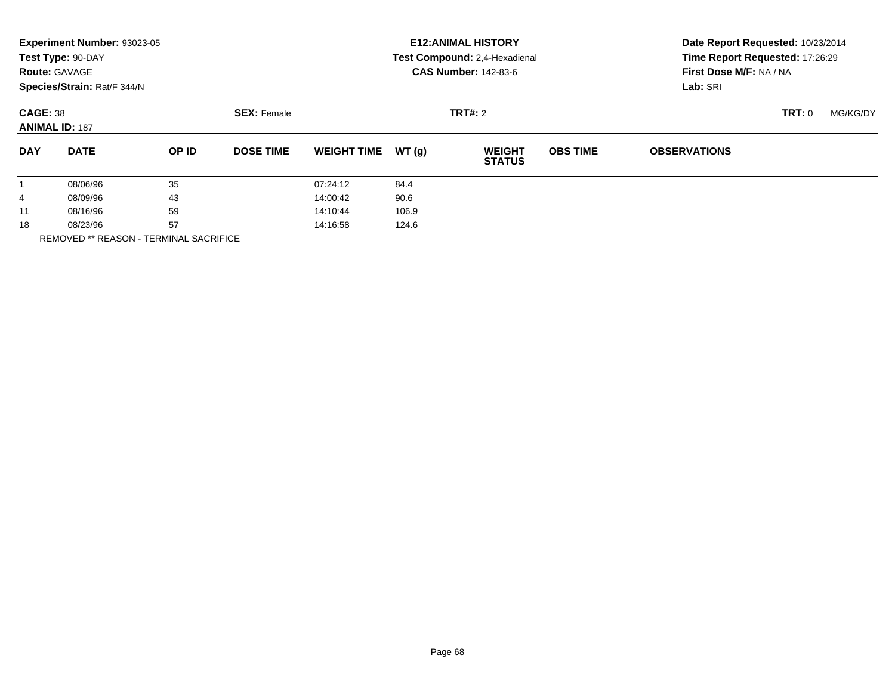**Experiment Number:** 93023-05
**Test Type:** 90-DAY
**Route:** GAVAGE
**Species/Strain:** Rat/F 344/N

**E12:ANIMAL HISTORY**
**Test Compound:** 2,4-Hexadienal
**CAS Number:** 142-83-6

**Date Report Requested:** 10/23/2014
**Time Report Requested:** 17:26:29
**First Dose M/F:** NA / NA
**Lab:** SRI

**CAGE:** 38 | **SEX:** Female | **TRT#:** 2 | **TRT:** 0 MG/KG/DY
**ANIMAL ID:** 187

| DAY | DATE | OP ID | DOSE TIME | WEIGHT TIME | WT (g) | WEIGHT STATUS | OBS TIME | OBSERVATIONS |
|---|---|---|---|---|---|---|---|---|
| 1 | 08/06/96 | 35 | | 07:24:12 | 84.4 | | | |
| 4 | 08/09/96 | 43 | | 14:00:42 | 90.6 | | | |
| 11 | 08/16/96 | 59 | | 14:10:44 | 106.9 | | | |
| 18 | 08/23/96 | 57 | | 14:16:58 | 124.6 | | | |

REMOVED ** REASON - TERMINAL SACRIFICE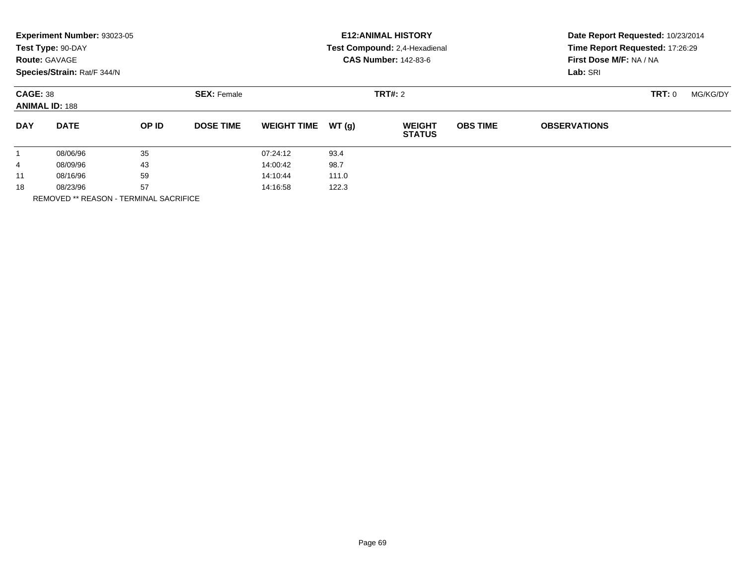**Experiment Number:** 93023-05
**Test Type:** 90-DAY
**Route:** GAVAGE
**Species/Strain:** Rat/F 344/N

**E12:ANIMAL HISTORY**
**Test Compound:** 2,4-Hexadienal
**CAS Number:** 142-83-6

**Date Report Requested:** 10/23/2014
**Time Report Requested:** 17:26:29
**First Dose M/F:** NA / NA
**Lab:** SRI

**CAGE:** 38
**ANIMAL ID:** 188

**SEX:** Female

**TRT#:** 2

**TRT:** 0 MG/KG/DY

| DAY | DATE | OP ID | DOSE TIME | WEIGHT TIME | WT (g) | WEIGHT STATUS | OBS TIME | OBSERVATIONS |
|---|---|---|---|---|---|---|---|---|
| 1 | 08/06/96 | 35 | | 07:24:12 | 93.4 | | | |
| 4 | 08/09/96 | 43 | | 14:00:42 | 98.7 | | | |
| 11 | 08/16/96 | 59 | | 14:10:44 | 111.0 | | | |
| 18 | 08/23/96 | 57 | | 14:16:58 | 122.3 | | | |

REMOVED ** REASON - TERMINAL SACRIFICE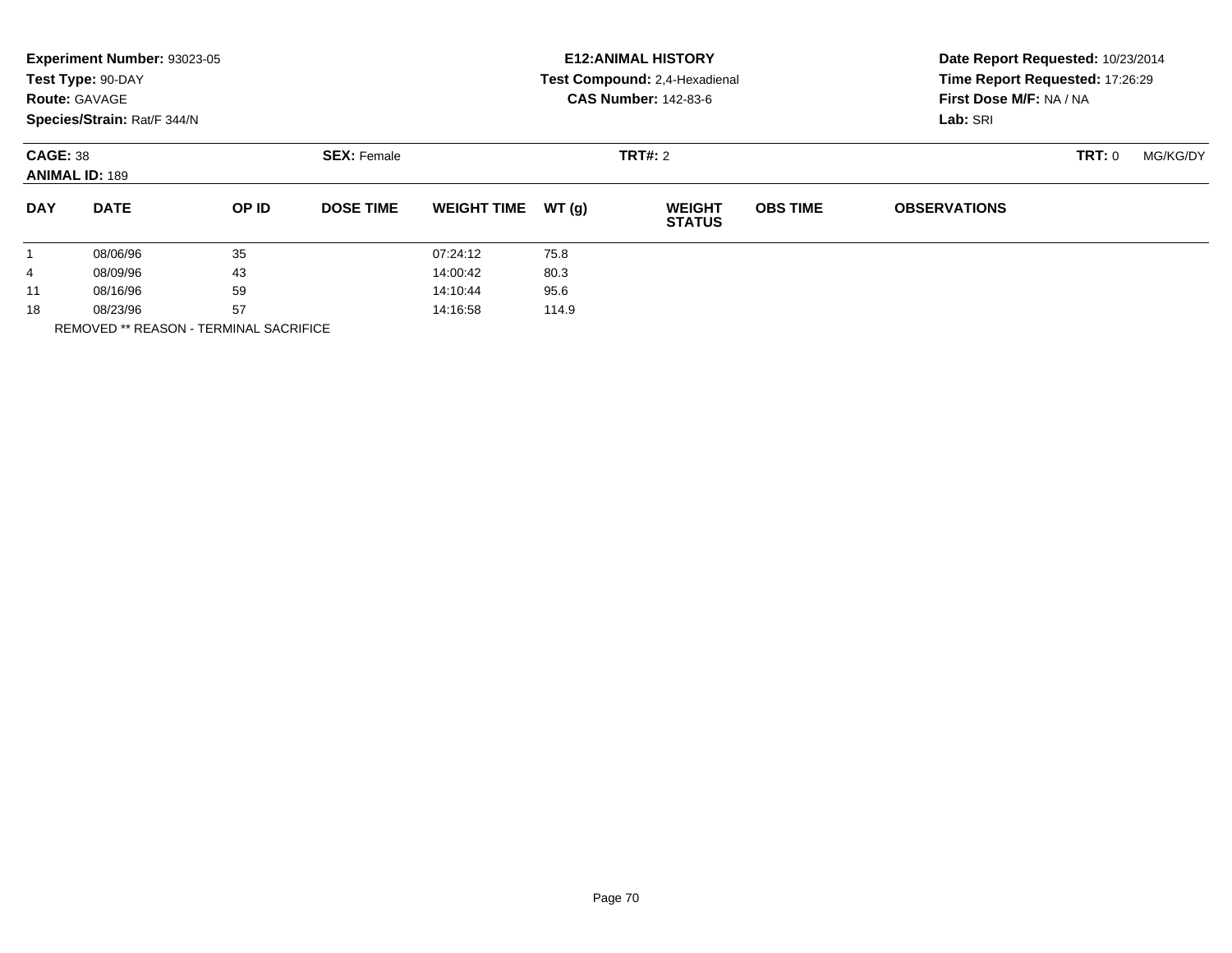**Experiment Number:** 93023-05
**Test Type:** 90-DAY
**Route:** GAVAGE
**Species/Strain:** Rat/F 344/N

**E12:ANIMAL HISTORY**
**Test Compound:** 2,4-Hexadienal
**CAS Number:** 142-83-6

**Date Report Requested:** 10/23/2014
**Time Report Requested:** 17:26:29
**First Dose M/F:** NA / NA
**Lab:** SRI

**CAGE:** 38 **SEX:** Female **TRT#:** 2 **TRT:** 0 MG/KG/DY
**ANIMAL ID:** 189

| DAY | DATE | OP ID | DOSE TIME | WEIGHT TIME | WT (g) | WEIGHT STATUS | OBS TIME | OBSERVATIONS |
|---|---|---|---|---|---|---|---|---|
| 1 | 08/06/96 | 35 | | 07:24:12 | 75.8 | | | |
| 4 | 08/09/96 | 43 | | 14:00:42 | 80.3 | | | |
| 11 | 08/16/96 | 59 | | 14:10:44 | 95.6 | | | |
| 18 | 08/23/96 | 57 | | 14:16:58 | 114.9 | | | |

REMOVED ** REASON - TERMINAL SACRIFICE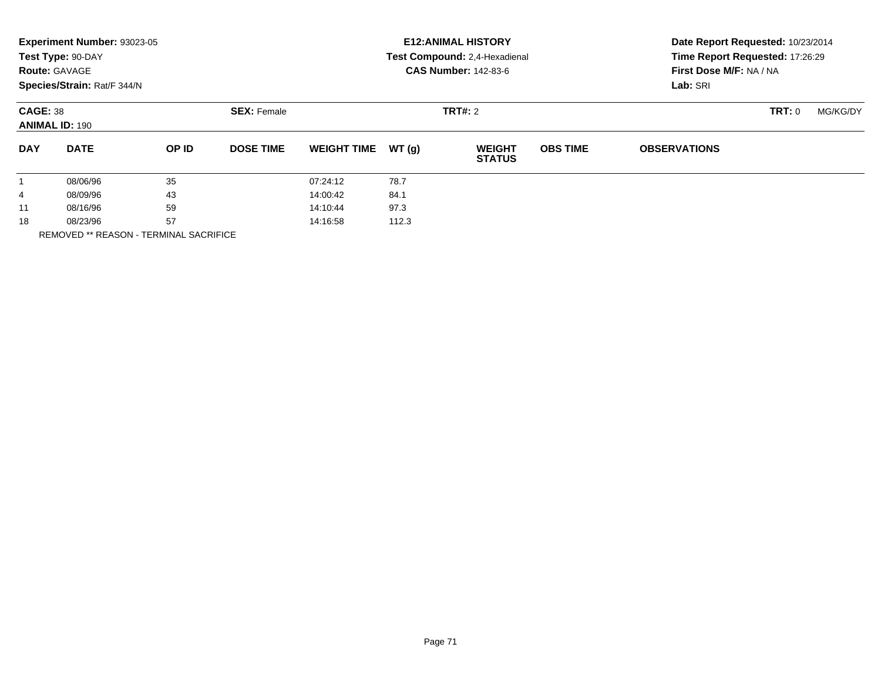**Experiment Number:** 93023-05
**Test Type:** 90-DAY
**Route:** GAVAGE
**Species/Strain:** Rat/F 344/N

**E12:ANIMAL HISTORY**
**Test Compound:** 2,4-Hexadienal
**CAS Number:** 142-83-6

**Date Report Requested:** 10/23/2014
**Time Report Requested:** 17:26:29
**First Dose M/F:** NA / NA
**Lab:** SRI

**CAGE:** 38 **SEX:** Female **TRT#:** 2 **TRT:** 0 MG/KG/DY
**ANIMAL ID:** 190

| DAY | DATE | OP ID | DOSE TIME | WEIGHT TIME | WT (g) | WEIGHT STATUS | OBS TIME | OBSERVATIONS |
|---|---|---|---|---|---|---|---|---|
| 1 | 08/06/96 | 35 | | 07:24:12 | 78.7 | | | |
| 4 | 08/09/96 | 43 | | 14:00:42 | 84.1 | | | |
| 11 | 08/16/96 | 59 | | 14:10:44 | 97.3 | | | |
| 18 | 08/23/96 | 57 | | 14:16:58 | 112.3 | | | |

REMOVED ** REASON - TERMINAL SACRIFICE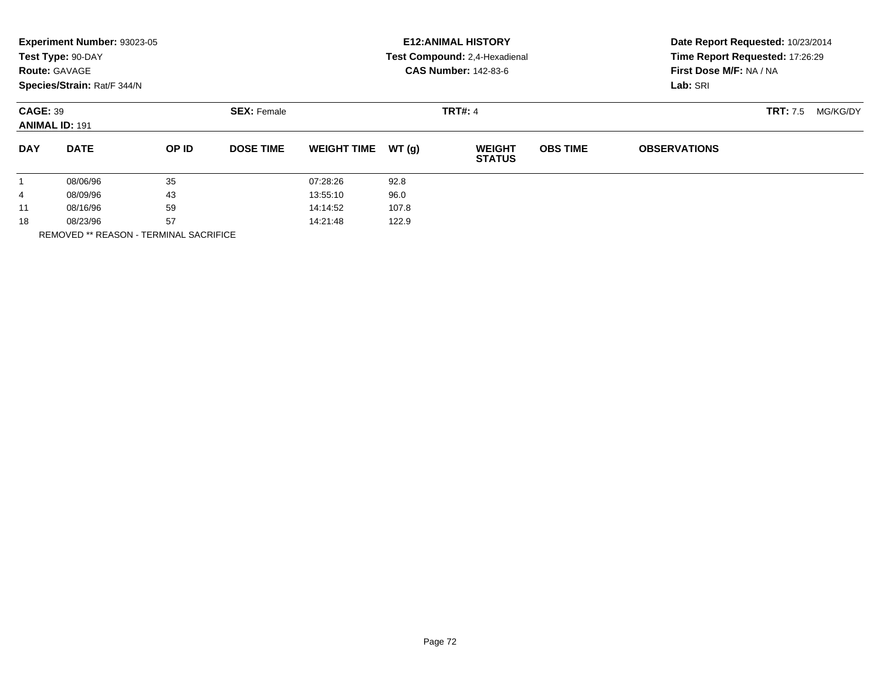**Experiment Number:** 93023-05
**Test Type:** 90-DAY
**Route:** GAVAGE
**Species/Strain:** Rat/F 344/N

**E12:ANIMAL HISTORY**
**Test Compound:** 2,4-Hexadienal
**CAS Number:** 142-83-6

**Date Report Requested:** 10/23/2014
**Time Report Requested:** 17:26:29
**First Dose M/F:** NA / NA
**Lab:** SRI

**CAGE:** 39 **SEX:** Female **TRT#:** 4 **TRT:** 7.5 MG/KG/DY
**ANIMAL ID:** 191

| DAY | DATE | OP ID | DOSE TIME | WEIGHT TIME | WT (g) | WEIGHT STATUS | OBS TIME | OBSERVATIONS |
|---|---|---|---|---|---|---|---|---|
| 1 | 08/06/96 | 35 | | 07:28:26 | 92.8 | | | |
| 4 | 08/09/96 | 43 | | 13:55:10 | 96.0 | | | |
| 11 | 08/16/96 | 59 | | 14:14:52 | 107.8 | | | |
| 18 | 08/23/96 | 57 | | 14:21:48 | 122.9 | | | |

REMOVED ** REASON - TERMINAL SACRIFICE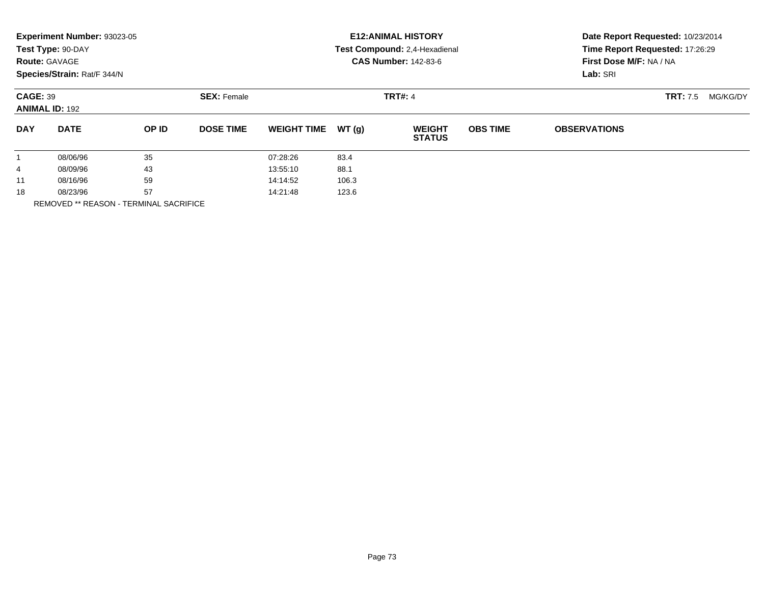**Experiment Number:** 93023-05
**Test Type:** 90-DAY
**Route:** GAVAGE
**Species/Strain:** Rat/F 344/N

**E12:ANIMAL HISTORY**
**Test Compound:** 2,4-Hexadienal
**CAS Number:** 142-83-6

**Date Report Requested:** 10/23/2014
**Time Report Requested:** 17:26:29
**First Dose M/F:** NA / NA
**Lab:** SRI

**CAGE:** 39
**ANIMAL ID:** 192

**SEX:** Female

**TRT#:** 4

**TRT:** 7.5 MG/KG/DY

| DAY | DATE | OP ID | DOSE TIME | WEIGHT TIME | WT (g) | WEIGHT STATUS | OBS TIME | OBSERVATIONS |
|---|---|---|---|---|---|---|---|---|
| 1 | 08/06/96 | 35 | | 07:28:26 | 83.4 | | | |
| 4 | 08/09/96 | 43 | | 13:55:10 | 88.1 | | | |
| 11 | 08/16/96 | 59 | | 14:14:52 | 106.3 | | | |
| 18 | 08/23/96 | 57 | | 14:21:48 | 123.6 | | | |

REMOVED ** REASON - TERMINAL SACRIFICE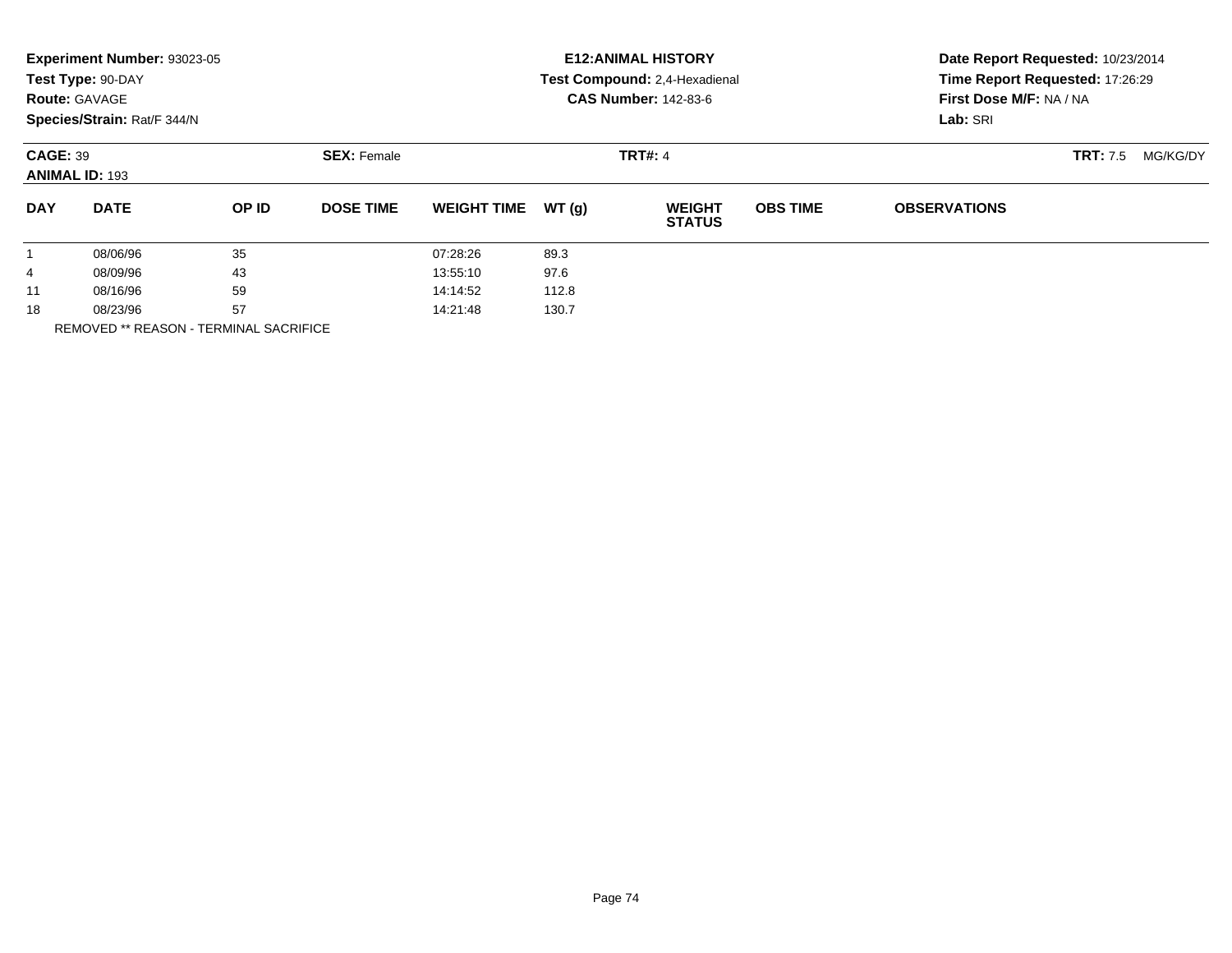**Experiment Number:** 93023-05
**Test Type:** 90-DAY
**Route:** GAVAGE
**Species/Strain:** Rat/F 344/N

**E12:ANIMAL HISTORY**
**Test Compound:** 2,4-Hexadienal
**CAS Number:** 142-83-6

**Date Report Requested:** 10/23/2014
**Time Report Requested:** 17:26:29
**First Dose M/F:** NA / NA
**Lab:** SRI

**CAGE:** 39 **SEX:** Female **TRT#:** 4 **TRT:** 7.5 MG/KG/DY
**ANIMAL ID:** 193

| DAY | DATE | OP ID | DOSE TIME | WEIGHT TIME | WT (g) | WEIGHT STATUS | OBS TIME | OBSERVATIONS |
|---|---|---|---|---|---|---|---|---|
| 1 | 08/06/96 | 35 | | 07:28:26 | 89.3 | | | |
| 4 | 08/09/96 | 43 | | 13:55:10 | 97.6 | | | |
| 11 | 08/16/96 | 59 | | 14:14:52 | 112.8 | | | |
| 18 | 08/23/96 | 57 | | 14:21:48 | 130.7 | | | |

REMOVED ** REASON - TERMINAL SACRIFICE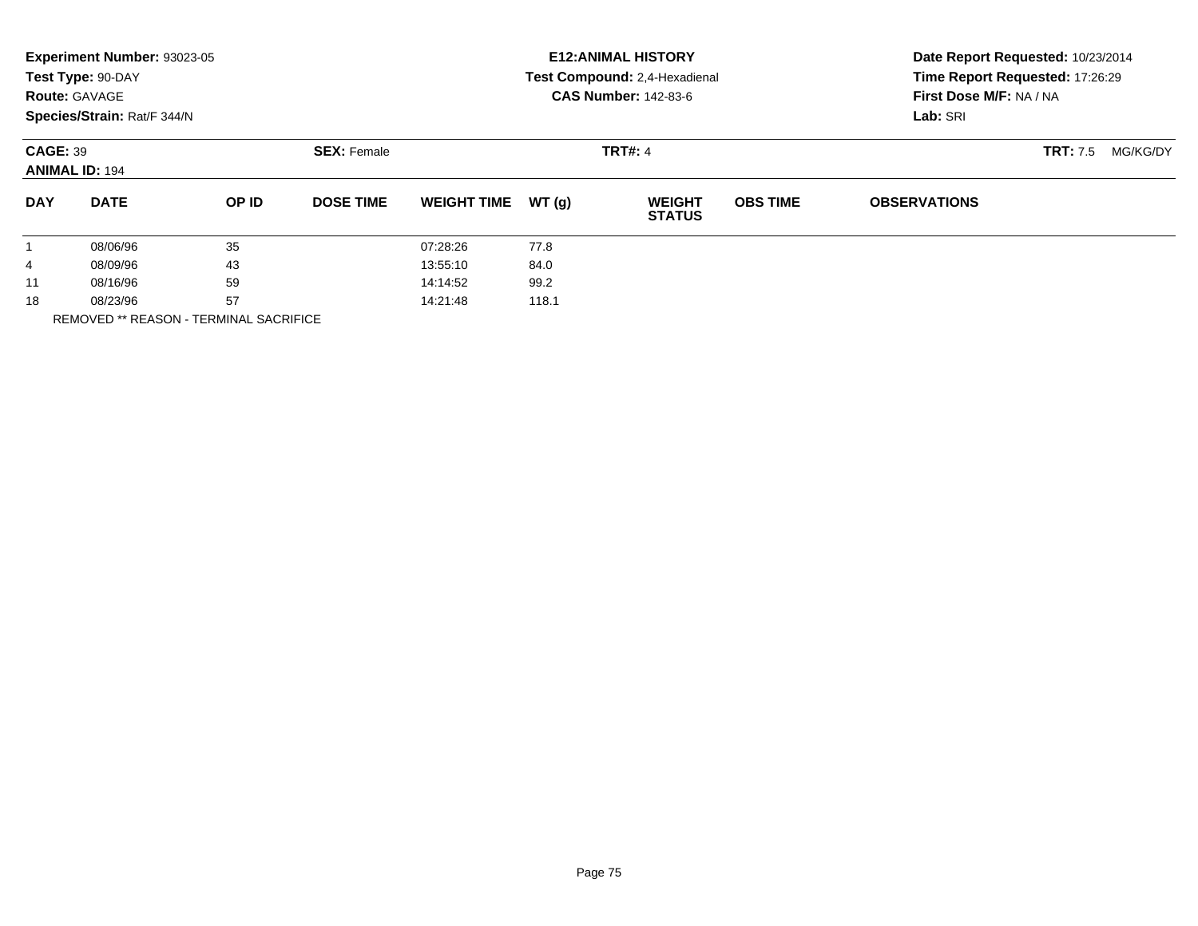**Experiment Number:** 93023-05
**Test Type:** 90-DAY
**Route:** GAVAGE
**Species/Strain:** Rat/F 344/N

**E12:ANIMAL HISTORY**
**Test Compound:** 2,4-Hexadienal
**CAS Number:** 142-83-6

**Date Report Requested:** 10/23/2014
**Time Report Requested:** 17:26:29
**First Dose M/F:** NA / NA
**Lab:** SRI

**CAGE:** 39 **SEX:** Female **TRT#:** 4 **TRT:** 7.5 MG/KG/DY
**ANIMAL ID:** 194

| DAY | DATE | OP ID | DOSE TIME | WEIGHT TIME | WT (g) | WEIGHT STATUS | OBS TIME | OBSERVATIONS |
|---|---|---|---|---|---|---|---|---|
| 1 | 08/06/96 | 35 | | 07:28:26 | 77.8 | | | |
| 4 | 08/09/96 | 43 | | 13:55:10 | 84.0 | | | |
| 11 | 08/16/96 | 59 | | 14:14:52 | 99.2 | | | |
| 18 | 08/23/96 | 57 | | 14:21:48 | 118.1 | | | |

REMOVED ** REASON - TERMINAL SACRIFICE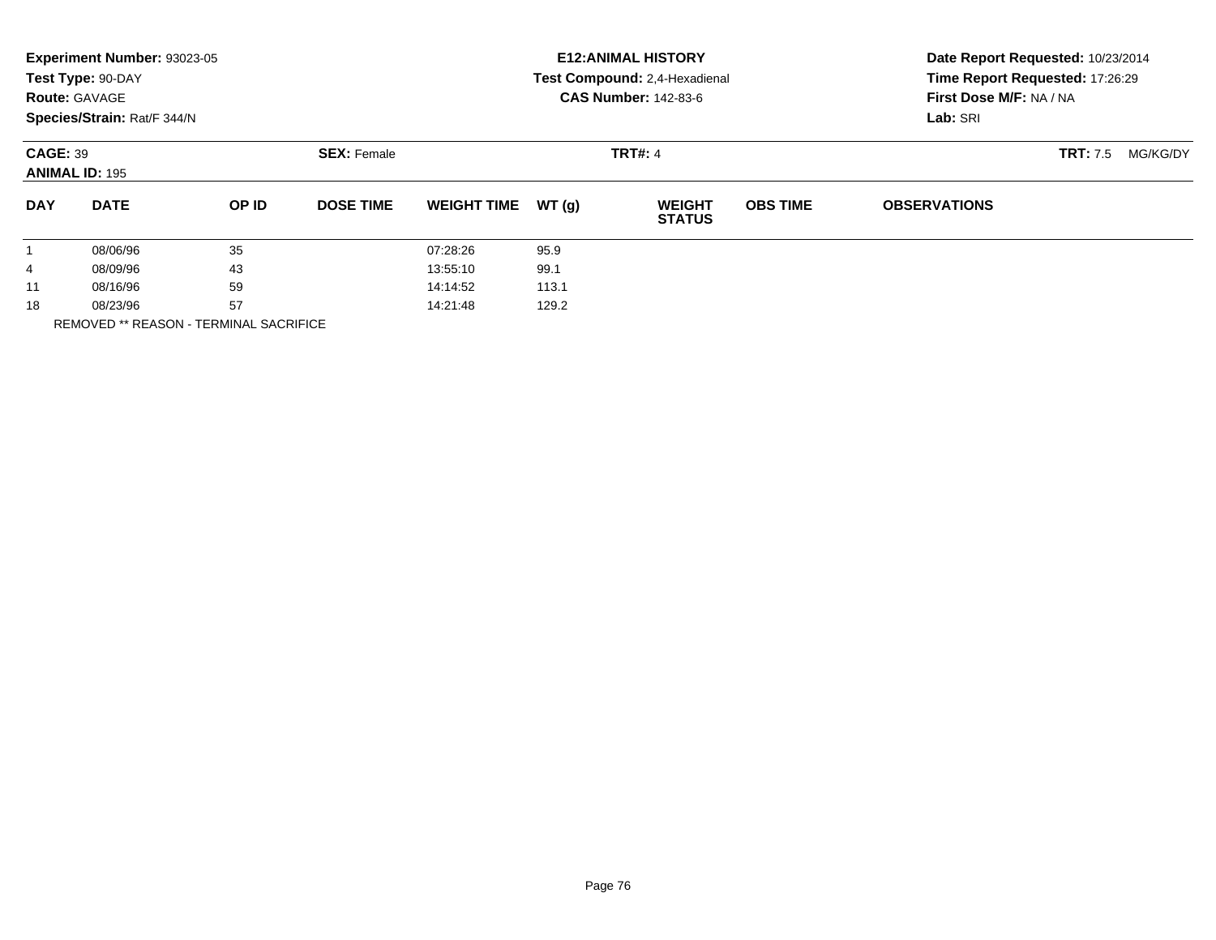**Experiment Number:** 93023-05
**Test Type:** 90-DAY
**Route:** GAVAGE
**Species/Strain:** Rat/F 344/N

**E12:ANIMAL HISTORY**
**Test Compound:** 2,4-Hexadienal
**CAS Number:** 142-83-6

**Date Report Requested:** 10/23/2014
**Time Report Requested:** 17:26:29
**First Dose M/F:** NA / NA
**Lab:** SRI

**CAGE:** 39 **SEX:** Female **TRT#:** 4 **TRT:** 7.5 MG/KG/DY
**ANIMAL ID:** 195

| DAY | DATE | OP ID | DOSE TIME | WEIGHT TIME | WT (g) | WEIGHT STATUS | OBS TIME | OBSERVATIONS |
|---|---|---|---|---|---|---|---|---|
| 1 | 08/06/96 | 35 | | 07:28:26 | 95.9 | | | |
| 4 | 08/09/96 | 43 | | 13:55:10 | 99.1 | | | |
| 11 | 08/16/96 | 59 | | 14:14:52 | 113.1 | | | |
| 18 | 08/23/96 | 57 | | 14:21:48 | 129.2 | | | |

REMOVED ** REASON - TERMINAL SACRIFICE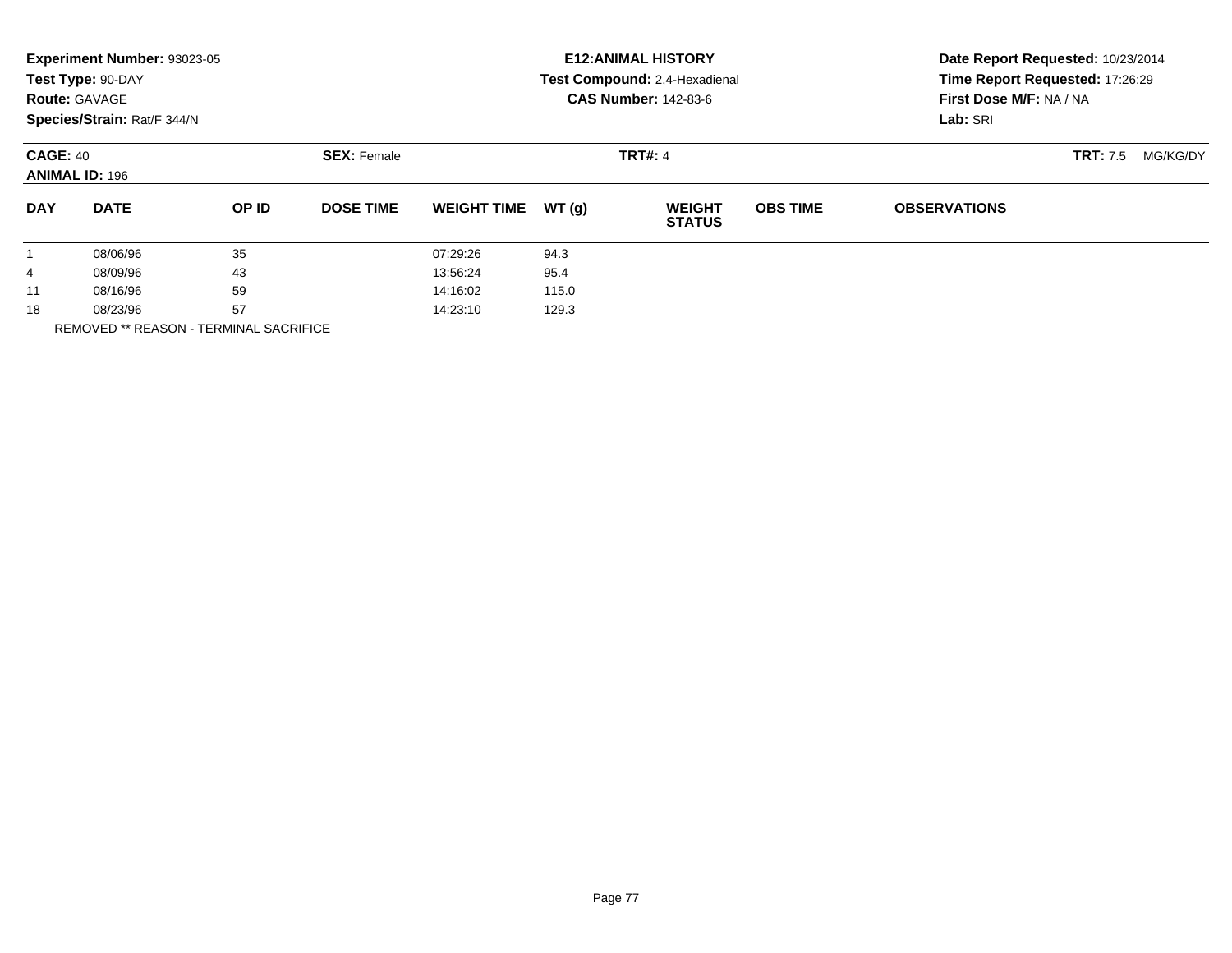**Experiment Number:** 93023-05
**Test Type:** 90-DAY
**Route:** GAVAGE
**Species/Strain:** Rat/F 344/N

**E12:ANIMAL HISTORY**
**Test Compound:** 2,4-Hexadienal
**CAS Number:** 142-83-6

**Date Report Requested:** 10/23/2014
**Time Report Requested:** 17:26:29
**First Dose M/F:** NA / NA
**Lab:** SRI

**CAGE:** 40 **SEX:** Female **TRT#:** 4 **TRT:** 7.5 MG/KG/DY
**ANIMAL ID:** 196

| DAY | DATE | OP ID | DOSE TIME | WEIGHT TIME | WT (g) | WEIGHT STATUS | OBS TIME | OBSERVATIONS |
|---|---|---|---|---|---|---|---|---|
| 1 | 08/06/96 | 35 | | 07:29:26 | 94.3 | | | |
| 4 | 08/09/96 | 43 | | 13:56:24 | 95.4 | | | |
| 11 | 08/16/96 | 59 | | 14:16:02 | 115.0 | | | |
| 18 | 08/23/96 | 57 | | 14:23:10 | 129.3 | | | |

REMOVED ** REASON - TERMINAL SACRIFICE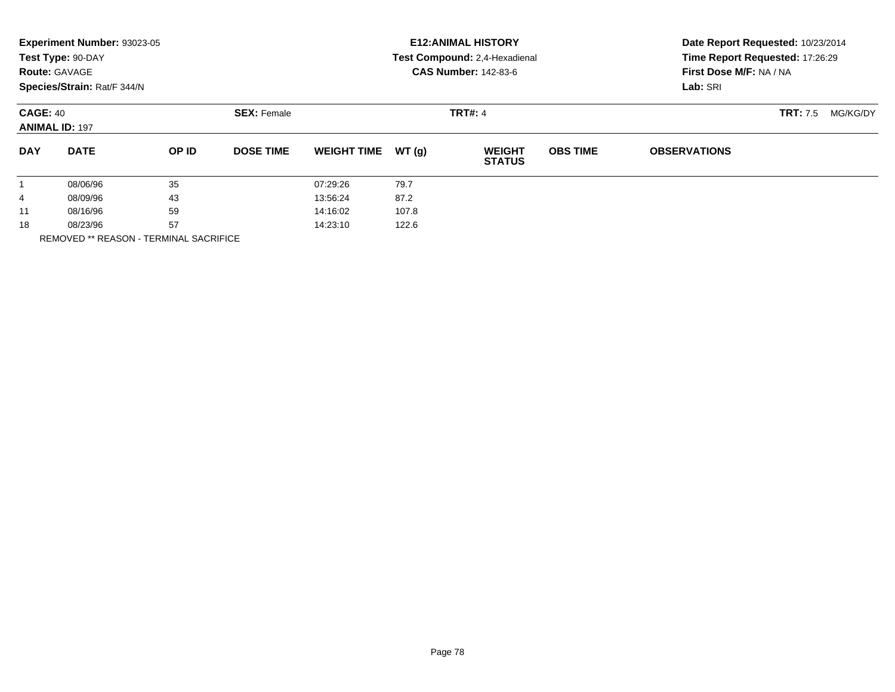**Experiment Number:** 93023-05
**Test Type:** 90-DAY
**Route:** GAVAGE
**Species/Strain:** Rat/F 344/N

**E12:ANIMAL HISTORY**
**Test Compound:** 2,4-Hexadienal
**CAS Number:** 142-83-6

**Date Report Requested:** 10/23/2014
**Time Report Requested:** 17:26:29
**First Dose M/F:** NA / NA
**Lab:** SRI

**CAGE:** 40
**ANIMAL ID:** 197

**SEX:** Female

**TRT#:** 4

**TRT:** 7.5 MG/KG/DY

| DAY | DATE | OP ID | DOSE TIME | WEIGHT TIME | WT (g) | WEIGHT STATUS | OBS TIME | OBSERVATIONS |
|---|---|---|---|---|---|---|---|---|
| 1 | 08/06/96 | 35 | | 07:29:26 | 79.7 | | | |
| 4 | 08/09/96 | 43 | | 13:56:24 | 87.2 | | | |
| 11 | 08/16/96 | 59 | | 14:16:02 | 107.8 | | | |
| 18 | 08/23/96 | 57 | | 14:23:10 | 122.6 | | | |

REMOVED ** REASON - TERMINAL SACRIFICE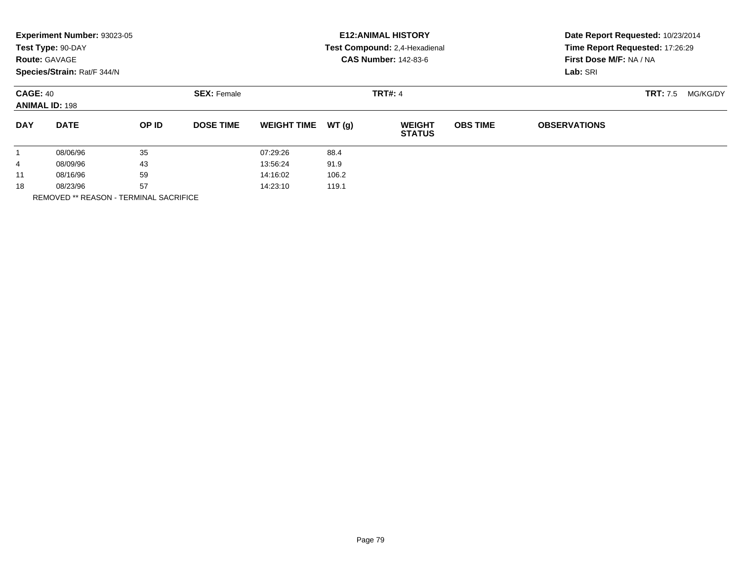**Experiment Number:** 93023-05
**Test Type:** 90-DAY
**Route:** GAVAGE
**Species/Strain:** Rat/F 344/N

**E12:ANIMAL HISTORY**
**Test Compound:** 2,4-Hexadienal
**CAS Number:** 142-83-6

**Date Report Requested:** 10/23/2014
**Time Report Requested:** 17:26:29
**First Dose M/F:** NA / NA
**Lab:** SRI

**CAGE:** 40 **SEX:** Female **TRT#:** 4 **TRT:** 7.5 MG/KG/DY
**ANIMAL ID:** 198

| DAY | DATE | OP ID | DOSE TIME | WEIGHT TIME | WT (g) | WEIGHT STATUS | OBS TIME | OBSERVATIONS |
|---|---|---|---|---|---|---|---|---|
| 1 | 08/06/96 | 35 | | 07:29:26 | 88.4 | | | |
| 4 | 08/09/96 | 43 | | 13:56:24 | 91.9 | | | |
| 11 | 08/16/96 | 59 | | 14:16:02 | 106.2 | | | |
| 18 | 08/23/96 | 57 | | 14:23:10 | 119.1 | | | |

REMOVED ** REASON - TERMINAL SACRIFICE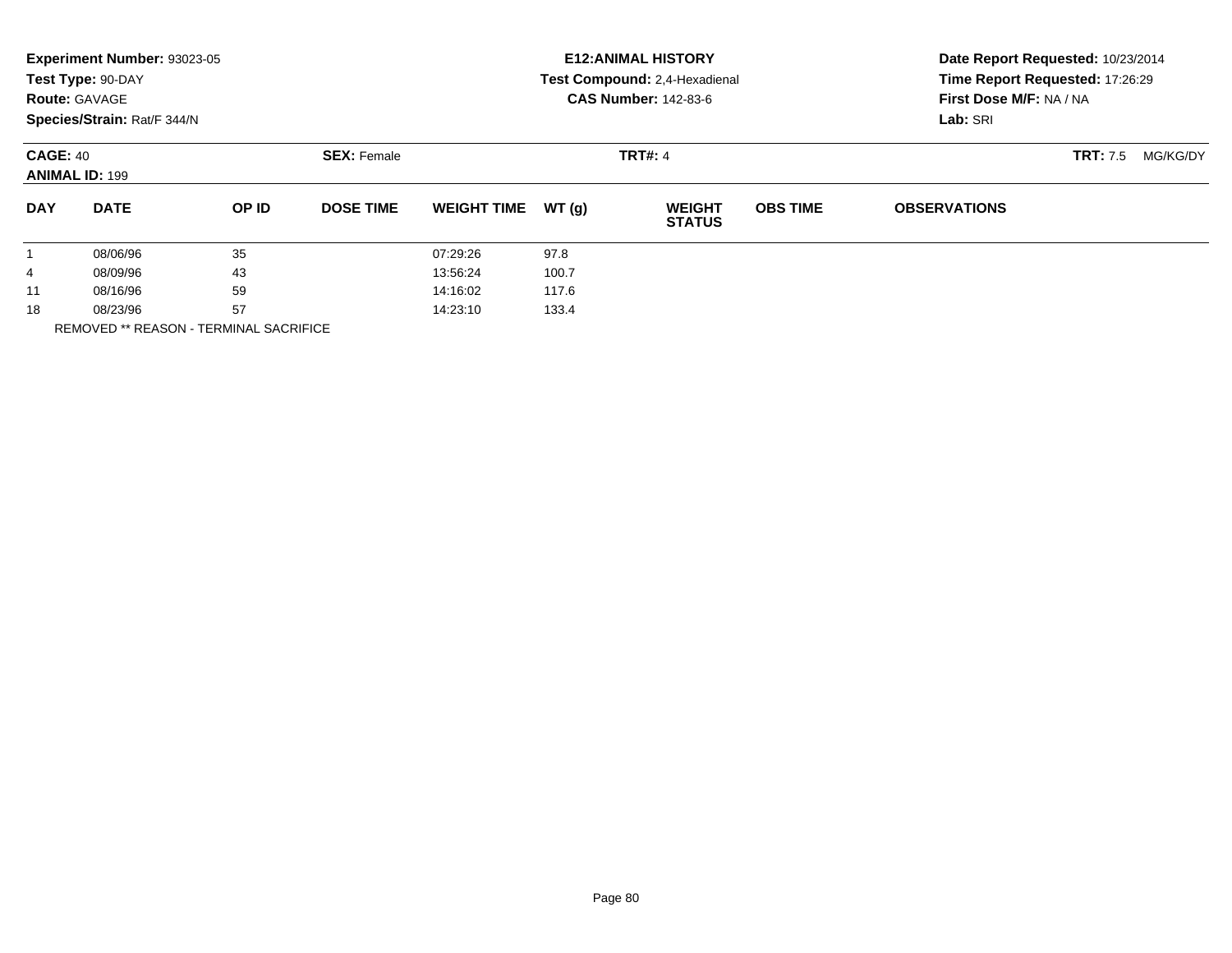**Experiment Number:** 93023-05
**Test Type:** 90-DAY
**Route:** GAVAGE
**Species/Strain:** Rat/F 344/N

**E12:ANIMAL HISTORY**
**Test Compound:** 2,4-Hexadienal
**CAS Number:** 142-83-6

**Date Report Requested:** 10/23/2014
**Time Report Requested:** 17:26:29
**First Dose M/F:** NA / NA
**Lab:** SRI

**CAGE:** 40 **SEX:** Female **TRT#:** 4 **TRT:** 7.5 MG/KG/DY
**ANIMAL ID:** 199

| DAY | DATE | OP ID | DOSE TIME | WEIGHT TIME | WT (g) | WEIGHT STATUS | OBS TIME | OBSERVATIONS |
|---|---|---|---|---|---|---|---|---|
| 1 | 08/06/96 | 35 | | 07:29:26 | 97.8 | | | |
| 4 | 08/09/96 | 43 | | 13:56:24 | 100.7 | | | |
| 11 | 08/16/96 | 59 | | 14:16:02 | 117.6 | | | |
| 18 | 08/23/96 | 57 | | 14:23:10 | 133.4 | | | |

REMOVED ** REASON - TERMINAL SACRIFICE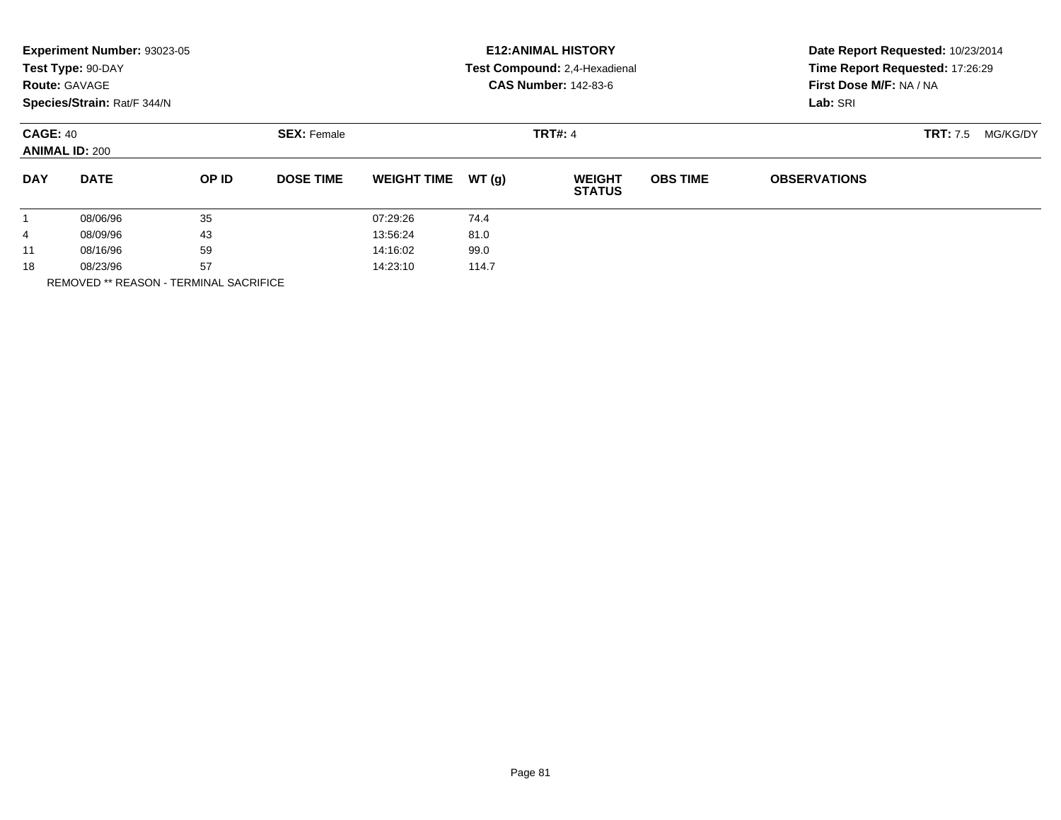**Experiment Number:** 93023-05
**Test Type:** 90-DAY
**Route:** GAVAGE
**Species/Strain:** Rat/F 344/N

**E12:ANIMAL HISTORY**
**Test Compound:** 2,4-Hexadienal
**CAS Number:** 142-83-6

**Date Report Requested:** 10/23/2014
**Time Report Requested:** 17:26:29
**First Dose M/F:** NA / NA
**Lab:** SRI

**CAGE:** 40
**ANIMAL ID:** 200

**SEX:** Female

**TRT#:** 4

**TRT:** 7.5 MG/KG/DY

| DAY | DATE | OP ID | DOSE TIME | WEIGHT TIME | WT (g) | WEIGHT STATUS | OBS TIME | OBSERVATIONS |
|---|---|---|---|---|---|---|---|---|
| 1 | 08/06/96 | 35 | | 07:29:26 | 74.4 | | | |
| 4 | 08/09/96 | 43 | | 13:56:24 | 81.0 | | | |
| 11 | 08/16/96 | 59 | | 14:16:02 | 99.0 | | | |
| 18 | 08/23/96 | 57 | | 14:23:10 | 114.7 | | | |

REMOVED ** REASON - TERMINAL SACRIFICE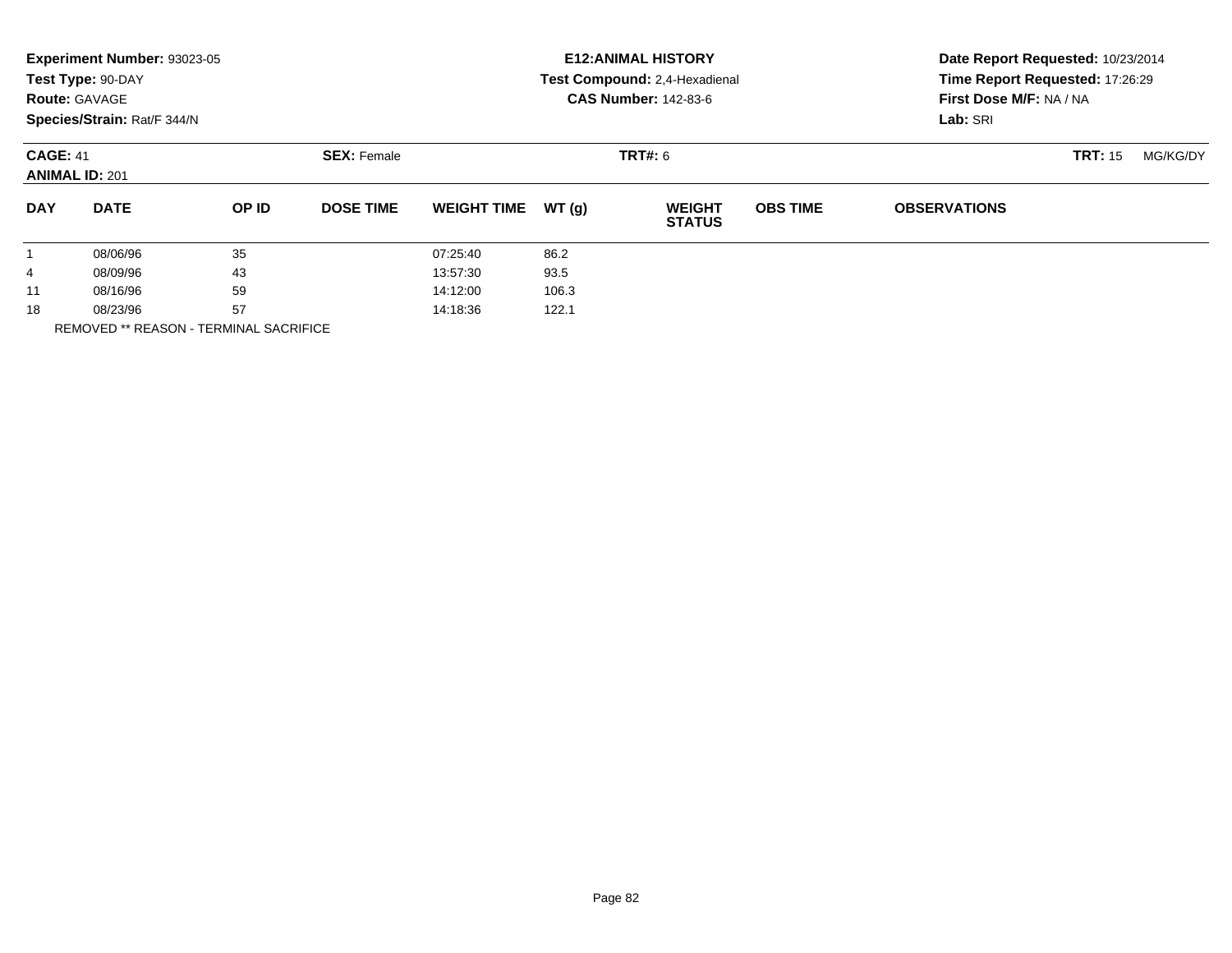**Experiment Number:** 93023-05
**Test Type:** 90-DAY
**Route:** GAVAGE
**Species/Strain:** Rat/F 344/N

**E12:ANIMAL HISTORY**
**Test Compound:** 2,4-Hexadienal
**CAS Number:** 142-83-6

**Date Report Requested:** 10/23/2014
**Time Report Requested:** 17:26:29
**First Dose M/F:** NA / NA
**Lab:** SRI

**CAGE:** 41
**ANIMAL ID:** 201
**SEX:** Female
**TRT#:** 6
**TRT:** 15 MG/KG/DY

| DAY | DATE | OP ID | DOSE TIME | WEIGHT TIME | WT (g) | WEIGHT STATUS | OBS TIME | OBSERVATIONS |
|---|---|---|---|---|---|---|---|---|
| 1 | 08/06/96 | 35 | | 07:25:40 | 86.2 | | | |
| 4 | 08/09/96 | 43 | | 13:57:30 | 93.5 | | | |
| 11 | 08/16/96 | 59 | | 14:12:00 | 106.3 | | | |
| 18 | 08/23/96 | 57 | | 14:18:36 | 122.1 | | | |

REMOVED ** REASON - TERMINAL SACRIFICE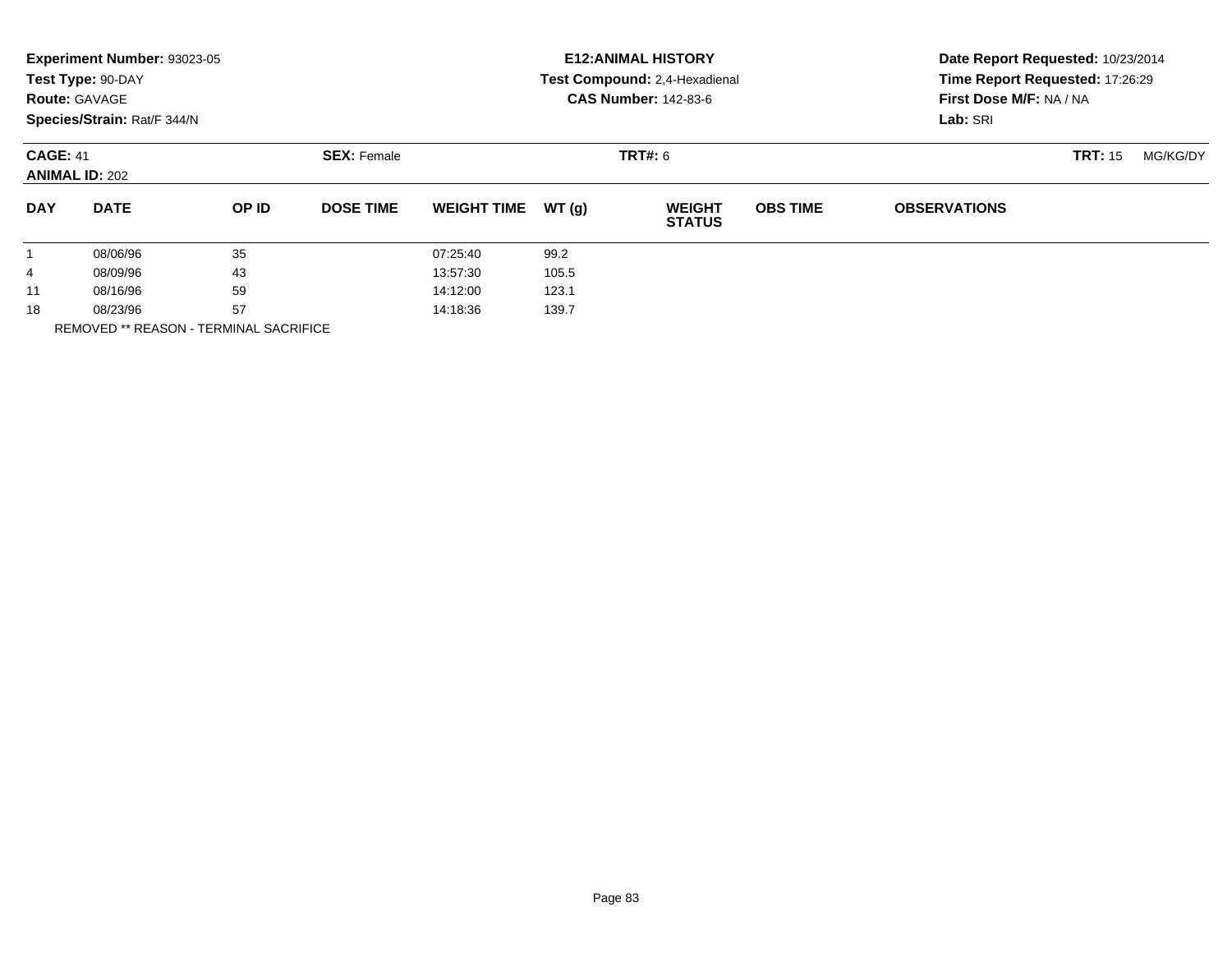**Experiment Number:** 93023-05
**Test Type:** 90-DAY
**Route:** GAVAGE
**Species/Strain:** Rat/F 344/N

**E12:ANIMAL HISTORY**
**Test Compound:** 2,4-Hexadienal
**CAS Number:** 142-83-6

**Date Report Requested:** 10/23/2014
**Time Report Requested:** 17:26:29
**First Dose M/F:** NA / NA
**Lab:** SRI

**CAGE:** 41
**ANIMAL ID:** 202
**SEX:** Female
**TRT#:** 6
**TRT:** 15 MG/KG/DY

| DAY | DATE | OP ID | DOSE TIME | WEIGHT TIME | WT (g) | WEIGHT STATUS | OBS TIME | OBSERVATIONS |
|---|---|---|---|---|---|---|---|---|
| 1 | 08/06/96 | 35 | | 07:25:40 | 99.2 | | | |
| 4 | 08/09/96 | 43 | | 13:57:30 | 105.5 | | | |
| 11 | 08/16/96 | 59 | | 14:12:00 | 123.1 | | | |
| 18 | 08/23/96 | 57 | | 14:18:36 | 139.7 | | | |

REMOVED ** REASON - TERMINAL SACRIFICE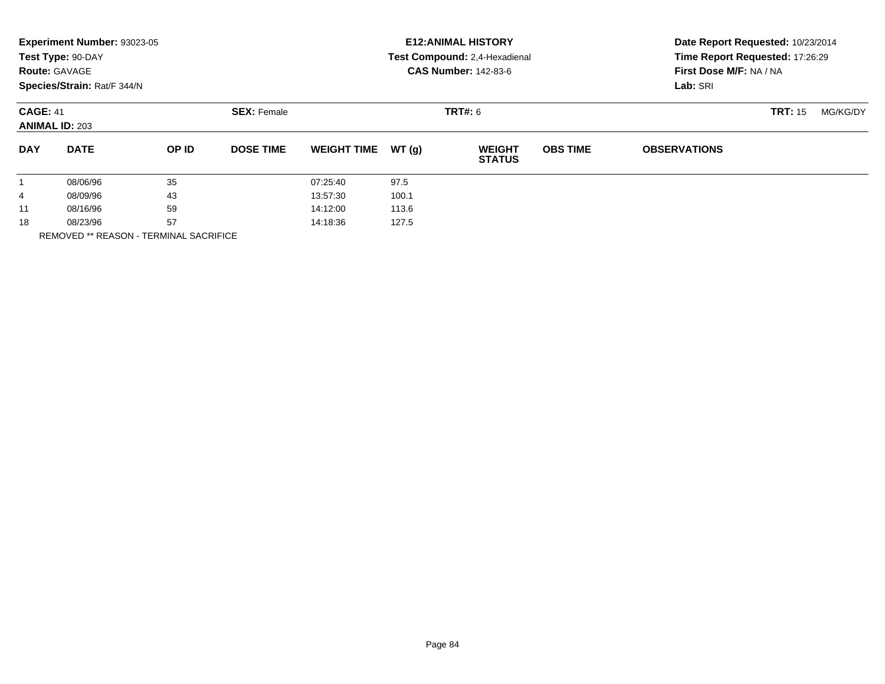**Experiment Number:** 93023-05
**Test Type:** 90-DAY
**Route:** GAVAGE
**Species/Strain:** Rat/F 344/N

**E12:ANIMAL HISTORY**
**Test Compound:** 2,4-Hexadienal
**CAS Number:** 142-83-6

**Date Report Requested:** 10/23/2014
**Time Report Requested:** 17:26:29
**First Dose M/F:** NA / NA
**Lab:** SRI

**CAGE:** 41
**ANIMAL ID:** 203

**SEX:** Female

**TRT#:** 6

**TRT:** 15 MG/KG/DY

| DAY | DATE | OP ID | DOSE TIME | WEIGHT TIME | WT (g) | WEIGHT STATUS | OBS TIME | OBSERVATIONS |
|---|---|---|---|---|---|---|---|---|
| 1 | 08/06/96 | 35 | | 07:25:40 | 97.5 | | | |
| 4 | 08/09/96 | 43 | | 13:57:30 | 100.1 | | | |
| 11 | 08/16/96 | 59 | | 14:12:00 | 113.6 | | | |
| 18 | 08/23/96 | 57 | | 14:18:36 | 127.5 | | | |

REMOVED ** REASON - TERMINAL SACRIFICE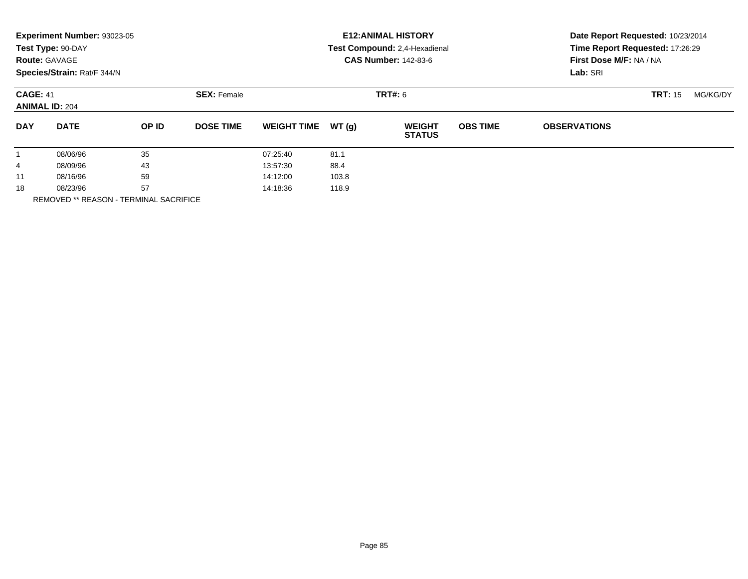**Experiment Number:** 93023-05
**Test Type:** 90-DAY
**Route:** GAVAGE
**Species/Strain:** Rat/F 344/N

**E12:ANIMAL HISTORY**
**Test Compound:** 2,4-Hexadienal
**CAS Number:** 142-83-6

**Date Report Requested:** 10/23/2014
**Time Report Requested:** 17:26:29
**First Dose M/F:** NA / NA
**Lab:** SRI

**CAGE:** 41 **SEX:** Female **TRT#:** 6 **TRT:** 15 MG/KG/DY
**ANIMAL ID:** 204

| DAY | DATE | OP ID | DOSE TIME | WEIGHT TIME | WT (g) | WEIGHT STATUS | OBS TIME | OBSERVATIONS |
|---|---|---|---|---|---|---|---|---|
| 1 | 08/06/96 | 35 | | 07:25:40 | 81.1 | | | |
| 4 | 08/09/96 | 43 | | 13:57:30 | 88.4 | | | |
| 11 | 08/16/96 | 59 | | 14:12:00 | 103.8 | | | |
| 18 | 08/23/96 | 57 | | 14:18:36 | 118.9 | | | |

REMOVED ** REASON - TERMINAL SACRIFICE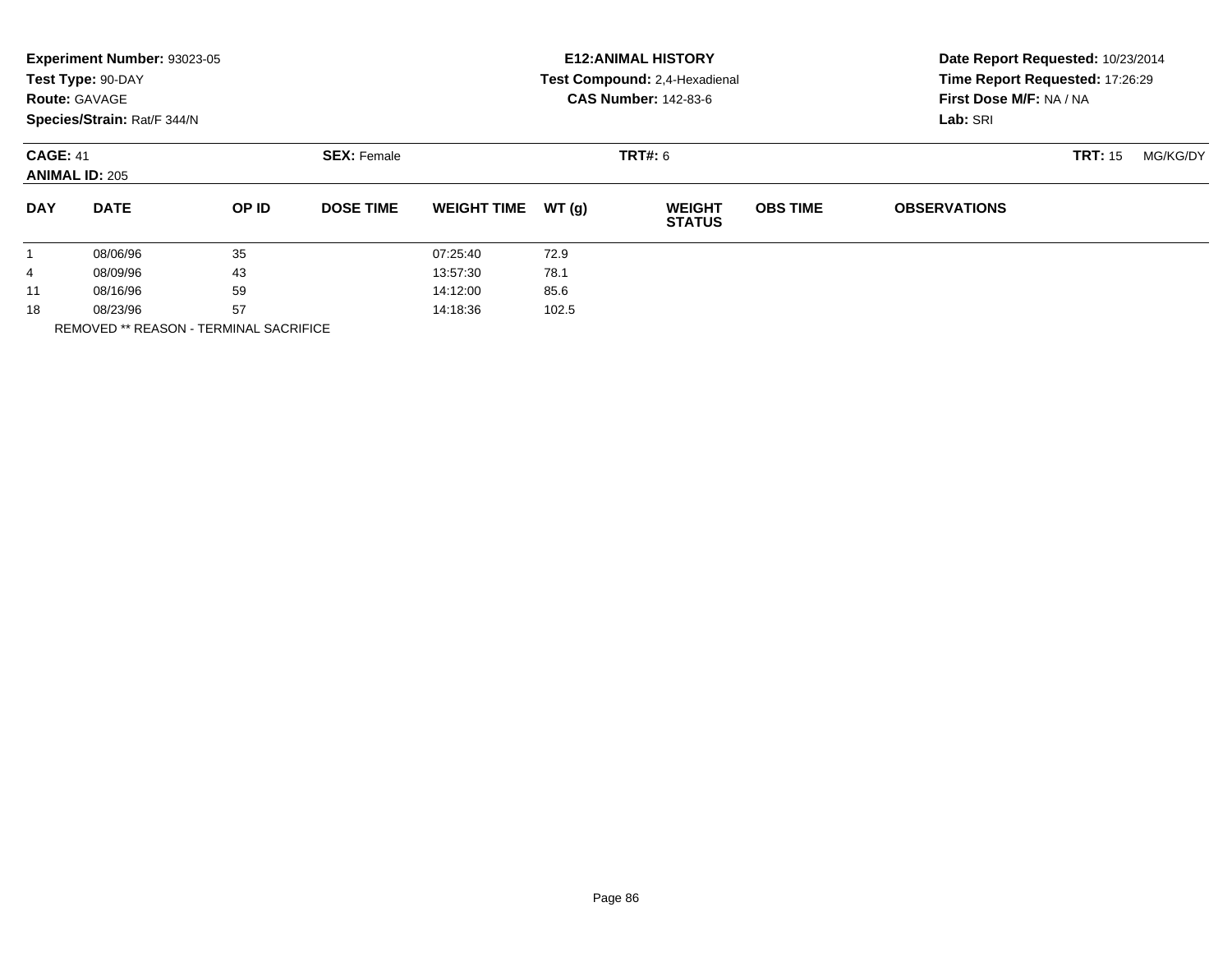**Experiment Number:** 93023-05
**Test Type:** 90-DAY
**Route:** GAVAGE
**Species/Strain:** Rat/F 344/N

**E12:ANIMAL HISTORY**
**Test Compound:** 2,4-Hexadienal
**CAS Number:** 142-83-6

**Date Report Requested:** 10/23/2014
**Time Report Requested:** 17:26:29
**First Dose M/F:** NA / NA
**Lab:** SRI

**CAGE:** 41 **SEX:** Female **TRT#:** 6 **TRT:** 15 MG/KG/DY
**ANIMAL ID:** 205

| DAY | DATE | OP ID | DOSE TIME | WEIGHT TIME | WT (g) | WEIGHT STATUS | OBS TIME | OBSERVATIONS |
|---|---|---|---|---|---|---|---|---|
| 1 | 08/06/96 | 35 | | 07:25:40 | 72.9 | | | |
| 4 | 08/09/96 | 43 | | 13:57:30 | 78.1 | | | |
| 11 | 08/16/96 | 59 | | 14:12:00 | 85.6 | | | |
| 18 | 08/23/96 | 57 | | 14:18:36 | 102.5 | | | |

REMOVED ** REASON - TERMINAL SACRIFICE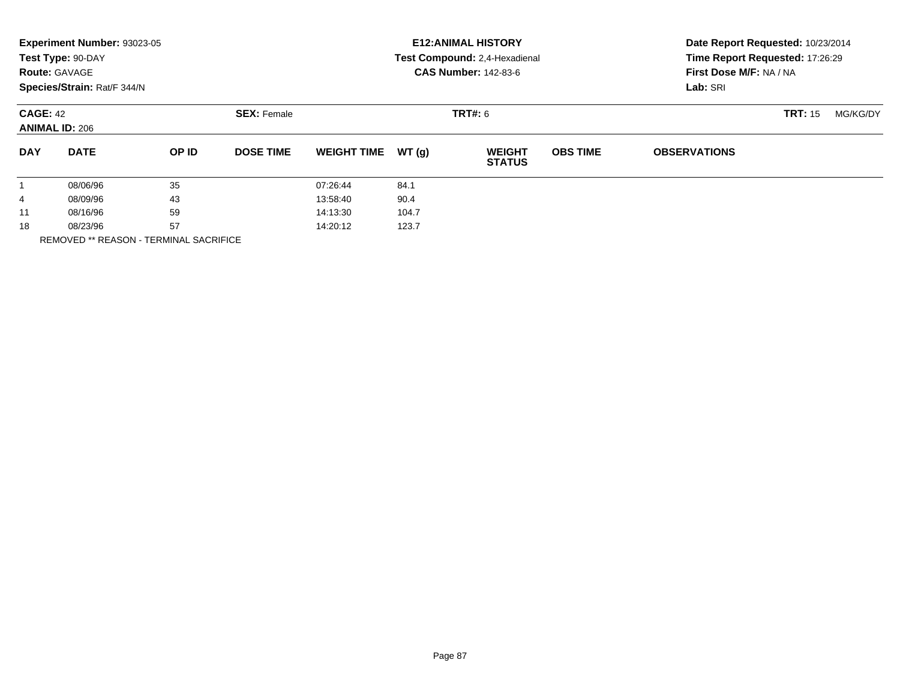**Experiment Number:** 93023-05
**Test Type:** 90-DAY
**Route:** GAVAGE
**Species/Strain:** Rat/F 344/N

**E12:ANIMAL HISTORY**
**Test Compound:** 2,4-Hexadienal
**CAS Number:** 142-83-6

**Date Report Requested:** 10/23/2014
**Time Report Requested:** 17:26:29
**First Dose M/F:** NA / NA
**Lab:** SRI

**CAGE:** 42
**ANIMAL ID:** 206
**SEX:** Female
**TRT#:** 6
**TRT:** 15 MG/KG/DY

| DAY | DATE | OP ID | DOSE TIME | WEIGHT TIME | WT (g) | WEIGHT STATUS | OBS TIME | OBSERVATIONS |
|---|---|---|---|---|---|---|---|---|
| 1 | 08/06/96 | 35 | | 07:26:44 | 84.1 | | | |
| 4 | 08/09/96 | 43 | | 13:58:40 | 90.4 | | | |
| 11 | 08/16/96 | 59 | | 14:13:30 | 104.7 | | | |
| 18 | 08/23/96 | 57 | | 14:20:12 | 123.7 | | | |

REMOVED ** REASON - TERMINAL SACRIFICE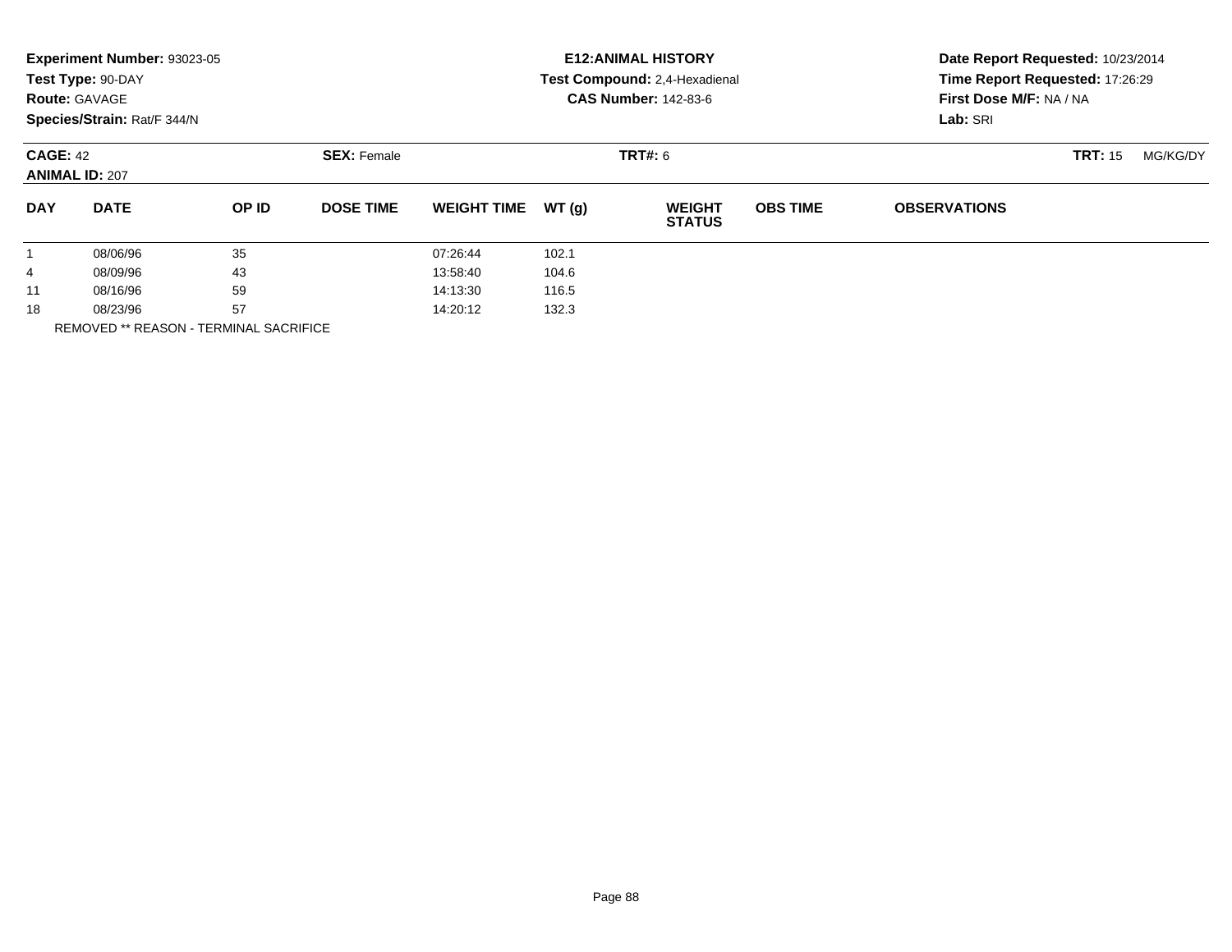**Experiment Number:** 93023-05
**Test Type:** 90-DAY
**Route:** GAVAGE
**Species/Strain:** Rat/F 344/N

**E12:ANIMAL HISTORY**
**Test Compound:** 2,4-Hexadienal
**CAS Number:** 142-83-6

**Date Report Requested:** 10/23/2014
**Time Report Requested:** 17:26:29
**First Dose M/F:** NA / NA
**Lab:** SRI

**CAGE:** 42
**ANIMAL ID:** 207
**SEX:** Female
**TRT#:** 6
**TRT:** 15 MG/KG/DY

| DAY | DATE | OP ID | DOSE TIME | WEIGHT TIME | WT (g) | WEIGHT STATUS | OBS TIME | OBSERVATIONS |
|---|---|---|---|---|---|---|---|---|
| 1 | 08/06/96 | 35 | | 07:26:44 | 102.1 | | | |
| 4 | 08/09/96 | 43 | | 13:58:40 | 104.6 | | | |
| 11 | 08/16/96 | 59 | | 14:13:30 | 116.5 | | | |
| 18 | 08/23/96 | 57 | | 14:20:12 | 132.3 | | | |

REMOVED ** REASON - TERMINAL SACRIFICE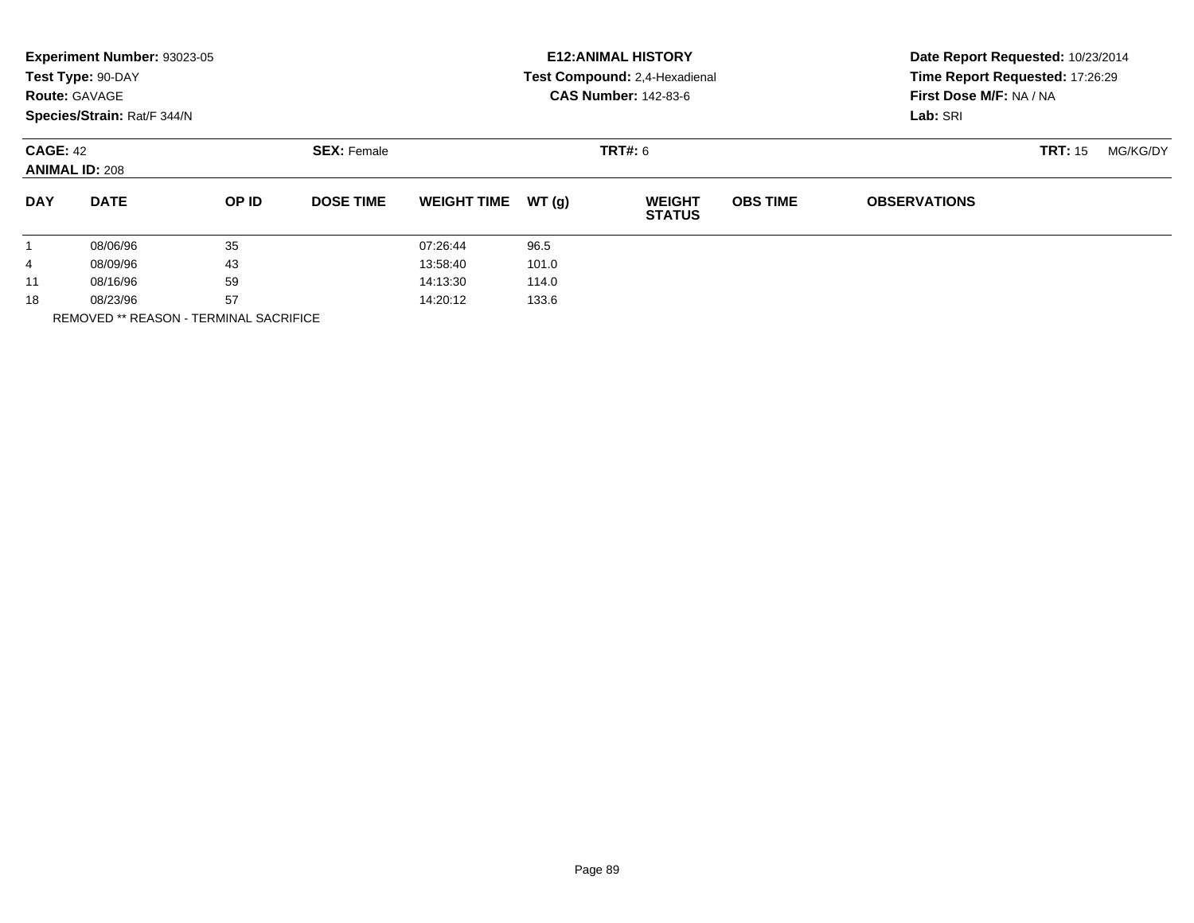**Experiment Number:** 93023-05
**Test Type:** 90-DAY
**Route:** GAVAGE
**Species/Strain:** Rat/F 344/N

**E12:ANIMAL HISTORY**
**Test Compound:** 2,4-Hexadienal
**CAS Number:** 142-83-6

**Date Report Requested:** 10/23/2014
**Time Report Requested:** 17:26:29
**First Dose M/F:** NA / NA
**Lab:** SRI

**CAGE:** 42
**ANIMAL ID:** 208

**SEX:** Female

**TRT#:** 6

**TRT:** 15 MG/KG/DY

| DAY | DATE | OP ID | DOSE TIME | WEIGHT TIME | WT (g) | WEIGHT STATUS | OBS TIME | OBSERVATIONS |
|---|---|---|---|---|---|---|---|---|
| 1 | 08/06/96 | 35 | | 07:26:44 | 96.5 | | | |
| 4 | 08/09/96 | 43 | | 13:58:40 | 101.0 | | | |
| 11 | 08/16/96 | 59 | | 14:13:30 | 114.0 | | | |
| 18 | 08/23/96 | 57 | | 14:20:12 | 133.6 | | | |

REMOVED ** REASON - TERMINAL SACRIFICE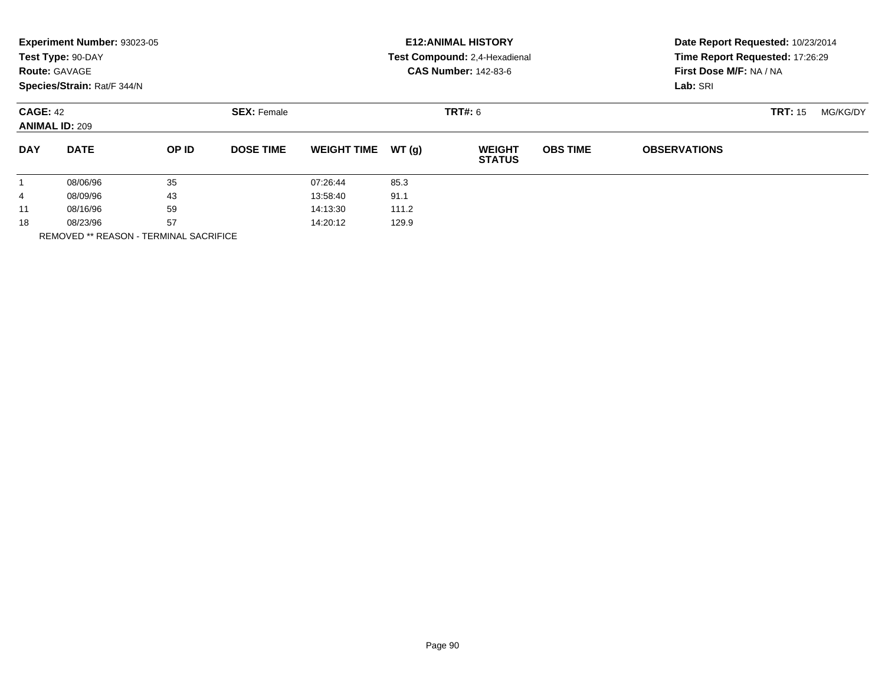**Experiment Number:** 93023-05
**Test Type:** 90-DAY
**Route:** GAVAGE
**Species/Strain:** Rat/F 344/N

**E12:ANIMAL HISTORY**
**Test Compound:** 2,4-Hexadienal
**CAS Number:** 142-83-6

**Date Report Requested:** 10/23/2014
**Time Report Requested:** 17:26:29
**First Dose M/F:** NA / NA
**Lab:** SRI

**CAGE:** 42
**ANIMAL ID:** 209

**SEX:** Female

**TRT#:** 6

**TRT:** 15 MG/KG/DY

| DAY | DATE | OP ID | DOSE TIME | WEIGHT TIME | WT (g) | WEIGHT STATUS | OBS TIME | OBSERVATIONS |
|---|---|---|---|---|---|---|---|---|
| 1 | 08/06/96 | 35 | | 07:26:44 | 85.3 | | | |
| 4 | 08/09/96 | 43 | | 13:58:40 | 91.1 | | | |
| 11 | 08/16/96 | 59 | | 14:13:30 | 111.2 | | | |
| 18 | 08/23/96 | 57 | | 14:20:12 | 129.9 | | | |

REMOVED ** REASON - TERMINAL SACRIFICE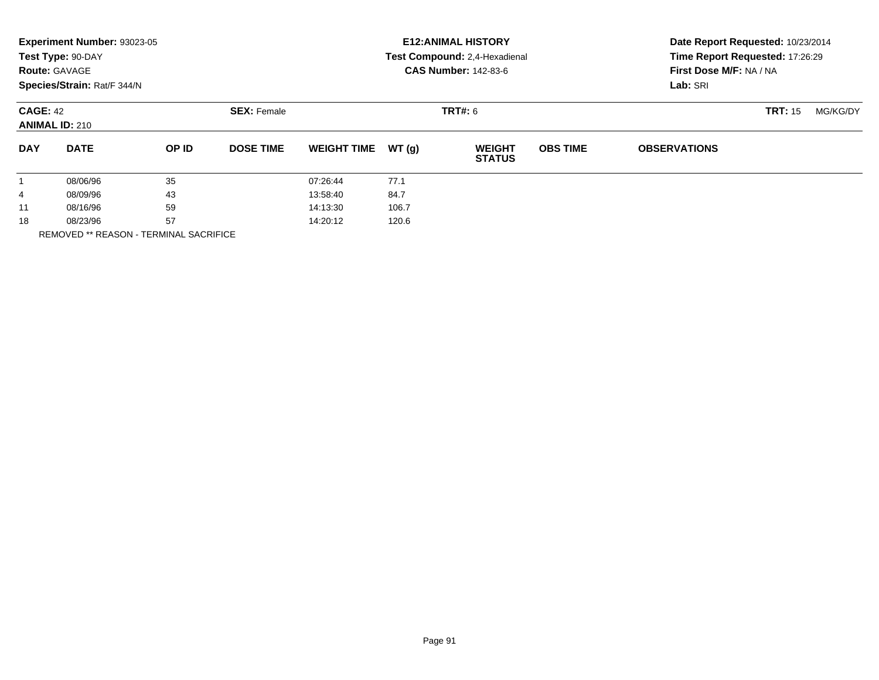**Experiment Number:** 93023-05
**Test Type:** 90-DAY
**Route:** GAVAGE
**Species/Strain:** Rat/F 344/N

**E12:ANIMAL HISTORY**
**Test Compound:** 2,4-Hexadienal
**CAS Number:** 142-83-6

**Date Report Requested:** 10/23/2014
**Time Report Requested:** 17:26:29
**First Dose M/F:** NA / NA
**Lab:** SRI

**CAGE:** 42 **SEX:** Female **TRT#:** 6 **TRT:** 15 MG/KG/DY
**ANIMAL ID:** 210

| DAY | DATE | OP ID | DOSE TIME | WEIGHT TIME | WT (g) | WEIGHT STATUS | OBS TIME | OBSERVATIONS |
|---|---|---|---|---|---|---|---|---|
| 1 | 08/06/96 | 35 | | 07:26:44 | 77.1 | | | |
| 4 | 08/09/96 | 43 | | 13:58:40 | 84.7 | | | |
| 11 | 08/16/96 | 59 | | 14:13:30 | 106.7 | | | |
| 18 | 08/23/96 | 57 | | 14:20:12 | 120.6 | | | |

REMOVED ** REASON - TERMINAL SACRIFICE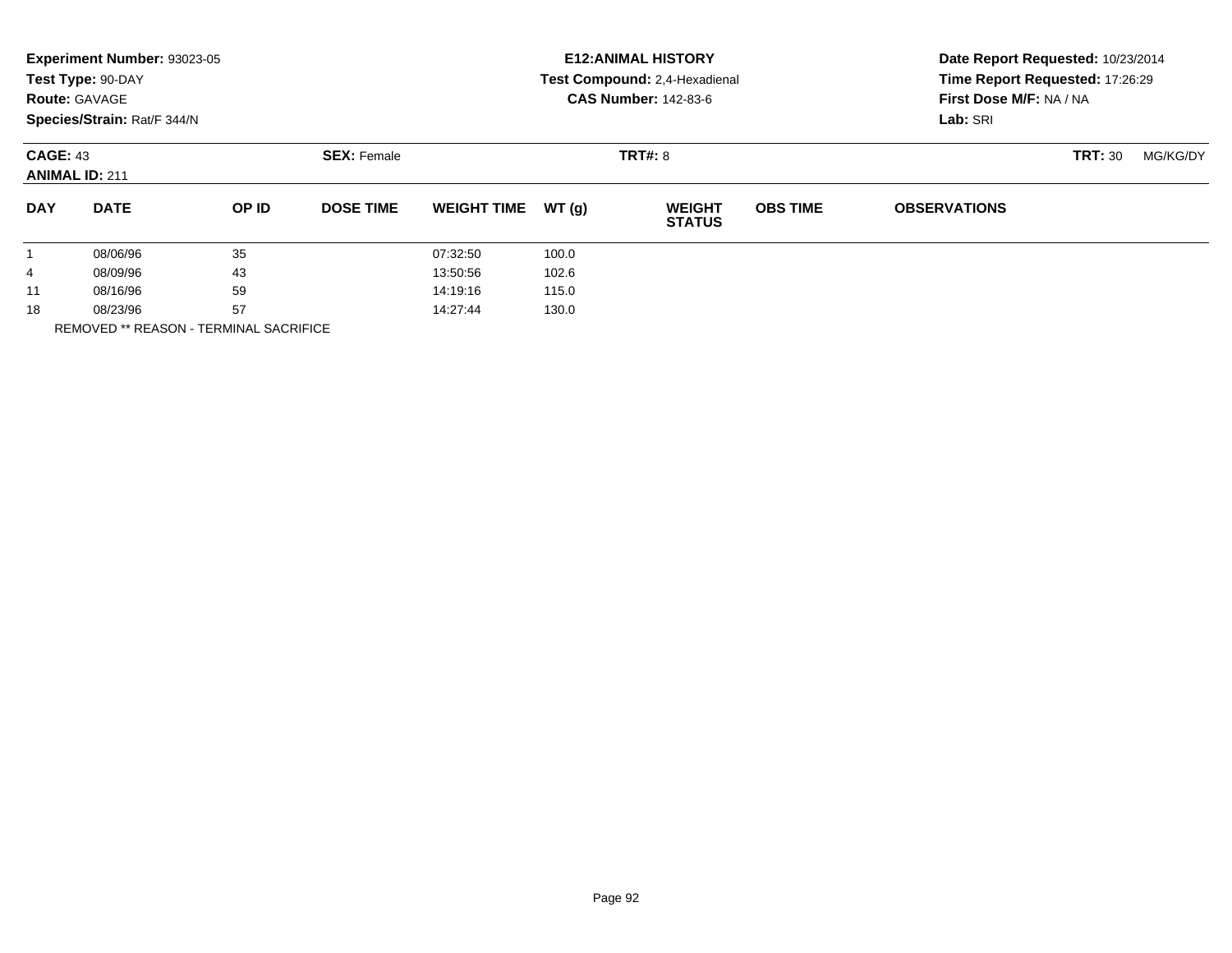**Experiment Number:** 93023-05
**Test Type:** 90-DAY
**Route:** GAVAGE
**Species/Strain:** Rat/F 344/N

**E12:ANIMAL HISTORY**
**Test Compound:** 2,4-Hexadienal
**CAS Number:** 142-83-6

**Date Report Requested:** 10/23/2014
**Time Report Requested:** 17:26:29
**First Dose M/F:** NA / NA
**Lab:** SRI

**CAGE:** 43 **SEX:** Female **TRT#:** 8 **TRT:** 30 MG/KG/DY
**ANIMAL ID:** 211

| DAY | DATE | OP ID | DOSE TIME | WEIGHT TIME | WT (g) | WEIGHT STATUS | OBS TIME | OBSERVATIONS |
|---|---|---|---|---|---|---|---|---|
| 1 | 08/06/96 | 35 | | 07:32:50 | 100.0 | | | |
| 4 | 08/09/96 | 43 | | 13:50:56 | 102.6 | | | |
| 11 | 08/16/96 | 59 | | 14:19:16 | 115.0 | | | |
| 18 | 08/23/96 | 57 | | 14:27:44 | 130.0 | | | |

REMOVED ** REASON - TERMINAL SACRIFICE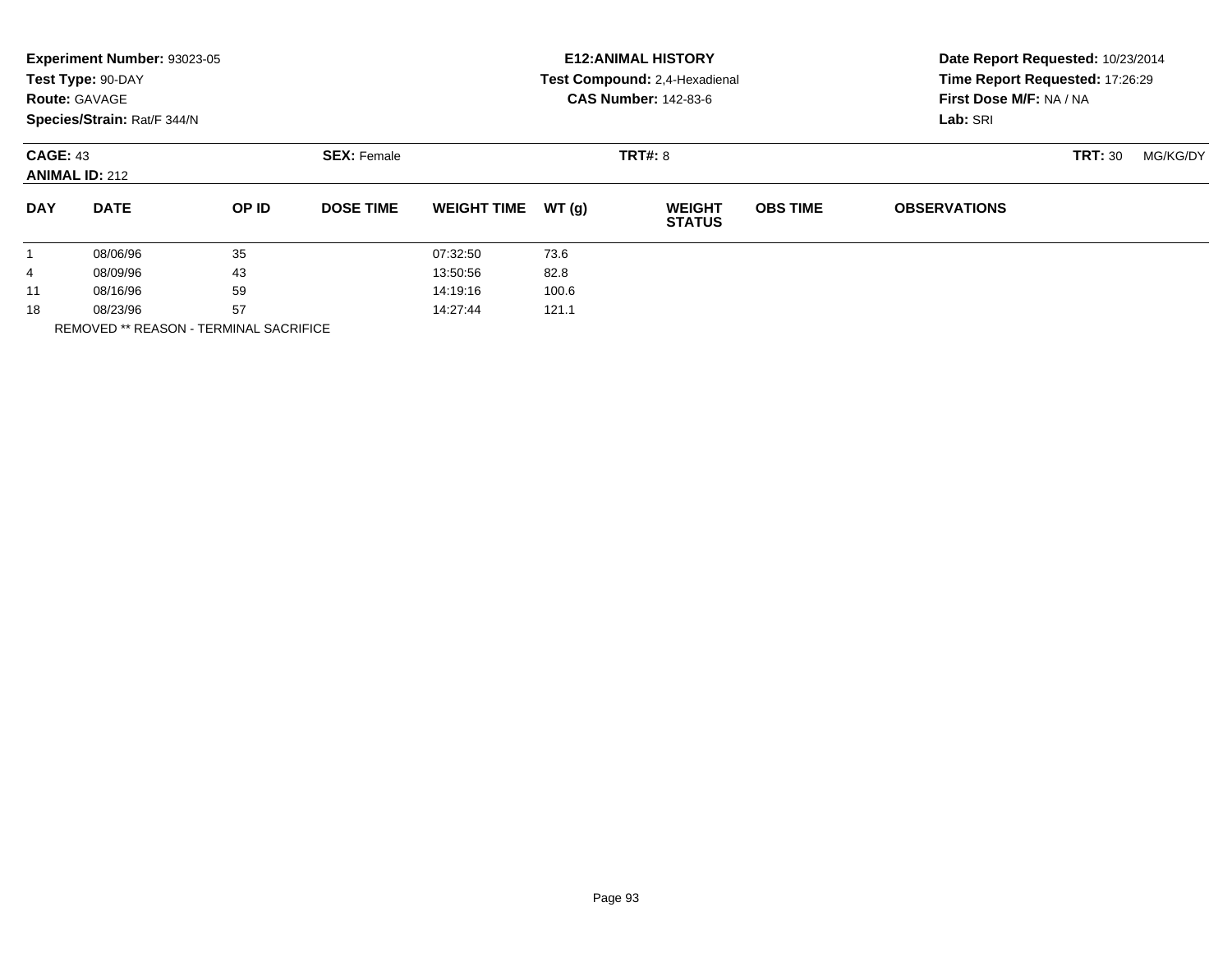**Experiment Number:** 93023-05
**Test Type:** 90-DAY
**Route:** GAVAGE
**Species/Strain:** Rat/F 344/N

**E12:ANIMAL HISTORY**
**Test Compound:** 2,4-Hexadienal
**CAS Number:** 142-83-6

**Date Report Requested:** 10/23/2014
**Time Report Requested:** 17:26:29
**First Dose M/F:** NA / NA
**Lab:** SRI

**CAGE:** 43
**ANIMAL ID:** 212

**SEX:** Female

**TRT#:** 8

**TRT:** 30 MG/KG/DY

| DAY | DATE | OP ID | DOSE TIME | WEIGHT TIME | WT (g) | WEIGHT STATUS | OBS TIME | OBSERVATIONS |
|---|---|---|---|---|---|---|---|---|
| 1 | 08/06/96 | 35 | | 07:32:50 | 73.6 | | | |
| 4 | 08/09/96 | 43 | | 13:50:56 | 82.8 | | | |
| 11 | 08/16/96 | 59 | | 14:19:16 | 100.6 | | | |
| 18 | 08/23/96 | 57 | | 14:27:44 | 121.1 | | | |

REMOVED ** REASON - TERMINAL SACRIFICE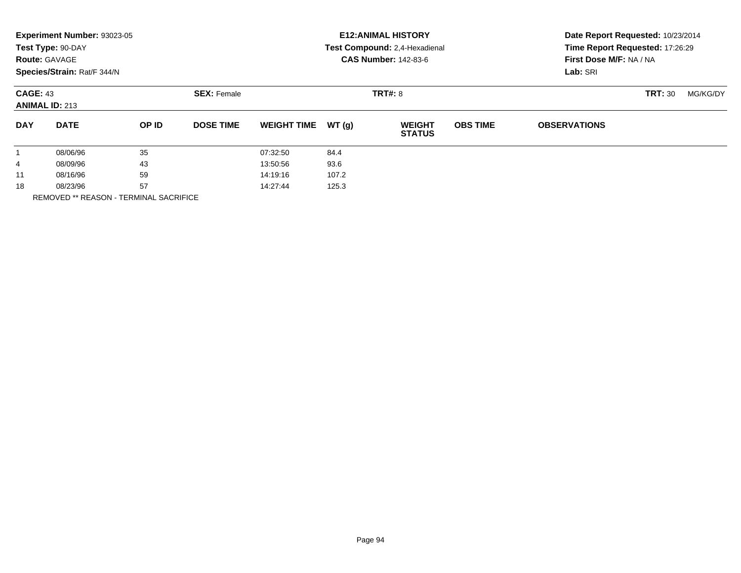**Experiment Number:** 93023-05
**Test Type:** 90-DAY
**Route:** GAVAGE
**Species/Strain:** Rat/F 344/N

**E12:ANIMAL HISTORY**
**Test Compound:** 2,4-Hexadienal
**CAS Number:** 142-83-6

**Date Report Requested:** 10/23/2014
**Time Report Requested:** 17:26:29
**First Dose M/F:** NA / NA
**Lab:** SRI

**CAGE:** 43
**ANIMAL ID:** 213

**SEX:** Female

**TRT#:** 8

**TRT:** 30 MG/KG/DY

| DAY | DATE | OP ID | DOSE TIME | WEIGHT TIME | WT (g) | WEIGHT STATUS | OBS TIME | OBSERVATIONS |
|---|---|---|---|---|---|---|---|---|
| 1 | 08/06/96 | 35 | | 07:32:50 | 84.4 | | | |
| 4 | 08/09/96 | 43 | | 13:50:56 | 93.6 | | | |
| 11 | 08/16/96 | 59 | | 14:19:16 | 107.2 | | | |
| 18 | 08/23/96 | 57 | | 14:27:44 | 125.3 | | | |

REMOVED ** REASON - TERMINAL SACRIFICE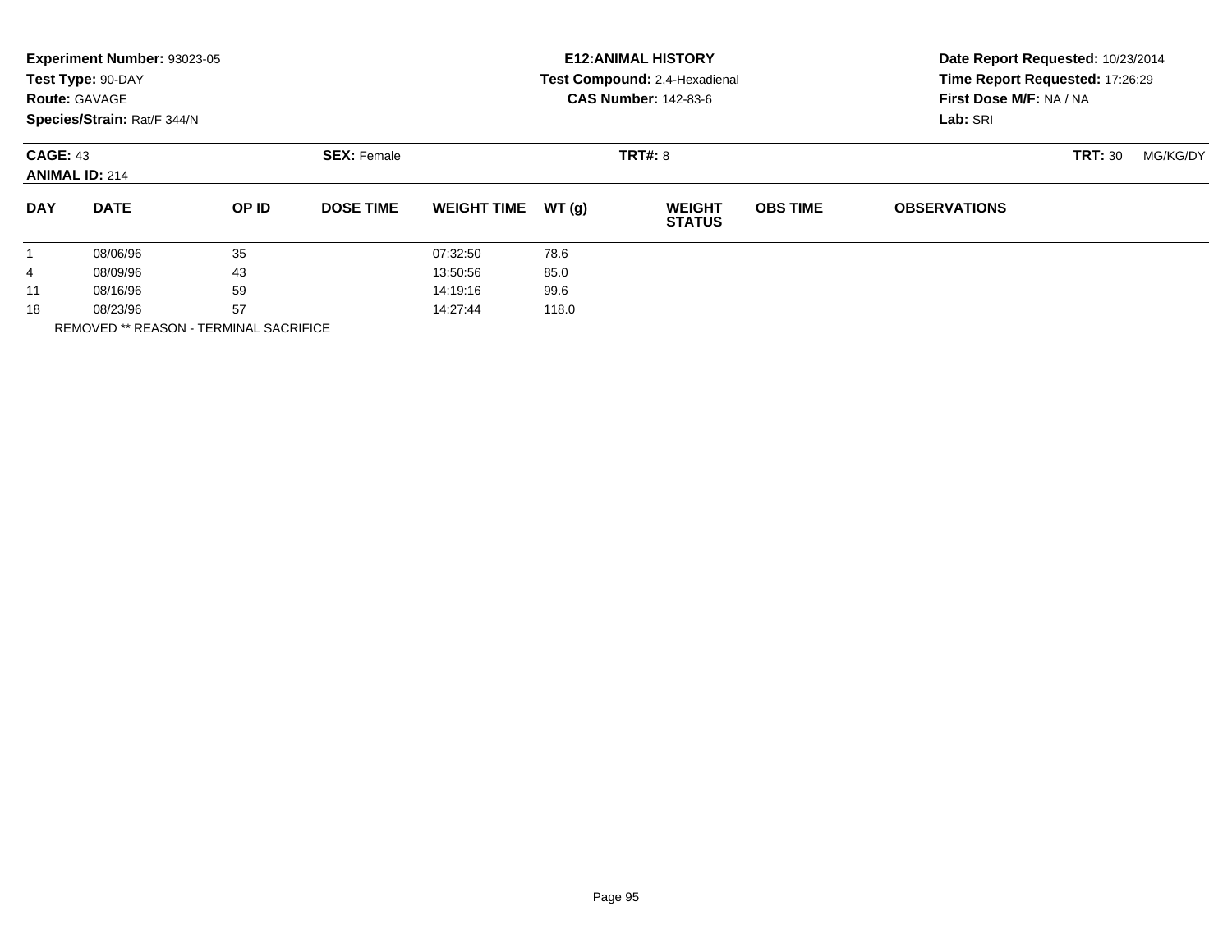**Experiment Number:** 93023-05
**Test Type:** 90-DAY
**Route:** GAVAGE
**Species/Strain:** Rat/F 344/N

**E12:ANIMAL HISTORY**
**Test Compound:** 2,4-Hexadienal
**CAS Number:** 142-83-6

**Date Report Requested:** 10/23/2014
**Time Report Requested:** 17:26:29
**First Dose M/F:** NA / NA
**Lab:** SRI

**CAGE:** 43
**ANIMAL ID:** 214
**SEX:** Female
**TRT#:** 8
**TRT:** 30 MG/KG/DY

| DAY | DATE | OP ID | DOSE TIME | WEIGHT TIME | WT (g) | WEIGHT STATUS | OBS TIME | OBSERVATIONS |
|---|---|---|---|---|---|---|---|---|
| 1 | 08/06/96 | 35 | | 07:32:50 | 78.6 | | | |
| 4 | 08/09/96 | 43 | | 13:50:56 | 85.0 | | | |
| 11 | 08/16/96 | 59 | | 14:19:16 | 99.6 | | | |
| 18 | 08/23/96 | 57 | | 14:27:44 | 118.0 | | | |

REMOVED ** REASON - TERMINAL SACRIFICE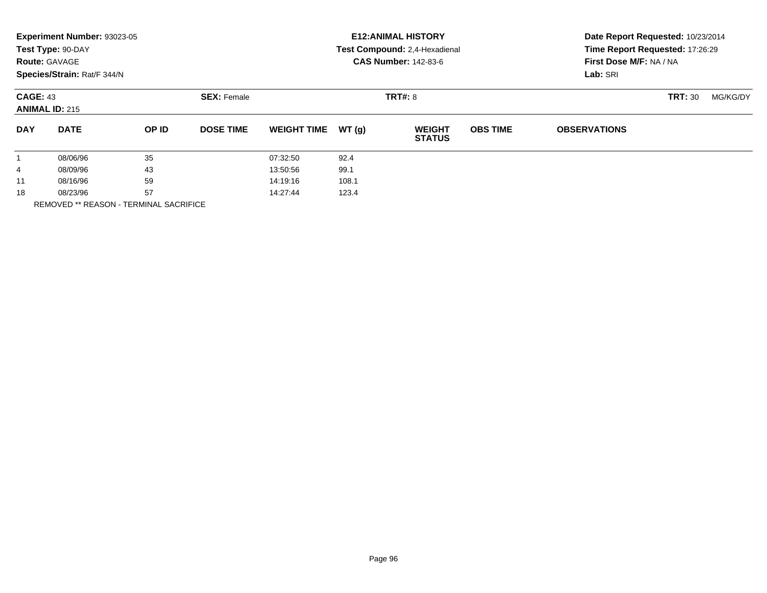**Experiment Number:** 93023-05
**Test Type:** 90-DAY
**Route:** GAVAGE
**Species/Strain:** Rat/F 344/N

**E12:ANIMAL HISTORY**
**Test Compound:** 2,4-Hexadienal
**CAS Number:** 142-83-6

**Date Report Requested:** 10/23/2014
**Time Report Requested:** 17:26:29
**First Dose M/F:** NA / NA
**Lab:** SRI

**CAGE:** 43 **SEX:** Female **TRT#:** 8 **TRT:** 30 MG/KG/DY
**ANIMAL ID:** 215

| DAY | DATE | OP ID | DOSE TIME | WEIGHT TIME | WT (g) | WEIGHT STATUS | OBS TIME | OBSERVATIONS |
|---|---|---|---|---|---|---|---|---|
| 1 | 08/06/96 | 35 | | 07:32:50 | 92.4 | | | |
| 4 | 08/09/96 | 43 | | 13:50:56 | 99.1 | | | |
| 11 | 08/16/96 | 59 | | 14:19:16 | 108.1 | | | |
| 18 | 08/23/96 | 57 | | 14:27:44 | 123.4 | | | |

REMOVED ** REASON - TERMINAL SACRIFICE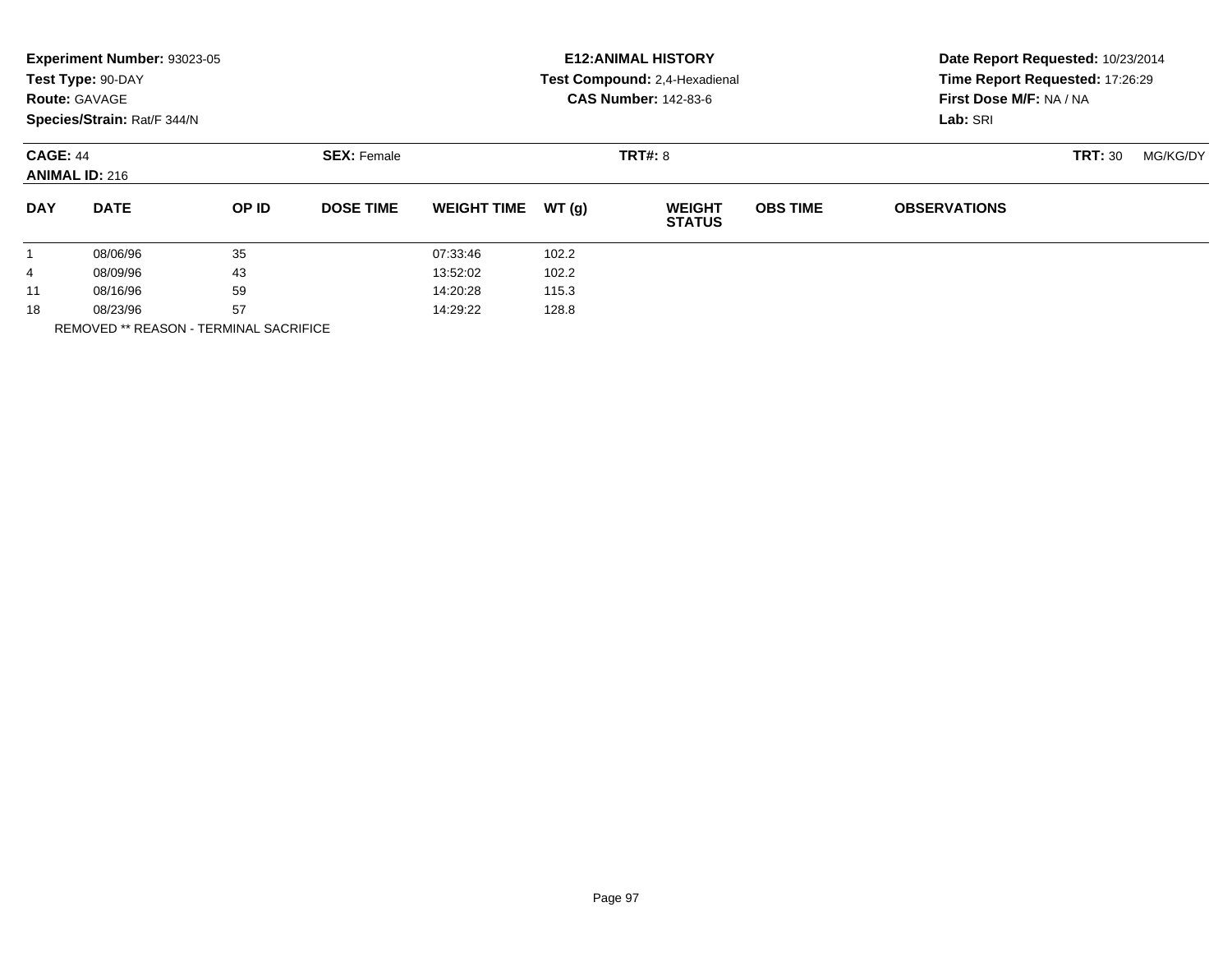**Experiment Number:** 93023-05
**Test Type:** 90-DAY
**Route:** GAVAGE
**Species/Strain:** Rat/F 344/N

**E12:ANIMAL HISTORY**
**Test Compound:** 2,4-Hexadienal
**CAS Number:** 142-83-6

**Date Report Requested:** 10/23/2014
**Time Report Requested:** 17:26:29
**First Dose M/F:** NA / NA
**Lab:** SRI

**CAGE:** 44 **SEX:** Female **TRT#:** 8 **TRT:** 30 MG/KG/DY
**ANIMAL ID:** 216

| DAY | DATE | OP ID | DOSE TIME | WEIGHT TIME | WT (g) | WEIGHT STATUS | OBS TIME | OBSERVATIONS |
|---|---|---|---|---|---|---|---|---|
| 1 | 08/06/96 | 35 | | 07:33:46 | 102.2 | | | |
| 4 | 08/09/96 | 43 | | 13:52:02 | 102.2 | | | |
| 11 | 08/16/96 | 59 | | 14:20:28 | 115.3 | | | |
| 18 | 08/23/96 | 57 | | 14:29:22 | 128.8 | | | |

REMOVED ** REASON - TERMINAL SACRIFICE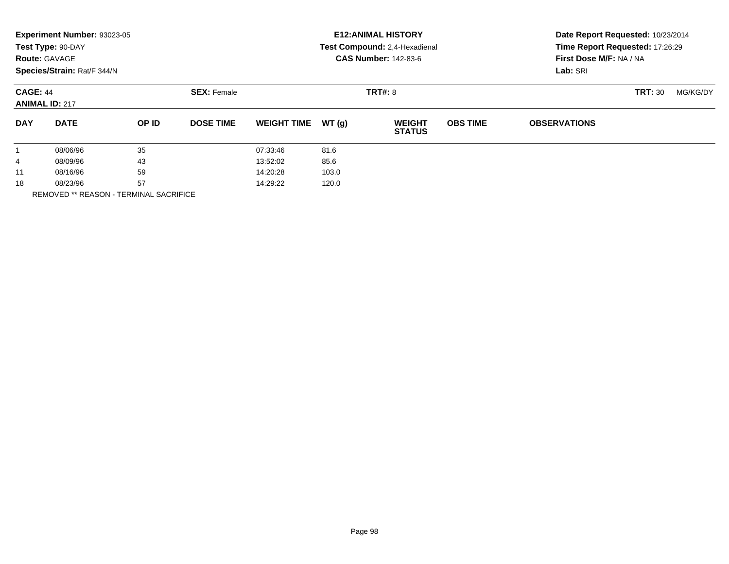**Experiment Number:** 93023-05
**Test Type:** 90-DAY
**Route:** GAVAGE
**Species/Strain:** Rat/F 344/N

**E12:ANIMAL HISTORY**
**Test Compound:** 2,4-Hexadienal
**CAS Number:** 142-83-6

**Date Report Requested:** 10/23/2014
**Time Report Requested:** 17:26:29
**First Dose M/F:** NA / NA
**Lab:** SRI

**CAGE:** 44
**ANIMAL ID:** 217
**SEX:** Female
**TRT#:** 8
**TRT:** 30 MG/KG/DY

| DAY | DATE | OP ID | DOSE TIME | WEIGHT TIME | WT (g) | WEIGHT STATUS | OBS TIME | OBSERVATIONS |
|---|---|---|---|---|---|---|---|---|
| 1 | 08/06/96 | 35 | | 07:33:46 | 81.6 | | | |
| 4 | 08/09/96 | 43 | | 13:52:02 | 85.6 | | | |
| 11 | 08/16/96 | 59 | | 14:20:28 | 103.0 | | | |
| 18 | 08/23/96 | 57 | | 14:29:22 | 120.0 | | | |

REMOVED ** REASON - TERMINAL SACRIFICE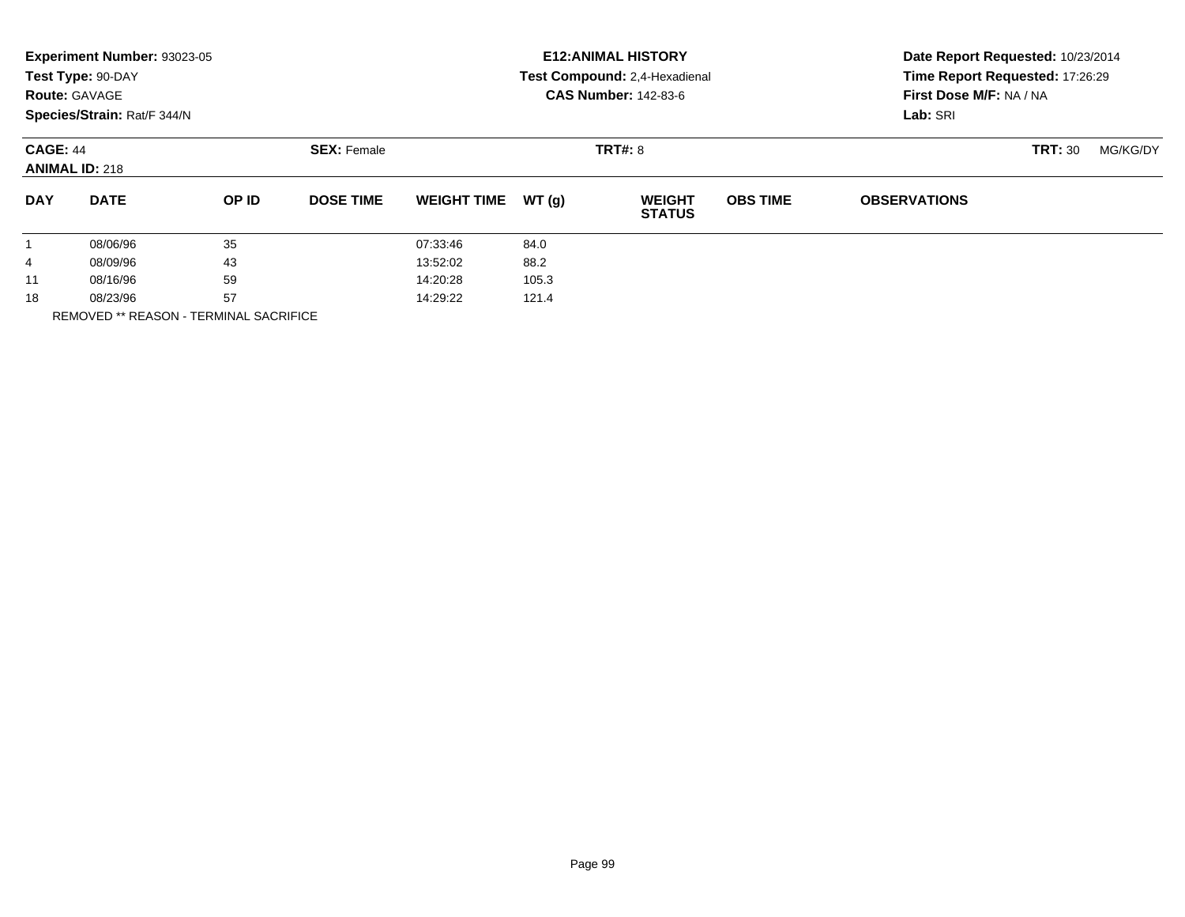**Experiment Number:** 93023-05
**Test Type:** 90-DAY
**Route:** GAVAGE
**Species/Strain:** Rat/F 344/N

**E12:ANIMAL HISTORY**
**Test Compound:** 2,4-Hexadienal
**CAS Number:** 142-83-6

**Date Report Requested:** 10/23/2014
**Time Report Requested:** 17:26:29
**First Dose M/F:** NA / NA
**Lab:** SRI

**CAGE:** 44 **SEX:** Female **TRT#:** 8 **TRT:** 30 MG/KG/DY
**ANIMAL ID:** 218

| DAY | DATE | OP ID | DOSE TIME | WEIGHT TIME | WT (g) | WEIGHT STATUS | OBS TIME | OBSERVATIONS |
|---|---|---|---|---|---|---|---|---|
| 1 | 08/06/96 | 35 | | 07:33:46 | 84.0 | | | |
| 4 | 08/09/96 | 43 | | 13:52:02 | 88.2 | | | |
| 11 | 08/16/96 | 59 | | 14:20:28 | 105.3 | | | |
| 18 | 08/23/96 | 57 | | 14:29:22 | 121.4 | | | |

REMOVED ** REASON - TERMINAL SACRIFICE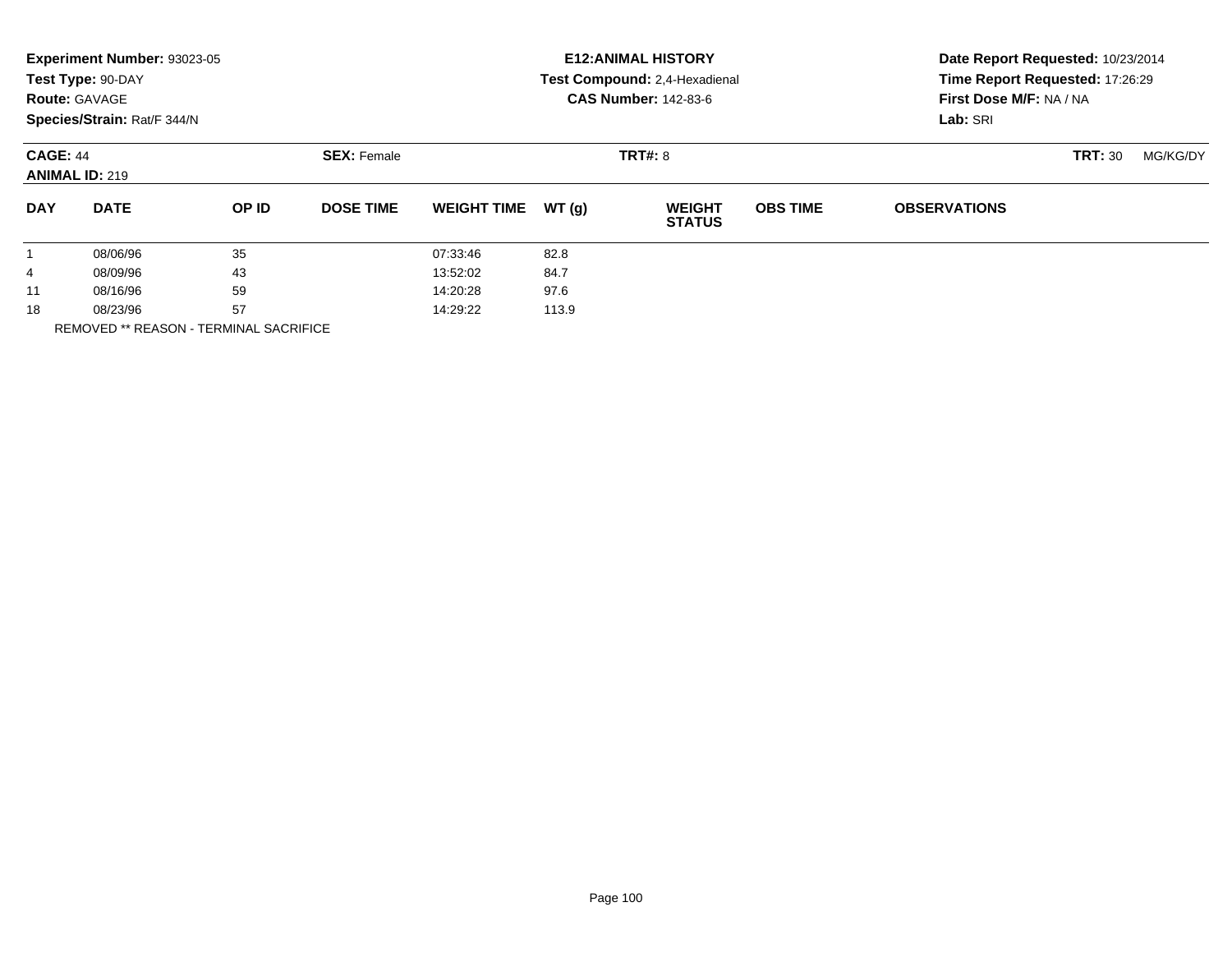**Experiment Number:** 93023-05
**Test Type:** 90-DAY
**Route:** GAVAGE
**Species/Strain:** Rat/F 344/N

**E12:ANIMAL HISTORY**
**Test Compound:** 2,4-Hexadienal
**CAS Number:** 142-83-6

**Date Report Requested:** 10/23/2014
**Time Report Requested:** 17:26:29
**First Dose M/F:** NA / NA
**Lab:** SRI

**CAGE:** 44 **SEX:** Female **TRT#:** 8 **TRT:** 30 MG/KG/DY
**ANIMAL ID:** 219

| DAY | DATE | OP ID | DOSE TIME | WEIGHT TIME | WT (g) | WEIGHT STATUS | OBS TIME | OBSERVATIONS |
|---|---|---|---|---|---|---|---|---|
| 1 | 08/06/96 | 35 | | 07:33:46 | 82.8 | | | |
| 4 | 08/09/96 | 43 | | 13:52:02 | 84.7 | | | |
| 11 | 08/16/96 | 59 | | 14:20:28 | 97.6 | | | |
| 18 | 08/23/96 | 57 | | 14:29:22 | 113.9 | | | |

REMOVED ** REASON - TERMINAL SACRIFICE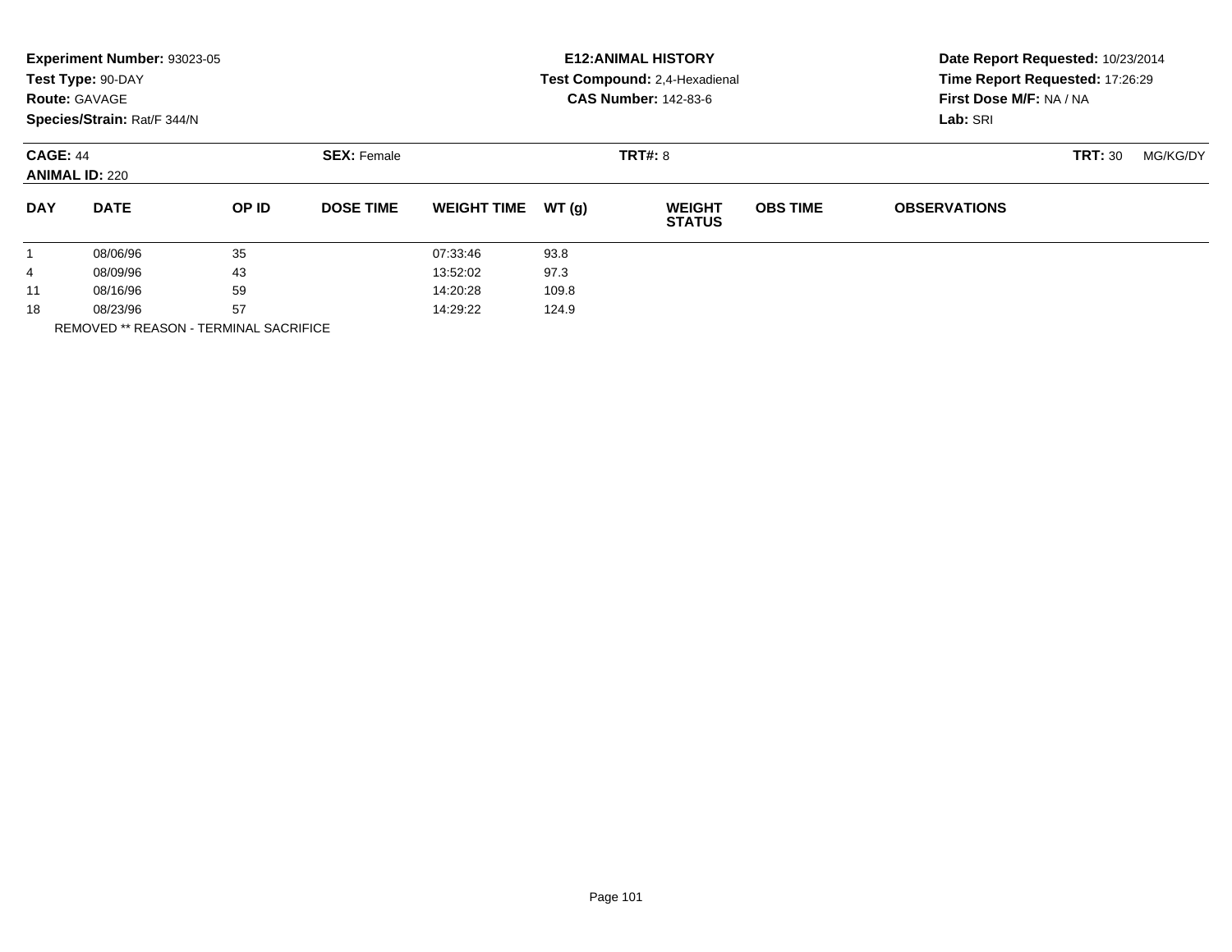**Experiment Number:** 93023-05
**Test Type:** 90-DAY
**Route:** GAVAGE
**Species/Strain:** Rat/F 344/N

**E12:ANIMAL HISTORY**
**Test Compound:** 2,4-Hexadienal
**CAS Number:** 142-83-6

**Date Report Requested:** 10/23/2014
**Time Report Requested:** 17:26:29
**First Dose M/F:** NA / NA
**Lab:** SRI

**CAGE:** 44 **SEX:** Female **TRT#:** 8 **TRT:** 30 MG/KG/DY
**ANIMAL ID:** 220

| DAY | DATE | OP ID | DOSE TIME | WEIGHT TIME | WT (g) | WEIGHT STATUS | OBS TIME | OBSERVATIONS |
|---|---|---|---|---|---|---|---|---|
| 1 | 08/06/96 | 35 | | 07:33:46 | 93.8 | | | |
| 4 | 08/09/96 | 43 | | 13:52:02 | 97.3 | | | |
| 11 | 08/16/96 | 59 | | 14:20:28 | 109.8 | | | |
| 18 | 08/23/96 | 57 | | 14:29:22 | 124.9 | | | |

REMOVED ** REASON - TERMINAL SACRIFICE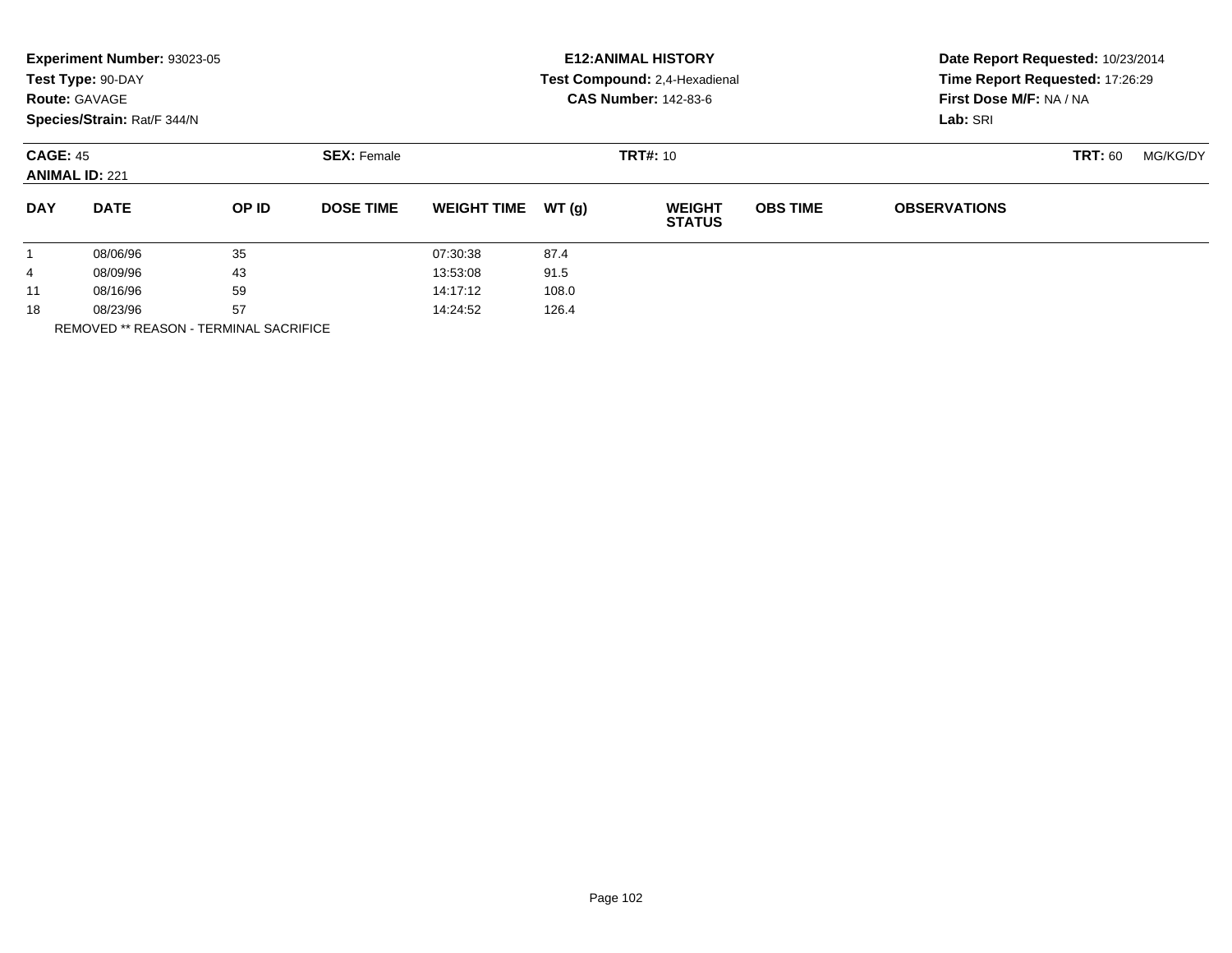**Experiment Number:** 93023-05
**Test Type:** 90-DAY
**Route:** GAVAGE
**Species/Strain:** Rat/F 344/N

**E12:ANIMAL HISTORY**
**Test Compound:** 2,4-Hexadienal
**CAS Number:** 142-83-6

**Date Report Requested:** 10/23/2014
**Time Report Requested:** 17:26:29
**First Dose M/F:** NA / NA
**Lab:** SRI

**CAGE:** 45 **SEX:** Female **TRT#:** 10 **TRT:** 60 MG/KG/DY
**ANIMAL ID:** 221

| DAY | DATE | OP ID | DOSE TIME | WEIGHT TIME | WT (g) | WEIGHT STATUS | OBS TIME | OBSERVATIONS |
|---|---|---|---|---|---|---|---|---|
| 1 | 08/06/96 | 35 | | 07:30:38 | 87.4 | | | |
| 4 | 08/09/96 | 43 | | 13:53:08 | 91.5 | | | |
| 11 | 08/16/96 | 59 | | 14:17:12 | 108.0 | | | |
| 18 | 08/23/96 | 57 | | 14:24:52 | 126.4 | | | |

REMOVED ** REASON - TERMINAL SACRIFICE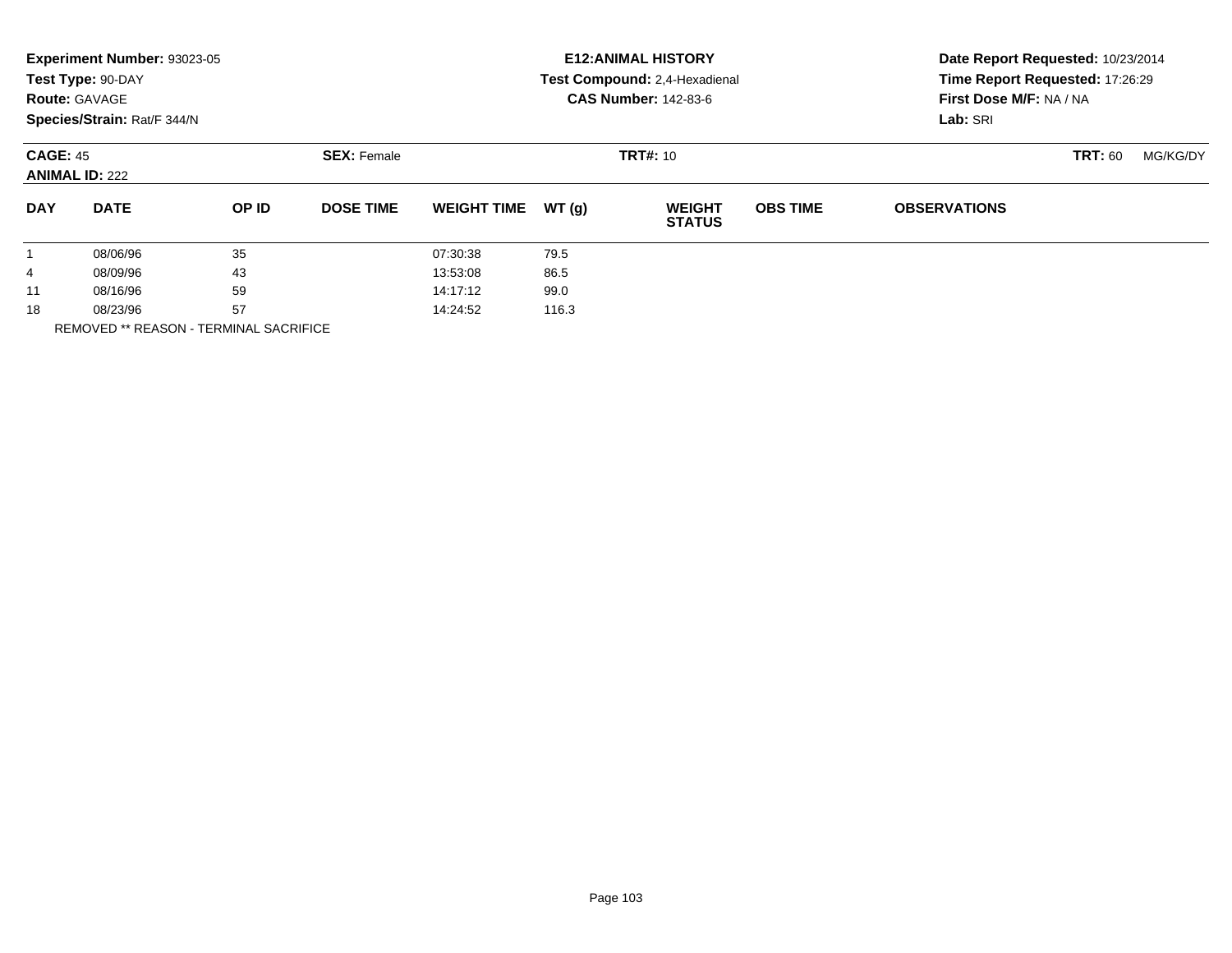**Experiment Number:** 93023-05
**Test Type:** 90-DAY
**Route:** GAVAGE
**Species/Strain:** Rat/F 344/N

**E12:ANIMAL HISTORY**
**Test Compound:** 2,4-Hexadienal
**CAS Number:** 142-83-6

**Date Report Requested:** 10/23/2014
**Time Report Requested:** 17:26:29
**First Dose M/F:** NA / NA
**Lab:** SRI

**CAGE:** 45 **SEX:** Female **TRT#:** 10 **TRT:** 60 MG/KG/DY
**ANIMAL ID:** 222

| DAY | DATE | OP ID | DOSE TIME | WEIGHT TIME | WT (g) | WEIGHT STATUS | OBS TIME | OBSERVATIONS |
|---|---|---|---|---|---|---|---|---|
| 1 | 08/06/96 | 35 | | 07:30:38 | 79.5 | | | |
| 4 | 08/09/96 | 43 | | 13:53:08 | 86.5 | | | |
| 11 | 08/16/96 | 59 | | 14:17:12 | 99.0 | | | |
| 18 | 08/23/96 | 57 | | 14:24:52 | 116.3 | | | |

REMOVED ** REASON - TERMINAL SACRIFICE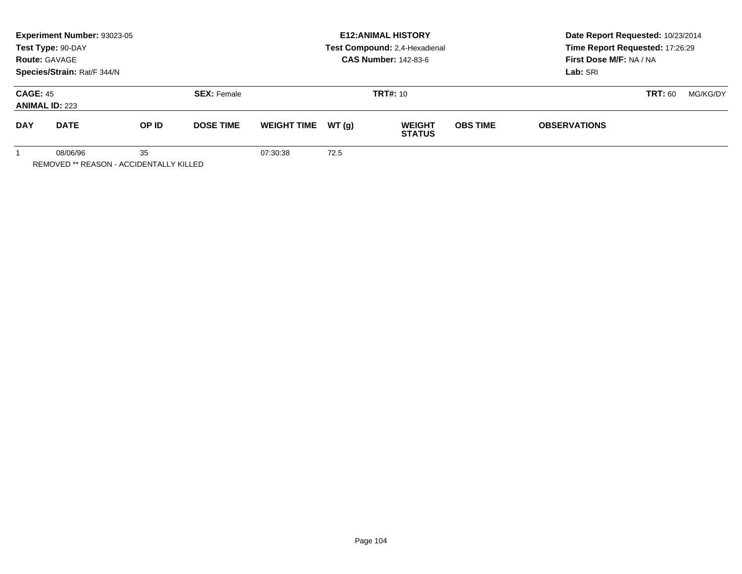**Experiment Number:** 93023-05
**Test Type:** 90-DAY
**Route:** GAVAGE
**Species/Strain:** Rat/F 344/N

**E12:ANIMAL HISTORY**
**Test Compound:** 2,4-Hexadienal
**CAS Number:** 142-83-6

**Date Report Requested:** 10/23/2014
**Time Report Requested:** 17:26:29
**First Dose M/F:** NA / NA
**Lab:** SRI

**CAGE:** 45
**ANIMAL ID:** 223
**SEX:** Female
**TRT#:** 10
**TRT:** 60 MG/KG/DY

| DAY | DATE | OP ID | DOSE TIME | WEIGHT TIME | WT (g) | WEIGHT STATUS | OBS TIME | OBSERVATIONS |
|---|---|---|---|---|---|---|---|---|
| 1 | 08/06/96 | 35 | | 07:30:38 | 72.5 | | | |

REMOVED ** REASON - ACCIDENTALLY KILLED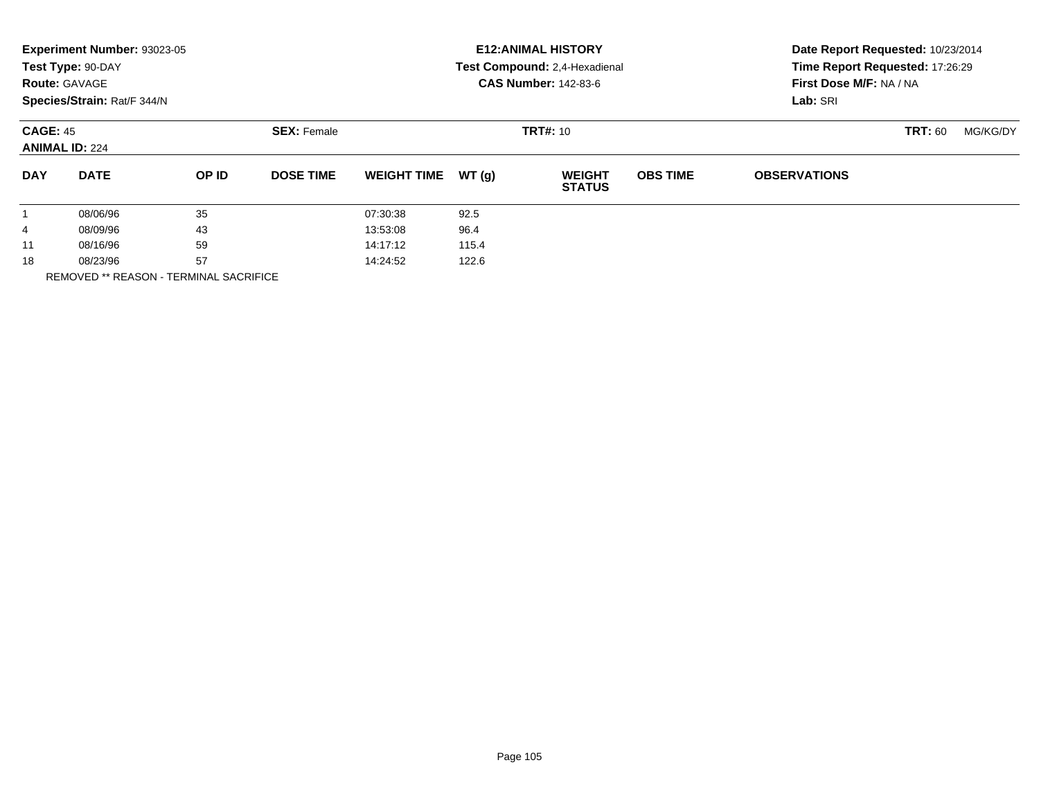**Experiment Number:** 93023-05
**Test Type:** 90-DAY
**Route:** GAVAGE
**Species/Strain:** Rat/F 344/N

**E12:ANIMAL HISTORY**
**Test Compound:** 2,4-Hexadienal
**CAS Number:** 142-83-6

**Date Report Requested:** 10/23/2014
**Time Report Requested:** 17:26:29
**First Dose M/F:** NA / NA
**Lab:** SRI

**CAGE:** 45
**ANIMAL ID:** 224

**SEX:** Female

**TRT#:** 10

**TRT:** 60 MG/KG/DY

| DAY | DATE | OP ID | DOSE TIME | WEIGHT TIME | WT (g) | WEIGHT STATUS | OBS TIME | OBSERVATIONS |
|---|---|---|---|---|---|---|---|---|
| 1 | 08/06/96 | 35 | | 07:30:38 | 92.5 | | | |
| 4 | 08/09/96 | 43 | | 13:53:08 | 96.4 | | | |
| 11 | 08/16/96 | 59 | | 14:17:12 | 115.4 | | | |
| 18 | 08/23/96 | 57 | | 14:24:52 | 122.6 | | | |

REMOVED ** REASON - TERMINAL SACRIFICE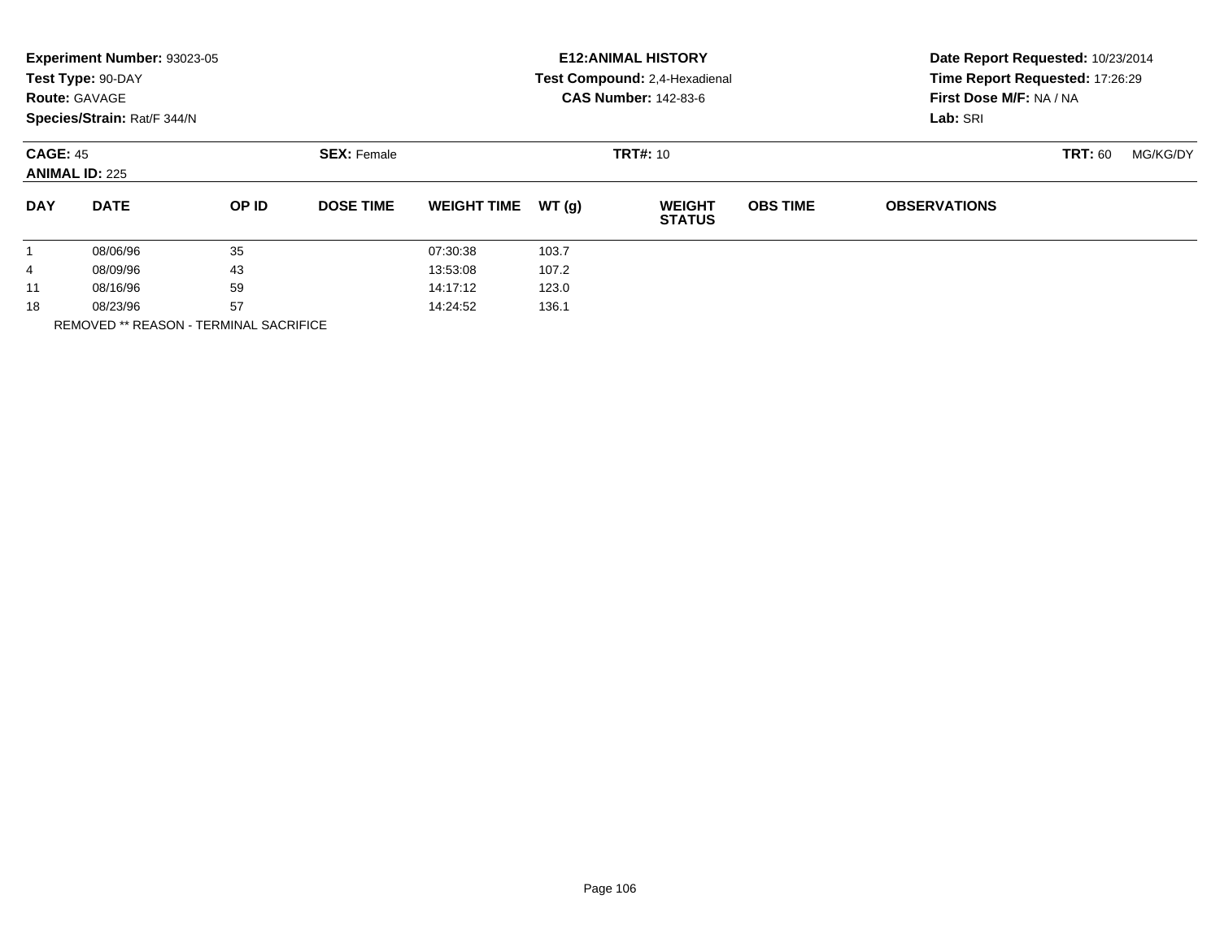**Experiment Number:** 93023-05
**Test Type:** 90-DAY
**Route:** GAVAGE
**Species/Strain:** Rat/F 344/N

**E12:ANIMAL HISTORY**
**Test Compound:** 2,4-Hexadienal
**CAS Number:** 142-83-6

**Date Report Requested:** 10/23/2014
**Time Report Requested:** 17:26:29
**First Dose M/F:** NA / NA
**Lab:** SRI

**CAGE:** 45 **SEX:** Female **TRT#:** 10 **TRT:** 60 MG/KG/DY
**ANIMAL ID:** 225

| DAY | DATE | OP ID | DOSE TIME | WEIGHT TIME | WT (g) | WEIGHT STATUS | OBS TIME | OBSERVATIONS |
|---|---|---|---|---|---|---|---|---|
| 1 | 08/06/96 | 35 | | 07:30:38 | 103.7 | | | |
| 4 | 08/09/96 | 43 | | 13:53:08 | 107.2 | | | |
| 11 | 08/16/96 | 59 | | 14:17:12 | 123.0 | | | |
| 18 | 08/23/96 | 57 | | 14:24:52 | 136.1 | | | |

REMOVED ** REASON - TERMINAL SACRIFICE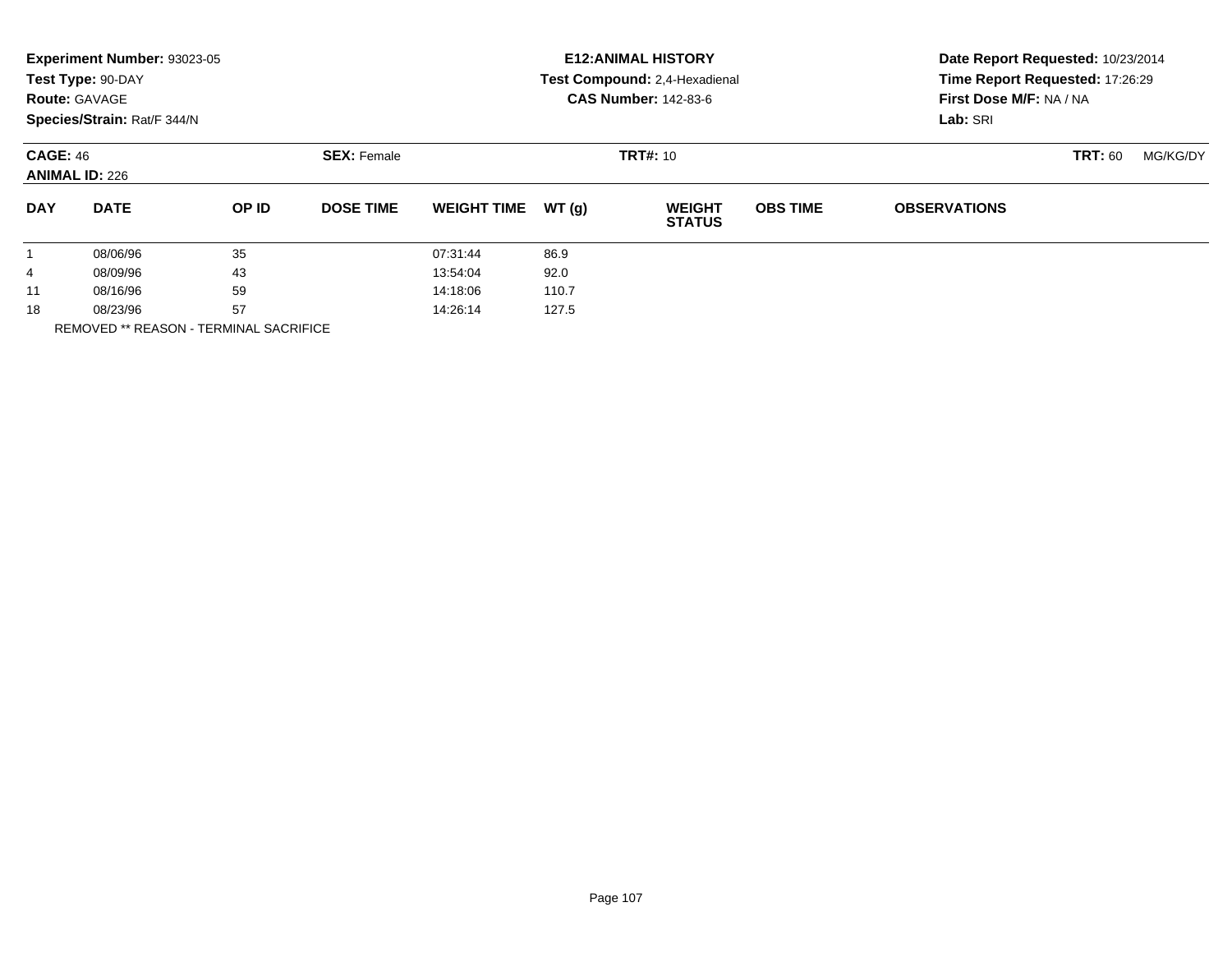**Experiment Number:** 93023-05
**Test Type:** 90-DAY
**Route:** GAVAGE
**Species/Strain:** Rat/F 344/N

**E12:ANIMAL HISTORY**
**Test Compound:** 2,4-Hexadienal
**CAS Number:** 142-83-6

**Date Report Requested:** 10/23/2014
**Time Report Requested:** 17:26:29
**First Dose M/F:** NA / NA
**Lab:** SRI

**CAGE:** 46 **SEX:** Female **TRT#:** 10 **TRT:** 60 MG/KG/DY
**ANIMAL ID:** 226

| DAY | DATE | OP ID | DOSE TIME | WEIGHT TIME | WT (g) | WEIGHT STATUS | OBS TIME | OBSERVATIONS |
|---|---|---|---|---|---|---|---|---|
| 1 | 08/06/96 | 35 | | 07:31:44 | 86.9 | | | |
| 4 | 08/09/96 | 43 | | 13:54:04 | 92.0 | | | |
| 11 | 08/16/96 | 59 | | 14:18:06 | 110.7 | | | |
| 18 | 08/23/96 | 57 | | 14:26:14 | 127.5 | | | |

REMOVED ** REASON - TERMINAL SACRIFICE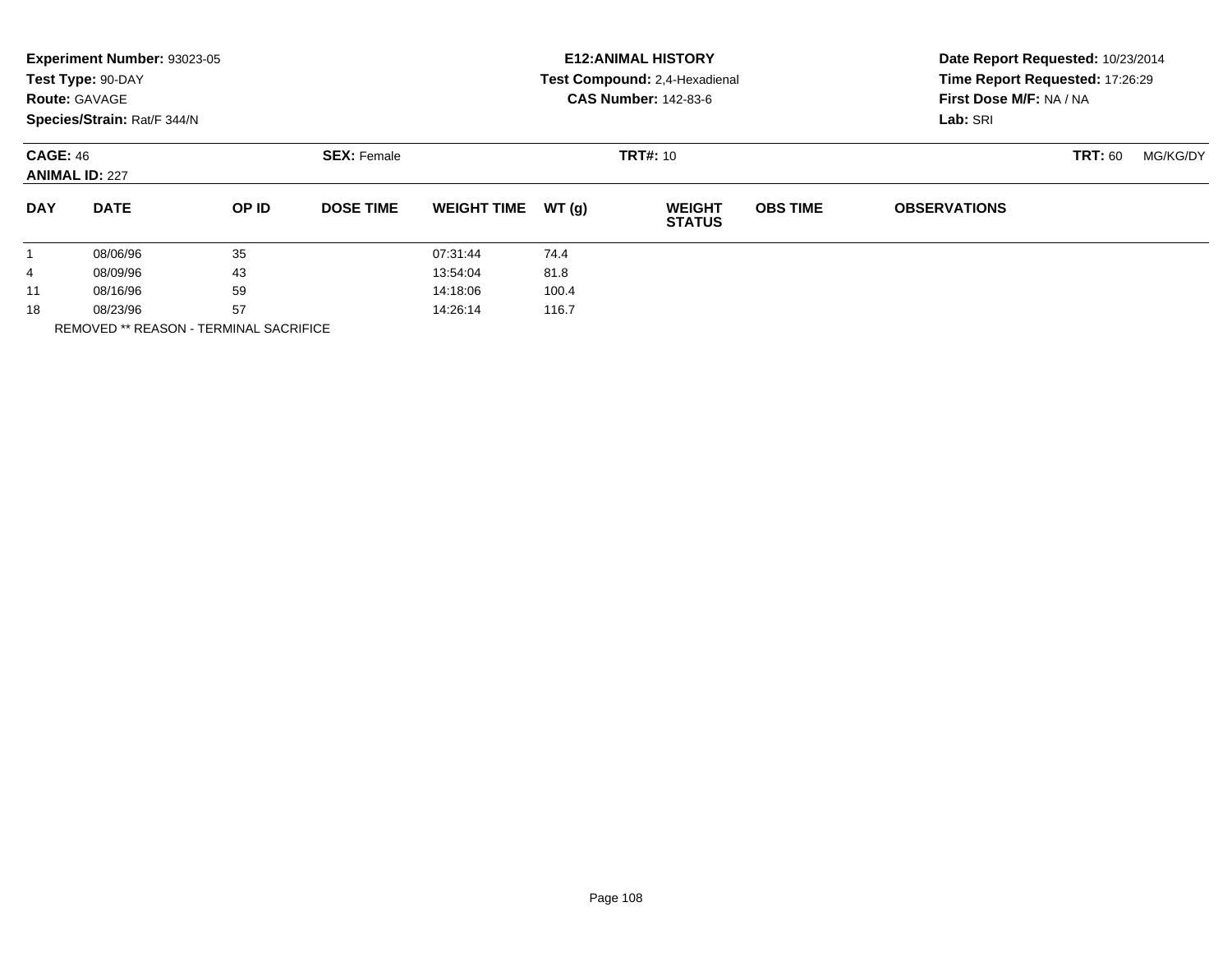**Experiment Number:** 93023-05
**Test Type:** 90-DAY
**Route:** GAVAGE
**Species/Strain:** Rat/F 344/N

**E12:ANIMAL HISTORY**
**Test Compound:** 2,4-Hexadienal
**CAS Number:** 142-83-6

**Date Report Requested:** 10/23/2014
**Time Report Requested:** 17:26:29
**First Dose M/F:** NA / NA
**Lab:** SRI

**CAGE:** 46
**ANIMAL ID:** 227
**SEX:** Female
**TRT#:** 10
**TRT:** 60 MG/KG/DY

| DAY | DATE | OP ID | DOSE TIME | WEIGHT TIME | WT (g) | WEIGHT STATUS | OBS TIME | OBSERVATIONS |
|---|---|---|---|---|---|---|---|---|
| 1 | 08/06/96 | 35 | | 07:31:44 | 74.4 | | | |
| 4 | 08/09/96 | 43 | | 13:54:04 | 81.8 | | | |
| 11 | 08/16/96 | 59 | | 14:18:06 | 100.4 | | | |
| 18 | 08/23/96 | 57 | | 14:26:14 | 116.7 | | | |

REMOVED ** REASON - TERMINAL SACRIFICE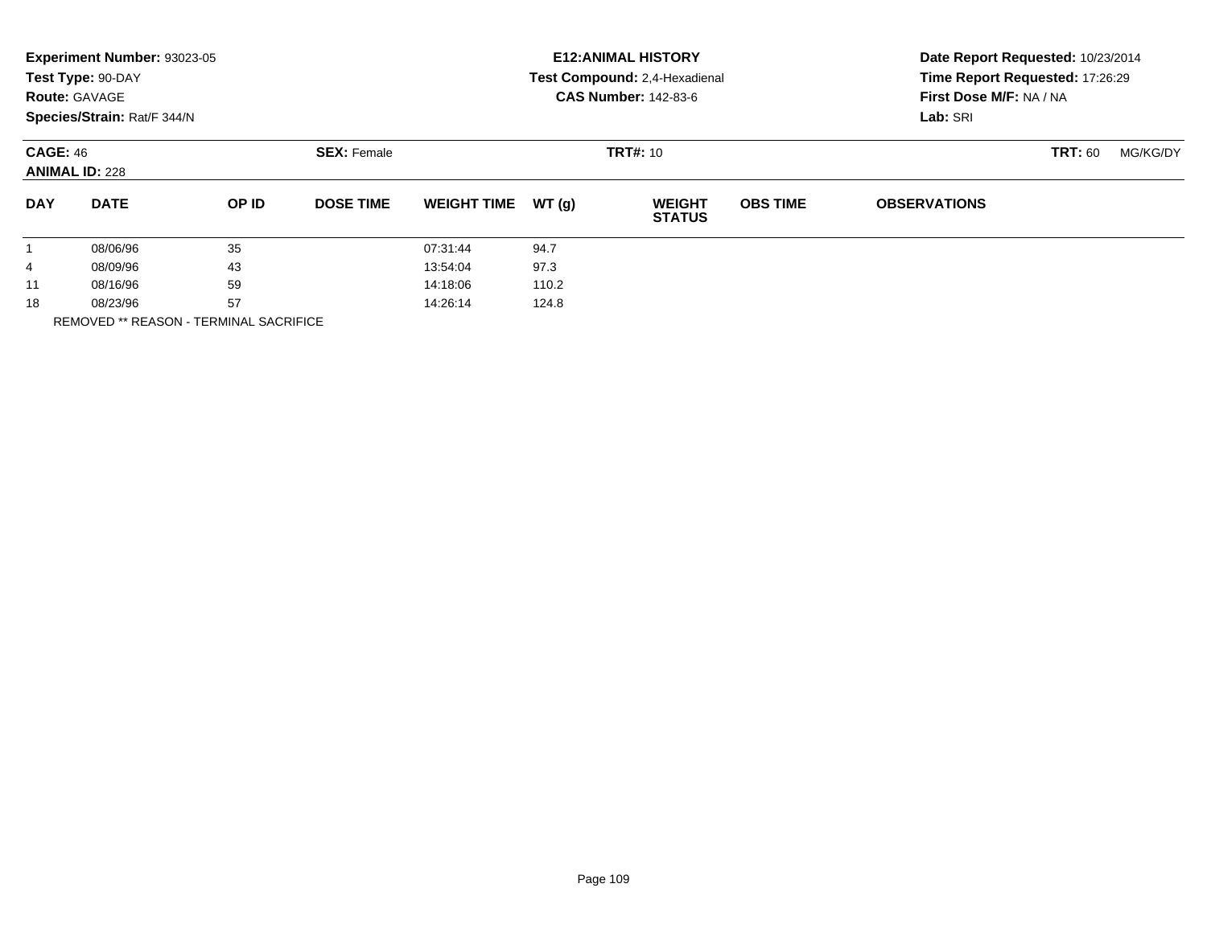**Experiment Number:** 93023-05
**Test Type:** 90-DAY
**Route:** GAVAGE
**Species/Strain:** Rat/F 344/N

**E12:ANIMAL HISTORY**
**Test Compound:** 2,4-Hexadienal
**CAS Number:** 142-83-6

**Date Report Requested:** 10/23/2014
**Time Report Requested:** 17:26:29
**First Dose M/F:** NA / NA
**Lab:** SRI

**CAGE:** 46 **SEX:** Female **TRT#:** 10 **TRT:** 60 MG/KG/DY
**ANIMAL ID:** 228

| DAY | DATE | OP ID | DOSE TIME | WEIGHT TIME | WT (g) | WEIGHT STATUS | OBS TIME | OBSERVATIONS |
|---|---|---|---|---|---|---|---|---|
| 1 | 08/06/96 | 35 | | 07:31:44 | 94.7 | | | |
| 4 | 08/09/96 | 43 | | 13:54:04 | 97.3 | | | |
| 11 | 08/16/96 | 59 | | 14:18:06 | 110.2 | | | |
| 18 | 08/23/96 | 57 | | 14:26:14 | 124.8 | | | |

REMOVED ** REASON - TERMINAL SACRIFICE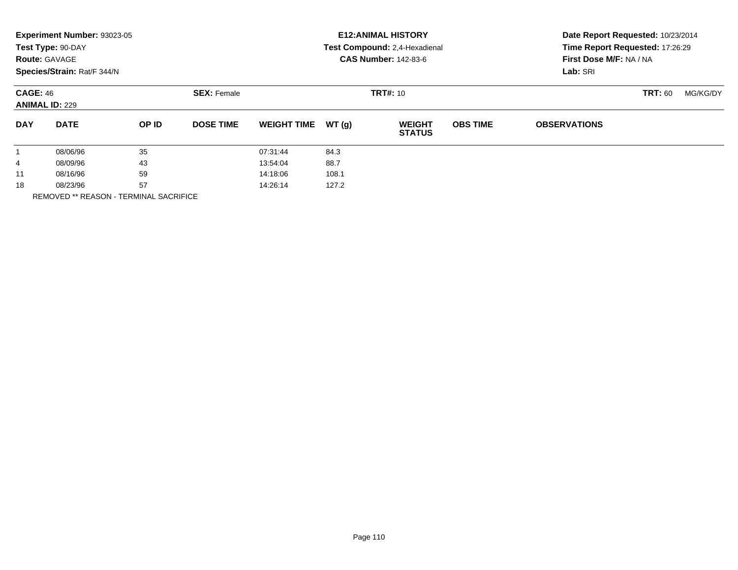**Experiment Number:** 93023-05
**Test Type:** 90-DAY
**Route:** GAVAGE
**Species/Strain:** Rat/F 344/N

**E12:ANIMAL HISTORY**
**Test Compound:** 2,4-Hexadienal
**CAS Number:** 142-83-6

**Date Report Requested:** 10/23/2014
**Time Report Requested:** 17:26:29
**First Dose M/F:** NA / NA
**Lab:** SRI

**CAGE:** 46 **SEX:** Female **TRT#:** 10 **TRT:** 60 MG/KG/DY
**ANIMAL ID:** 229

| DAY | DATE | OP ID | DOSE TIME | WEIGHT TIME | WT (g) | WEIGHT STATUS | OBS TIME | OBSERVATIONS |
|---|---|---|---|---|---|---|---|---|
| 1 | 08/06/96 | 35 | | 07:31:44 | 84.3 | | | |
| 4 | 08/09/96 | 43 | | 13:54:04 | 88.7 | | | |
| 11 | 08/16/96 | 59 | | 14:18:06 | 108.1 | | | |
| 18 | 08/23/96 | 57 | | 14:26:14 | 127.2 | | | |

REMOVED ** REASON - TERMINAL SACRIFICE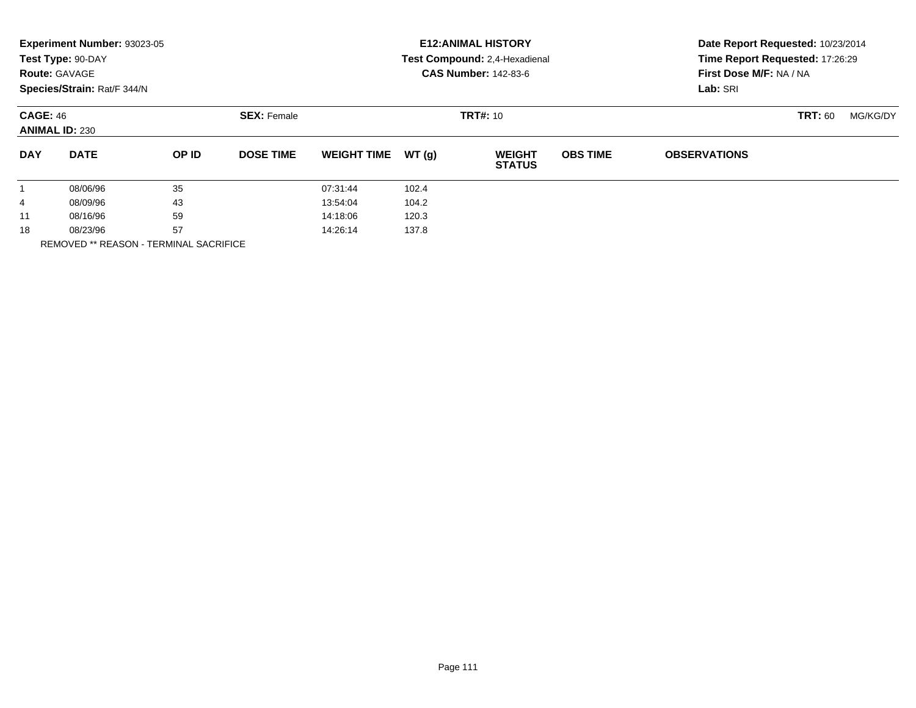**Experiment Number:** 93023-05
**Test Type:** 90-DAY
**Route:** GAVAGE
**Species/Strain:** Rat/F 344/N

**E12:ANIMAL HISTORY**
**Test Compound:** 2,4-Hexadienal
**CAS Number:** 142-83-6

**Date Report Requested:** 10/23/2014
**Time Report Requested:** 17:26:29
**First Dose M/F:** NA / NA
**Lab:** SRI

**CAGE:** 46 **SEX:** Female **TRT#:** 10 **TRT:** 60 MG/KG/DY
**ANIMAL ID:** 230

| DAY | DATE | OP ID | DOSE TIME | WEIGHT TIME | WT (g) | WEIGHT STATUS | OBS TIME | OBSERVATIONS |
|---|---|---|---|---|---|---|---|---|
| 1 | 08/06/96 | 35 | | 07:31:44 | 102.4 | | | |
| 4 | 08/09/96 | 43 | | 13:54:04 | 104.2 | | | |
| 11 | 08/16/96 | 59 | | 14:18:06 | 120.3 | | | |
| 18 | 08/23/96 | 57 | | 14:26:14 | 137.8 | | | |

REMOVED ** REASON - TERMINAL SACRIFICE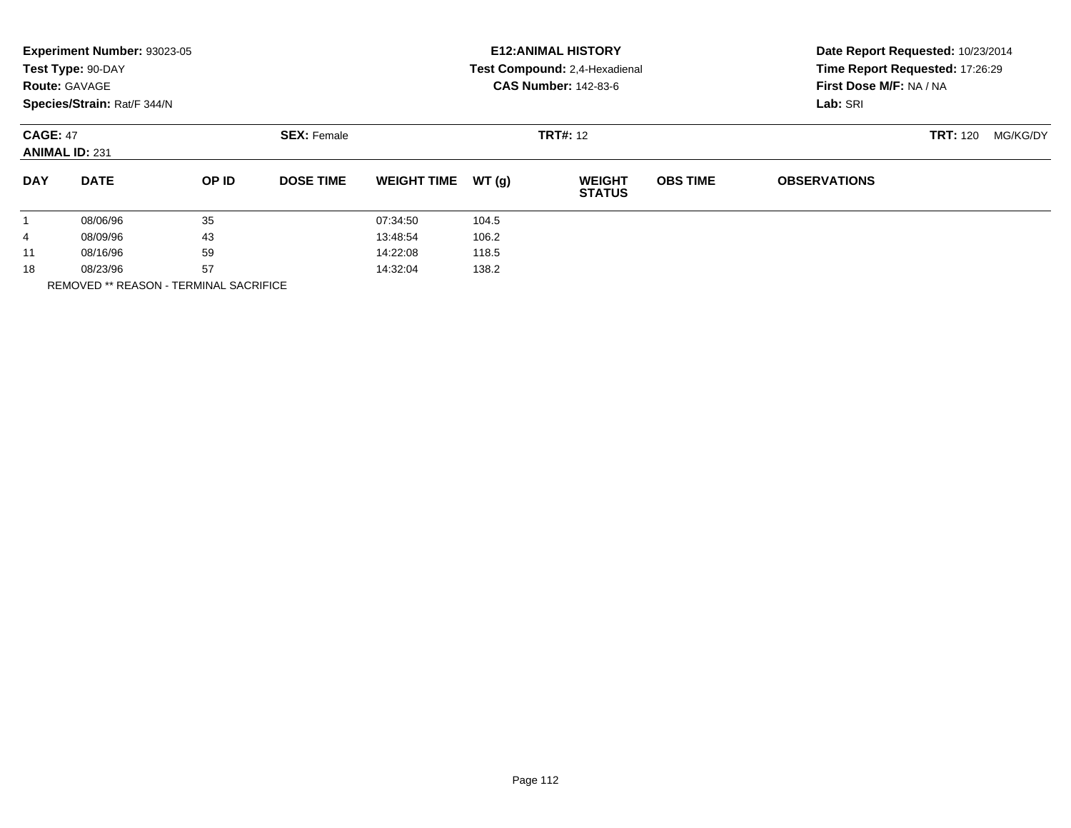**Experiment Number:** 93023-05
**Test Type:** 90-DAY
**Route:** GAVAGE
**Species/Strain:** Rat/F 344/N

**E12:ANIMAL HISTORY**
**Test Compound:** 2,4-Hexadienal
**CAS Number:** 142-83-6

**Date Report Requested:** 10/23/2014
**Time Report Requested:** 17:26:29
**First Dose M/F:** NA / NA
**Lab:** SRI

**CAGE:** 47
**ANIMAL ID:** 231
**SEX:** Female
**TRT#:** 12
**TRT:** 120 MG/KG/DY

| DAY | DATE | OP ID | DOSE TIME | WEIGHT TIME | WT (g) | WEIGHT STATUS | OBS TIME | OBSERVATIONS |
|---|---|---|---|---|---|---|---|---|
| 1 | 08/06/96 | 35 | | 07:34:50 | 104.5 | | | |
| 4 | 08/09/96 | 43 | | 13:48:54 | 106.2 | | | |
| 11 | 08/16/96 | 59 | | 14:22:08 | 118.5 | | | |
| 18 | 08/23/96 | 57 | | 14:32:04 | 138.2 | | | |

REMOVED ** REASON - TERMINAL SACRIFICE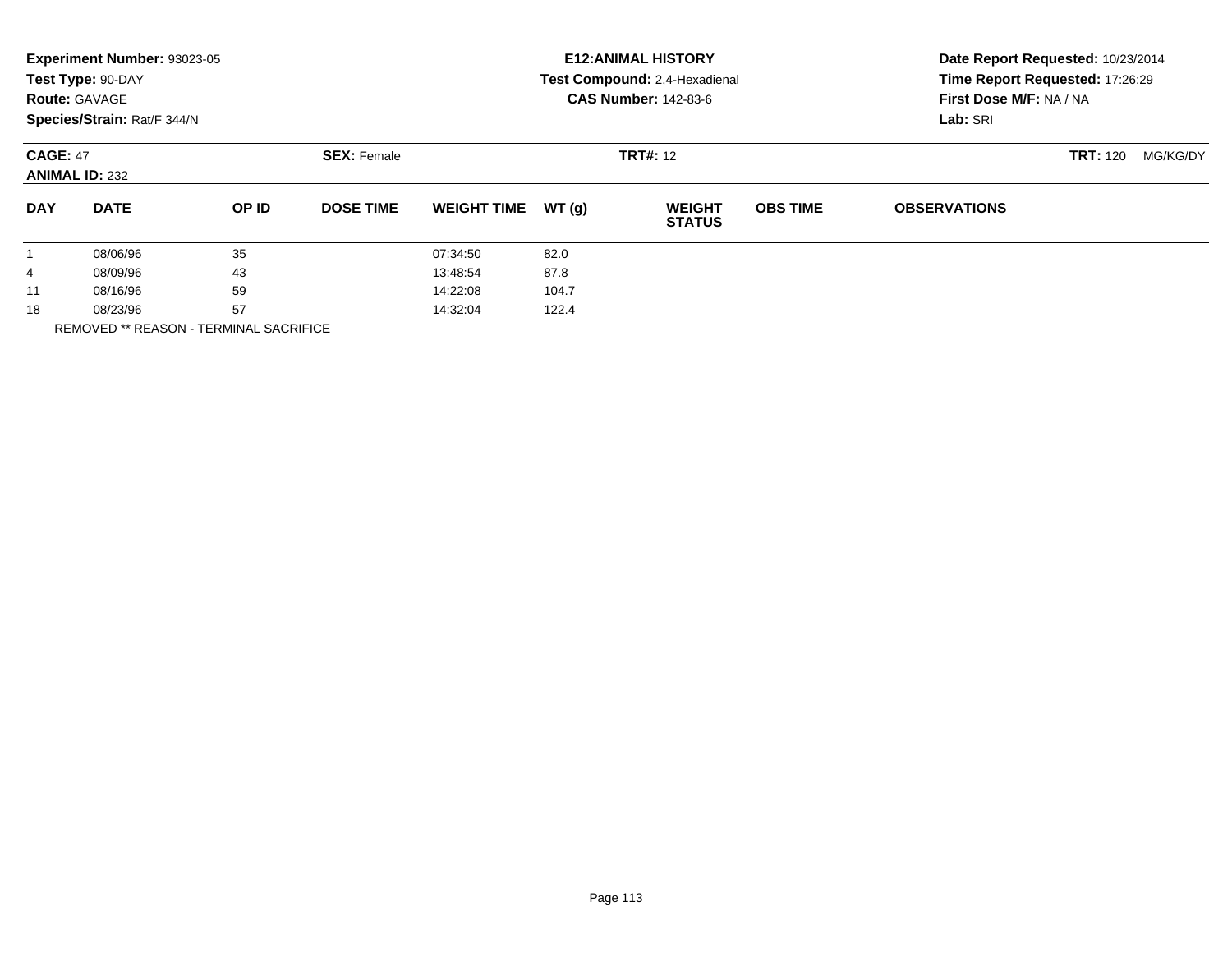**Experiment Number:** 93023-05
**Test Type:** 90-DAY
**Route:** GAVAGE
**Species/Strain:** Rat/F 344/N

**E12:ANIMAL HISTORY**
**Test Compound:** 2,4-Hexadienal
**CAS Number:** 142-83-6

**Date Report Requested:** 10/23/2014
**Time Report Requested:** 17:26:29
**First Dose M/F:** NA / NA
**Lab:** SRI

**CAGE:** 47
**ANIMAL ID:** 232

**SEX:** Female

**TRT#:** 12

**TRT:** 120 MG/KG/DY

| DAY | DATE | OP ID | DOSE TIME | WEIGHT TIME | WT (g) | WEIGHT STATUS | OBS TIME | OBSERVATIONS |
|---|---|---|---|---|---|---|---|---|
| 1 | 08/06/96 | 35 | | 07:34:50 | 82.0 | | | |
| 4 | 08/09/96 | 43 | | 13:48:54 | 87.8 | | | |
| 11 | 08/16/96 | 59 | | 14:22:08 | 104.7 | | | |
| 18 | 08/23/96 | 57 | | 14:32:04 | 122.4 | | | |

REMOVED ** REASON - TERMINAL SACRIFICE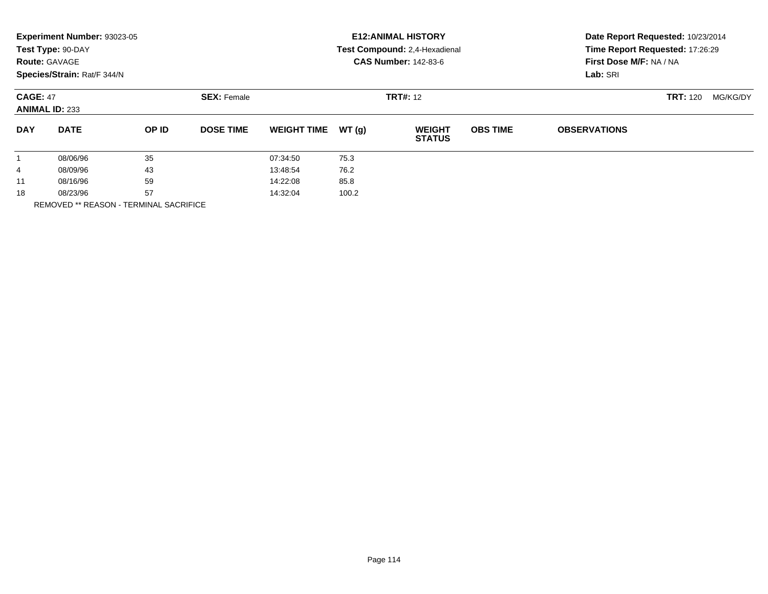**Experiment Number:** 93023-05
**Test Type:** 90-DAY
**Route:** GAVAGE
**Species/Strain:** Rat/F 344/N

**E12:ANIMAL HISTORY**
**Test Compound:** 2,4-Hexadienal
**CAS Number:** 142-83-6

**Date Report Requested:** 10/23/2014
**Time Report Requested:** 17:26:29
**First Dose M/F:** NA / NA
**Lab:** SRI

**CAGE:** 47 **SEX:** Female **TRT#:** 12 **TRT:** 120 MG/KG/DY
**ANIMAL ID:** 233

| DAY | DATE | OP ID | DOSE TIME | WEIGHT TIME | WT (g) | WEIGHT STATUS | OBS TIME | OBSERVATIONS |
|---|---|---|---|---|---|---|---|---|
| 1 | 08/06/96 | 35 | | 07:34:50 | 75.3 | | | |
| 4 | 08/09/96 | 43 | | 13:48:54 | 76.2 | | | |
| 11 | 08/16/96 | 59 | | 14:22:08 | 85.8 | | | |
| 18 | 08/23/96 | 57 | | 14:32:04 | 100.2 | | | |

REMOVED ** REASON - TERMINAL SACRIFICE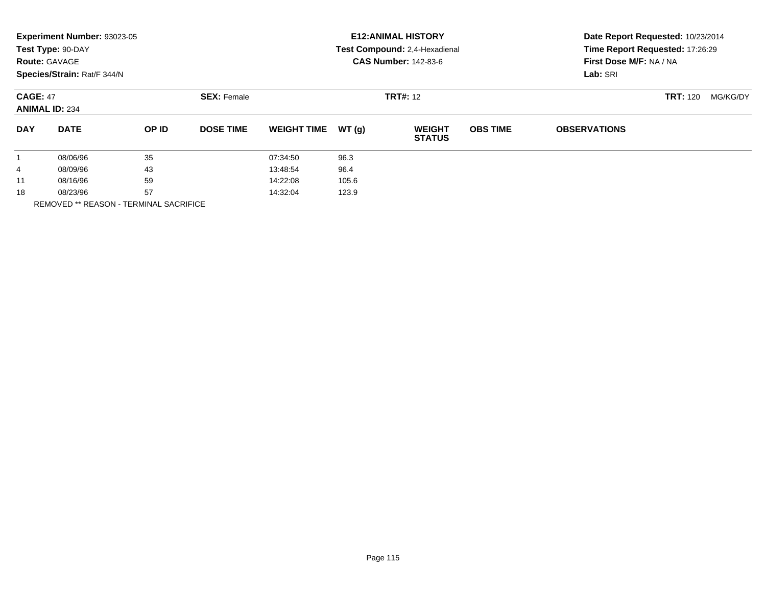**Experiment Number:** 93023-05
**Test Type:** 90-DAY
**Route:** GAVAGE
**Species/Strain:** Rat/F 344/N

**E12:ANIMAL HISTORY**
**Test Compound:** 2,4-Hexadienal
**CAS Number:** 142-83-6

**Date Report Requested:** 10/23/2014
**Time Report Requested:** 17:26:29
**First Dose M/F:** NA / NA
**Lab:** SRI

**CAGE:** 47 **SEX:** Female **TRT#:** 12 **TRT:** 120 MG/KG/DY
**ANIMAL ID:** 234

| DAY | DATE | OP ID | DOSE TIME | WEIGHT TIME | WT (g) | WEIGHT STATUS | OBS TIME | OBSERVATIONS |
|---|---|---|---|---|---|---|---|---|
| 1 | 08/06/96 | 35 | | 07:34:50 | 96.3 | | | |
| 4 | 08/09/96 | 43 | | 13:48:54 | 96.4 | | | |
| 11 | 08/16/96 | 59 | | 14:22:08 | 105.6 | | | |
| 18 | 08/23/96 | 57 | | 14:32:04 | 123.9 | | | |

REMOVED ** REASON - TERMINAL SACRIFICE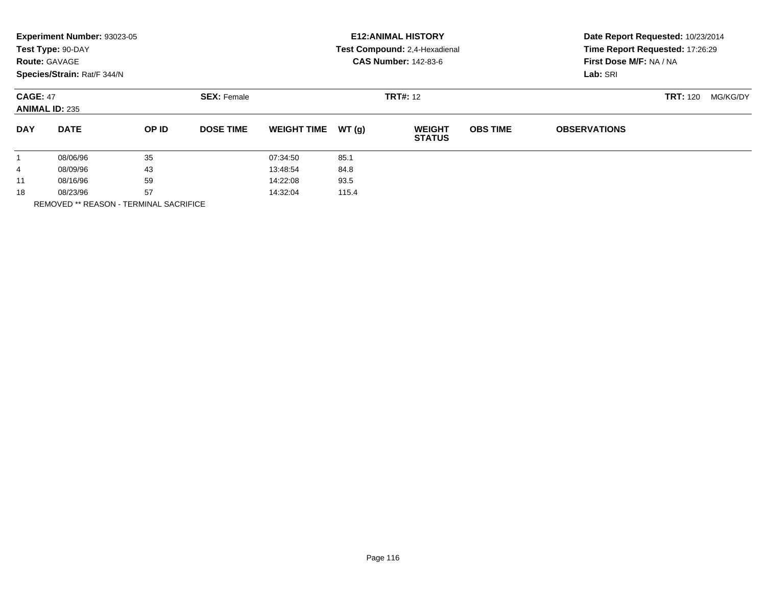**Experiment Number:** 93023-05
**Test Type:** 90-DAY
**Route:** GAVAGE
**Species/Strain:** Rat/F 344/N

**E12:ANIMAL HISTORY**
**Test Compound:** 2,4-Hexadienal
**CAS Number:** 142-83-6

**Date Report Requested:** 10/23/2014
**Time Report Requested:** 17:26:29
**First Dose M/F:** NA / NA
**Lab:** SRI

**CAGE:** 47
**ANIMAL ID:** 235
**SEX:** Female
**TRT#:** 12
**TRT:** 120 MG/KG/DY

| DAY | DATE | OP ID | DOSE TIME | WEIGHT TIME | WT (g) | WEIGHT STATUS | OBS TIME | OBSERVATIONS |
|---|---|---|---|---|---|---|---|---|
| 1 | 08/06/96 | 35 | | 07:34:50 | 85.1 | | | |
| 4 | 08/09/96 | 43 | | 13:48:54 | 84.8 | | | |
| 11 | 08/16/96 | 59 | | 14:22:08 | 93.5 | | | |
| 18 | 08/23/96 | 57 | | 14:32:04 | 115.4 | | | |

REMOVED ** REASON - TERMINAL SACRIFICE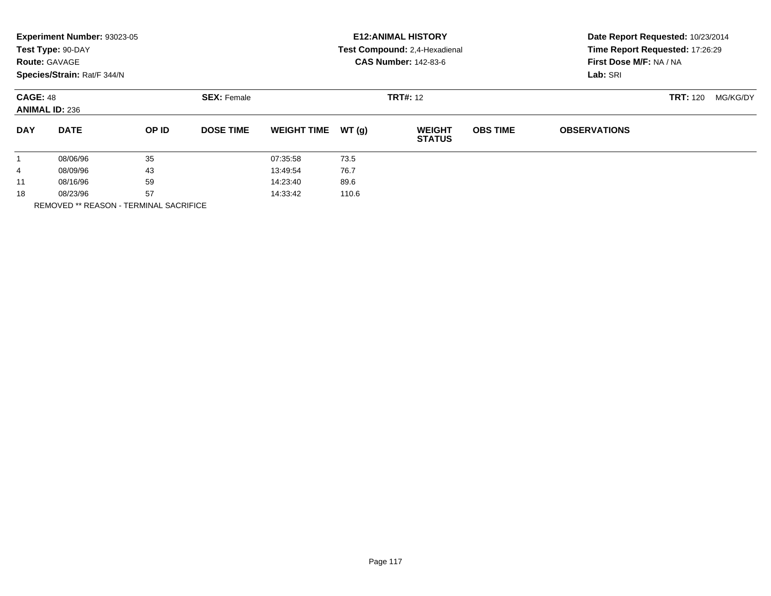**Experiment Number:** 93023-05
**Test Type:** 90-DAY
**Route:** GAVAGE
**Species/Strain:** Rat/F 344/N

**E12:ANIMAL HISTORY**
**Test Compound:** 2,4-Hexadienal
**CAS Number:** 142-83-6

**Date Report Requested:** 10/23/2014
**Time Report Requested:** 17:26:29
**First Dose M/F:** NA / NA
**Lab:** SRI

**CAGE:** 48
**ANIMAL ID:** 236

**SEX:** Female

**TRT#:** 12

**TRT:** 120 MG/KG/DY

| DAY | DATE | OP ID | DOSE TIME | WEIGHT TIME | WT (g) | WEIGHT STATUS | OBS TIME | OBSERVATIONS |
|---|---|---|---|---|---|---|---|---|
| 1 | 08/06/96 | 35 | | 07:35:58 | 73.5 | | | |
| 4 | 08/09/96 | 43 | | 13:49:54 | 76.7 | | | |
| 11 | 08/16/96 | 59 | | 14:23:40 | 89.6 | | | |
| 18 | 08/23/96 | 57 | | 14:33:42 | 110.6 | | | |

REMOVED ** REASON - TERMINAL SACRIFICE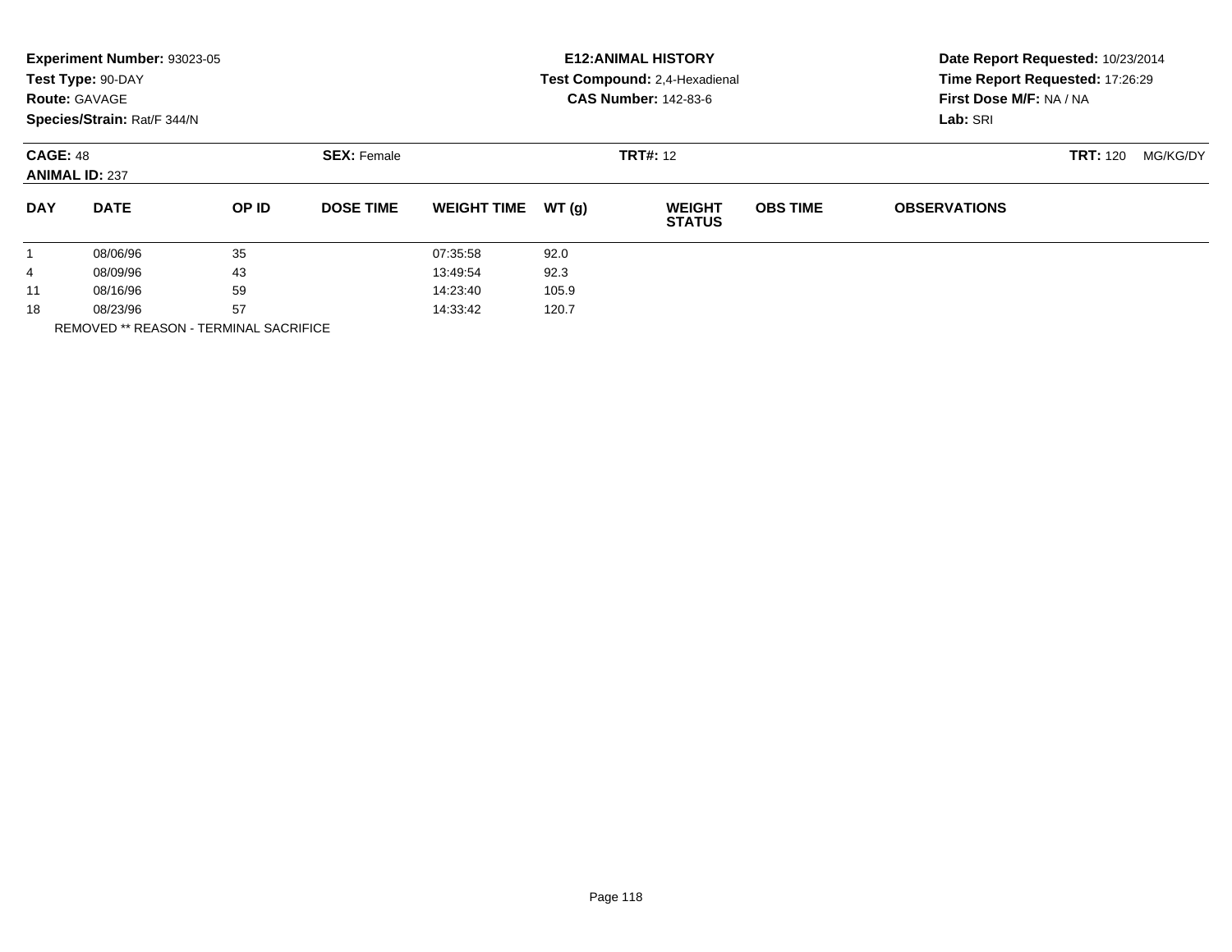**Experiment Number:** 93023-05
**Test Type:** 90-DAY
**Route:** GAVAGE
**Species/Strain:** Rat/F 344/N

**E12:ANIMAL HISTORY**
**Test Compound:** 2,4-Hexadienal
**CAS Number:** 142-83-6

**Date Report Requested:** 10/23/2014
**Time Report Requested:** 17:26:29
**First Dose M/F:** NA / NA
**Lab:** SRI

**CAGE:** 48
**ANIMAL ID:** 237

**SEX:** Female

**TRT#:** 12

**TRT:** 120 MG/KG/DY

| DAY | DATE | OP ID | DOSE TIME | WEIGHT TIME | WT (g) | WEIGHT STATUS | OBS TIME | OBSERVATIONS |
|---|---|---|---|---|---|---|---|---|
| 1 | 08/06/96 | 35 | | 07:35:58 | 92.0 | | | |
| 4 | 08/09/96 | 43 | | 13:49:54 | 92.3 | | | |
| 11 | 08/16/96 | 59 | | 14:23:40 | 105.9 | | | |
| 18 | 08/23/96 | 57 | | 14:33:42 | 120.7 | | | |

REMOVED ** REASON - TERMINAL SACRIFICE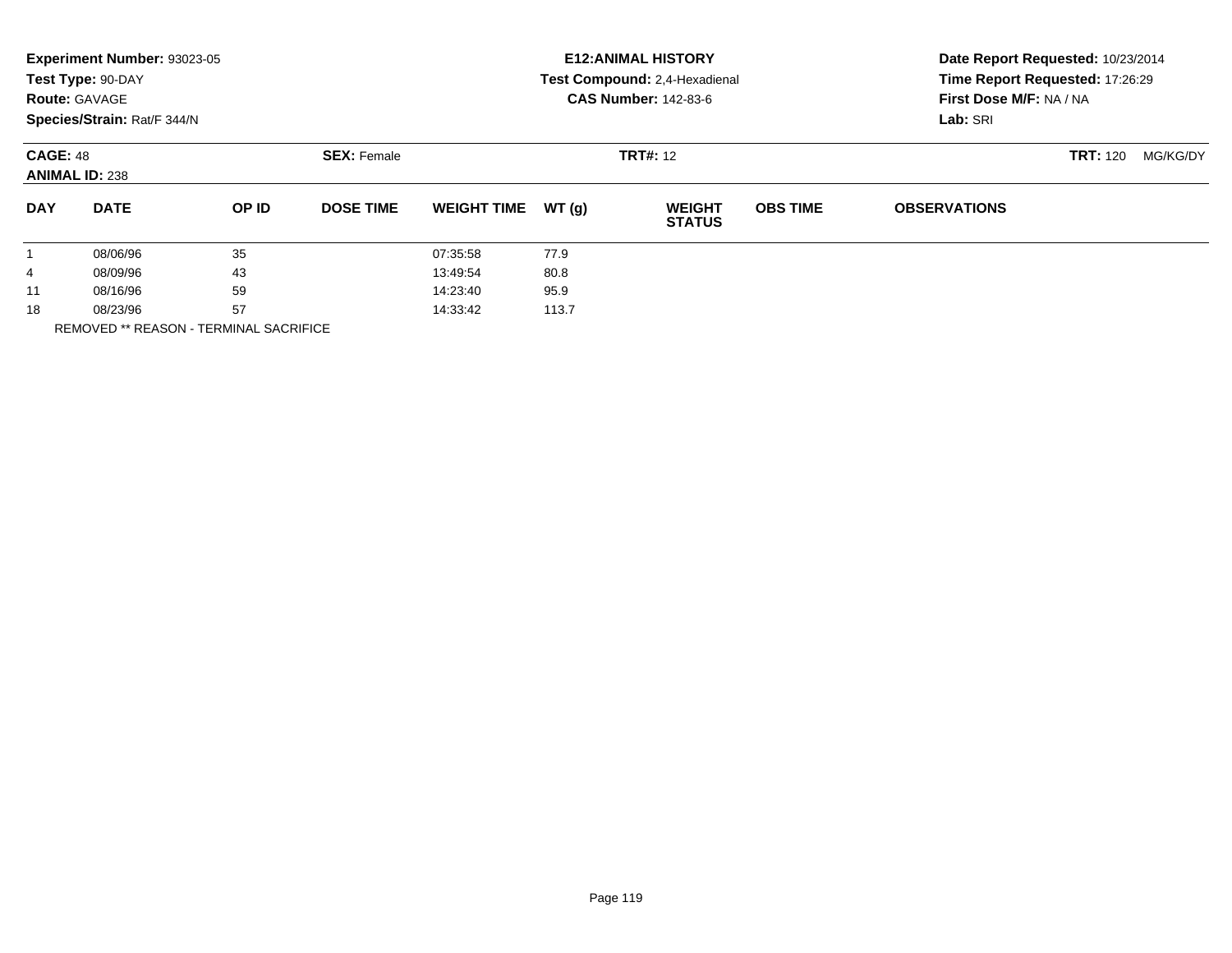**Experiment Number:** 93023-05
**Test Type:** 90-DAY
**Route:** GAVAGE
**Species/Strain:** Rat/F 344/N

**E12:ANIMAL HISTORY**
**Test Compound:** 2,4-Hexadienal
**CAS Number:** 142-83-6

**Date Report Requested:** 10/23/2014
**Time Report Requested:** 17:26:29
**First Dose M/F:** NA / NA
**Lab:** SRI

**CAGE:** 48 **SEX:** Female **TRT#:** 12 **TRT:** 120 MG/KG/DY
**ANIMAL ID:** 238

| DAY | DATE | OP ID | DOSE TIME | WEIGHT TIME | WT (g) | WEIGHT STATUS | OBS TIME | OBSERVATIONS |
|---|---|---|---|---|---|---|---|---|
| 1 | 08/06/96 | 35 | | 07:35:58 | 77.9 | | | |
| 4 | 08/09/96 | 43 | | 13:49:54 | 80.8 | | | |
| 11 | 08/16/96 | 59 | | 14:23:40 | 95.9 | | | |
| 18 | 08/23/96 | 57 | | 14:33:42 | 113.7 | | | |

REMOVED ** REASON - TERMINAL SACRIFICE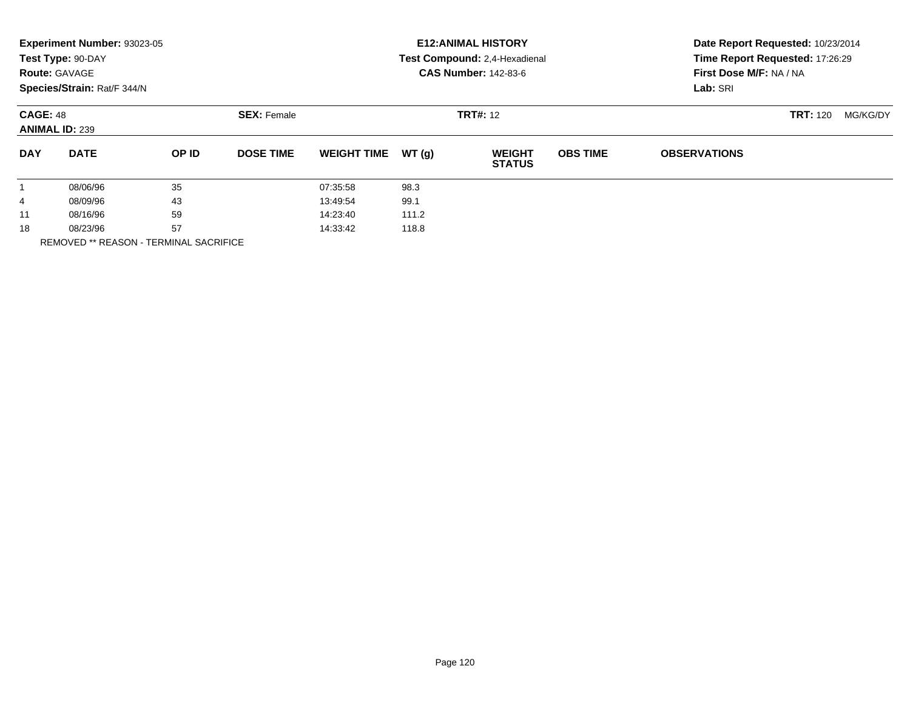**Experiment Number:** 93023-05
**Test Type:** 90-DAY
**Route:** GAVAGE
**Species/Strain:** Rat/F 344/N

**E12:ANIMAL HISTORY**
**Test Compound:** 2,4-Hexadienal
**CAS Number:** 142-83-6

**Date Report Requested:** 10/23/2014
**Time Report Requested:** 17:26:29
**First Dose M/F:** NA / NA
**Lab:** SRI

**CAGE:** 48
**ANIMAL ID:** 239
**SEX:** Female
**TRT#:** 12
**TRT:** 120 MG/KG/DY

| DAY | DATE | OP ID | DOSE TIME | WEIGHT TIME | WT (g) | WEIGHT STATUS | OBS TIME | OBSERVATIONS |
|---|---|---|---|---|---|---|---|---|
| 1 | 08/06/96 | 35 | | 07:35:58 | 98.3 | | | |
| 4 | 08/09/96 | 43 | | 13:49:54 | 99.1 | | | |
| 11 | 08/16/96 | 59 | | 14:23:40 | 111.2 | | | |
| 18 | 08/23/96 | 57 | | 14:33:42 | 118.8 | | | |

REMOVED ** REASON - TERMINAL SACRIFICE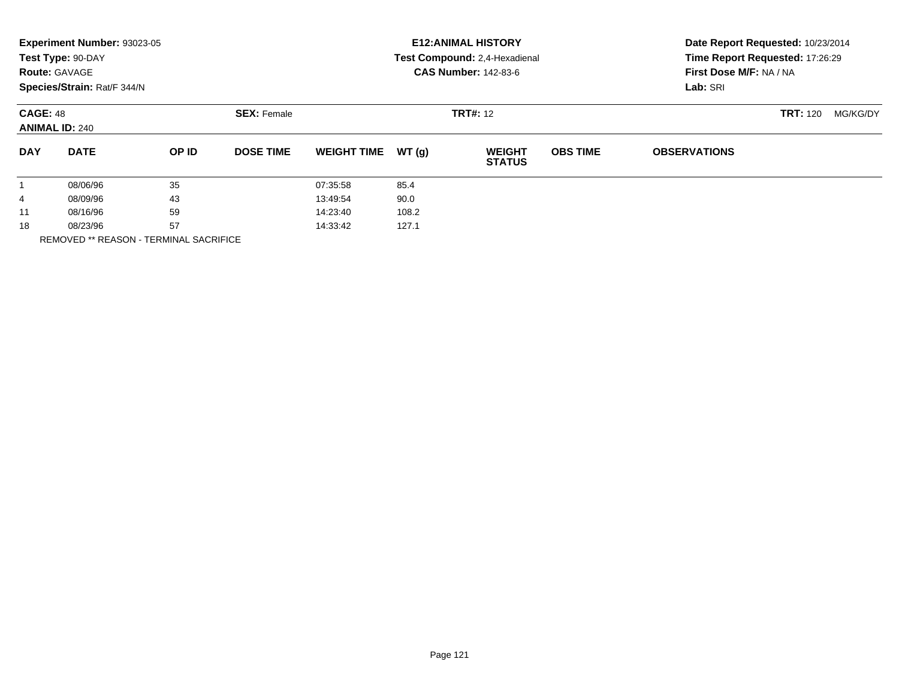**Experiment Number:** 93023-05
**Test Type:** 90-DAY
**Route:** GAVAGE
**Species/Strain:** Rat/F 344/N

**E12:ANIMAL HISTORY**
**Test Compound:** 2,4-Hexadienal
**CAS Number:** 142-83-6

**Date Report Requested:** 10/23/2014
**Time Report Requested:** 17:26:29
**First Dose M/F:** NA / NA
**Lab:** SRI

**CAGE:** 48
**ANIMAL ID:** 240
**SEX:** Female
**TRT#:** 12
**TRT:** 120 MG/KG/DY

| DAY | DATE | OP ID | DOSE TIME | WEIGHT TIME | WT (g) | WEIGHT STATUS | OBS TIME | OBSERVATIONS |
|---|---|---|---|---|---|---|---|---|
| 1 | 08/06/96 | 35 | | 07:35:58 | 85.4 | | | |
| 4 | 08/09/96 | 43 | | 13:49:54 | 90.0 | | | |
| 11 | 08/16/96 | 59 | | 14:23:40 | 108.2 | | | |
| 18 | 08/23/96 | 57 | | 14:33:42 | 127.1 | | | |

REMOVED ** REASON - TERMINAL SACRIFICE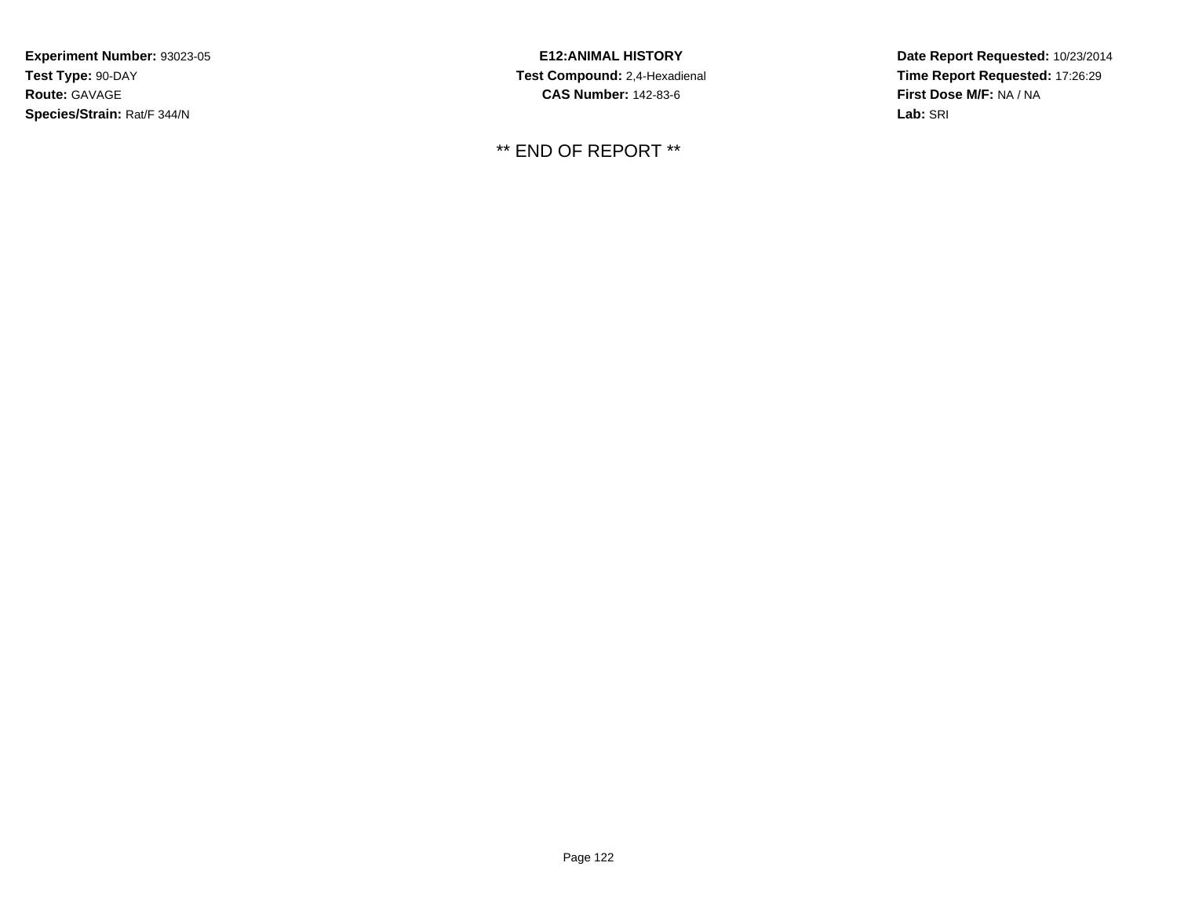**Experiment Number:** 93023-05
**Test Type:** 90-DAY
**Route:** GAVAGE
**Species/Strain:** Rat/F 344/N

**E12:ANIMAL HISTORY**
**Test Compound:** 2,4-Hexadienal
**CAS Number:** 142-83-6

**Date Report Requested:** 10/23/2014
**Time Report Requested:** 17:26:29
**First Dose M/F:** NA / NA
**Lab:** SRI

** END OF REPORT **